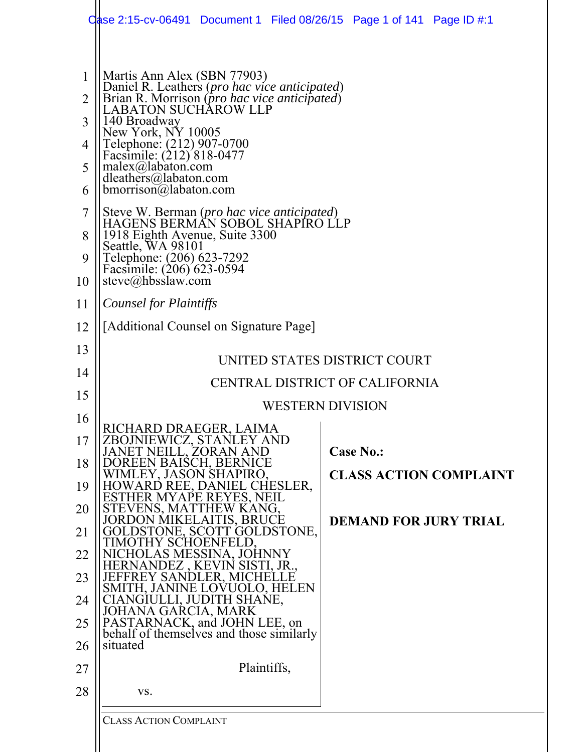Martis Ann Alex (SBN 77903)
Daniel R. Leathers (*pro hac vice anticipated*)
Brian R. Morrison (*pro hac vice anticipated*)
LABATON SUCHAROW LLP
140 Broadway
New York, NY 10005
Telephone: (212) 907-0700
Facsimile: (212) 818-0477
malex@labaton.com
dleathers@labaton.com
bmorrison@labaton.com

Steve W. Berman (*pro hac vice anticipated*)
HAGENS BERMAN SOBOL SHAPIRO LLP
1918 Eighth Avenue, Suite 3300
Seattle, WA 98101
Telephone: (206) 623-7292
Facsimile: (206) 623-0594
steve@hbsslaw.com

*Counsel for Plaintiffs*

[Additional Counsel on Signature Page]

UNITED STATES DISTRICT COURT

CENTRAL DISTRICT OF CALIFORNIA

WESTERN DIVISION

RICHARD DRAEGER, LAIMA ZBOJNIEWICZ, STANLEY AND JANET NEILL, ZORAN AND DOREEN BAISCH, BERNICE WIMLEY, JASON SHAPIRO, HOWARD REE, DANIEL CHESLER, ESTHER MYAPE REYES, NEIL STEVENS, MATTHEW KANG, JORDON MIKELAITIS, BRUCE GOLDSTONE, SCOTT GOLDSTONE, TIMOTHY SCHOENFELD, NICHOLAS MESSINA, JOHNNY HERNANDEZ , KEVIN SISTI, JR., JEFFREY SANDLER, MICHELLE SMITH, JANINE LOVUOLO, HELEN CIANGIULLI, JUDITH SHANE, JOHANA GARCIA, MARK PASTARNACK, and JOHN LEE, on behalf of themselves and those similarly situated

Plaintiffs,

vs.

**Case No.:**

**CLASS ACTION COMPLAINT**

**DEMAND FOR JURY TRIAL**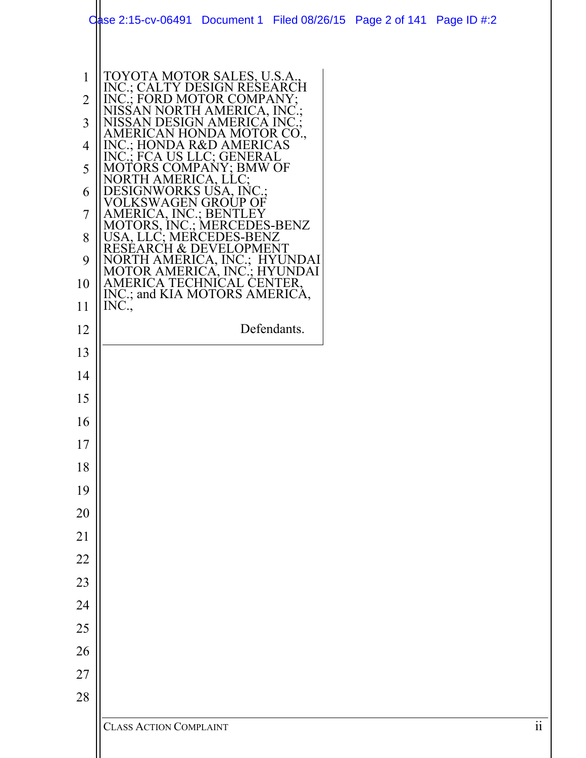TOYOTA MOTOR SALES, U.S.A., INC.; CALTY DESIGN RESEARCH INC.; FORD MOTOR COMPANY; NISSAN NORTH AMERICA, INC.; NISSAN DESIGN AMERICA INC.; AMERICAN HONDA MOTOR CO., INC.; HONDA R&D AMERICAS INC.; FCA US LLC; GENERAL MOTORS COMPANY; BMW OF NORTH AMERICA, LLC; DESIGNWORKS USA, INC.; VOLKSWAGEN GROUP OF AMERICA, INC.; BENTLEY MOTORS, INC.; MERCEDES-BENZ USA, LLC; MERCEDES-BENZ RESEARCH & DEVELOPMENT NORTH AMERICA, INC.; HYUNDAI MOTOR AMERICA, INC.; HYUNDAI AMERICA TECHNICAL CENTER, INC.; and KIA MOTORS AMERICA, INC.,

Defendants.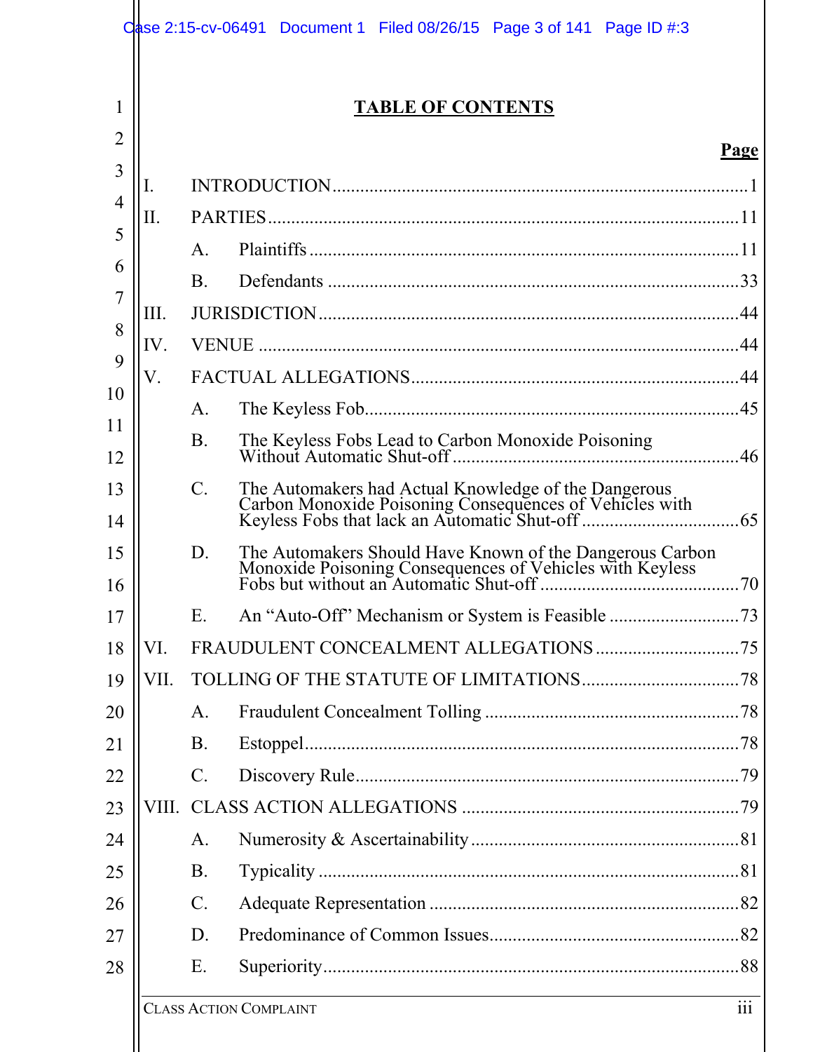# TABLE OF CONTENTS

| | | Page |
|---|---|---|
| I. | INTRODUCTION | 1 |
| II. | PARTIES | 11 |
| | A. Plaintiffs | 11 |
| | B. Defendants | 33 |
| III. | JURISDICTION | 44 |
| IV. | VENUE | 44 |
| V. | FACTUAL ALLEGATIONS | 44 |
| | A. The Keyless Fob | 45 |
| | B. The Keyless Fobs Lead to Carbon Monoxide Poisoning Without Automatic Shut-off | 46 |
| | C. The Automakers had Actual Knowledge of the Dangerous Carbon Monoxide Poisoning Consequences of Vehicles with Keyless Fobs that lack an Automatic Shut-off | 65 |
| | D. The Automakers Should Have Known of the Dangerous Carbon Monoxide Poisoning Consequences of Vehicles with Keyless Fobs but without an Automatic Shut-off | 70 |
| | E. An "Auto-Off" Mechanism or System is Feasible | 73 |
| VI. | FRAUDULENT CONCEALMENT ALLEGATIONS | 75 |
| VII. | TOLLING OF THE STATUTE OF LIMITATIONS | 78 |
| | A. Fraudulent Concealment Tolling | 78 |
| | B. Estoppel | 78 |
| | C. Discovery Rule | 79 |
| VIII. | CLASS ACTION ALLEGATIONS | 79 |
| | A. Numerosity & Ascertainability | 81 |
| | B. Typicality | 81 |
| | C. Adequate Representation | 82 |
| | D. Predominance of Common Issues | 82 |
| | E. Superiority | 88 |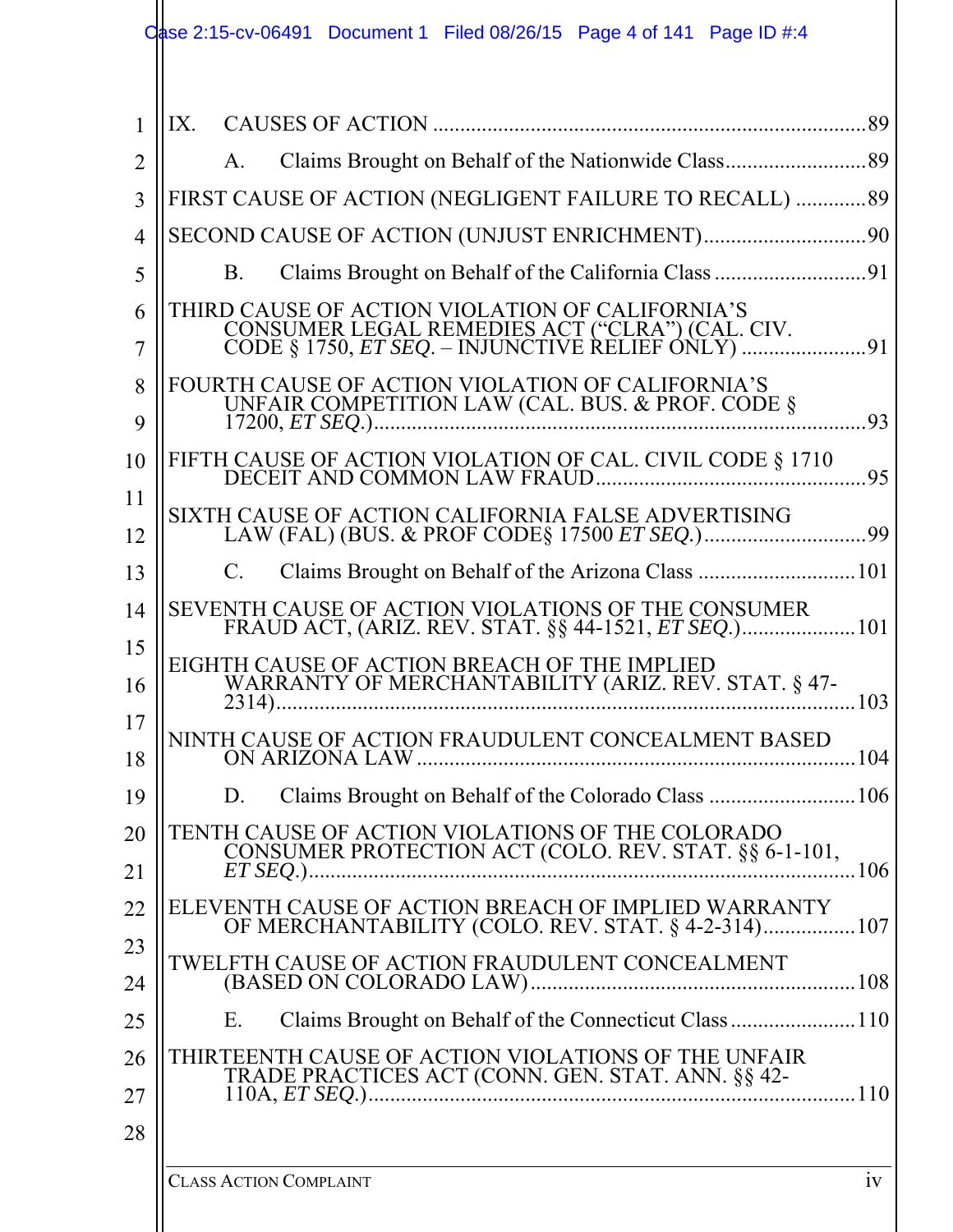IX. CAUSES OF ACTION ......................................................................................... 89

A. Claims Brought on Behalf of the Nationwide Class......................... 89

FIRST CAUSE OF ACTION (NEGLIGENT FAILURE TO RECALL) ............. 89

SECOND CAUSE OF ACTION (UNJUST ENRICHMENT).............................. 90

B. Claims Brought on Behalf of the California Class ........................... 91

THIRD CAUSE OF ACTION VIOLATION OF CALIFORNIA'S CONSUMER LEGAL REMEDIES ACT ("CLRA") (CAL. CIV. CODE § 1750, *ET SEQ*. – INJUNCTIVE RELIEF ONLY) ....................... 91

FOURTH CAUSE OF ACTION VIOLATION OF CALIFORNIA'S UNFAIR COMPETITION LAW (CAL. BUS. & PROF. CODE § 17200, *ET SEQ*.)........................................................................................... 93

FIFTH CAUSE OF ACTION VIOLATION OF CAL. CIVIL CODE § 1710 DECEIT AND COMMON LAW FRAUD................................................... 95

SIXTH CAUSE OF ACTION CALIFORNIA FALSE ADVERTISING LAW (FAL) (BUS. & PROF CODE§ 17500 *ET SEQ*.)............................... 99

C. Claims Brought on Behalf of the Arizona Class ............................. 101

SEVENTH CAUSE OF ACTION VIOLATIONS OF THE CONSUMER FRAUD ACT, (ARIZ. REV. STAT. §§ 44-1521, *ET SEQ*.)..................... 101

EIGHTH CAUSE OF ACTION BREACH OF THE IMPLIED WARRANTY OF MERCHANTABILITY (ARIZ. REV. STAT. § 47-2314)........................................................................................................... 103

NINTH CAUSE OF ACTION FRAUDULENT CONCEALMENT BASED ON ARIZONA LAW ................................................................................ 104

D. Claims Brought on Behalf of the Colorado Class ........................... 106

TENTH CAUSE OF ACTION VIOLATIONS OF THE COLORADO CONSUMER PROTECTION ACT (COLO. REV. STAT. §§ 6-1-101, *ET SEQ*.)..................................................................................................... 106

ELEVENTH CAUSE OF ACTION BREACH OF IMPLIED WARRANTY OF MERCHANTABILITY (COLO. REV. STAT. § 4-2-314)................. 107

TWELFTH CAUSE OF ACTION FRAUDULENT CONCEALMENT (BASED ON COLORADO LAW)............................................................ 108

E. Claims Brought on Behalf of the Connecticut Class....................... 110

THIRTEENTH CAUSE OF ACTION VIOLATIONS OF THE UNFAIR TRADE PRACTICES ACT (CONN. GEN. STAT. ANN. §§ 42-110A, *ET SEQ*.)........................................................................................... 110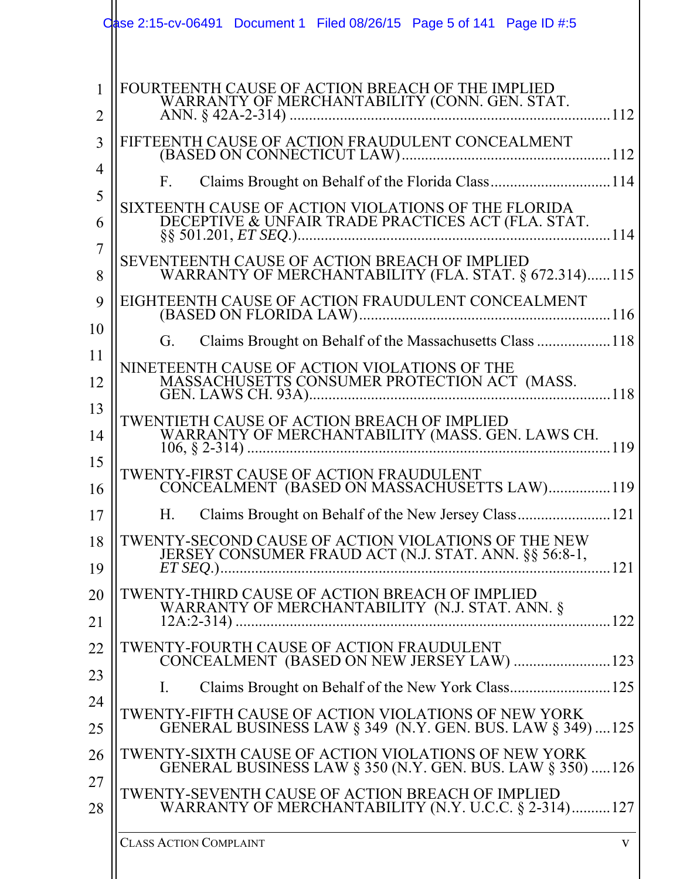FOURTEENTH CAUSE OF ACTION BREACH OF THE IMPLIED WARRANTY OF MERCHANTABILITY (CONN. GEN. STAT. ANN. § 42A-2-314) ....112

FIFTEENTH CAUSE OF ACTION FRAUDULENT CONCEALMENT (BASED ON CONNECTICUT LAW) ....112

F. Claims Brought on Behalf of the Florida Class ....114

SIXTEENTH CAUSE OF ACTION VIOLATIONS OF THE FLORIDA DECEPTIVE & UNFAIR TRADE PRACTICES ACT (FLA. STAT. §§ 501.201, *ET SEQ.*) ....114

SEVENTEENTH CAUSE OF ACTION BREACH OF IMPLIED WARRANTY OF MERCHANTABILITY (FLA. STAT. § 672.314) ....115

EIGHTEENTH CAUSE OF ACTION FRAUDULENT CONCEALMENT (BASED ON FLORIDA LAW) ....116

G. Claims Brought on Behalf of the Massachusetts Class ....118

NINETEENTH CAUSE OF ACTION VIOLATIONS OF THE MASSACHUSETTS CONSUMER PROTECTION ACT (MASS. GEN. LAWS CH. 93A) ....118

TWENTIETH CAUSE OF ACTION BREACH OF IMPLIED WARRANTY OF MERCHANTABILITY (MASS. GEN. LAWS CH. 106, § 2-314) ....119

TWENTY-FIRST CAUSE OF ACTION FRAUDULENT CONCEALMENT (BASED ON MASSACHUSETTS LAW) ....119

H. Claims Brought on Behalf of the New Jersey Class ....121

TWENTY-SECOND CAUSE OF ACTION VIOLATIONS OF THE NEW JERSEY CONSUMER FRAUD ACT (N.J. STAT. ANN. §§ 56:8-1, *ET SEQ.*) ....121

TWENTY-THIRD CAUSE OF ACTION BREACH OF IMPLIED WARRANTY OF MERCHANTABILITY (N.J. STAT. ANN. § 12A:2-314) ....122

TWENTY-FOURTH CAUSE OF ACTION FRAUDULENT CONCEALMENT (BASED ON NEW JERSEY LAW) ....123

I. Claims Brought on Behalf of the New York Class ....125

TWENTY-FIFTH CAUSE OF ACTION VIOLATIONS OF NEW YORK GENERAL BUSINESS LAW § 349 (N.Y. GEN. BUS. LAW § 349) ....125

TWENTY-SIXTH CAUSE OF ACTION VIOLATIONS OF NEW YORK GENERAL BUSINESS LAW § 350 (N.Y. GEN. BUS. LAW § 350) ....126

TWENTY-SEVENTH CAUSE OF ACTION BREACH OF IMPLIED WARRANTY OF MERCHANTABILITY (N.Y. U.C.C. § 2-314) ....127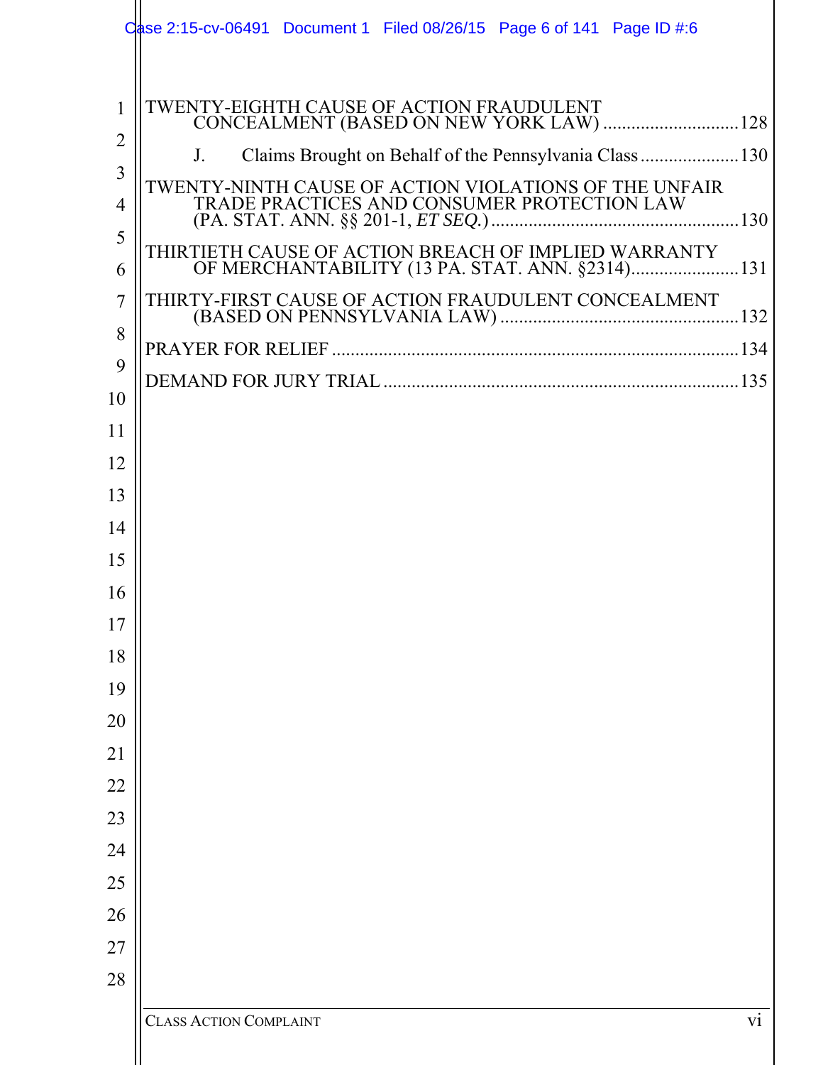TWENTY-EIGHTH CAUSE OF ACTION FRAUDULENT CONCEALMENT (BASED ON NEW YORK LAW) ............................128

J. Claims Brought on Behalf of the Pennsylvania Class ....................130

TWENTY-NINTH CAUSE OF ACTION VIOLATIONS OF THE UNFAIR TRADE PRACTICES AND CONSUMER PROTECTION LAW (PA. STAT. ANN. §§ 201-1, *ET SEQ.*) ....................................................130

THIRTIETH CAUSE OF ACTION BREACH OF IMPLIED WARRANTY OF MERCHANTABILITY (13 PA. STAT. ANN. §2314)......................131

THIRTY-FIRST CAUSE OF ACTION FRAUDULENT CONCEALMENT (BASED ON PENNSYLVANIA LAW) ..................................................132

PRAYER FOR RELIEF .....................................................................................134

DEMAND FOR JURY TRIAL ..........................................................................135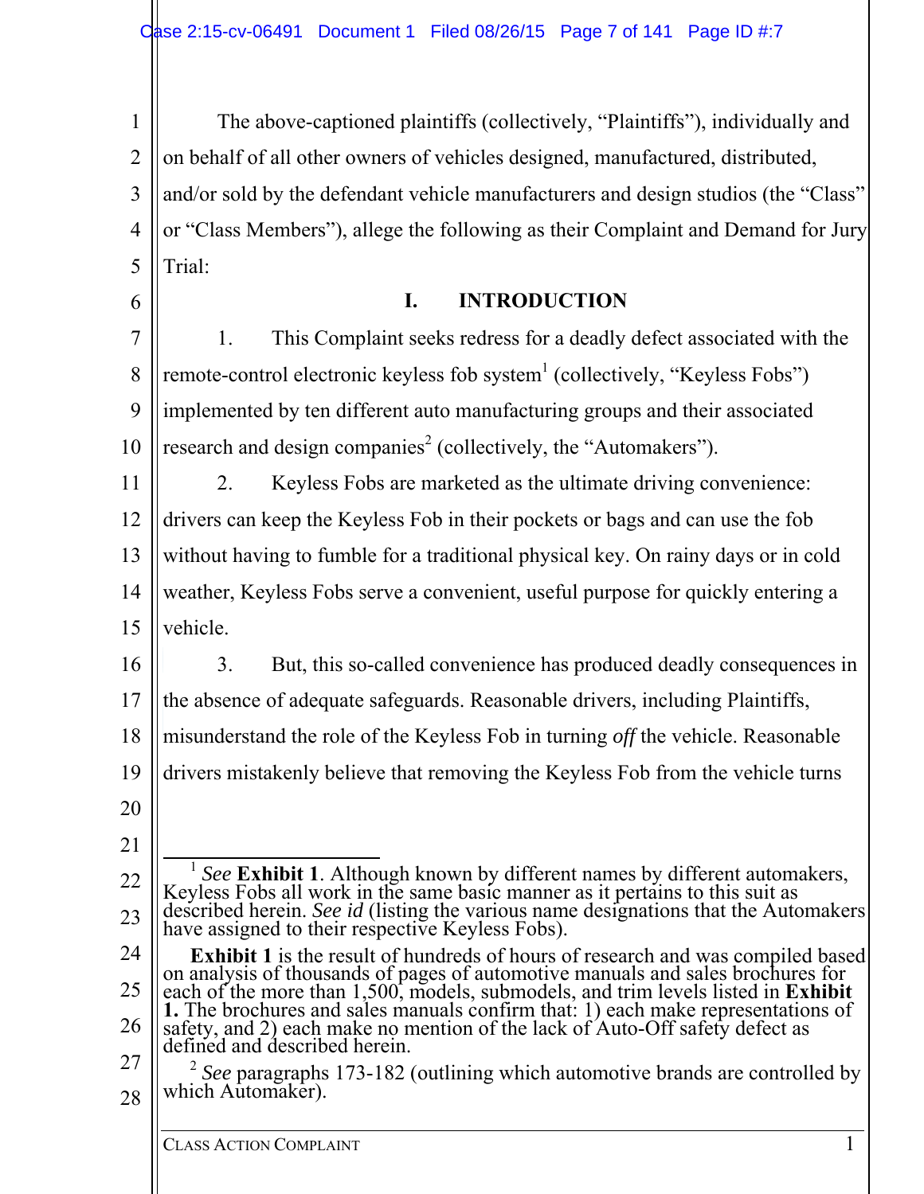The above-captioned plaintiffs (collectively, "Plaintiffs"), individually and on behalf of all other owners of vehicles designed, manufactured, distributed, and/or sold by the defendant vehicle manufacturers and design studios (the "Class" or "Class Members"), allege the following as their Complaint and Demand for Jury Trial:

## I. INTRODUCTION

1. This Complaint seeks redress for a deadly defect associated with the remote-control electronic keyless fob system[1] (collectively, "Keyless Fobs") implemented by ten different auto manufacturing groups and their associated research and design companies[2] (collectively, the "Automakers").

2. Keyless Fobs are marketed as the ultimate driving convenience: drivers can keep the Keyless Fob in their pockets or bags and can use the fob without having to fumble for a traditional physical key. On rainy days or in cold weather, Keyless Fobs serve a convenient, useful purpose for quickly entering a vehicle.

3. But, this so-called convenience has produced deadly consequences in the absence of adequate safeguards. Reasonable drivers, including Plaintiffs, misunderstand the role of the Keyless Fob in turning *off* the vehicle. Reasonable drivers mistakenly believe that removing the Keyless Fob from the vehicle turns

---

[1] *See* **Exhibit 1**. Although known by different names by different automakers, Keyless Fobs all work in the same basic manner as it pertains to this suit as described herein. *See id* (listing the various name designations that the Automakers have assigned to their respective Keyless Fobs).

**Exhibit 1** is the result of hundreds of hours of research and was compiled based on analysis of thousands of pages of automotive manuals and sales brochures for each of the more than 1,500, models, submodels, and trim levels listed in **Exhibit 1.** The brochures and sales manuals confirm that: 1) each make representations of safety, and 2) each make no mention of the lack of Auto-Off safety defect as defined and described herein.

[2] *See* paragraphs 173-182 (outlining which automotive brands are controlled by which Automaker).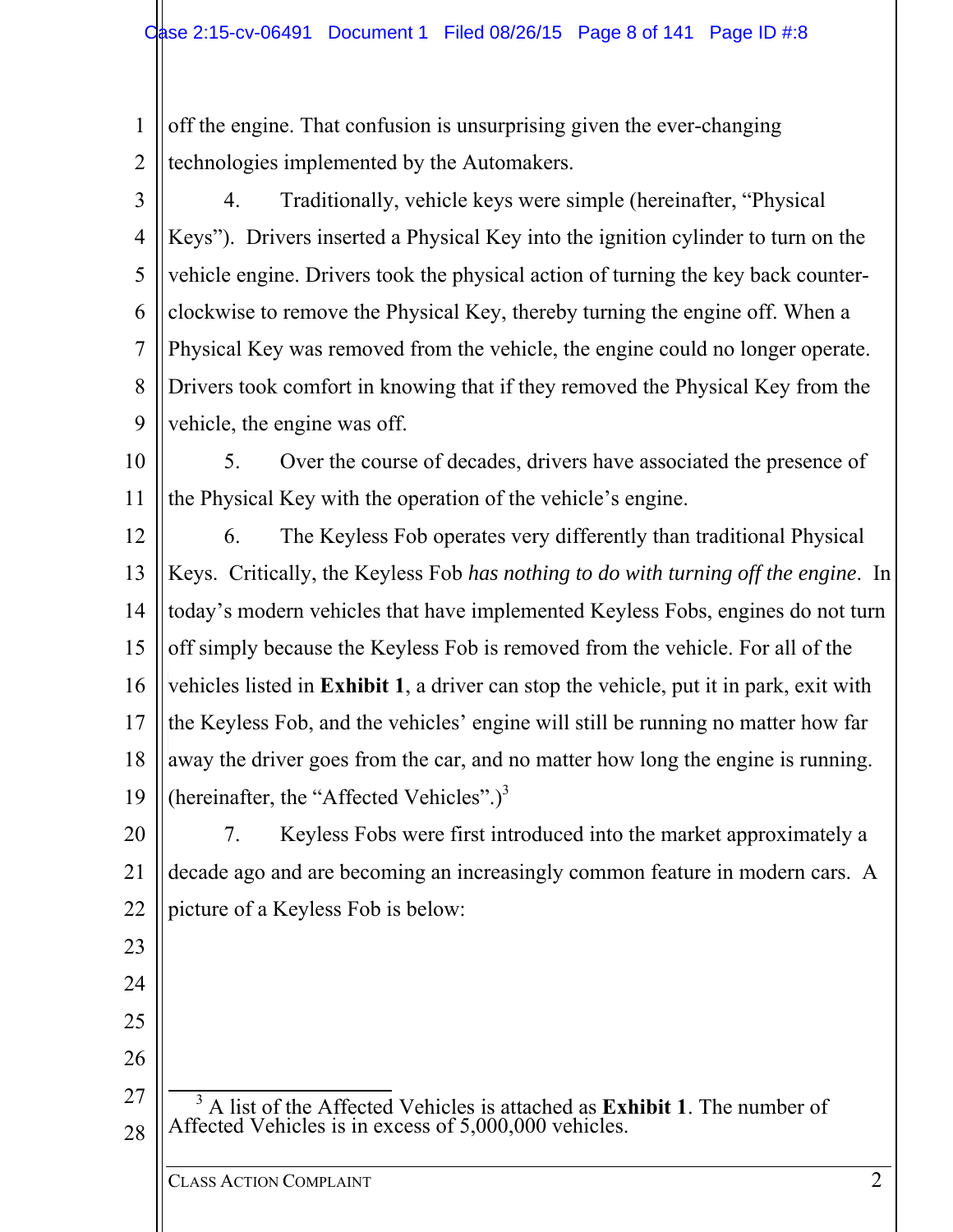off the engine. That confusion is unsurprising given the ever-changing technologies implemented by the Automakers.

4. Traditionally, vehicle keys were simple (hereinafter, "Physical Keys"). Drivers inserted a Physical Key into the ignition cylinder to turn on the vehicle engine. Drivers took the physical action of turning the key back counter-clockwise to remove the Physical Key, thereby turning the engine off. When a Physical Key was removed from the vehicle, the engine could no longer operate. Drivers took comfort in knowing that if they removed the Physical Key from the vehicle, the engine was off.

5. Over the course of decades, drivers have associated the presence of the Physical Key with the operation of the vehicle's engine.

6. The Keyless Fob operates very differently than traditional Physical Keys. Critically, the Keyless Fob *has nothing to do with turning off the engine*. In today's modern vehicles that have implemented Keyless Fobs, engines do not turn off simply because the Keyless Fob is removed from the vehicle. For all of the vehicles listed in **Exhibit 1**, a driver can stop the vehicle, put it in park, exit with the Keyless Fob, and the vehicles' engine will still be running no matter how far away the driver goes from the car, and no matter how long the engine is running. (hereinafter, the "Affected Vehicles".)[3]

7. Keyless Fobs were first introduced into the market approximately a decade ago and are becoming an increasingly common feature in modern cars. A picture of a Keyless Fob is below:

---

[3] A list of the Affected Vehicles is attached as **Exhibit 1**. The number of Affected Vehicles is in excess of 5,000,000 vehicles.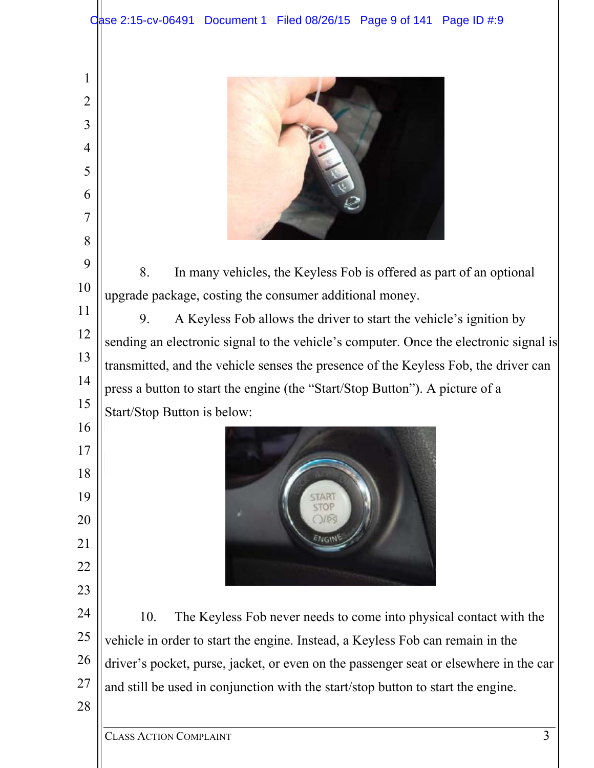8. In many vehicles, the Keyless Fob is offered as part of an optional upgrade package, costing the consumer additional money.

9. A Keyless Fob allows the driver to start the vehicle's ignition by sending an electronic signal to the vehicle's computer. Once the electronic signal is transmitted, and the vehicle senses the presence of the Keyless Fob, the driver can press a button to start the engine (the "Start/Stop Button"). A picture of a Start/Stop Button is below:

10. The Keyless Fob never needs to come into physical contact with the vehicle in order to start the engine. Instead, a Keyless Fob can remain in the driver's pocket, purse, jacket, or even on the passenger seat or elsewhere in the car and still be used in conjunction with the start/stop button to start the engine.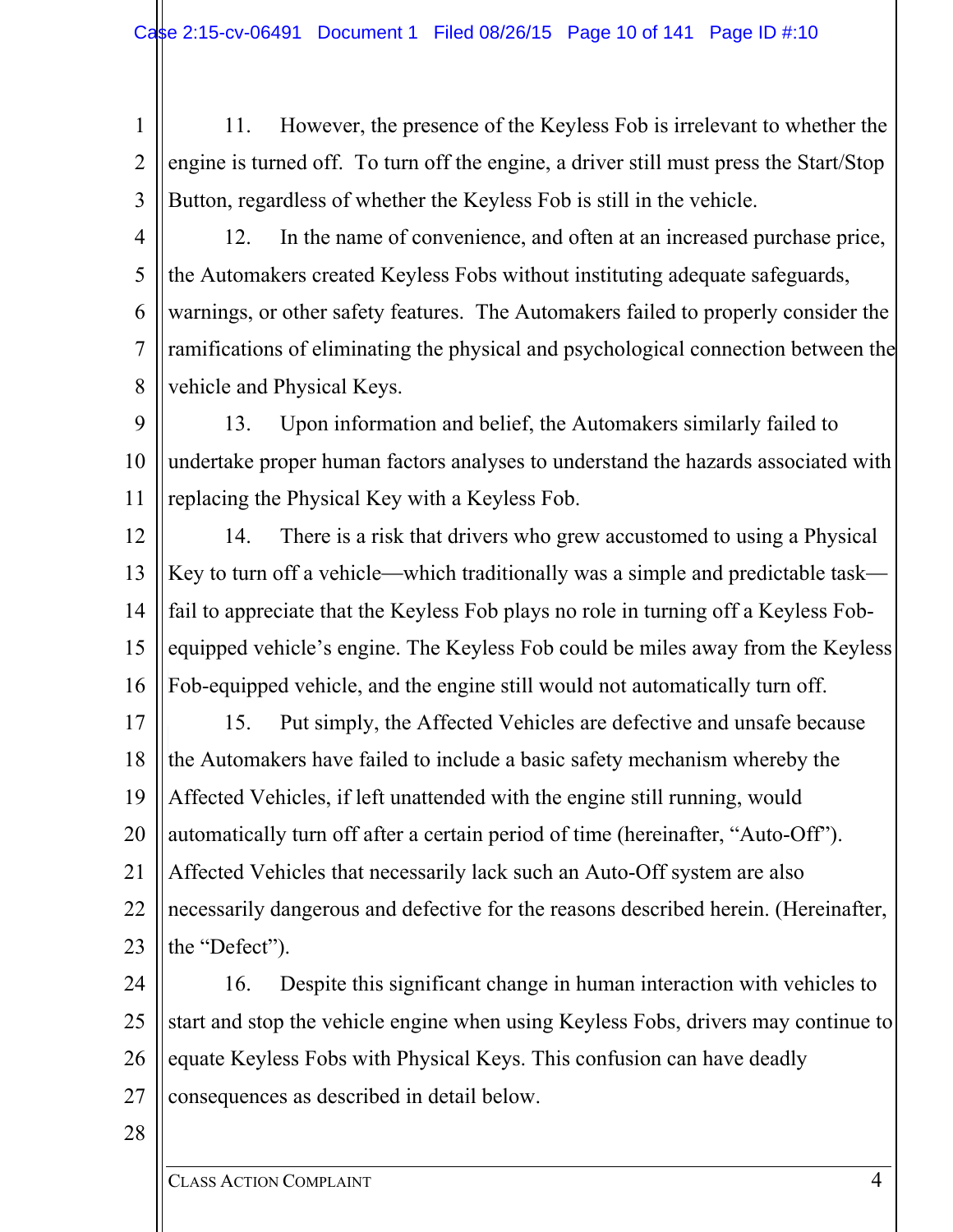11. However, the presence of the Keyless Fob is irrelevant to whether the engine is turned off. To turn off the engine, a driver still must press the Start/Stop Button, regardless of whether the Keyless Fob is still in the vehicle.

12. In the name of convenience, and often at an increased purchase price, the Automakers created Keyless Fobs without instituting adequate safeguards, warnings, or other safety features. The Automakers failed to properly consider the ramifications of eliminating the physical and psychological connection between the vehicle and Physical Keys.

13. Upon information and belief, the Automakers similarly failed to undertake proper human factors analyses to understand the hazards associated with replacing the Physical Key with a Keyless Fob.

14. There is a risk that drivers who grew accustomed to using a Physical Key to turn off a vehicle—which traditionally was a simple and predictable task—fail to appreciate that the Keyless Fob plays no role in turning off a Keyless Fob-equipped vehicle's engine. The Keyless Fob could be miles away from the Keyless Fob-equipped vehicle, and the engine still would not automatically turn off.

15. Put simply, the Affected Vehicles are defective and unsafe because the Automakers have failed to include a basic safety mechanism whereby the Affected Vehicles, if left unattended with the engine still running, would automatically turn off after a certain period of time (hereinafter, "Auto-Off"). Affected Vehicles that necessarily lack such an Auto-Off system are also necessarily dangerous and defective for the reasons described herein. (Hereinafter, the "Defect").

16. Despite this significant change in human interaction with vehicles to start and stop the vehicle engine when using Keyless Fobs, drivers may continue to equate Keyless Fobs with Physical Keys. This confusion can have deadly consequences as described in detail below.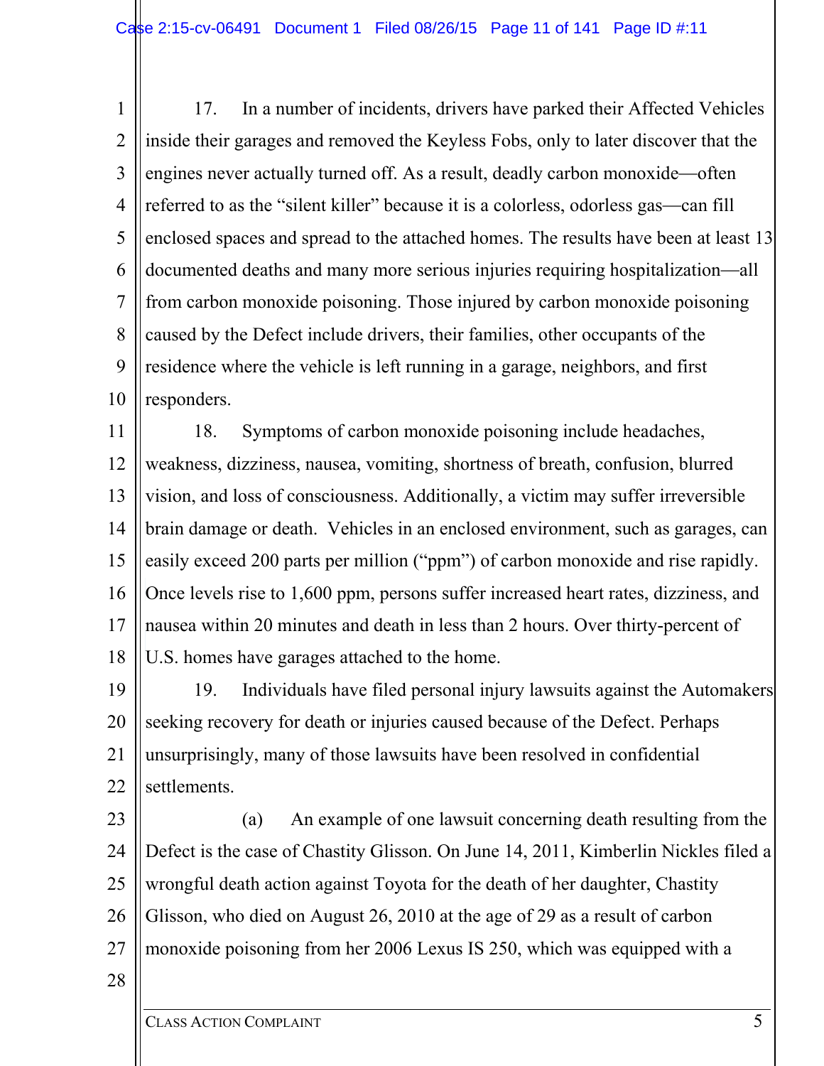17. In a number of incidents, drivers have parked their Affected Vehicles inside their garages and removed the Keyless Fobs, only to later discover that the engines never actually turned off. As a result, deadly carbon monoxide—often referred to as the "silent killer" because it is a colorless, odorless gas—can fill enclosed spaces and spread to the attached homes. The results have been at least 13 documented deaths and many more serious injuries requiring hospitalization—all from carbon monoxide poisoning. Those injured by carbon monoxide poisoning caused by the Defect include drivers, their families, other occupants of the residence where the vehicle is left running in a garage, neighbors, and first responders.

18. Symptoms of carbon monoxide poisoning include headaches, weakness, dizziness, nausea, vomiting, shortness of breath, confusion, blurred vision, and loss of consciousness. Additionally, a victim may suffer irreversible brain damage or death. Vehicles in an enclosed environment, such as garages, can easily exceed 200 parts per million ("ppm") of carbon monoxide and rise rapidly. Once levels rise to 1,600 ppm, persons suffer increased heart rates, dizziness, and nausea within 20 minutes and death in less than 2 hours. Over thirty-percent of U.S. homes have garages attached to the home.

19. Individuals have filed personal injury lawsuits against the Automakers seeking recovery for death or injuries caused because of the Defect. Perhaps unsurprisingly, many of those lawsuits have been resolved in confidential settlements.

(a) An example of one lawsuit concerning death resulting from the Defect is the case of Chastity Glisson. On June 14, 2011, Kimberlin Nickles filed a wrongful death action against Toyota for the death of her daughter, Chastity Glisson, who died on August 26, 2010 at the age of 29 as a result of carbon monoxide poisoning from her 2006 Lexus IS 250, which was equipped with a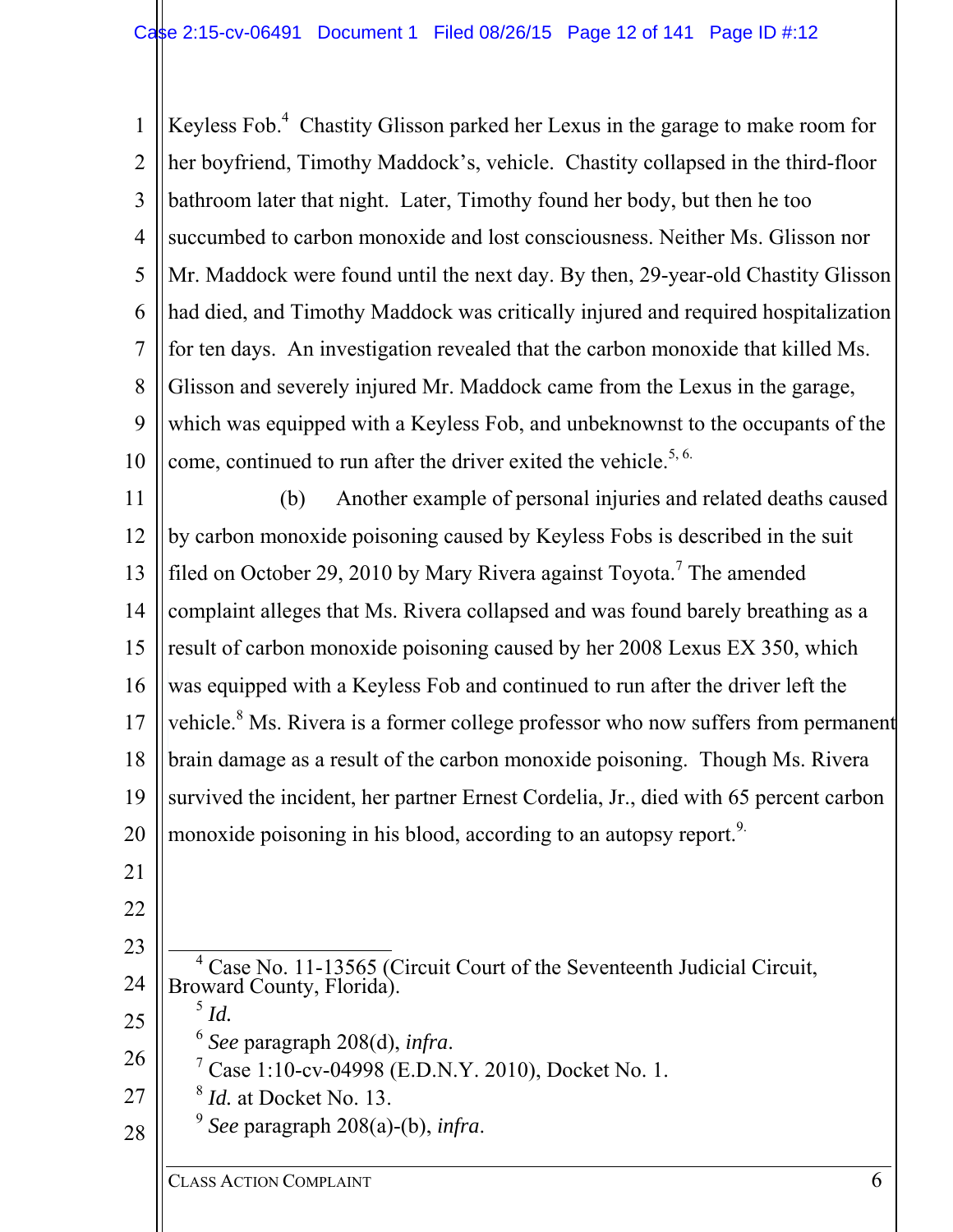Keyless Fob.[4] Chastity Glisson parked her Lexus in the garage to make room for her boyfriend, Timothy Maddock's, vehicle. Chastity collapsed in the third-floor bathroom later that night. Later, Timothy found her body, but then he too succumbed to carbon monoxide and lost consciousness. Neither Ms. Glisson nor Mr. Maddock were found until the next day. By then, 29-year-old Chastity Glisson had died, and Timothy Maddock was critically injured and required hospitalization for ten days. An investigation revealed that the carbon monoxide that killed Ms. Glisson and severely injured Mr. Maddock came from the Lexus in the garage, which was equipped with a Keyless Fob, and unbeknownst to the occupants of the come, continued to run after the driver exited the vehicle.[5, 6.]

(b) Another example of personal injuries and related deaths caused by carbon monoxide poisoning caused by Keyless Fobs is described in the suit filed on October 29, 2010 by Mary Rivera against Toyota.[7] The amended complaint alleges that Ms. Rivera collapsed and was found barely breathing as a result of carbon monoxide poisoning caused by her 2008 Lexus EX 350, which was equipped with a Keyless Fob and continued to run after the driver left the vehicle.[8] Ms. Rivera is a former college professor who now suffers from permanent brain damage as a result of the carbon monoxide poisoning. Though Ms. Rivera survived the incident, her partner Ernest Cordelia, Jr., died with 65 percent carbon monoxide poisoning in his blood, according to an autopsy report.[9.]

---

[4] Case No. 11-13565 (Circuit Court of the Seventeenth Judicial Circuit, Broward County, Florida).

[5] *Id.*

[6] *See* paragraph 208(d), *infra*.

[7] Case 1:10-cv-04998 (E.D.N.Y. 2010), Docket No. 1.

[8] *Id.* at Docket No. 13.

[9] *See* paragraph 208(a)-(b), *infra*.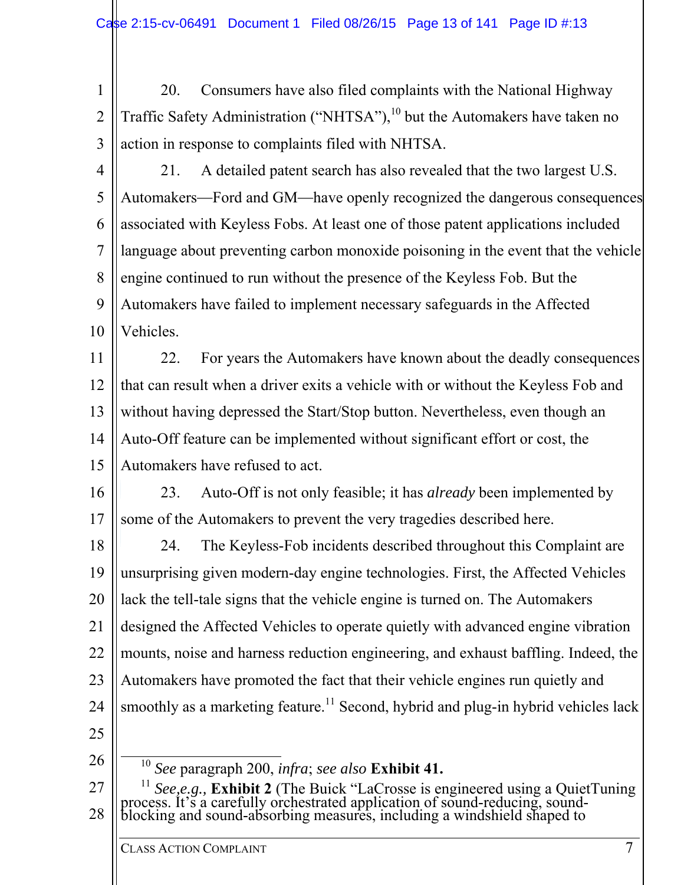20. Consumers have also filed complaints with the National Highway Traffic Safety Administration ("NHTSA"),[10] but the Automakers have taken no action in response to complaints filed with NHTSA.

21. A detailed patent search has also revealed that the two largest U.S. Automakers—Ford and GM—have openly recognized the dangerous consequences associated with Keyless Fobs. At least one of those patent applications included language about preventing carbon monoxide poisoning in the event that the vehicle engine continued to run without the presence of the Keyless Fob. But the Automakers have failed to implement necessary safeguards in the Affected Vehicles.

22. For years the Automakers have known about the deadly consequences that can result when a driver exits a vehicle with or without the Keyless Fob and without having depressed the Start/Stop button. Nevertheless, even though an Auto-Off feature can be implemented without significant effort or cost, the Automakers have refused to act.

23. Auto-Off is not only feasible; it has *already* been implemented by some of the Automakers to prevent the very tragedies described here.

24. The Keyless-Fob incidents described throughout this Complaint are unsurprising given modern-day engine technologies. First, the Affected Vehicles lack the tell-tale signs that the vehicle engine is turned on. The Automakers designed the Affected Vehicles to operate quietly with advanced engine vibration mounts, noise and harness reduction engineering, and exhaust baffling. Indeed, the Automakers have promoted the fact that their vehicle engines run quietly and smoothly as a marketing feature.[11] Second, hybrid and plug-in hybrid vehicles lack

---

[10] *See* paragraph 200, *infra*; *see also* **Exhibit 41.**

[11] *See,e.g.,* **Exhibit 2** (The Buick "LaCrosse is engineered using a QuietTuning process. It's a carefully orchestrated application of sound-reducing, sound-blocking and sound-absorbing measures, including a windshield shaped to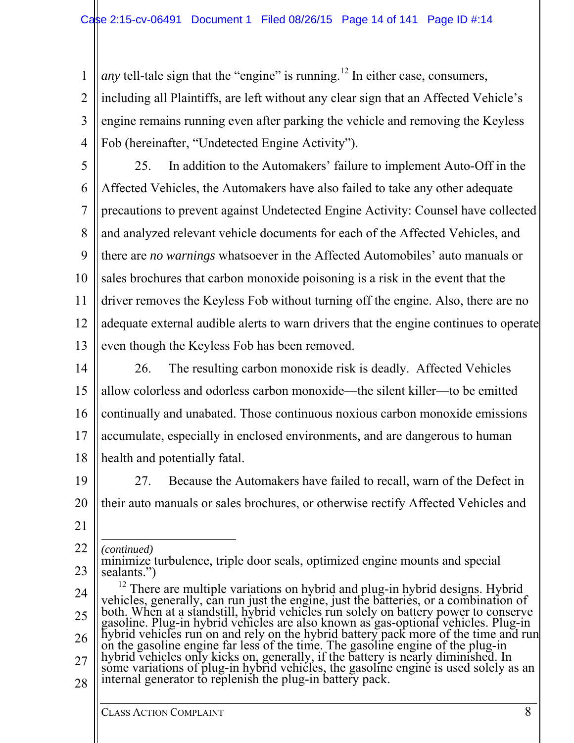*any* tell-tale sign that the "engine" is running.[12] In either case, consumers, including all Plaintiffs, are left without any clear sign that an Affected Vehicle's engine remains running even after parking the vehicle and removing the Keyless Fob (hereinafter, "Undetected Engine Activity").

25. In addition to the Automakers' failure to implement Auto-Off in the Affected Vehicles, the Automakers have also failed to take any other adequate precautions to prevent against Undetected Engine Activity: Counsel have collected and analyzed relevant vehicle documents for each of the Affected Vehicles, and there are *no warnings* whatsoever in the Affected Automobiles' auto manuals or sales brochures that carbon monoxide poisoning is a risk in the event that the driver removes the Keyless Fob without turning off the engine. Also, there are no adequate external audible alerts to warn drivers that the engine continues to operate even though the Keyless Fob has been removed.

26. The resulting carbon monoxide risk is deadly. Affected Vehicles allow colorless and odorless carbon monoxide—the silent killer—to be emitted continually and unabated. Those continuous noxious carbon monoxide emissions accumulate, especially in enclosed environments, and are dangerous to human health and potentially fatal.

27. Because the Automakers have failed to recall, warn of the Defect in their auto manuals or sales brochures, or otherwise rectify Affected Vehicles and

---

*(continued)*
minimize turbulence, triple door seals, optimized engine mounts and special sealants.")

[12] There are multiple variations on hybrid and plug-in hybrid designs. Hybrid vehicles, generally, can run just the engine, just the batteries, or a combination of both. When at a standstill, hybrid vehicles run solely on battery power to conserve gasoline. Plug-in hybrid vehicles are also known as gas-optional vehicles. Plug-in hybrid vehicles run on and rely on the hybrid battery pack more of the time and run on the gasoline engine far less of the time. The gasoline engine of the plug-in hybrid vehicles only kicks on, generally, if the battery is nearly diminished. In some variations of plug-in hybrid vehicles, the gasoline engine is used solely as an internal generator to replenish the plug-in battery pack.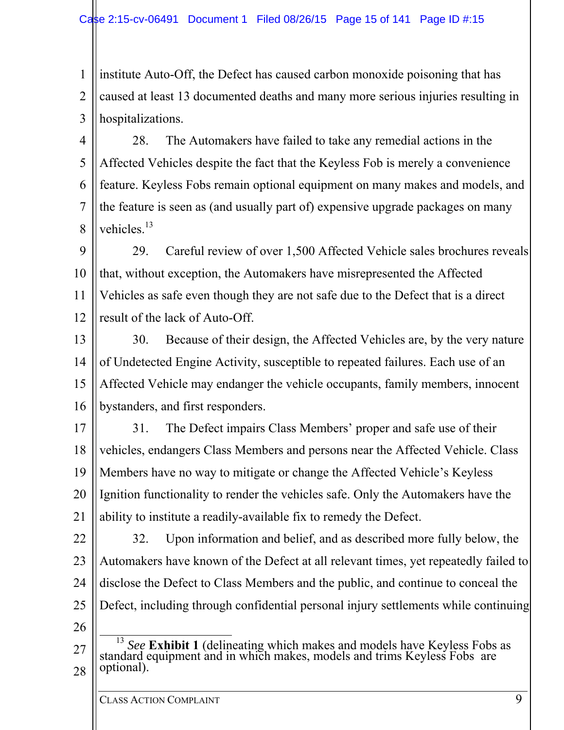institute Auto-Off, the Defect has caused carbon monoxide poisoning that has caused at least 13 documented deaths and many more serious injuries resulting in hospitalizations.

28. The Automakers have failed to take any remedial actions in the Affected Vehicles despite the fact that the Keyless Fob is merely a convenience feature. Keyless Fobs remain optional equipment on many makes and models, and the feature is seen as (and usually part of) expensive upgrade packages on many vehicles.[13]

29. Careful review of over 1,500 Affected Vehicle sales brochures reveals that, without exception, the Automakers have misrepresented the Affected Vehicles as safe even though they are not safe due to the Defect that is a direct result of the lack of Auto-Off.

30. Because of their design, the Affected Vehicles are, by the very nature of Undetected Engine Activity, susceptible to repeated failures. Each use of an Affected Vehicle may endanger the vehicle occupants, family members, innocent bystanders, and first responders.

31. The Defect impairs Class Members' proper and safe use of their vehicles, endangers Class Members and persons near the Affected Vehicle. Class Members have no way to mitigate or change the Affected Vehicle's Keyless Ignition functionality to render the vehicles safe. Only the Automakers have the ability to institute a readily-available fix to remedy the Defect.

32. Upon information and belief, and as described more fully below, the Automakers have known of the Defect at all relevant times, yet repeatedly failed to disclose the Defect to Class Members and the public, and continue to conceal the Defect, including through confidential personal injury settlements while continuing

---

[13] *See* **Exhibit 1** (delineating which makes and models have Keyless Fobs as standard equipment and in which makes, models and trims Keyless Fobs are optional).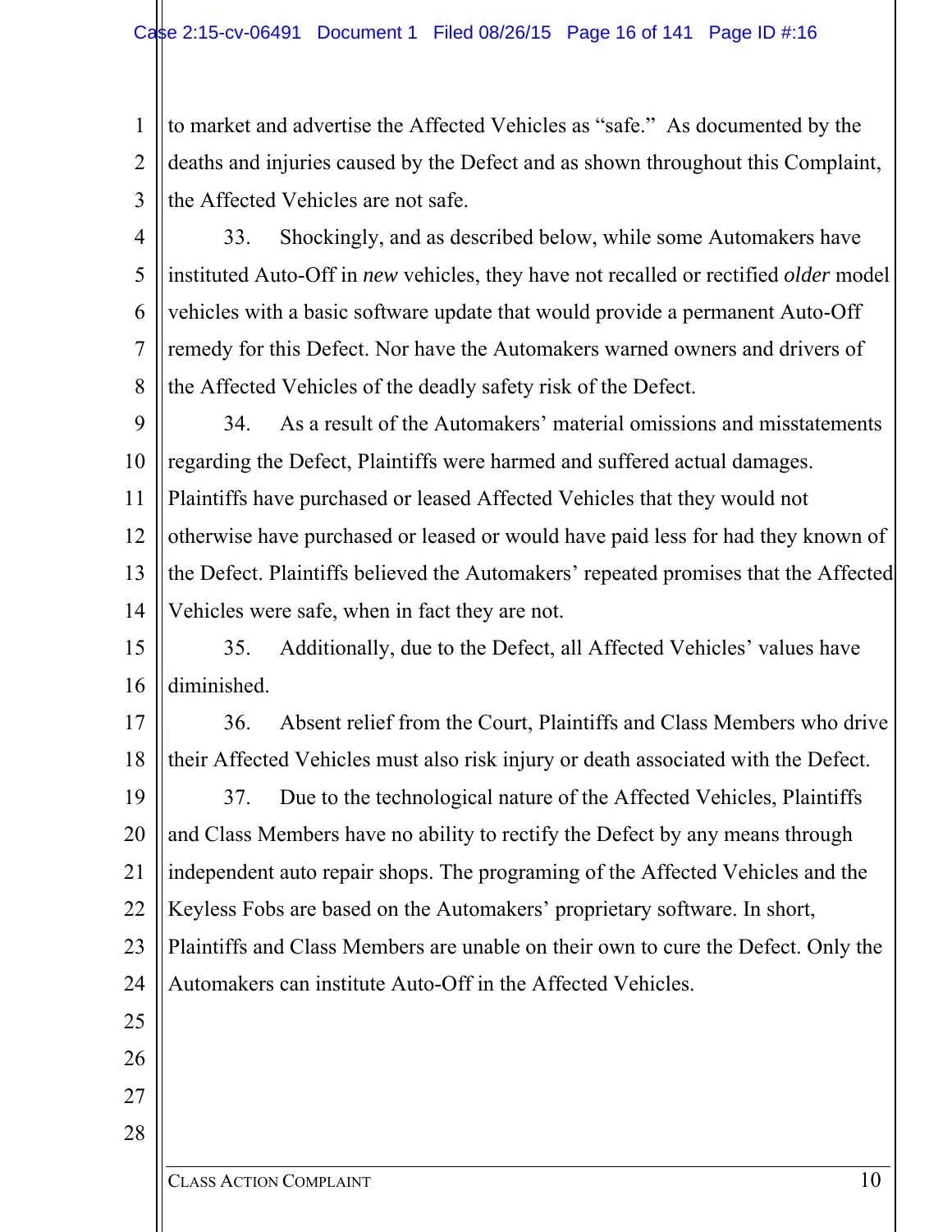to market and advertise the Affected Vehicles as "safe." As documented by the deaths and injuries caused by the Defect and as shown throughout this Complaint, the Affected Vehicles are not safe.

33. Shockingly, and as described below, while some Automakers have instituted Auto-Off in *new* vehicles, they have not recalled or rectified *older* model vehicles with a basic software update that would provide a permanent Auto-Off remedy for this Defect. Nor have the Automakers warned owners and drivers of the Affected Vehicles of the deadly safety risk of the Defect.

34. As a result of the Automakers' material omissions and misstatements regarding the Defect, Plaintiffs were harmed and suffered actual damages. Plaintiffs have purchased or leased Affected Vehicles that they would not otherwise have purchased or leased or would have paid less for had they known of the Defect. Plaintiffs believed the Automakers' repeated promises that the Affected Vehicles were safe, when in fact they are not.

35. Additionally, due to the Defect, all Affected Vehicles' values have diminished.

36. Absent relief from the Court, Plaintiffs and Class Members who drive their Affected Vehicles must also risk injury or death associated with the Defect.

37. Due to the technological nature of the Affected Vehicles, Plaintiffs and Class Members have no ability to rectify the Defect by any means through independent auto repair shops. The programing of the Affected Vehicles and the Keyless Fobs are based on the Automakers' proprietary software. In short, Plaintiffs and Class Members are unable on their own to cure the Defect. Only the Automakers can institute Auto-Off in the Affected Vehicles.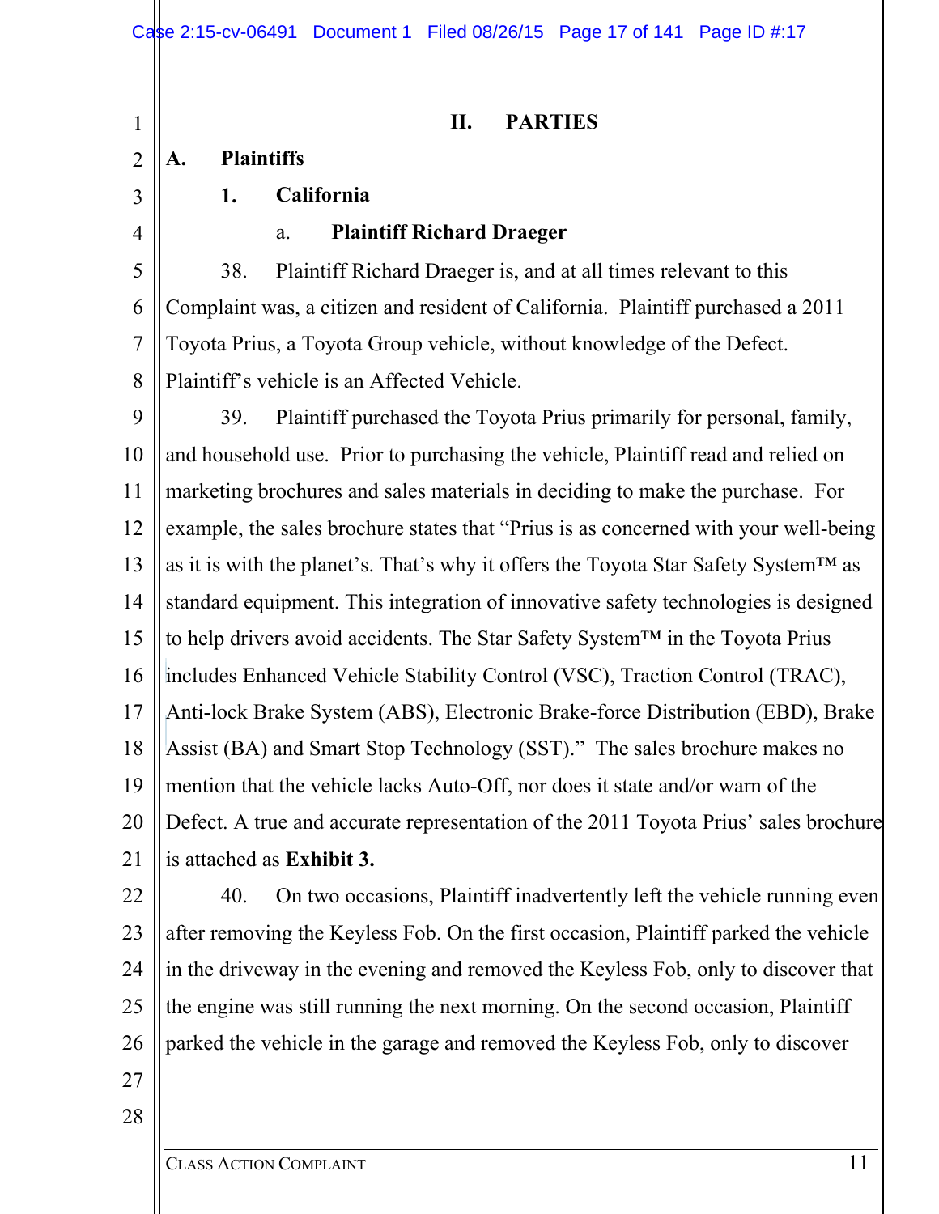## II. PARTIES

### A. Plaintiffs

#### 1. California

##### a. Plaintiff Richard Draeger

38. Plaintiff Richard Draeger is, and at all times relevant to this Complaint was, a citizen and resident of California. Plaintiff purchased a 2011 Toyota Prius, a Toyota Group vehicle, without knowledge of the Defect. Plaintiff's vehicle is an Affected Vehicle.

39. Plaintiff purchased the Toyota Prius primarily for personal, family, and household use. Prior to purchasing the vehicle, Plaintiff read and relied on marketing brochures and sales materials in deciding to make the purchase. For example, the sales brochure states that "Prius is as concerned with your well-being as it is with the planet's. That's why it offers the Toyota Star Safety System™ as standard equipment. This integration of innovative safety technologies is designed to help drivers avoid accidents. The Star Safety System™ in the Toyota Prius includes Enhanced Vehicle Stability Control (VSC), Traction Control (TRAC), Anti-lock Brake System (ABS), Electronic Brake-force Distribution (EBD), Brake Assist (BA) and Smart Stop Technology (SST)." The sales brochure makes no mention that the vehicle lacks Auto-Off, nor does it state and/or warn of the Defect. A true and accurate representation of the 2011 Toyota Prius' sales brochure is attached as **Exhibit 3.**

40. On two occasions, Plaintiff inadvertently left the vehicle running even after removing the Keyless Fob. On the first occasion, Plaintiff parked the vehicle in the driveway in the evening and removed the Keyless Fob, only to discover that the engine was still running the next morning. On the second occasion, Plaintiff parked the vehicle in the garage and removed the Keyless Fob, only to discover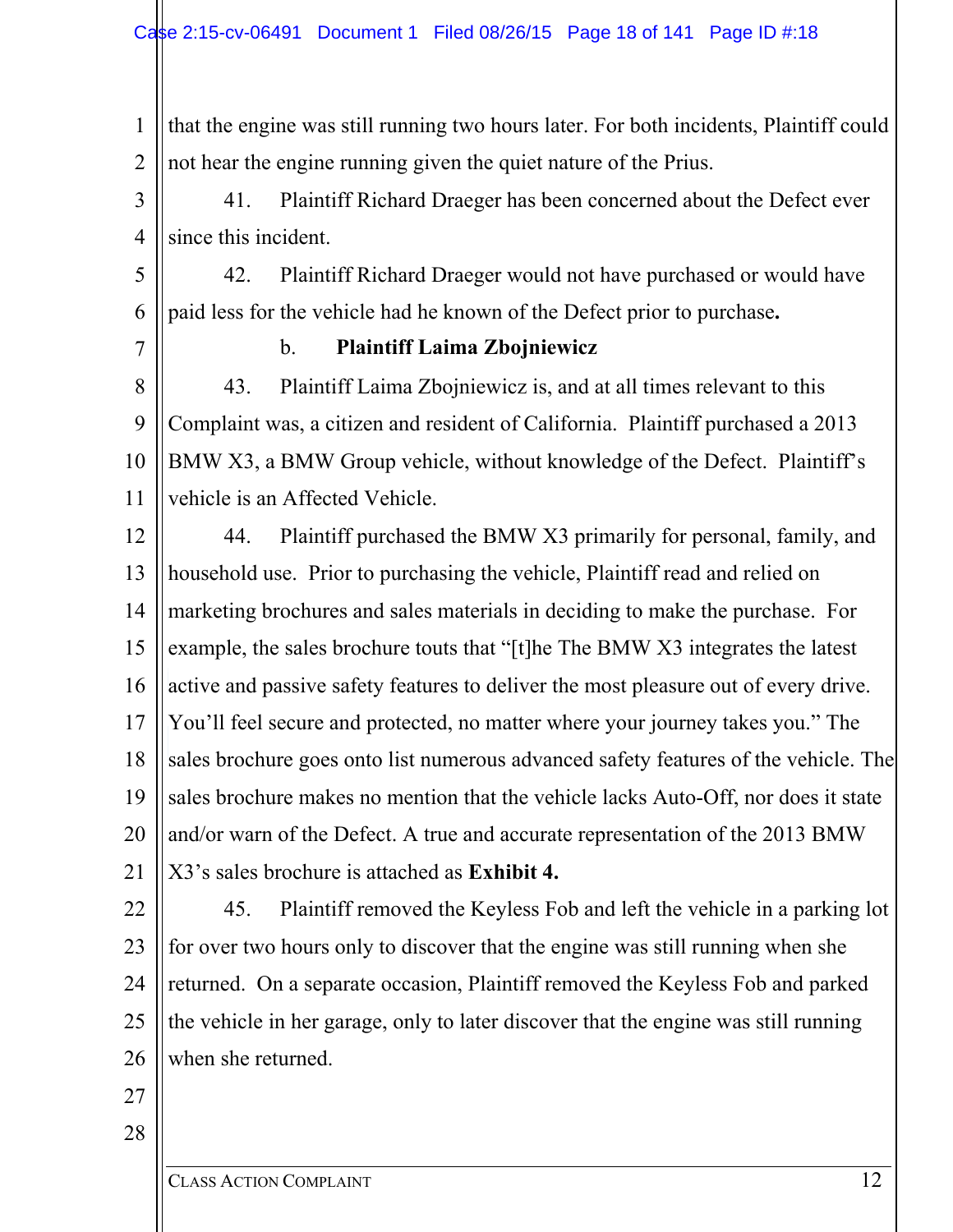that the engine was still running two hours later. For both incidents, Plaintiff could not hear the engine running given the quiet nature of the Prius.

41. Plaintiff Richard Draeger has been concerned about the Defect ever since this incident.

42. Plaintiff Richard Draeger would not have purchased or would have paid less for the vehicle had he known of the Defect prior to purchase**.**

b. **Plaintiff Laima Zbojniewicz**

43. Plaintiff Laima Zbojniewicz is, and at all times relevant to this Complaint was, a citizen and resident of California. Plaintiff purchased a 2013 BMW X3, a BMW Group vehicle, without knowledge of the Defect. Plaintiff's vehicle is an Affected Vehicle.

44. Plaintiff purchased the BMW X3 primarily for personal, family, and household use. Prior to purchasing the vehicle, Plaintiff read and relied on marketing brochures and sales materials in deciding to make the purchase. For example, the sales brochure touts that "[t]he The BMW X3 integrates the latest active and passive safety features to deliver the most pleasure out of every drive. You'll feel secure and protected, no matter where your journey takes you." The sales brochure goes onto list numerous advanced safety features of the vehicle. The sales brochure makes no mention that the vehicle lacks Auto-Off, nor does it state and/or warn of the Defect. A true and accurate representation of the 2013 BMW X3's sales brochure is attached as **Exhibit 4.**

45. Plaintiff removed the Keyless Fob and left the vehicle in a parking lot for over two hours only to discover that the engine was still running when she returned. On a separate occasion, Plaintiff removed the Keyless Fob and parked the vehicle in her garage, only to later discover that the engine was still running when she returned.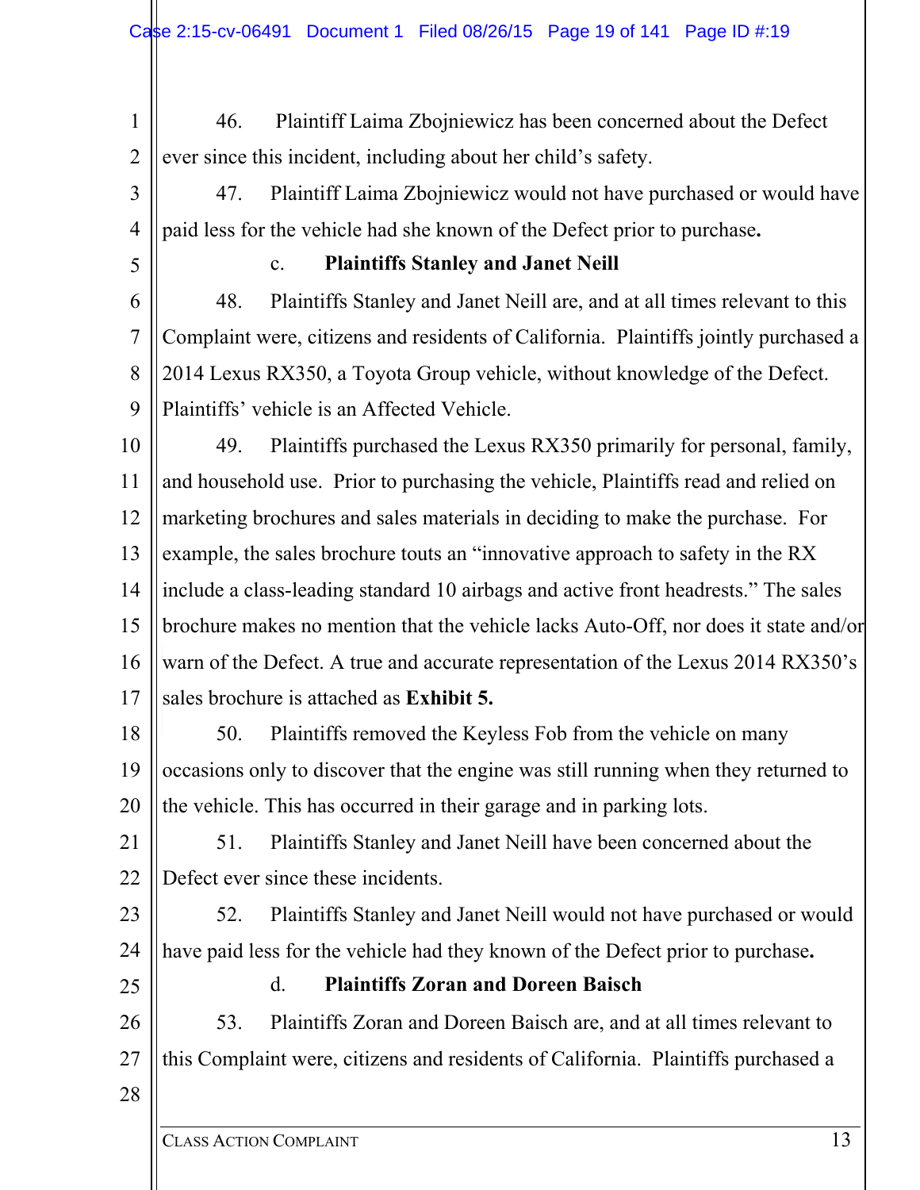46. Plaintiff Laima Zbojniewicz has been concerned about the Defect ever since this incident, including about her child's safety.

47. Plaintiff Laima Zbojniewicz would not have purchased or would have paid less for the vehicle had she known of the Defect prior to purchase**.**

c. **Plaintiffs Stanley and Janet Neill**

48. Plaintiffs Stanley and Janet Neill are, and at all times relevant to this Complaint were, citizens and residents of California. Plaintiffs jointly purchased a 2014 Lexus RX350, a Toyota Group vehicle, without knowledge of the Defect. Plaintiffs' vehicle is an Affected Vehicle.

49. Plaintiffs purchased the Lexus RX350 primarily for personal, family, and household use. Prior to purchasing the vehicle, Plaintiffs read and relied on marketing brochures and sales materials in deciding to make the purchase. For example, the sales brochure touts an "innovative approach to safety in the RX include a class-leading standard 10 airbags and active front headrests." The sales brochure makes no mention that the vehicle lacks Auto-Off, nor does it state and/or warn of the Defect. A true and accurate representation of the Lexus 2014 RX350's sales brochure is attached as **Exhibit 5.**

50. Plaintiffs removed the Keyless Fob from the vehicle on many occasions only to discover that the engine was still running when they returned to the vehicle. This has occurred in their garage and in parking lots.

51. Plaintiffs Stanley and Janet Neill have been concerned about the Defect ever since these incidents.

52. Plaintiffs Stanley and Janet Neill would not have purchased or would have paid less for the vehicle had they known of the Defect prior to purchase**.**

d. **Plaintiffs Zoran and Doreen Baisch**

53. Plaintiffs Zoran and Doreen Baisch are, and at all times relevant to this Complaint were, citizens and residents of California. Plaintiffs purchased a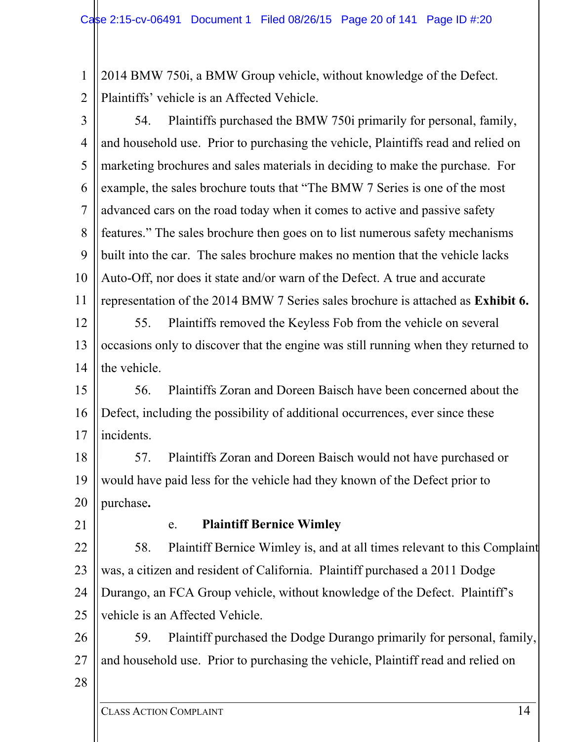2014 BMW 750i, a BMW Group vehicle, without knowledge of the Defect. Plaintiffs' vehicle is an Affected Vehicle.

54. Plaintiffs purchased the BMW 750i primarily for personal, family, and household use. Prior to purchasing the vehicle, Plaintiffs read and relied on marketing brochures and sales materials in deciding to make the purchase. For example, the sales brochure touts that "The BMW 7 Series is one of the most advanced cars on the road today when it comes to active and passive safety features." The sales brochure then goes on to list numerous safety mechanisms built into the car. The sales brochure makes no mention that the vehicle lacks Auto-Off, nor does it state and/or warn of the Defect. A true and accurate representation of the 2014 BMW 7 Series sales brochure is attached as **Exhibit 6.**

55. Plaintiffs removed the Keyless Fob from the vehicle on several occasions only to discover that the engine was still running when they returned to the vehicle.

56. Plaintiffs Zoran and Doreen Baisch have been concerned about the Defect, including the possibility of additional occurrences, ever since these incidents.

57. Plaintiffs Zoran and Doreen Baisch would not have purchased or would have paid less for the vehicle had they known of the Defect prior to purchase.

e. **Plaintiff Bernice Wimley**

58. Plaintiff Bernice Wimley is, and at all times relevant to this Complaint was, a citizen and resident of California. Plaintiff purchased a 2011 Dodge Durango, an FCA Group vehicle, without knowledge of the Defect. Plaintiff's vehicle is an Affected Vehicle.

59. Plaintiff purchased the Dodge Durango primarily for personal, family, and household use. Prior to purchasing the vehicle, Plaintiff read and relied on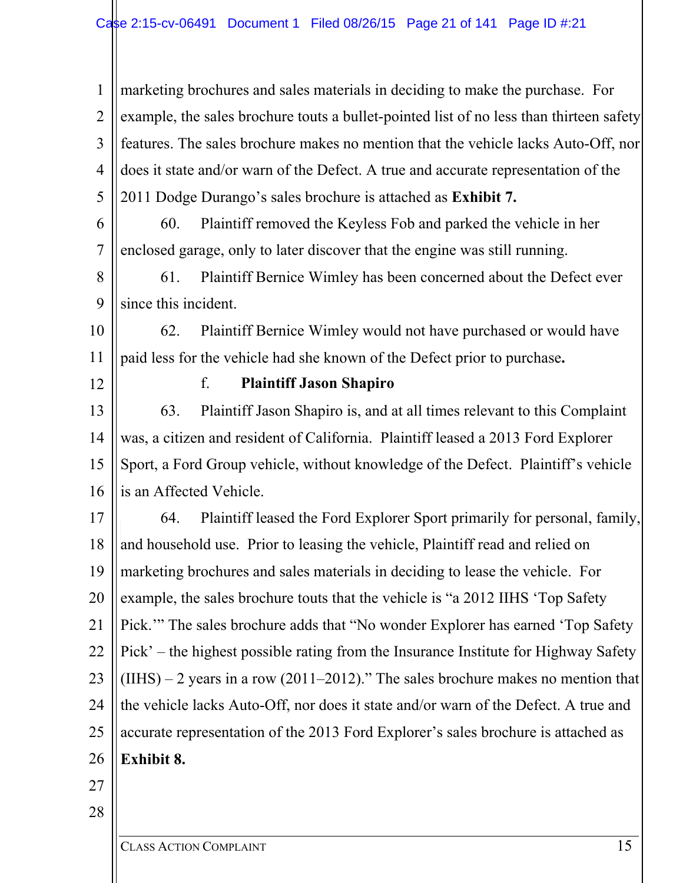marketing brochures and sales materials in deciding to make the purchase. For example, the sales brochure touts a bullet-pointed list of no less than thirteen safety features. The sales brochure makes no mention that the vehicle lacks Auto-Off, nor does it state and/or warn of the Defect. A true and accurate representation of the 2011 Dodge Durango's sales brochure is attached as **Exhibit 7.**

60. Plaintiff removed the Keyless Fob and parked the vehicle in her enclosed garage, only to later discover that the engine was still running.

61. Plaintiff Bernice Wimley has been concerned about the Defect ever since this incident.

62. Plaintiff Bernice Wimley would not have purchased or would have paid less for the vehicle had she known of the Defect prior to purchase**.**

f. **Plaintiff Jason Shapiro**

63. Plaintiff Jason Shapiro is, and at all times relevant to this Complaint was, a citizen and resident of California. Plaintiff leased a 2013 Ford Explorer Sport, a Ford Group vehicle, without knowledge of the Defect. Plaintiff's vehicle is an Affected Vehicle.

64. Plaintiff leased the Ford Explorer Sport primarily for personal, family, and household use. Prior to leasing the vehicle, Plaintiff read and relied on marketing brochures and sales materials in deciding to lease the vehicle. For example, the sales brochure touts that the vehicle is "a 2012 IIHS 'Top Safety Pick.'" The sales brochure adds that "No wonder Explorer has earned 'Top Safety Pick' – the highest possible rating from the Insurance Institute for Highway Safety (IIHS) – 2 years in a row (2011–2012)." The sales brochure makes no mention that the vehicle lacks Auto-Off, nor does it state and/or warn of the Defect. A true and accurate representation of the 2013 Ford Explorer's sales brochure is attached as **Exhibit 8.**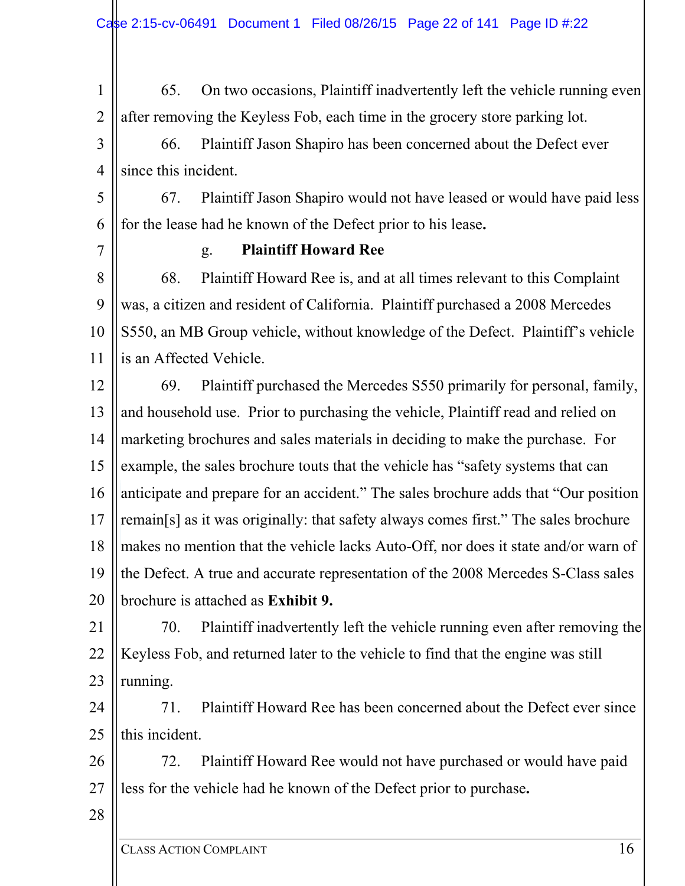65. On two occasions, Plaintiff inadvertently left the vehicle running even after removing the Keyless Fob, each time in the grocery store parking lot.

66. Plaintiff Jason Shapiro has been concerned about the Defect ever since this incident.

67. Plaintiff Jason Shapiro would not have leased or would have paid less for the lease had he known of the Defect prior to his lease**.**

g. **Plaintiff Howard Ree**

68. Plaintiff Howard Ree is, and at all times relevant to this Complaint was, a citizen and resident of California. Plaintiff purchased a 2008 Mercedes S550, an MB Group vehicle, without knowledge of the Defect. Plaintiff's vehicle is an Affected Vehicle.

69. Plaintiff purchased the Mercedes S550 primarily for personal, family, and household use. Prior to purchasing the vehicle, Plaintiff read and relied on marketing brochures and sales materials in deciding to make the purchase. For example, the sales brochure touts that the vehicle has "safety systems that can anticipate and prepare for an accident." The sales brochure adds that "Our position remain[s] as it was originally: that safety always comes first." The sales brochure makes no mention that the vehicle lacks Auto-Off, nor does it state and/or warn of the Defect. A true and accurate representation of the 2008 Mercedes S-Class sales brochure is attached as **Exhibit 9.**

70. Plaintiff inadvertently left the vehicle running even after removing the Keyless Fob, and returned later to the vehicle to find that the engine was still running.

71. Plaintiff Howard Ree has been concerned about the Defect ever since this incident.

72. Plaintiff Howard Ree would not have purchased or would have paid less for the vehicle had he known of the Defect prior to purchase**.**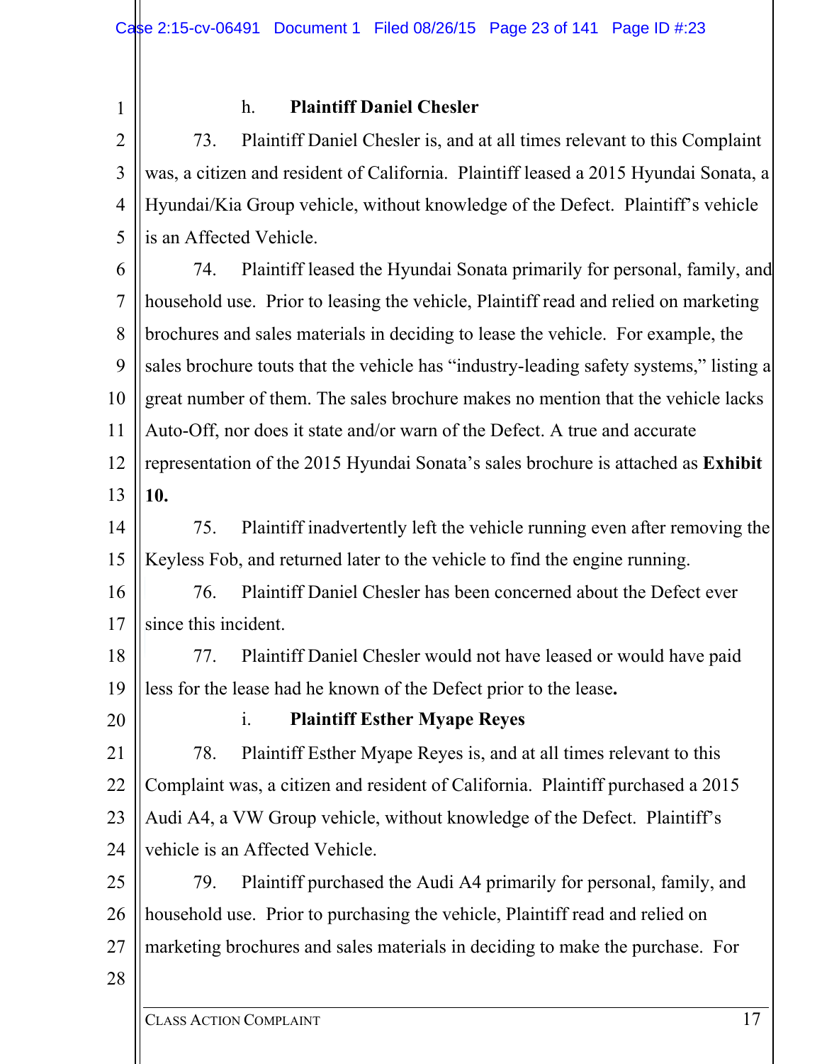h. **Plaintiff Daniel Chesler**

73. Plaintiff Daniel Chesler is, and at all times relevant to this Complaint was, a citizen and resident of California. Plaintiff leased a 2015 Hyundai Sonata, a Hyundai/Kia Group vehicle, without knowledge of the Defect. Plaintiff's vehicle is an Affected Vehicle.

74. Plaintiff leased the Hyundai Sonata primarily for personal, family, and household use. Prior to leasing the vehicle, Plaintiff read and relied on marketing brochures and sales materials in deciding to lease the vehicle. For example, the sales brochure touts that the vehicle has "industry-leading safety systems," listing a great number of them. The sales brochure makes no mention that the vehicle lacks Auto-Off, nor does it state and/or warn of the Defect. A true and accurate representation of the 2015 Hyundai Sonata's sales brochure is attached as **Exhibit 10.**

75. Plaintiff inadvertently left the vehicle running even after removing the Keyless Fob, and returned later to the vehicle to find the engine running.

76. Plaintiff Daniel Chesler has been concerned about the Defect ever since this incident.

77. Plaintiff Daniel Chesler would not have leased or would have paid less for the lease had he known of the Defect prior to the lease**.**

i. **Plaintiff Esther Myape Reyes**

78. Plaintiff Esther Myape Reyes is, and at all times relevant to this Complaint was, a citizen and resident of California. Plaintiff purchased a 2015 Audi A4, a VW Group vehicle, without knowledge of the Defect. Plaintiff's vehicle is an Affected Vehicle.

79. Plaintiff purchased the Audi A4 primarily for personal, family, and household use. Prior to purchasing the vehicle, Plaintiff read and relied on marketing brochures and sales materials in deciding to make the purchase. For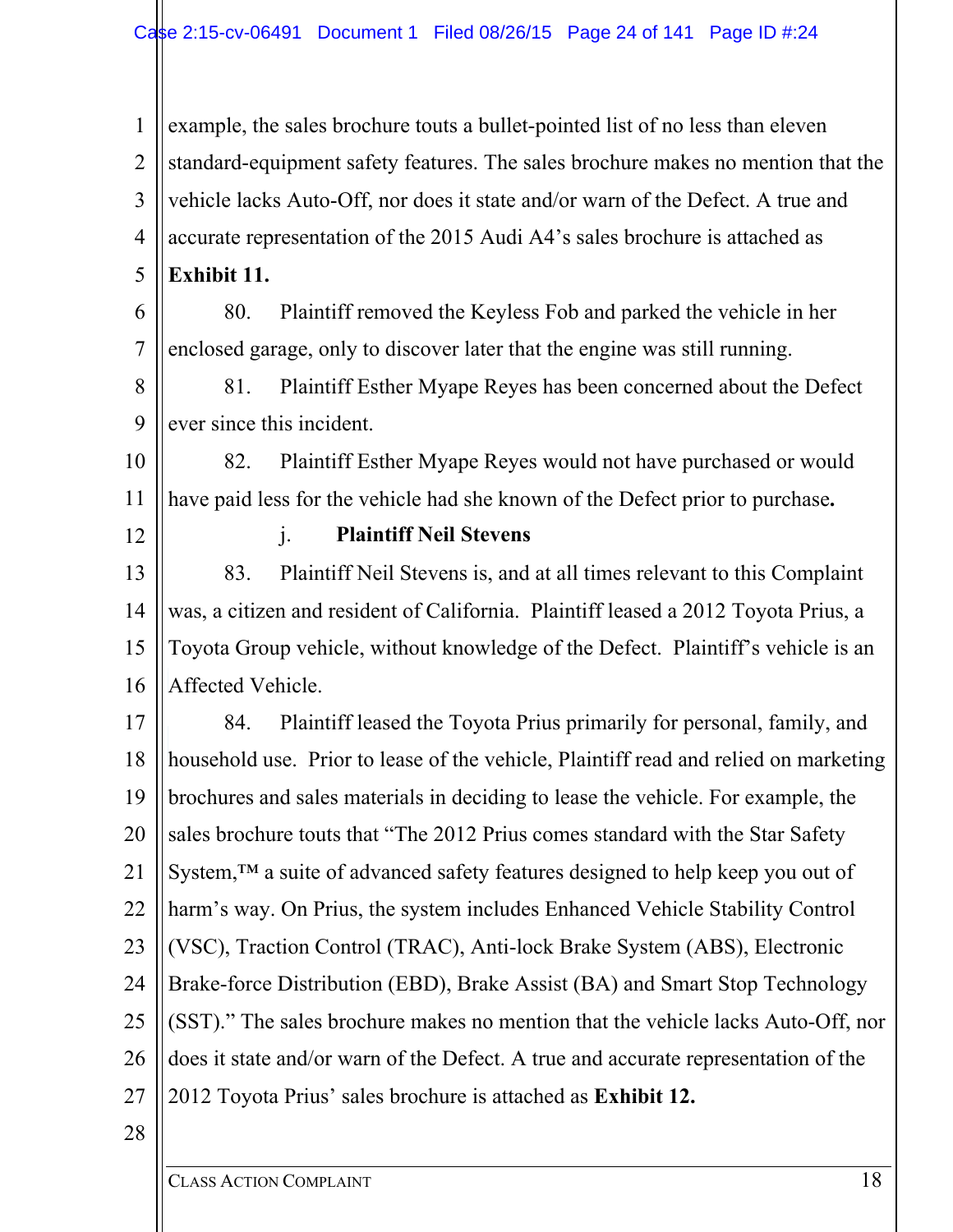example, the sales brochure touts a bullet-pointed list of no less than eleven standard-equipment safety features. The sales brochure makes no mention that the vehicle lacks Auto-Off, nor does it state and/or warn of the Defect. A true and accurate representation of the 2015 Audi A4's sales brochure is attached as **Exhibit 11.**

80. Plaintiff removed the Keyless Fob and parked the vehicle in her enclosed garage, only to discover later that the engine was still running.

81. Plaintiff Esther Myape Reyes has been concerned about the Defect ever since this incident.

82. Plaintiff Esther Myape Reyes would not have purchased or would have paid less for the vehicle had she known of the Defect prior to purchase**.**

### j. Plaintiff Neil Stevens

83. Plaintiff Neil Stevens is, and at all times relevant to this Complaint was, a citizen and resident of California. Plaintiff leased a 2012 Toyota Prius, a Toyota Group vehicle, without knowledge of the Defect. Plaintiff's vehicle is an Affected Vehicle.

84. Plaintiff leased the Toyota Prius primarily for personal, family, and household use. Prior to lease of the vehicle, Plaintiff read and relied on marketing brochures and sales materials in deciding to lease the vehicle. For example, the sales brochure touts that "The 2012 Prius comes standard with the Star Safety System,™ a suite of advanced safety features designed to help keep you out of harm's way. On Prius, the system includes Enhanced Vehicle Stability Control (VSC), Traction Control (TRAC), Anti-lock Brake System (ABS), Electronic Brake-force Distribution (EBD), Brake Assist (BA) and Smart Stop Technology (SST)." The sales brochure makes no mention that the vehicle lacks Auto-Off, nor does it state and/or warn of the Defect. A true and accurate representation of the 2012 Toyota Prius' sales brochure is attached as **Exhibit 12.**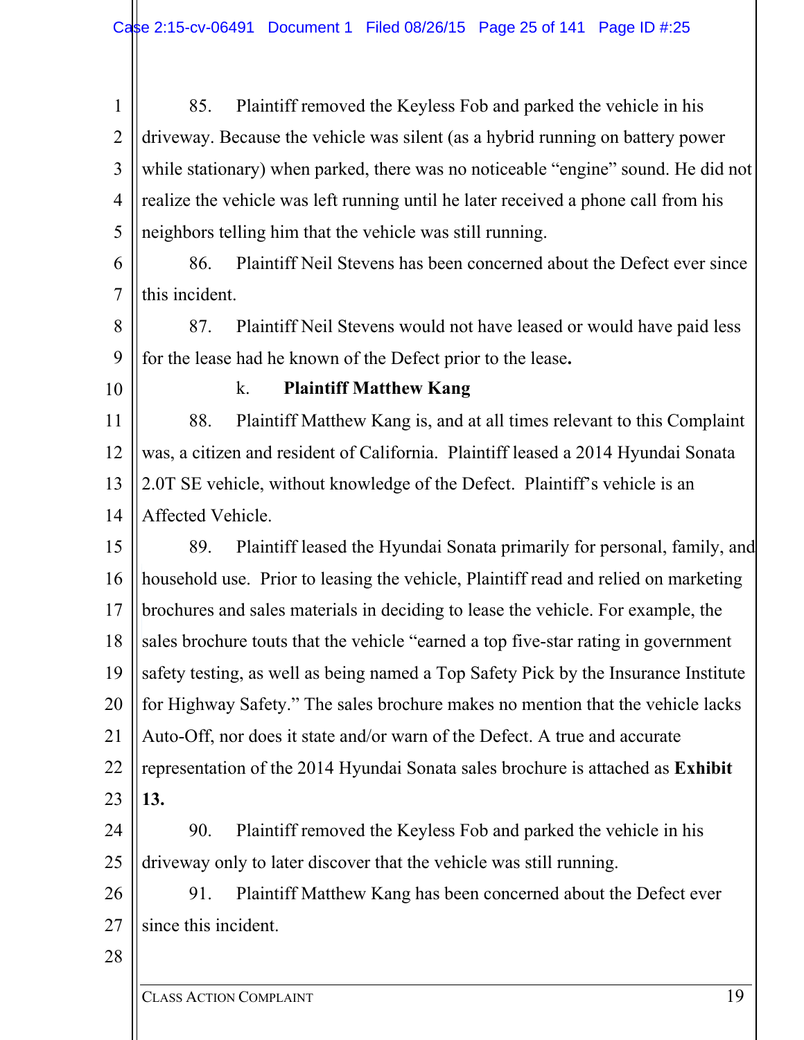85. Plaintiff removed the Keyless Fob and parked the vehicle in his driveway. Because the vehicle was silent (as a hybrid running on battery power while stationary) when parked, there was no noticeable "engine" sound. He did not realize the vehicle was left running until he later received a phone call from his neighbors telling him that the vehicle was still running.

86. Plaintiff Neil Stevens has been concerned about the Defect ever since this incident.

87. Plaintiff Neil Stevens would not have leased or would have paid less for the lease had he known of the Defect prior to the lease**.**

k. **Plaintiff Matthew Kang**

88. Plaintiff Matthew Kang is, and at all times relevant to this Complaint was, a citizen and resident of California. Plaintiff leased a 2014 Hyundai Sonata 2.0T SE vehicle, without knowledge of the Defect. Plaintiff's vehicle is an Affected Vehicle.

89. Plaintiff leased the Hyundai Sonata primarily for personal, family, and household use. Prior to leasing the vehicle, Plaintiff read and relied on marketing brochures and sales materials in deciding to lease the vehicle. For example, the sales brochure touts that the vehicle "earned a top five-star rating in government safety testing, as well as being named a Top Safety Pick by the Insurance Institute for Highway Safety." The sales brochure makes no mention that the vehicle lacks Auto-Off, nor does it state and/or warn of the Defect. A true and accurate representation of the 2014 Hyundai Sonata sales brochure is attached as **Exhibit 13.**

90. Plaintiff removed the Keyless Fob and parked the vehicle in his driveway only to later discover that the vehicle was still running.

91. Plaintiff Matthew Kang has been concerned about the Defect ever since this incident.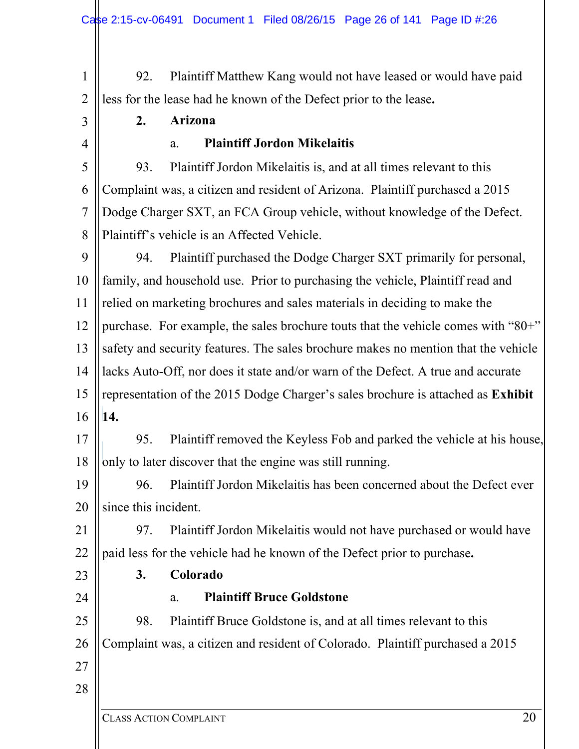92. Plaintiff Matthew Kang would not have leased or would have paid less for the lease had he known of the Defect prior to the lease**.**

**2. Arizona**

a. **Plaintiff Jordon Mikelaitis**

93. Plaintiff Jordon Mikelaitis is, and at all times relevant to this Complaint was, a citizen and resident of Arizona. Plaintiff purchased a 2015 Dodge Charger SXT, an FCA Group vehicle, without knowledge of the Defect. Plaintiff's vehicle is an Affected Vehicle.

94. Plaintiff purchased the Dodge Charger SXT primarily for personal, family, and household use. Prior to purchasing the vehicle, Plaintiff read and relied on marketing brochures and sales materials in deciding to make the purchase. For example, the sales brochure touts that the vehicle comes with "80+" safety and security features. The sales brochure makes no mention that the vehicle lacks Auto-Off, nor does it state and/or warn of the Defect. A true and accurate representation of the 2015 Dodge Charger's sales brochure is attached as **Exhibit 14.**

95. Plaintiff removed the Keyless Fob and parked the vehicle at his house, only to later discover that the engine was still running.

96. Plaintiff Jordon Mikelaitis has been concerned about the Defect ever since this incident.

97. Plaintiff Jordon Mikelaitis would not have purchased or would have paid less for the vehicle had he known of the Defect prior to purchase**.**

**3. Colorado**

a. **Plaintiff Bruce Goldstone**

98. Plaintiff Bruce Goldstone is, and at all times relevant to this Complaint was, a citizen and resident of Colorado. Plaintiff purchased a 2015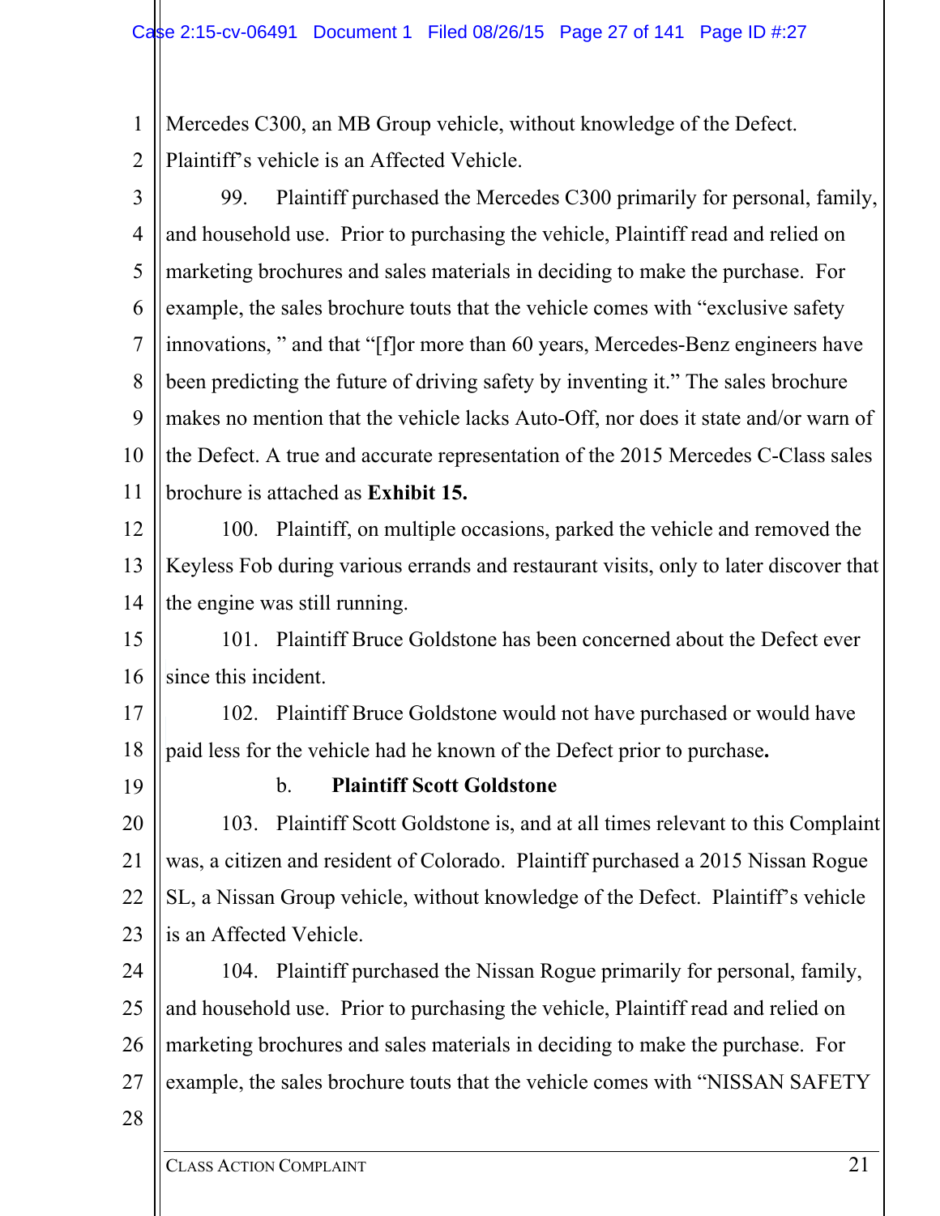Mercedes C300, an MB Group vehicle, without knowledge of the Defect. Plaintiff's vehicle is an Affected Vehicle.

99. Plaintiff purchased the Mercedes C300 primarily for personal, family, and household use. Prior to purchasing the vehicle, Plaintiff read and relied on marketing brochures and sales materials in deciding to make the purchase. For example, the sales brochure touts that the vehicle comes with "exclusive safety innovations, " and that "[f]or more than 60 years, Mercedes-Benz engineers have been predicting the future of driving safety by inventing it." The sales brochure makes no mention that the vehicle lacks Auto-Off, nor does it state and/or warn of the Defect. A true and accurate representation of the 2015 Mercedes C-Class sales brochure is attached as **Exhibit 15.**

100. Plaintiff, on multiple occasions, parked the vehicle and removed the Keyless Fob during various errands and restaurant visits, only to later discover that the engine was still running.

101. Plaintiff Bruce Goldstone has been concerned about the Defect ever since this incident.

102. Plaintiff Bruce Goldstone would not have purchased or would have paid less for the vehicle had he known of the Defect prior to purchase**.**

b. **Plaintiff Scott Goldstone**

103. Plaintiff Scott Goldstone is, and at all times relevant to this Complaint was, a citizen and resident of Colorado. Plaintiff purchased a 2015 Nissan Rogue SL, a Nissan Group vehicle, without knowledge of the Defect. Plaintiff's vehicle is an Affected Vehicle.

104. Plaintiff purchased the Nissan Rogue primarily for personal, family, and household use. Prior to purchasing the vehicle, Plaintiff read and relied on marketing brochures and sales materials in deciding to make the purchase. For example, the sales brochure touts that the vehicle comes with "NISSAN SAFETY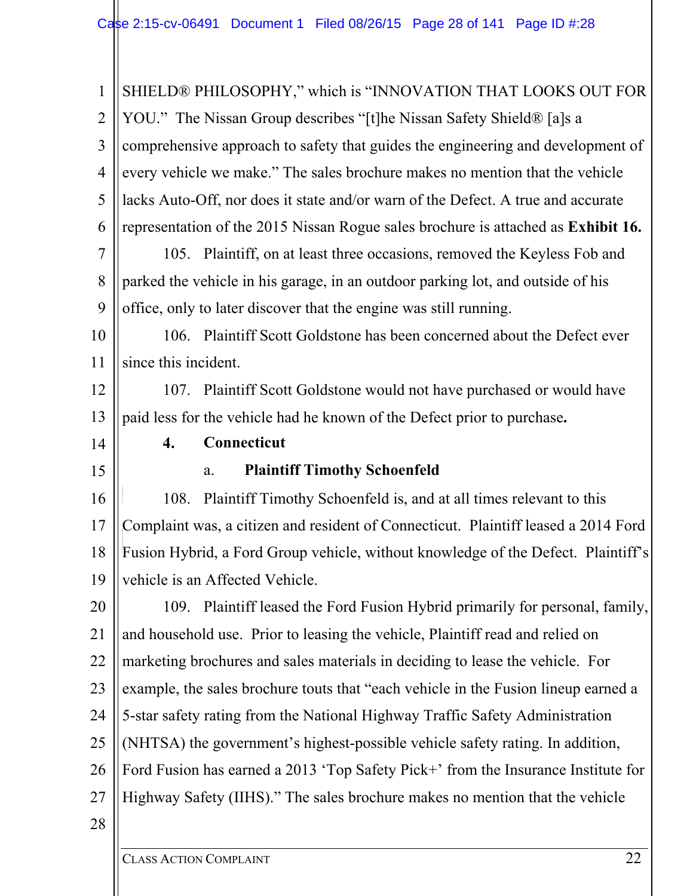SHIELD® PHILOSOPHY," which is "INNOVATION THAT LOOKS OUT FOR YOU." The Nissan Group describes "[t]he Nissan Safety Shield® [a]s a comprehensive approach to safety that guides the engineering and development of every vehicle we make." The sales brochure makes no mention that the vehicle lacks Auto-Off, nor does it state and/or warn of the Defect. A true and accurate representation of the 2015 Nissan Rogue sales brochure is attached as **Exhibit 16.**

105. Plaintiff, on at least three occasions, removed the Keyless Fob and parked the vehicle in his garage, in an outdoor parking lot, and outside of his office, only to later discover that the engine was still running.

106. Plaintiff Scott Goldstone has been concerned about the Defect ever since this incident.

107. Plaintiff Scott Goldstone would not have purchased or would have paid less for the vehicle had he known of the Defect prior to purchase.

#### 4. Connecticut

##### a. Plaintiff Timothy Schoenfeld

108. Plaintiff Timothy Schoenfeld is, and at all times relevant to this Complaint was, a citizen and resident of Connecticut. Plaintiff leased a 2014 Ford Fusion Hybrid, a Ford Group vehicle, without knowledge of the Defect. Plaintiff's vehicle is an Affected Vehicle.

109. Plaintiff leased the Ford Fusion Hybrid primarily for personal, family, and household use. Prior to leasing the vehicle, Plaintiff read and relied on marketing brochures and sales materials in deciding to lease the vehicle. For example, the sales brochure touts that "each vehicle in the Fusion lineup earned a 5-star safety rating from the National Highway Traffic Safety Administration (NHTSA) the government's highest-possible vehicle safety rating. In addition, Ford Fusion has earned a 2013 'Top Safety Pick+' from the Insurance Institute for Highway Safety (IIHS)." The sales brochure makes no mention that the vehicle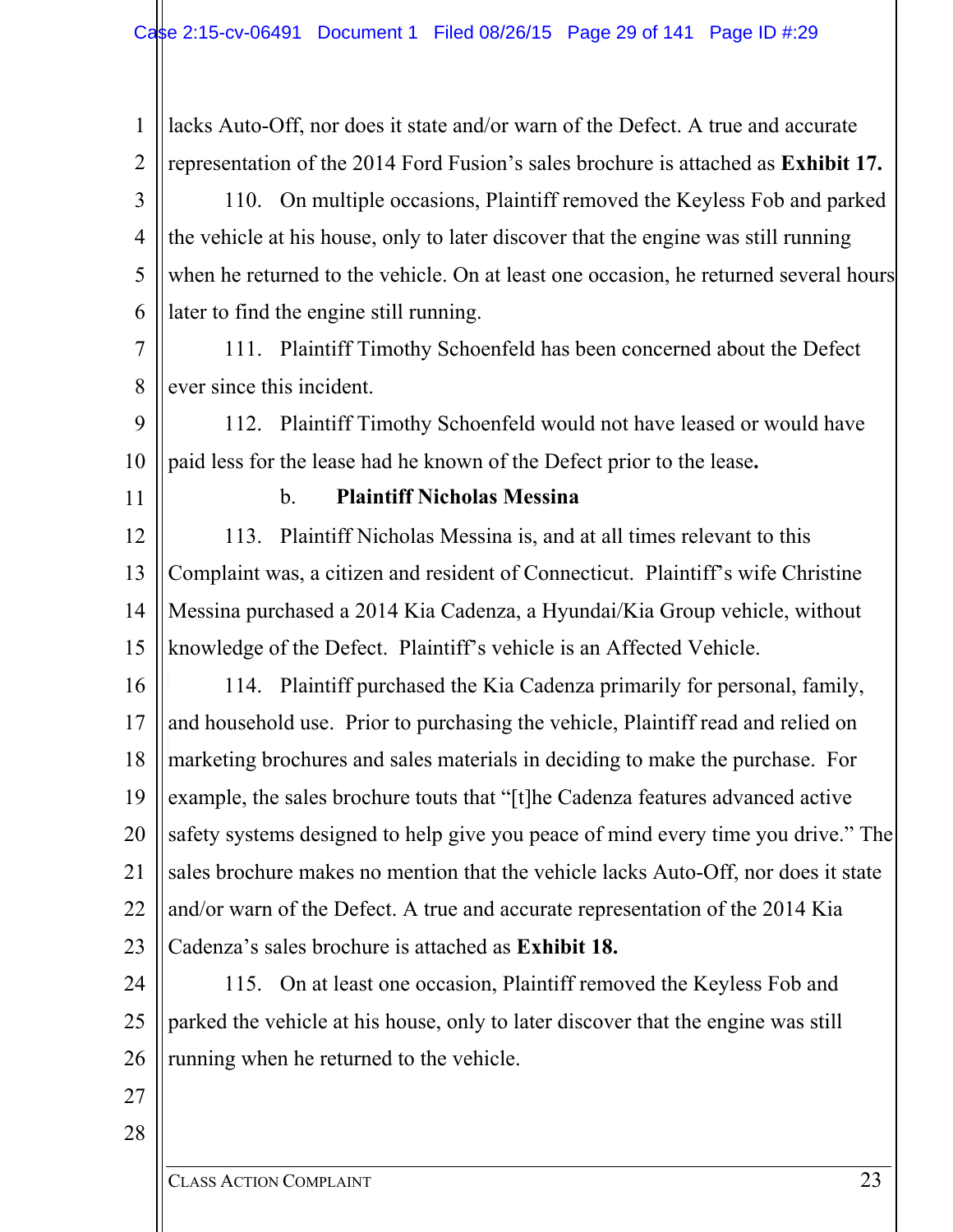lacks Auto-Off, nor does it state and/or warn of the Defect. A true and accurate representation of the 2014 Ford Fusion's sales brochure is attached as **Exhibit 17.**

110. On multiple occasions, Plaintiff removed the Keyless Fob and parked the vehicle at his house, only to later discover that the engine was still running when he returned to the vehicle. On at least one occasion, he returned several hours later to find the engine still running.

111. Plaintiff Timothy Schoenfeld has been concerned about the Defect ever since this incident.

112. Plaintiff Timothy Schoenfeld would not have leased or would have paid less for the lease had he known of the Defect prior to the lease**.**

b. **Plaintiff Nicholas Messina**

113. Plaintiff Nicholas Messina is, and at all times relevant to this Complaint was, a citizen and resident of Connecticut. Plaintiff's wife Christine Messina purchased a 2014 Kia Cadenza, a Hyundai/Kia Group vehicle, without knowledge of the Defect. Plaintiff's vehicle is an Affected Vehicle.

114. Plaintiff purchased the Kia Cadenza primarily for personal, family, and household use. Prior to purchasing the vehicle, Plaintiff read and relied on marketing brochures and sales materials in deciding to make the purchase. For example, the sales brochure touts that "[t]he Cadenza features advanced active safety systems designed to help give you peace of mind every time you drive." The sales brochure makes no mention that the vehicle lacks Auto-Off, nor does it state and/or warn of the Defect. A true and accurate representation of the 2014 Kia Cadenza's sales brochure is attached as **Exhibit 18.**

115. On at least one occasion, Plaintiff removed the Keyless Fob and parked the vehicle at his house, only to later discover that the engine was still running when he returned to the vehicle.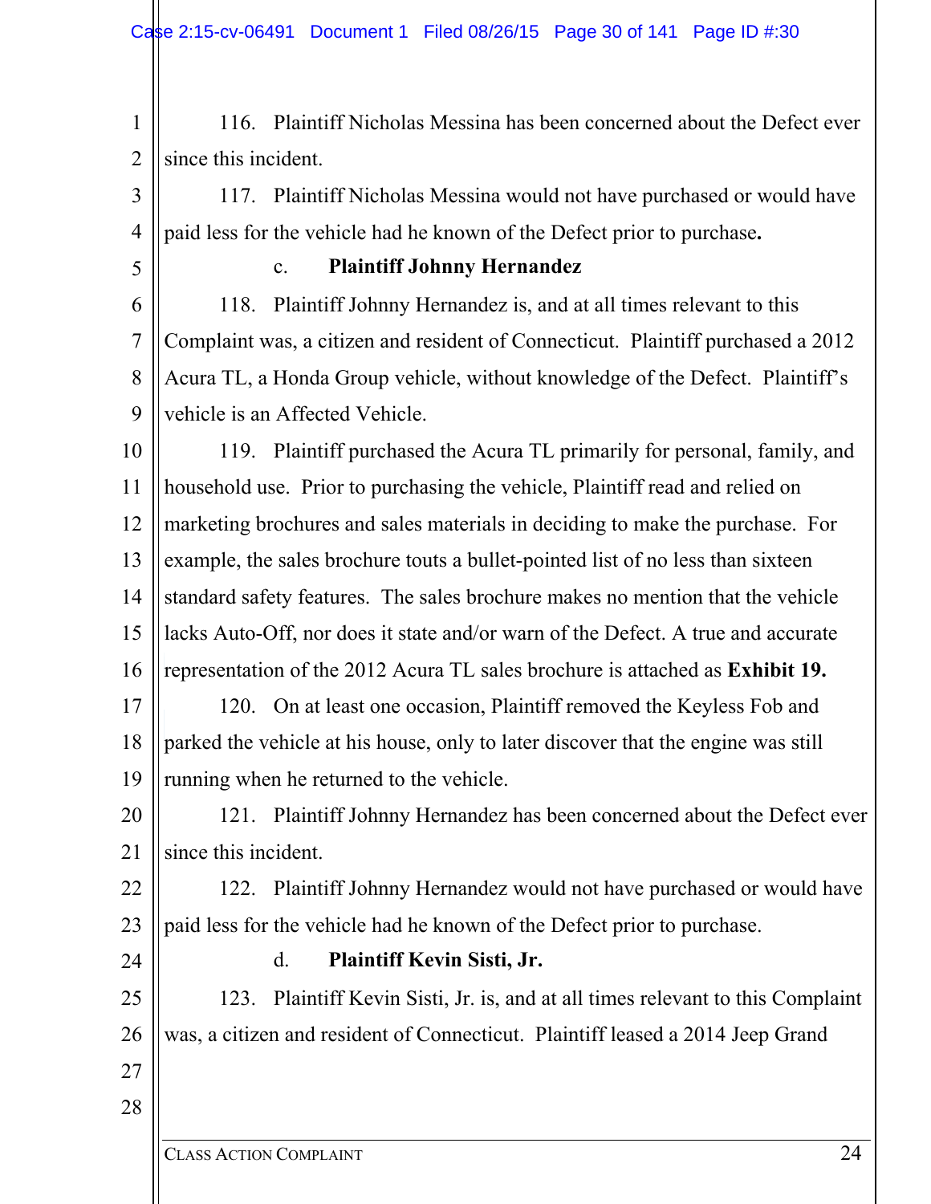116. Plaintiff Nicholas Messina has been concerned about the Defect ever since this incident.

117. Plaintiff Nicholas Messina would not have purchased or would have paid less for the vehicle had he known of the Defect prior to purchase.

c. **Plaintiff Johnny Hernandez**

118. Plaintiff Johnny Hernandez is, and at all times relevant to this Complaint was, a citizen and resident of Connecticut. Plaintiff purchased a 2012 Acura TL, a Honda Group vehicle, without knowledge of the Defect. Plaintiff's vehicle is an Affected Vehicle.

119. Plaintiff purchased the Acura TL primarily for personal, family, and household use. Prior to purchasing the vehicle, Plaintiff read and relied on marketing brochures and sales materials in deciding to make the purchase. For example, the sales brochure touts a bullet-pointed list of no less than sixteen standard safety features. The sales brochure makes no mention that the vehicle lacks Auto-Off, nor does it state and/or warn of the Defect. A true and accurate representation of the 2012 Acura TL sales brochure is attached as **Exhibit 19.**

120. On at least one occasion, Plaintiff removed the Keyless Fob and parked the vehicle at his house, only to later discover that the engine was still running when he returned to the vehicle.

121. Plaintiff Johnny Hernandez has been concerned about the Defect ever since this incident.

122. Plaintiff Johnny Hernandez would not have purchased or would have paid less for the vehicle had he known of the Defect prior to purchase.

d. **Plaintiff Kevin Sisti, Jr.**

123. Plaintiff Kevin Sisti, Jr. is, and at all times relevant to this Complaint was, a citizen and resident of Connecticut. Plaintiff leased a 2014 Jeep Grand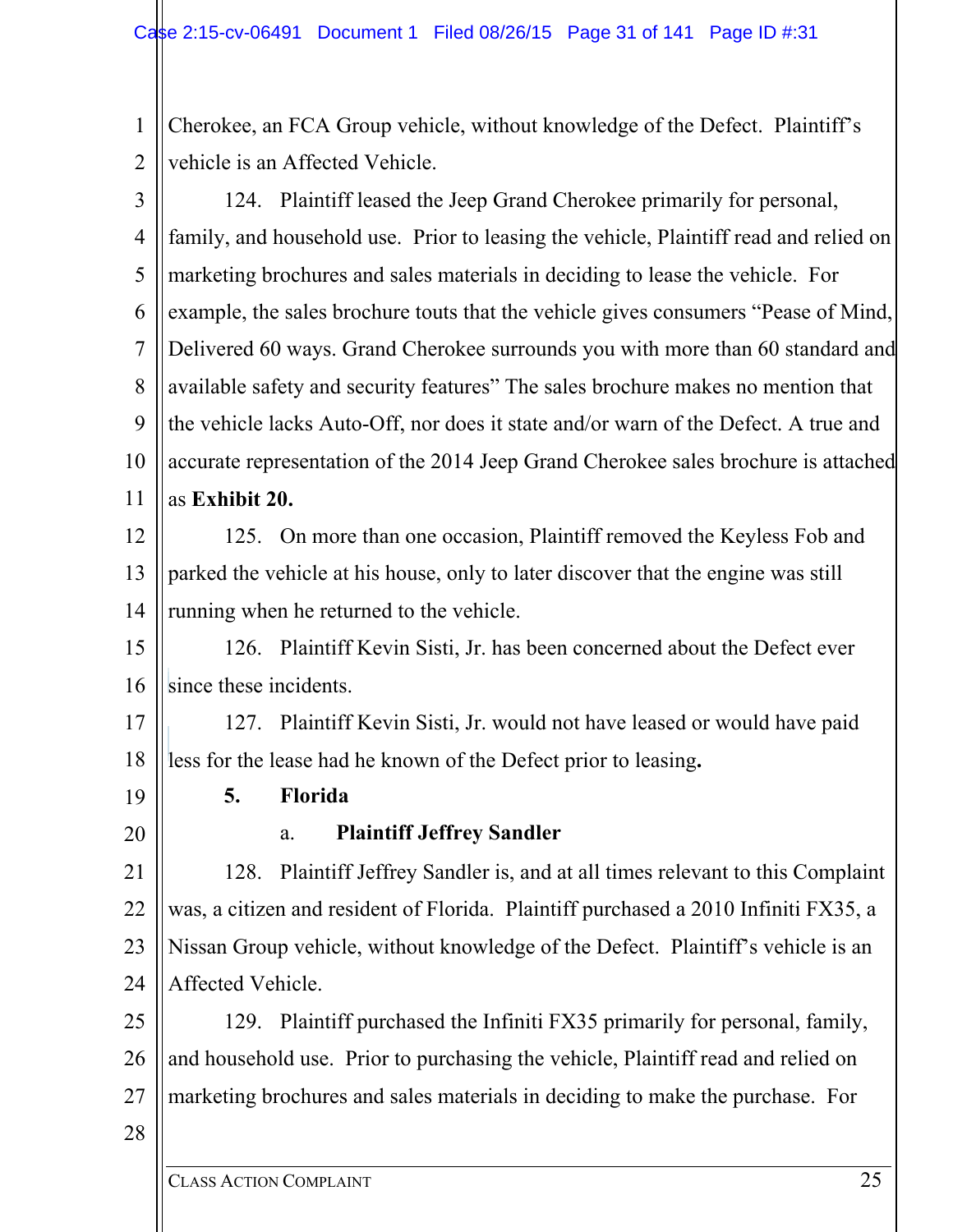Cherokee, an FCA Group vehicle, without knowledge of the Defect. Plaintiff's vehicle is an Affected Vehicle.

124. Plaintiff leased the Jeep Grand Cherokee primarily for personal, family, and household use. Prior to leasing the vehicle, Plaintiff read and relied on marketing brochures and sales materials in deciding to lease the vehicle. For example, the sales brochure touts that the vehicle gives consumers "Pease of Mind, Delivered 60 ways. Grand Cherokee surrounds you with more than 60 standard and available safety and security features" The sales brochure makes no mention that the vehicle lacks Auto-Off, nor does it state and/or warn of the Defect. A true and accurate representation of the 2014 Jeep Grand Cherokee sales brochure is attached as **Exhibit 20.**

125. On more than one occasion, Plaintiff removed the Keyless Fob and parked the vehicle at his house, only to later discover that the engine was still running when he returned to the vehicle.

126. Plaintiff Kevin Sisti, Jr. has been concerned about the Defect ever since these incidents.

127. Plaintiff Kevin Sisti, Jr. would not have leased or would have paid less for the lease had he known of the Defect prior to leasing.

**5. Florida**

**a. Plaintiff Jeffrey Sandler**

128. Plaintiff Jeffrey Sandler is, and at all times relevant to this Complaint was, a citizen and resident of Florida. Plaintiff purchased a 2010 Infiniti FX35, a Nissan Group vehicle, without knowledge of the Defect. Plaintiff's vehicle is an Affected Vehicle.

129. Plaintiff purchased the Infiniti FX35 primarily for personal, family, and household use. Prior to purchasing the vehicle, Plaintiff read and relied on marketing brochures and sales materials in deciding to make the purchase. For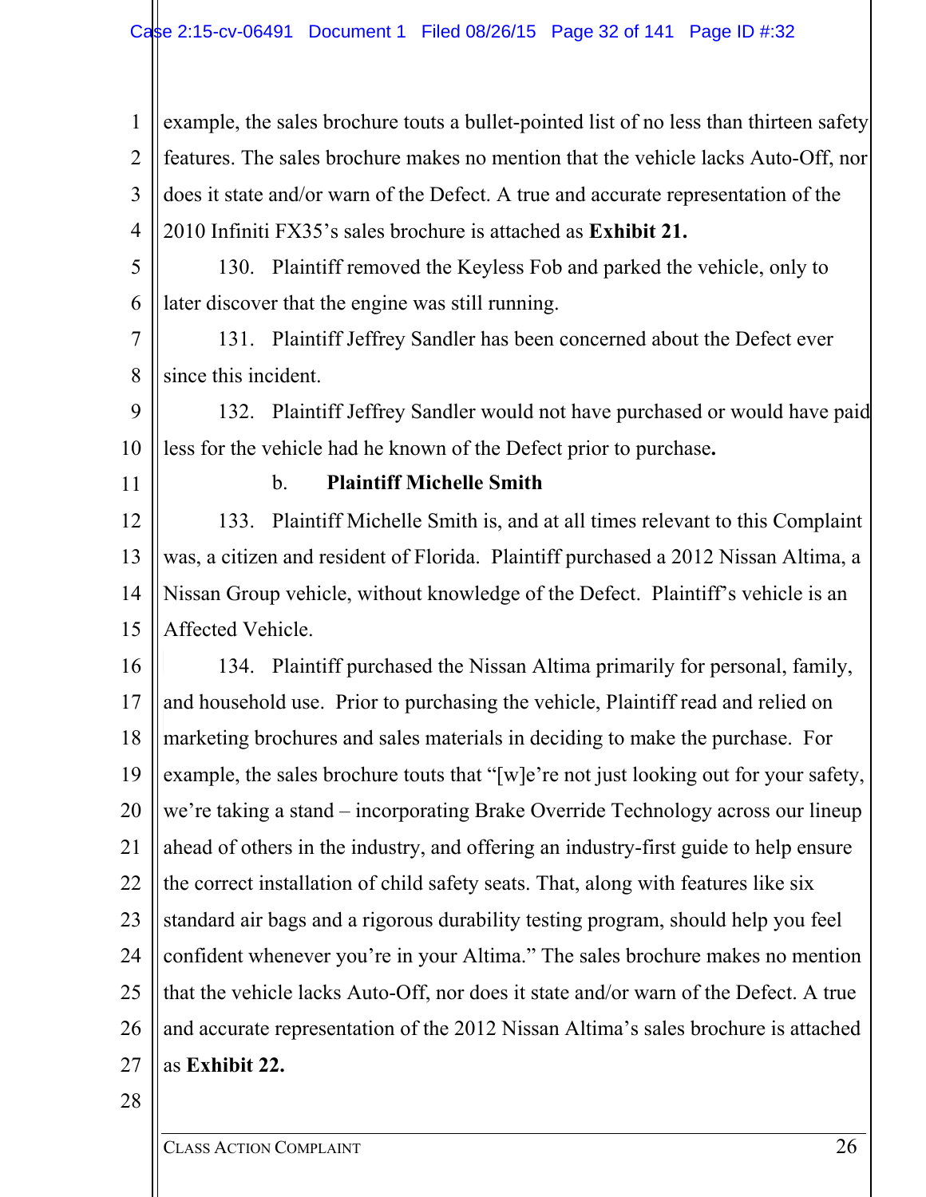example, the sales brochure touts a bullet-pointed list of no less than thirteen safety features. The sales brochure makes no mention that the vehicle lacks Auto-Off, nor does it state and/or warn of the Defect. A true and accurate representation of the 2010 Infiniti FX35's sales brochure is attached as **Exhibit 21.**

130. Plaintiff removed the Keyless Fob and parked the vehicle, only to later discover that the engine was still running.

131. Plaintiff Jeffrey Sandler has been concerned about the Defect ever since this incident.

132. Plaintiff Jeffrey Sandler would not have purchased or would have paid less for the vehicle had he known of the Defect prior to purchase**.**

b. **Plaintiff Michelle Smith**

133. Plaintiff Michelle Smith is, and at all times relevant to this Complaint was, a citizen and resident of Florida. Plaintiff purchased a 2012 Nissan Altima, a Nissan Group vehicle, without knowledge of the Defect. Plaintiff's vehicle is an Affected Vehicle.

134. Plaintiff purchased the Nissan Altima primarily for personal, family, and household use. Prior to purchasing the vehicle, Plaintiff read and relied on marketing brochures and sales materials in deciding to make the purchase. For example, the sales brochure touts that "[w]e're not just looking out for your safety, we're taking a stand – incorporating Brake Override Technology across our lineup ahead of others in the industry, and offering an industry-first guide to help ensure the correct installation of child safety seats. That, along with features like six standard air bags and a rigorous durability testing program, should help you feel confident whenever you're in your Altima." The sales brochure makes no mention that the vehicle lacks Auto-Off, nor does it state and/or warn of the Defect. A true and accurate representation of the 2012 Nissan Altima's sales brochure is attached as **Exhibit 22.**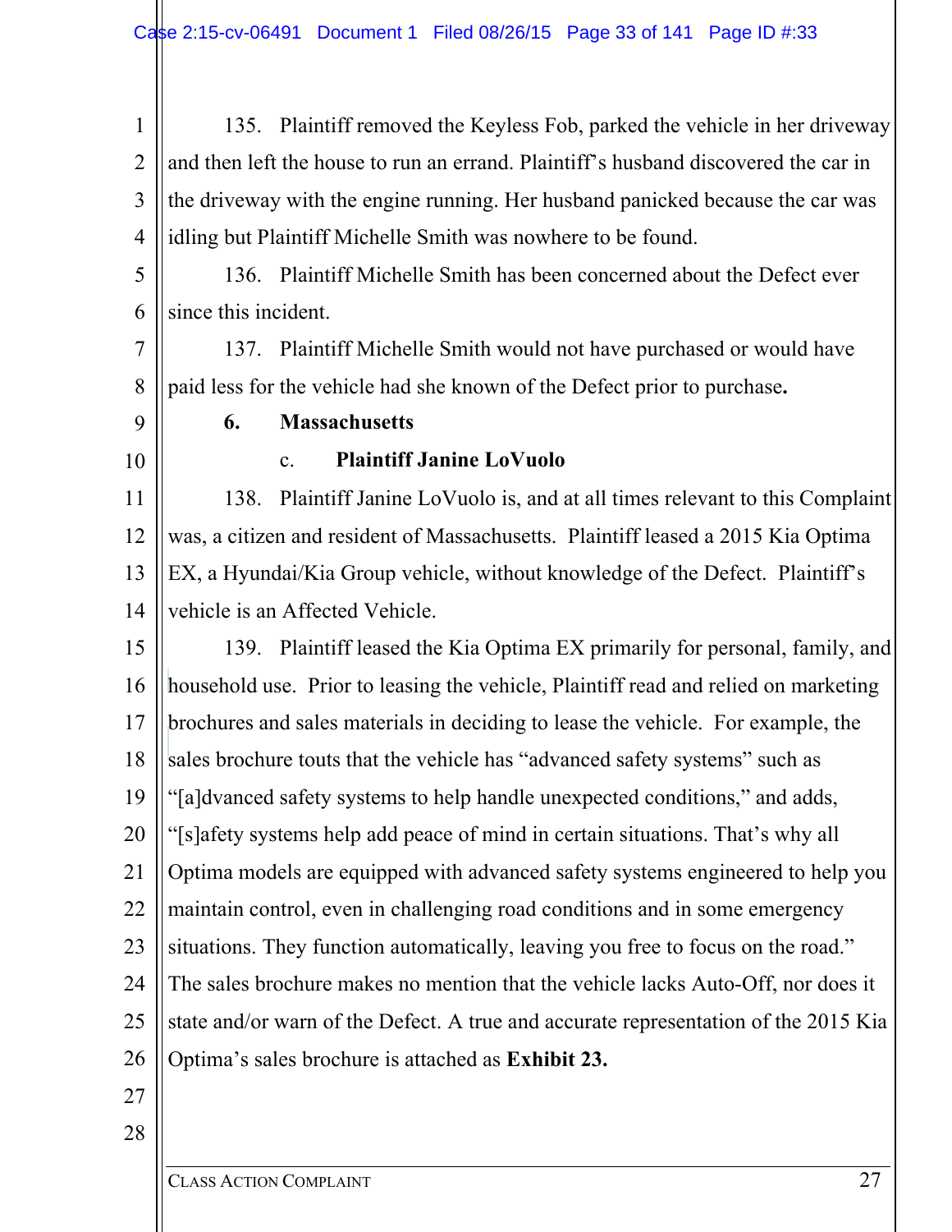135. Plaintiff removed the Keyless Fob, parked the vehicle in her driveway and then left the house to run an errand. Plaintiff's husband discovered the car in the driveway with the engine running. Her husband panicked because the car was idling but Plaintiff Michelle Smith was nowhere to be found.

136. Plaintiff Michelle Smith has been concerned about the Defect ever since this incident.

137. Plaintiff Michelle Smith would not have purchased or would have paid less for the vehicle had she known of the Defect prior to purchase**.**

**6. Massachusetts**

c. **Plaintiff Janine LoVuolo**

138. Plaintiff Janine LoVuolo is, and at all times relevant to this Complaint was, a citizen and resident of Massachusetts. Plaintiff leased a 2015 Kia Optima EX, a Hyundai/Kia Group vehicle, without knowledge of the Defect. Plaintiff's vehicle is an Affected Vehicle.

139. Plaintiff leased the Kia Optima EX primarily for personal, family, and household use. Prior to leasing the vehicle, Plaintiff read and relied on marketing brochures and sales materials in deciding to lease the vehicle. For example, the sales brochure touts that the vehicle has "advanced safety systems" such as "[a]dvanced safety systems to help handle unexpected conditions," and adds, "[s]afety systems help add peace of mind in certain situations. That's why all Optima models are equipped with advanced safety systems engineered to help you maintain control, even in challenging road conditions and in some emergency situations. They function automatically, leaving you free to focus on the road." The sales brochure makes no mention that the vehicle lacks Auto-Off, nor does it state and/or warn of the Defect. A true and accurate representation of the 2015 Kia Optima's sales brochure is attached as **Exhibit 23.**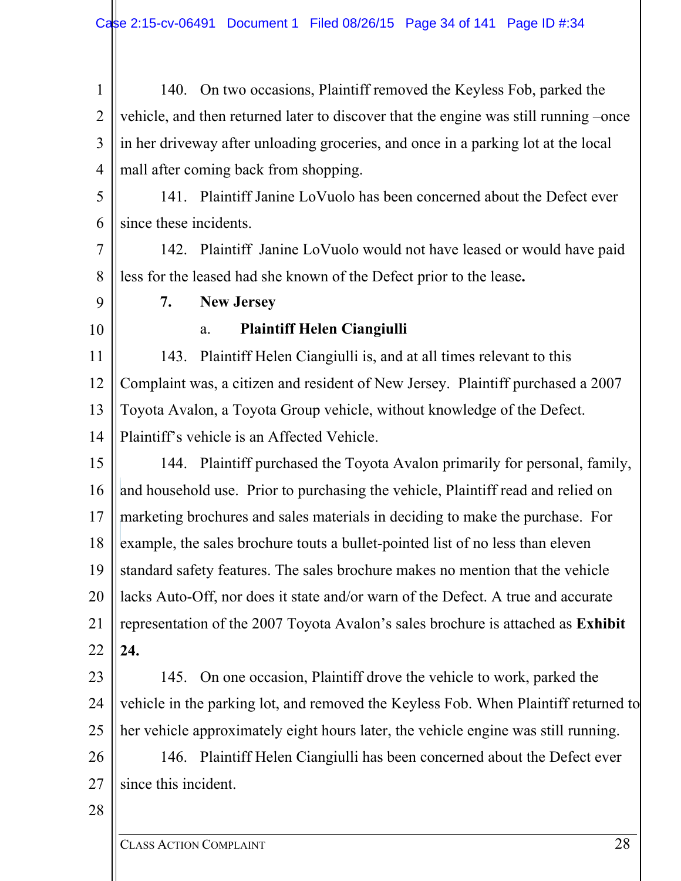140. On two occasions, Plaintiff removed the Keyless Fob, parked the vehicle, and then returned later to discover that the engine was still running –once in her driveway after unloading groceries, and once in a parking lot at the local mall after coming back from shopping.

141. Plaintiff Janine LoVuolo has been concerned about the Defect ever since these incidents.

142. Plaintiff Janine LoVuolo would not have leased or would have paid less for the leased had she known of the Defect prior to the lease**.**

**7. New Jersey**

**a. Plaintiff Helen Ciangiulli**

143. Plaintiff Helen Ciangiulli is, and at all times relevant to this Complaint was, a citizen and resident of New Jersey. Plaintiff purchased a 2007 Toyota Avalon, a Toyota Group vehicle, without knowledge of the Defect. Plaintiff's vehicle is an Affected Vehicle.

144. Plaintiff purchased the Toyota Avalon primarily for personal, family, and household use. Prior to purchasing the vehicle, Plaintiff read and relied on marketing brochures and sales materials in deciding to make the purchase. For example, the sales brochure touts a bullet-pointed list of no less than eleven standard safety features. The sales brochure makes no mention that the vehicle lacks Auto-Off, nor does it state and/or warn of the Defect. A true and accurate representation of the 2007 Toyota Avalon's sales brochure is attached as **Exhibit 24.**

145. On one occasion, Plaintiff drove the vehicle to work, parked the vehicle in the parking lot, and removed the Keyless Fob. When Plaintiff returned to her vehicle approximately eight hours later, the vehicle engine was still running.

146. Plaintiff Helen Ciangiulli has been concerned about the Defect ever since this incident.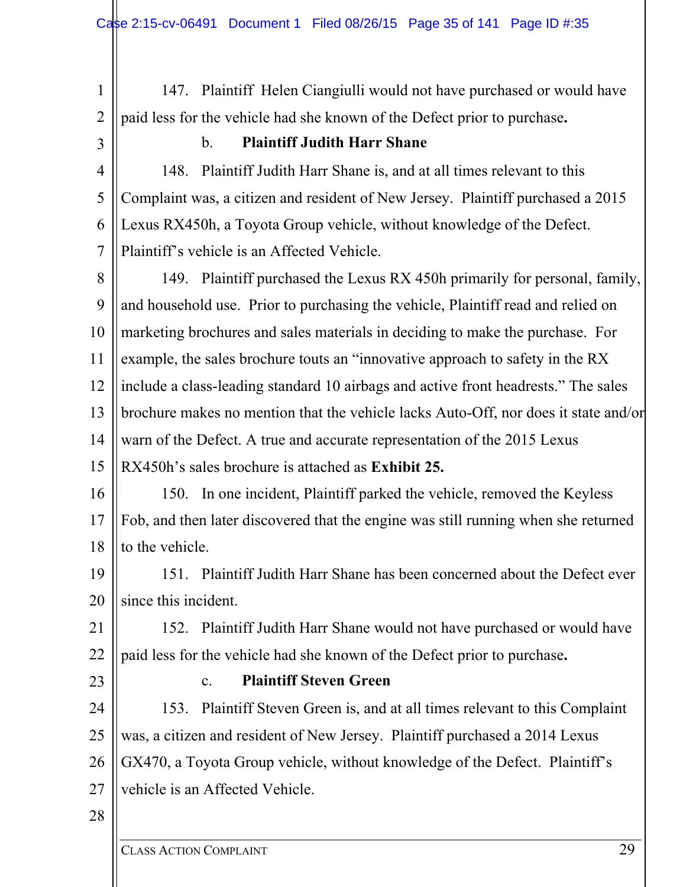147. Plaintiff Helen Ciangiulli would not have purchased or would have paid less for the vehicle had she known of the Defect prior to purchase**.**

b. **Plaintiff Judith Harr Shane**

148. Plaintiff Judith Harr Shane is, and at all times relevant to this Complaint was, a citizen and resident of New Jersey. Plaintiff purchased a 2015 Lexus RX450h, a Toyota Group vehicle, without knowledge of the Defect. Plaintiff's vehicle is an Affected Vehicle.

149. Plaintiff purchased the Lexus RX 450h primarily for personal, family, and household use. Prior to purchasing the vehicle, Plaintiff read and relied on marketing brochures and sales materials in deciding to make the purchase. For example, the sales brochure touts an "innovative approach to safety in the RX include a class-leading standard 10 airbags and active front headrests." The sales brochure makes no mention that the vehicle lacks Auto-Off, nor does it state and/or warn of the Defect. A true and accurate representation of the 2015 Lexus RX450h's sales brochure is attached as **Exhibit 25.**

150. In one incident, Plaintiff parked the vehicle, removed the Keyless Fob, and then later discovered that the engine was still running when she returned to the vehicle.

151. Plaintiff Judith Harr Shane has been concerned about the Defect ever since this incident.

152. Plaintiff Judith Harr Shane would not have purchased or would have paid less for the vehicle had she known of the Defect prior to purchase**.**

c. **Plaintiff Steven Green**

153. Plaintiff Steven Green is, and at all times relevant to this Complaint was, a citizen and resident of New Jersey. Plaintiff purchased a 2014 Lexus GX470, a Toyota Group vehicle, without knowledge of the Defect. Plaintiff's vehicle is an Affected Vehicle.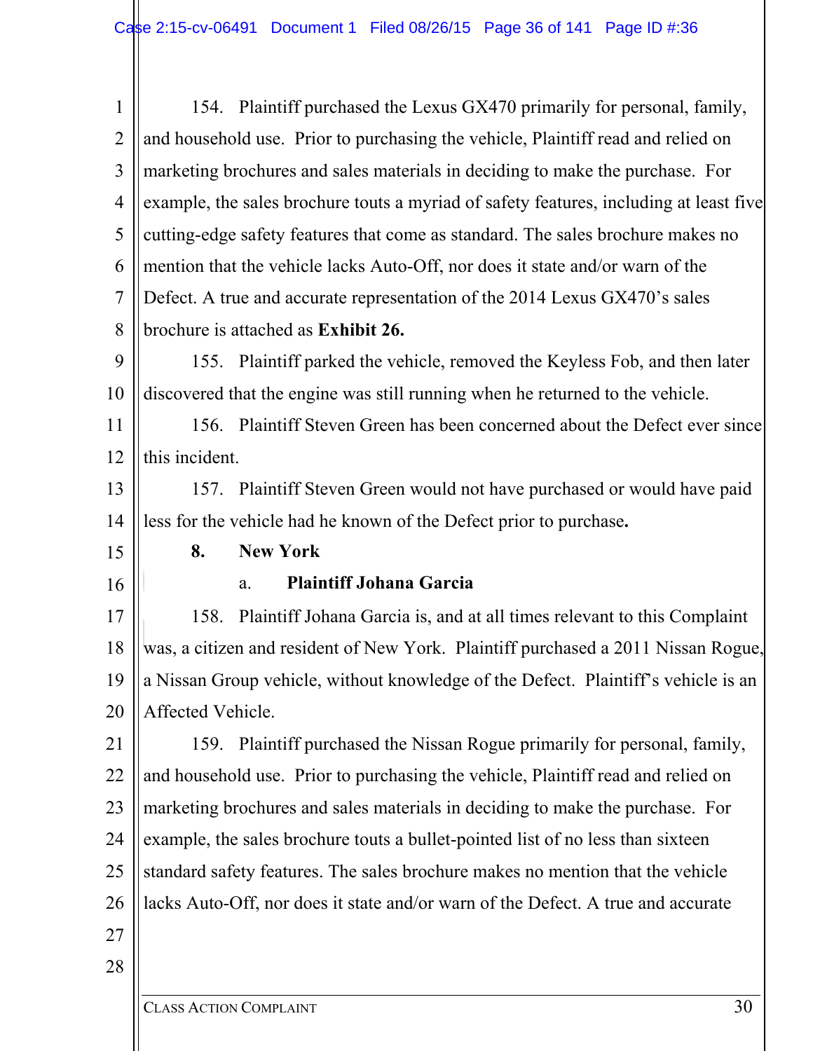154. Plaintiff purchased the Lexus GX470 primarily for personal, family, and household use. Prior to purchasing the vehicle, Plaintiff read and relied on marketing brochures and sales materials in deciding to make the purchase. For example, the sales brochure touts a myriad of safety features, including at least five cutting-edge safety features that come as standard. The sales brochure makes no mention that the vehicle lacks Auto-Off, nor does it state and/or warn of the Defect. A true and accurate representation of the 2014 Lexus GX470's sales brochure is attached as **Exhibit 26.**

155. Plaintiff parked the vehicle, removed the Keyless Fob, and then later discovered that the engine was still running when he returned to the vehicle.

156. Plaintiff Steven Green has been concerned about the Defect ever since this incident.

157. Plaintiff Steven Green would not have purchased or would have paid less for the vehicle had he known of the Defect prior to purchase**.**

**8. New York**

**a. Plaintiff Johana Garcia**

158. Plaintiff Johana Garcia is, and at all times relevant to this Complaint was, a citizen and resident of New York. Plaintiff purchased a 2011 Nissan Rogue, a Nissan Group vehicle, without knowledge of the Defect. Plaintiff's vehicle is an Affected Vehicle.

159. Plaintiff purchased the Nissan Rogue primarily for personal, family, and household use. Prior to purchasing the vehicle, Plaintiff read and relied on marketing brochures and sales materials in deciding to make the purchase. For example, the sales brochure touts a bullet-pointed list of no less than sixteen standard safety features. The sales brochure makes no mention that the vehicle lacks Auto-Off, nor does it state and/or warn of the Defect. A true and accurate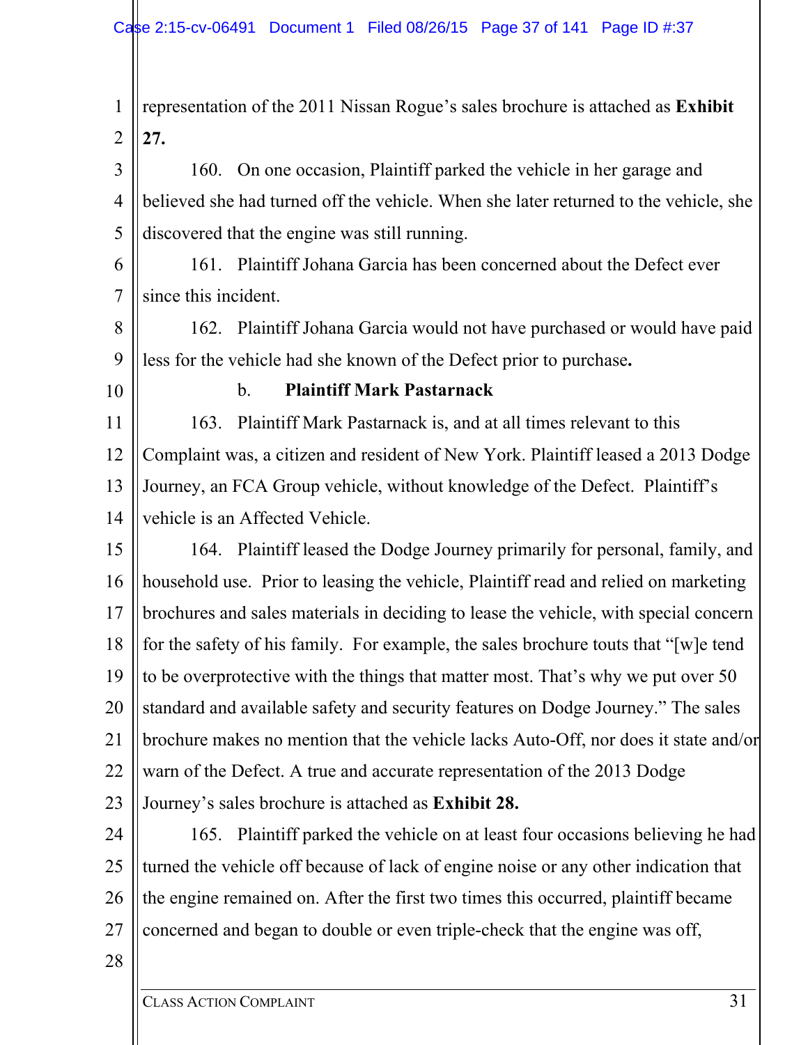representation of the 2011 Nissan Rogue's sales brochure is attached as **Exhibit 27.**

160. On one occasion, Plaintiff parked the vehicle in her garage and believed she had turned off the vehicle. When she later returned to the vehicle, she discovered that the engine was still running.

161. Plaintiff Johana Garcia has been concerned about the Defect ever since this incident.

162. Plaintiff Johana Garcia would not have purchased or would have paid less for the vehicle had she known of the Defect prior to purchase**.**

b. **Plaintiff Mark Pastarnack**

163. Plaintiff Mark Pastarnack is, and at all times relevant to this Complaint was, a citizen and resident of New York. Plaintiff leased a 2013 Dodge Journey, an FCA Group vehicle, without knowledge of the Defect. Plaintiff's vehicle is an Affected Vehicle.

164. Plaintiff leased the Dodge Journey primarily for personal, family, and household use. Prior to leasing the vehicle, Plaintiff read and relied on marketing brochures and sales materials in deciding to lease the vehicle, with special concern for the safety of his family. For example, the sales brochure touts that "[w]e tend to be overprotective with the things that matter most. That's why we put over 50 standard and available safety and security features on Dodge Journey." The sales brochure makes no mention that the vehicle lacks Auto-Off, nor does it state and/or warn of the Defect. A true and accurate representation of the 2013 Dodge Journey's sales brochure is attached as **Exhibit 28.**

165. Plaintiff parked the vehicle on at least four occasions believing he had turned the vehicle off because of lack of engine noise or any other indication that the engine remained on. After the first two times this occurred, plaintiff became concerned and began to double or even triple-check that the engine was off,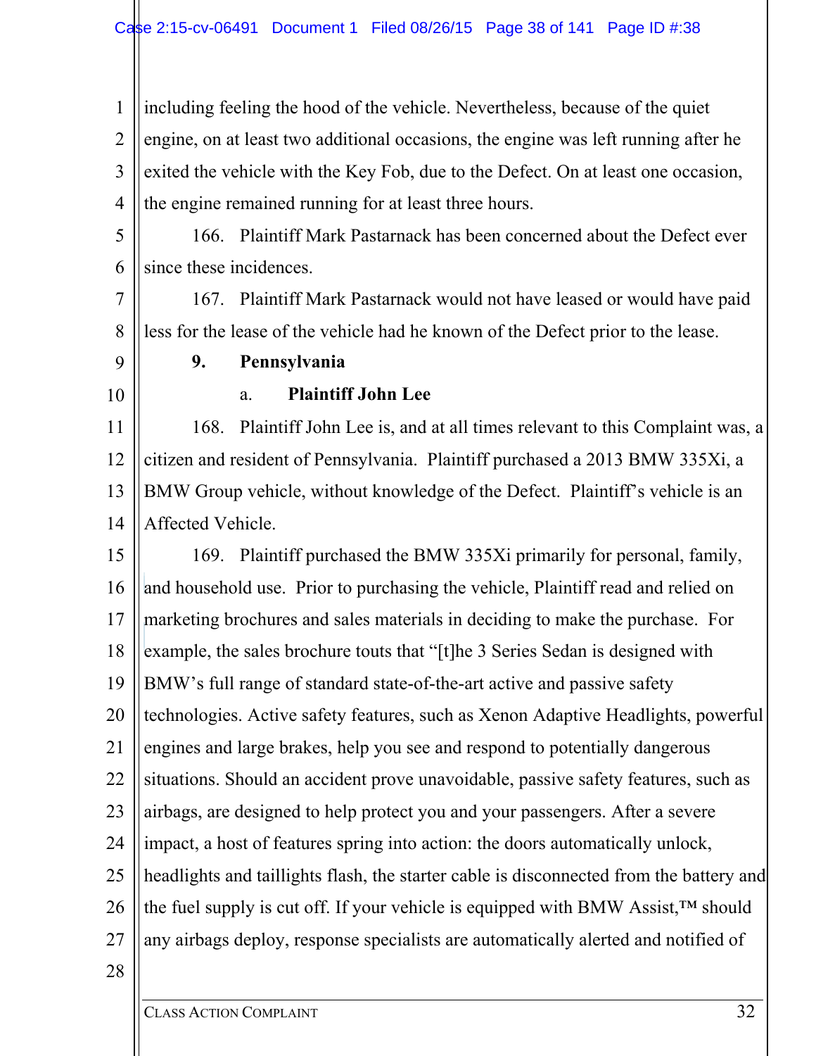including feeling the hood of the vehicle. Nevertheless, because of the quiet engine, on at least two additional occasions, the engine was left running after he exited the vehicle with the Key Fob, due to the Defect. On at least one occasion, the engine remained running for at least three hours.

166. Plaintiff Mark Pastarnack has been concerned about the Defect ever since these incidences.

167. Plaintiff Mark Pastarnack would not have leased or would have paid less for the lease of the vehicle had he known of the Defect prior to the lease.

**9. Pennsylvania**

**a. Plaintiff John Lee**

168. Plaintiff John Lee is, and at all times relevant to this Complaint was, a citizen and resident of Pennsylvania. Plaintiff purchased a 2013 BMW 335Xi, a BMW Group vehicle, without knowledge of the Defect. Plaintiff's vehicle is an Affected Vehicle.

169. Plaintiff purchased the BMW 335Xi primarily for personal, family, and household use. Prior to purchasing the vehicle, Plaintiff read and relied on marketing brochures and sales materials in deciding to make the purchase. For example, the sales brochure touts that "[t]he 3 Series Sedan is designed with BMW's full range of standard state-of-the-art active and passive safety technologies. Active safety features, such as Xenon Adaptive Headlights, powerful engines and large brakes, help you see and respond to potentially dangerous situations. Should an accident prove unavoidable, passive safety features, such as airbags, are designed to help protect you and your passengers. After a severe impact, a host of features spring into action: the doors automatically unlock, headlights and taillights flash, the starter cable is disconnected from the battery and the fuel supply is cut off. If your vehicle is equipped with BMW Assist,™ should any airbags deploy, response specialists are automatically alerted and notified of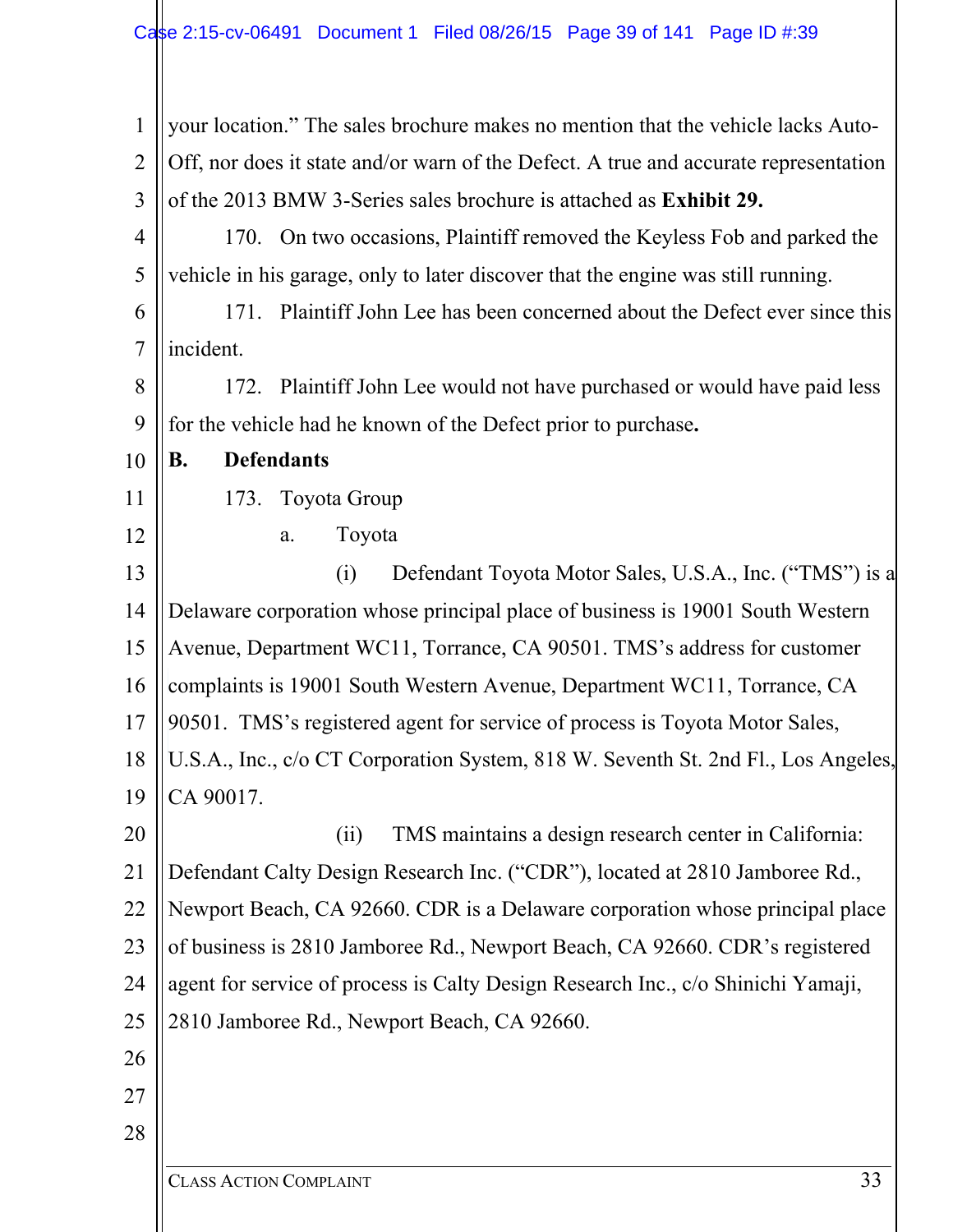your location." The sales brochure makes no mention that the vehicle lacks Auto-Off, nor does it state and/or warn of the Defect. A true and accurate representation of the 2013 BMW 3-Series sales brochure is attached as **Exhibit 29.**

170. On two occasions, Plaintiff removed the Keyless Fob and parked the vehicle in his garage, only to later discover that the engine was still running.

171. Plaintiff John Lee has been concerned about the Defect ever since this incident.

172. Plaintiff John Lee would not have purchased or would have paid less for the vehicle had he known of the Defect prior to purchase**.**

**B. Defendants**

173. Toyota Group

a. Toyota

(i) Defendant Toyota Motor Sales, U.S.A., Inc. ("TMS") is a Delaware corporation whose principal place of business is 19001 South Western Avenue, Department WC11, Torrance, CA 90501. TMS's address for customer complaints is 19001 South Western Avenue, Department WC11, Torrance, CA 90501. TMS's registered agent for service of process is Toyota Motor Sales, U.S.A., Inc., c/o CT Corporation System, 818 W. Seventh St. 2nd Fl., Los Angeles, CA 90017.

(ii) TMS maintains a design research center in California: Defendant Calty Design Research Inc. ("CDR"), located at 2810 Jamboree Rd., Newport Beach, CA 92660. CDR is a Delaware corporation whose principal place of business is 2810 Jamboree Rd., Newport Beach, CA 92660. CDR's registered agent for service of process is Calty Design Research Inc., c/o Shinichi Yamaji, 2810 Jamboree Rd., Newport Beach, CA 92660.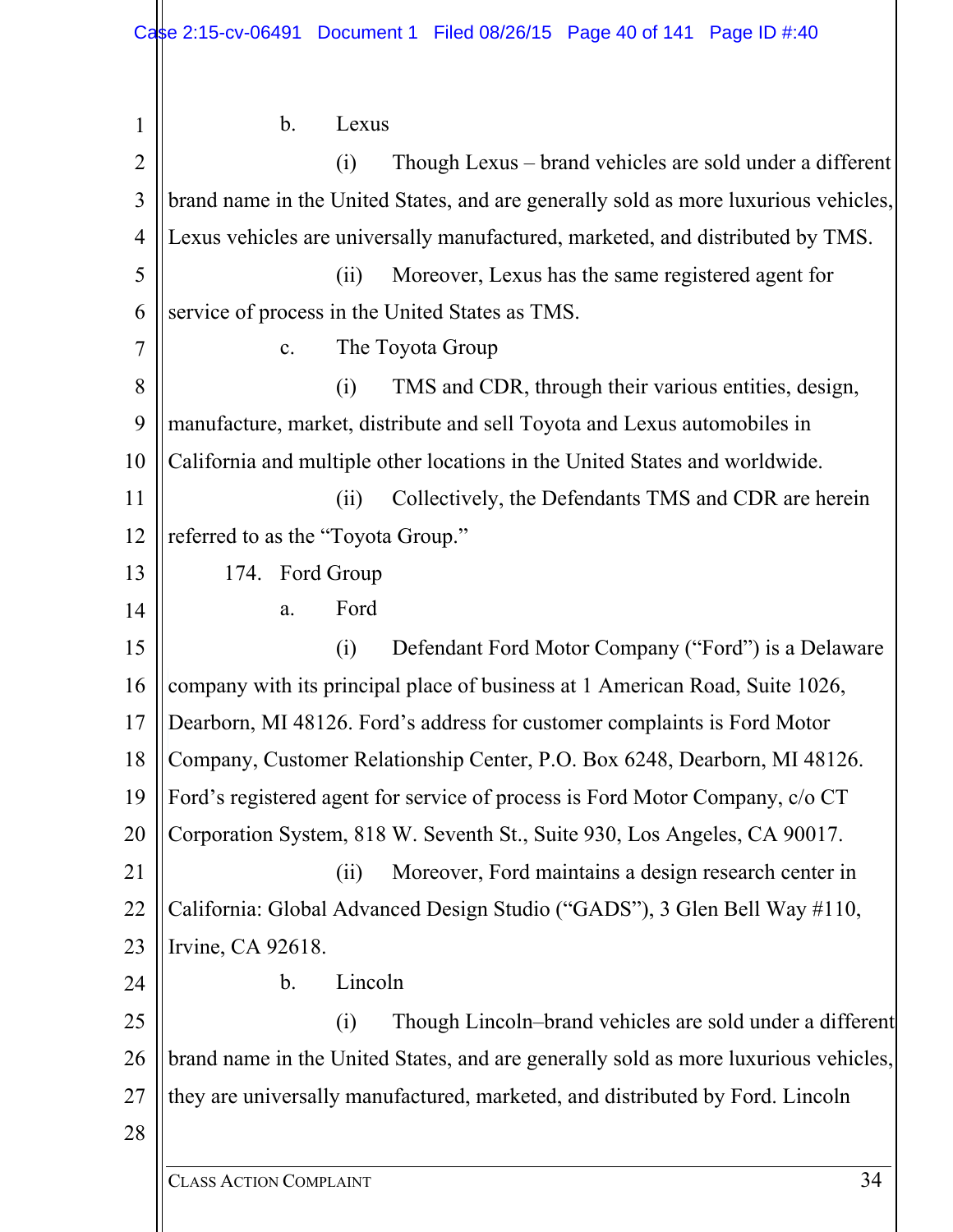b. Lexus

(i) Though Lexus – brand vehicles are sold under a different brand name in the United States, and are generally sold as more luxurious vehicles, Lexus vehicles are universally manufactured, marketed, and distributed by TMS.

(ii) Moreover, Lexus has the same registered agent for service of process in the United States as TMS.

c. The Toyota Group

(i) TMS and CDR, through their various entities, design, manufacture, market, distribute and sell Toyota and Lexus automobiles in California and multiple other locations in the United States and worldwide.

(ii) Collectively, the Defendants TMS and CDR are herein referred to as the "Toyota Group."

174. Ford Group

a. Ford

(i) Defendant Ford Motor Company ("Ford") is a Delaware company with its principal place of business at 1 American Road, Suite 1026, Dearborn, MI 48126. Ford's address for customer complaints is Ford Motor Company, Customer Relationship Center, P.O. Box 6248, Dearborn, MI 48126. Ford's registered agent for service of process is Ford Motor Company, c/o CT Corporation System, 818 W. Seventh St., Suite 930, Los Angeles, CA 90017.

(ii) Moreover, Ford maintains a design research center in California: Global Advanced Design Studio ("GADS"), 3 Glen Bell Way #110, Irvine, CA 92618.

b. Lincoln

(i) Though Lincoln–brand vehicles are sold under a different brand name in the United States, and are generally sold as more luxurious vehicles, they are universally manufactured, marketed, and distributed by Ford. Lincoln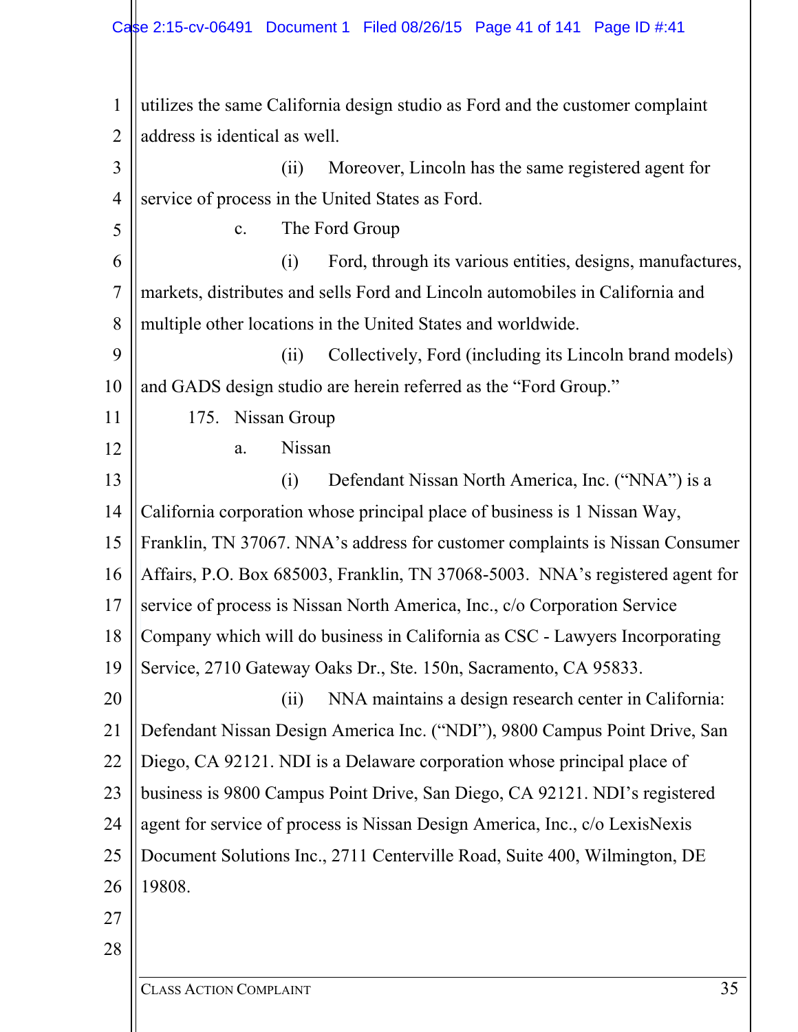utilizes the same California design studio as Ford and the customer complaint address is identical as well.

(ii) Moreover, Lincoln has the same registered agent for service of process in the United States as Ford.

c. The Ford Group

(i) Ford, through its various entities, designs, manufactures, markets, distributes and sells Ford and Lincoln automobiles in California and multiple other locations in the United States and worldwide.

(ii) Collectively, Ford (including its Lincoln brand models) and GADS design studio are herein referred as the "Ford Group."

175. Nissan Group

a. Nissan

(i) Defendant Nissan North America, Inc. ("NNA") is a California corporation whose principal place of business is 1 Nissan Way, Franklin, TN 37067. NNA's address for customer complaints is Nissan Consumer Affairs, P.O. Box 685003, Franklin, TN 37068-5003. NNA's registered agent for service of process is Nissan North America, Inc., c/o Corporation Service Company which will do business in California as CSC - Lawyers Incorporating Service, 2710 Gateway Oaks Dr., Ste. 150n, Sacramento, CA 95833.

(ii) NNA maintains a design research center in California: Defendant Nissan Design America Inc. ("NDI"), 9800 Campus Point Drive, San Diego, CA 92121. NDI is a Delaware corporation whose principal place of business is 9800 Campus Point Drive, San Diego, CA 92121. NDI's registered agent for service of process is Nissan Design America, Inc., c/o LexisNexis Document Solutions Inc., 2711 Centerville Road, Suite 400, Wilmington, DE 19808.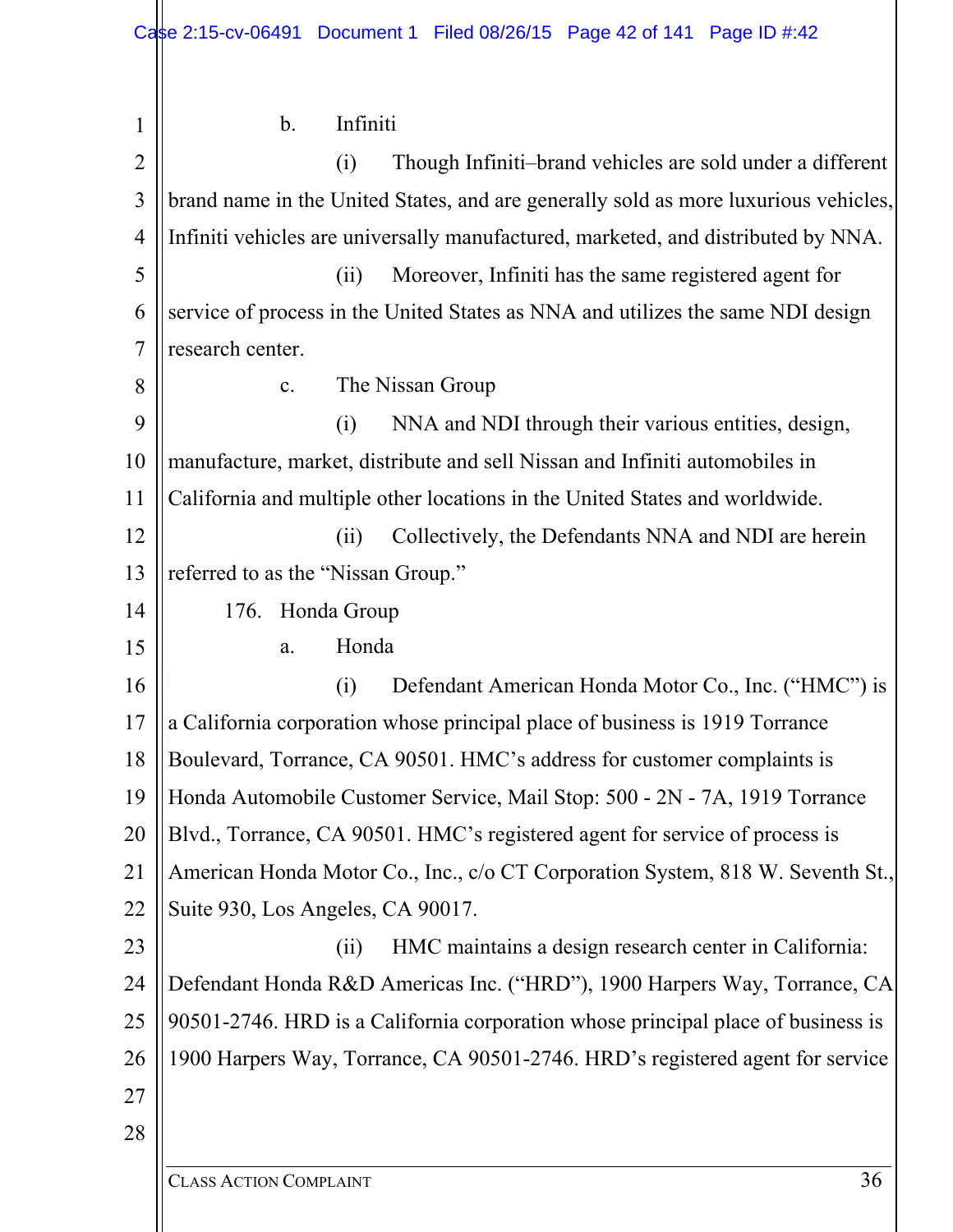b. Infiniti

(i) Though Infiniti–brand vehicles are sold under a different brand name in the United States, and are generally sold as more luxurious vehicles, Infiniti vehicles are universally manufactured, marketed, and distributed by NNA.

(ii) Moreover, Infiniti has the same registered agent for service of process in the United States as NNA and utilizes the same NDI design research center.

c. The Nissan Group

(i) NNA and NDI through their various entities, design, manufacture, market, distribute and sell Nissan and Infiniti automobiles in California and multiple other locations in the United States and worldwide.

(ii) Collectively, the Defendants NNA and NDI are herein referred to as the "Nissan Group."

176. Honda Group

a. Honda

(i) Defendant American Honda Motor Co., Inc. ("HMC") is a California corporation whose principal place of business is 1919 Torrance Boulevard, Torrance, CA 90501. HMC's address for customer complaints is Honda Automobile Customer Service, Mail Stop: 500 - 2N - 7A, 1919 Torrance Blvd., Torrance, CA 90501. HMC's registered agent for service of process is American Honda Motor Co., Inc., c/o CT Corporation System, 818 W. Seventh St., Suite 930, Los Angeles, CA 90017.

(ii) HMC maintains a design research center in California: Defendant Honda R&D Americas Inc. ("HRD"), 1900 Harpers Way, Torrance, CA 90501-2746. HRD is a California corporation whose principal place of business is 1900 Harpers Way, Torrance, CA 90501-2746. HRD's registered agent for service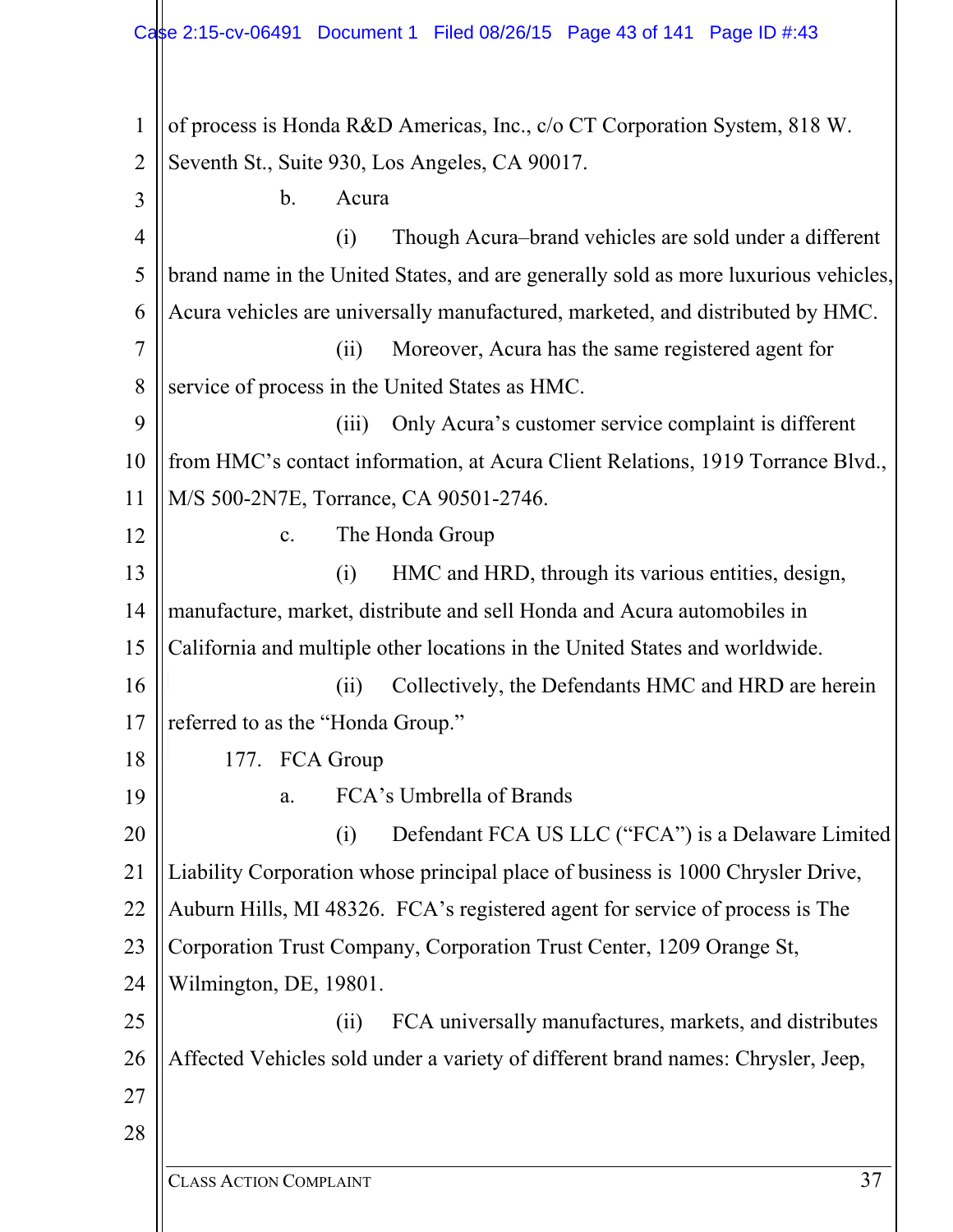of process is Honda R&D Americas, Inc., c/o CT Corporation System, 818 W. Seventh St., Suite 930, Los Angeles, CA 90017.

b. Acura

(i) Though Acura–brand vehicles are sold under a different brand name in the United States, and are generally sold as more luxurious vehicles, Acura vehicles are universally manufactured, marketed, and distributed by HMC.

(ii) Moreover, Acura has the same registered agent for service of process in the United States as HMC.

(iii) Only Acura's customer service complaint is different from HMC's contact information, at Acura Client Relations, 1919 Torrance Blvd., M/S 500-2N7E, Torrance, CA 90501-2746.

c. The Honda Group

(i) HMC and HRD, through its various entities, design, manufacture, market, distribute and sell Honda and Acura automobiles in California and multiple other locations in the United States and worldwide.

(ii) Collectively, the Defendants HMC and HRD are herein referred to as the "Honda Group."

177. FCA Group

a. FCA's Umbrella of Brands

(i) Defendant FCA US LLC ("FCA") is a Delaware Limited Liability Corporation whose principal place of business is 1000 Chrysler Drive, Auburn Hills, MI 48326. FCA's registered agent for service of process is The Corporation Trust Company, Corporation Trust Center, 1209 Orange St, Wilmington, DE, 19801.

(ii) FCA universally manufactures, markets, and distributes Affected Vehicles sold under a variety of different brand names: Chrysler, Jeep,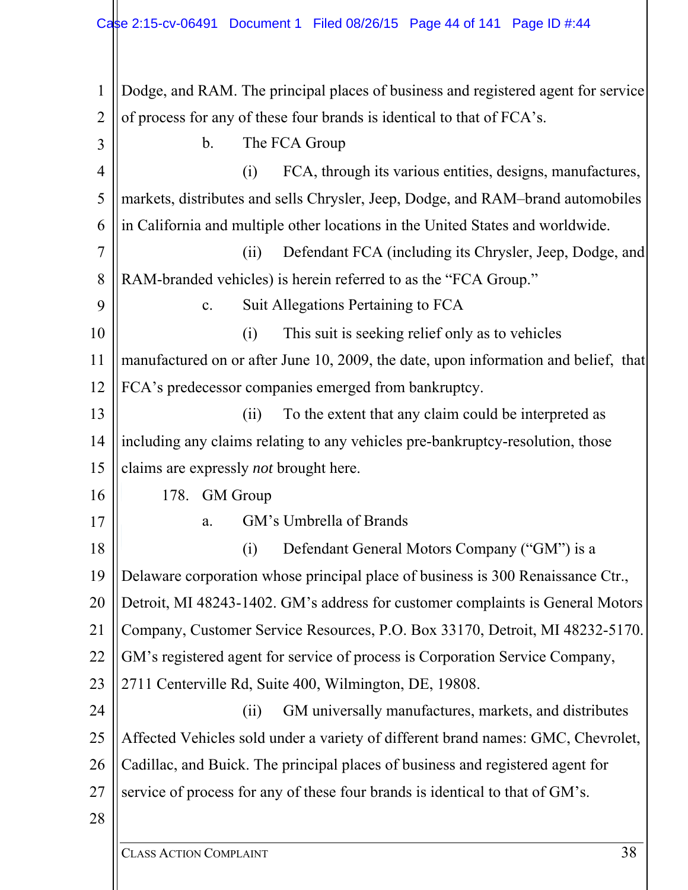Dodge, and RAM. The principal places of business and registered agent for service of process for any of these four brands is identical to that of FCA's.

b. The FCA Group

(i) FCA, through its various entities, designs, manufactures, markets, distributes and sells Chrysler, Jeep, Dodge, and RAM–brand automobiles in California and multiple other locations in the United States and worldwide.

(ii) Defendant FCA (including its Chrysler, Jeep, Dodge, and RAM-branded vehicles) is herein referred to as the "FCA Group."

c. Suit Allegations Pertaining to FCA

(i) This suit is seeking relief only as to vehicles manufactured on or after June 10, 2009, the date, upon information and belief, that FCA's predecessor companies emerged from bankruptcy.

(ii) To the extent that any claim could be interpreted as including any claims relating to any vehicles pre-bankruptcy-resolution, those claims are expressly *not* brought here.

178. GM Group

a. GM's Umbrella of Brands

(i) Defendant General Motors Company ("GM") is a Delaware corporation whose principal place of business is 300 Renaissance Ctr., Detroit, MI 48243-1402. GM's address for customer complaints is General Motors Company, Customer Service Resources, P.O. Box 33170, Detroit, MI 48232-5170. GM's registered agent for service of process is Corporation Service Company, 2711 Centerville Rd, Suite 400, Wilmington, DE, 19808.

(ii) GM universally manufactures, markets, and distributes Affected Vehicles sold under a variety of different brand names: GMC, Chevrolet, Cadillac, and Buick. The principal places of business and registered agent for service of process for any of these four brands is identical to that of GM's.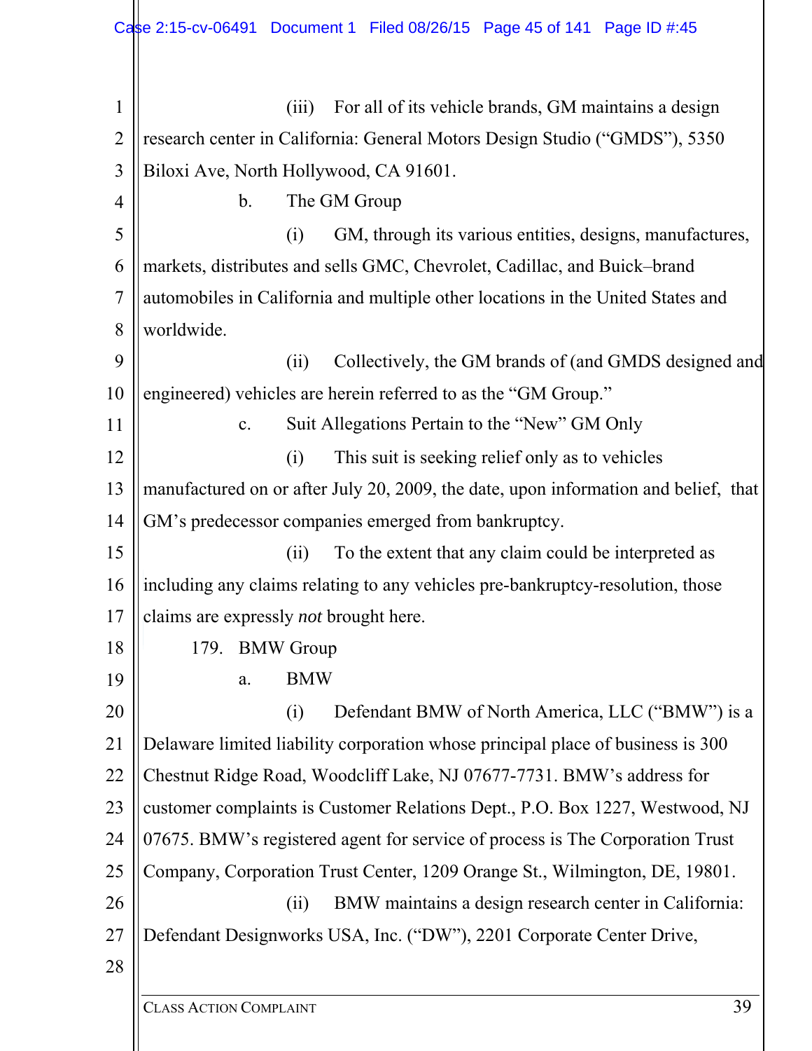(iii) For all of its vehicle brands, GM maintains a design research center in California: General Motors Design Studio ("GMDS"), 5350 Biloxi Ave, North Hollywood, CA 91601.

b. The GM Group

(i) GM, through its various entities, designs, manufactures, markets, distributes and sells GMC, Chevrolet, Cadillac, and Buick–brand automobiles in California and multiple other locations in the United States and worldwide.

(ii) Collectively, the GM brands of (and GMDS designed and engineered) vehicles are herein referred to as the "GM Group."

c. Suit Allegations Pertain to the "New" GM Only

(i) This suit is seeking relief only as to vehicles manufactured on or after July 20, 2009, the date, upon information and belief, that GM's predecessor companies emerged from bankruptcy.

(ii) To the extent that any claim could be interpreted as including any claims relating to any vehicles pre-bankruptcy-resolution, those claims are expressly *not* brought here.

179. BMW Group

a. BMW

(i) Defendant BMW of North America, LLC ("BMW") is a Delaware limited liability corporation whose principal place of business is 300 Chestnut Ridge Road, Woodcliff Lake, NJ 07677-7731. BMW's address for customer complaints is Customer Relations Dept., P.O. Box 1227, Westwood, NJ 07675. BMW's registered agent for service of process is The Corporation Trust Company, Corporation Trust Center, 1209 Orange St., Wilmington, DE, 19801.

(ii) BMW maintains a design research center in California: Defendant Designworks USA, Inc. ("DW"), 2201 Corporate Center Drive,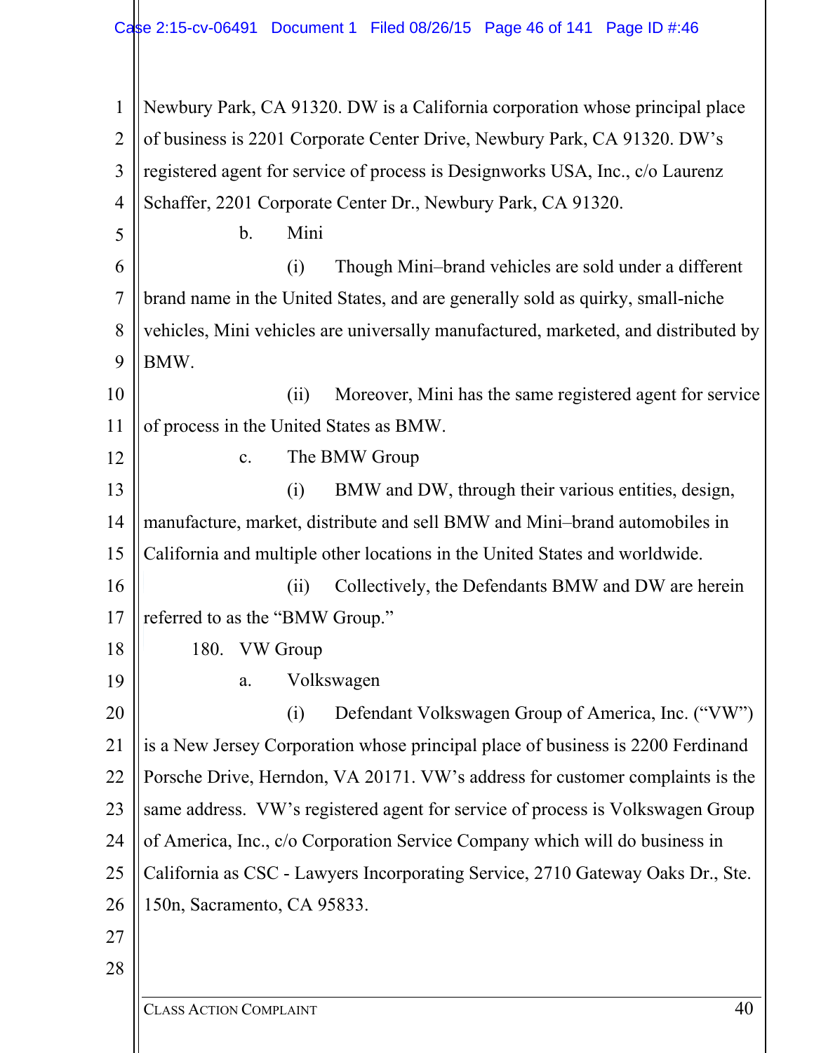Newbury Park, CA 91320. DW is a California corporation whose principal place of business is 2201 Corporate Center Drive, Newbury Park, CA 91320. DW's registered agent for service of process is Designworks USA, Inc., c/o Laurenz Schaffer, 2201 Corporate Center Dr., Newbury Park, CA 91320.

b. Mini

(i) Though Mini–brand vehicles are sold under a different brand name in the United States, and are generally sold as quirky, small-niche vehicles, Mini vehicles are universally manufactured, marketed, and distributed by BMW.

(ii) Moreover, Mini has the same registered agent for service of process in the United States as BMW.

c. The BMW Group

(i) BMW and DW, through their various entities, design, manufacture, market, distribute and sell BMW and Mini–brand automobiles in California and multiple other locations in the United States and worldwide.

(ii) Collectively, the Defendants BMW and DW are herein referred to as the "BMW Group."

180. VW Group

a. Volkswagen

(i) Defendant Volkswagen Group of America, Inc. ("VW") is a New Jersey Corporation whose principal place of business is 2200 Ferdinand Porsche Drive, Herndon, VA 20171. VW's address for customer complaints is the same address. VW's registered agent for service of process is Volkswagen Group of America, Inc., c/o Corporation Service Company which will do business in California as CSC - Lawyers Incorporating Service, 2710 Gateway Oaks Dr., Ste. 150n, Sacramento, CA 95833.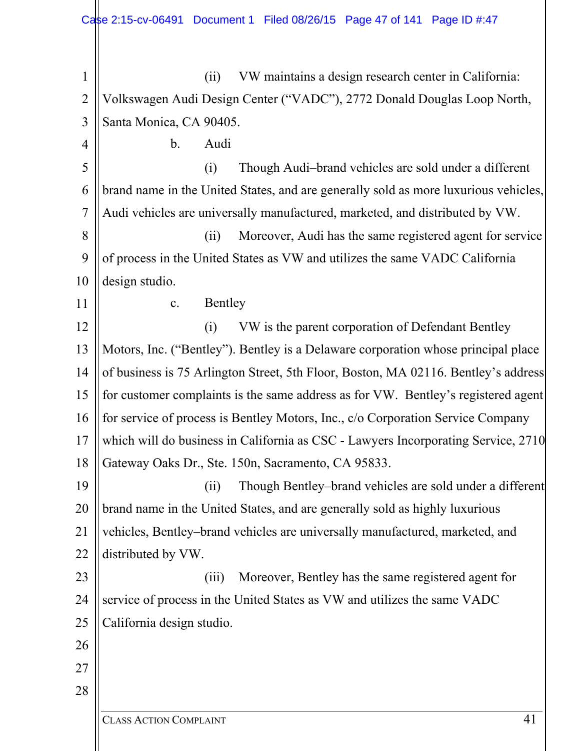(ii) VW maintains a design research center in California: Volkswagen Audi Design Center ("VADC"), 2772 Donald Douglas Loop North, Santa Monica, CA 90405.

b. Audi

(i) Though Audi–brand vehicles are sold under a different brand name in the United States, and are generally sold as more luxurious vehicles, Audi vehicles are universally manufactured, marketed, and distributed by VW.

(ii) Moreover, Audi has the same registered agent for service of process in the United States as VW and utilizes the same VADC California design studio.

c. Bentley

(i) VW is the parent corporation of Defendant Bentley Motors, Inc. ("Bentley"). Bentley is a Delaware corporation whose principal place of business is 75 Arlington Street, 5th Floor, Boston, MA 02116. Bentley's address for customer complaints is the same address as for VW. Bentley's registered agent for service of process is Bentley Motors, Inc., c/o Corporation Service Company which will do business in California as CSC - Lawyers Incorporating Service, 2710 Gateway Oaks Dr., Ste. 150n, Sacramento, CA 95833.

(ii) Though Bentley–brand vehicles are sold under a different brand name in the United States, and are generally sold as highly luxurious vehicles, Bentley–brand vehicles are universally manufactured, marketed, and distributed by VW.

(iii) Moreover, Bentley has the same registered agent for service of process in the United States as VW and utilizes the same VADC California design studio.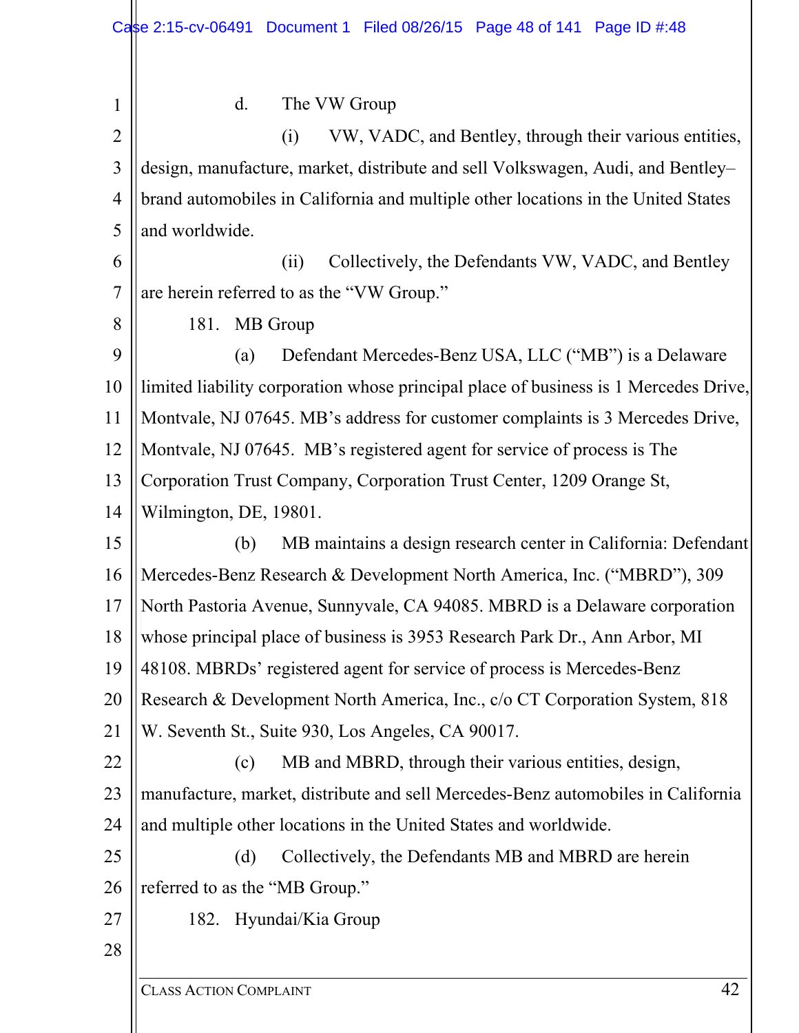d. The VW Group

(i) VW, VADC, and Bentley, through their various entities, design, manufacture, market, distribute and sell Volkswagen, Audi, and Bentley–brand automobiles in California and multiple other locations in the United States and worldwide.

(ii) Collectively, the Defendants VW, VADC, and Bentley are herein referred to as the "VW Group."

181. MB Group

(a) Defendant Mercedes-Benz USA, LLC ("MB") is a Delaware limited liability corporation whose principal place of business is 1 Mercedes Drive, Montvale, NJ 07645. MB's address for customer complaints is 3 Mercedes Drive, Montvale, NJ 07645. MB's registered agent for service of process is The Corporation Trust Company, Corporation Trust Center, 1209 Orange St, Wilmington, DE, 19801.

(b) MB maintains a design research center in California: Defendant Mercedes-Benz Research & Development North America, Inc. ("MBRD"), 309 North Pastoria Avenue, Sunnyvale, CA 94085. MBRD is a Delaware corporation whose principal place of business is 3953 Research Park Dr., Ann Arbor, MI 48108. MBRDs' registered agent for service of process is Mercedes-Benz Research & Development North America, Inc., c/o CT Corporation System, 818 W. Seventh St., Suite 930, Los Angeles, CA 90017.

(c) MB and MBRD, through their various entities, design, manufacture, market, distribute and sell Mercedes-Benz automobiles in California and multiple other locations in the United States and worldwide.

(d) Collectively, the Defendants MB and MBRD are herein referred to as the "MB Group."

182. Hyundai/Kia Group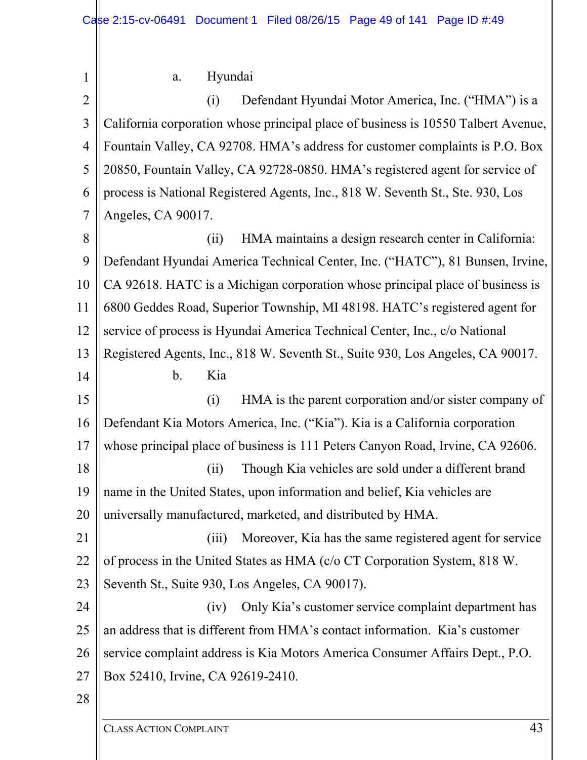a. Hyundai

(i) Defendant Hyundai Motor America, Inc. ("HMA") is a California corporation whose principal place of business is 10550 Talbert Avenue, Fountain Valley, CA 92708. HMA's address for customer complaints is P.O. Box 20850, Fountain Valley, CA 92728-0850. HMA's registered agent for service of process is National Registered Agents, Inc., 818 W. Seventh St., Ste. 930, Los Angeles, CA 90017.

(ii) HMA maintains a design research center in California: Defendant Hyundai America Technical Center, Inc. ("HATC"), 81 Bunsen, Irvine, CA 92618. HATC is a Michigan corporation whose principal place of business is 6800 Geddes Road, Superior Township, MI 48198. HATC's registered agent for service of process is Hyundai America Technical Center, Inc., c/o National Registered Agents, Inc., 818 W. Seventh St., Suite 930, Los Angeles, CA 90017.

b. Kia

(i) HMA is the parent corporation and/or sister company of Defendant Kia Motors America, Inc. ("Kia"). Kia is a California corporation whose principal place of business is 111 Peters Canyon Road, Irvine, CA 92606.

(ii) Though Kia vehicles are sold under a different brand name in the United States, upon information and belief, Kia vehicles are universally manufactured, marketed, and distributed by HMA.

(iii) Moreover, Kia has the same registered agent for service of process in the United States as HMA (c/o CT Corporation System, 818 W. Seventh St., Suite 930, Los Angeles, CA 90017).

(iv) Only Kia's customer service complaint department has an address that is different from HMA's contact information. Kia's customer service complaint address is Kia Motors America Consumer Affairs Dept., P.O. Box 52410, Irvine, CA 92619-2410.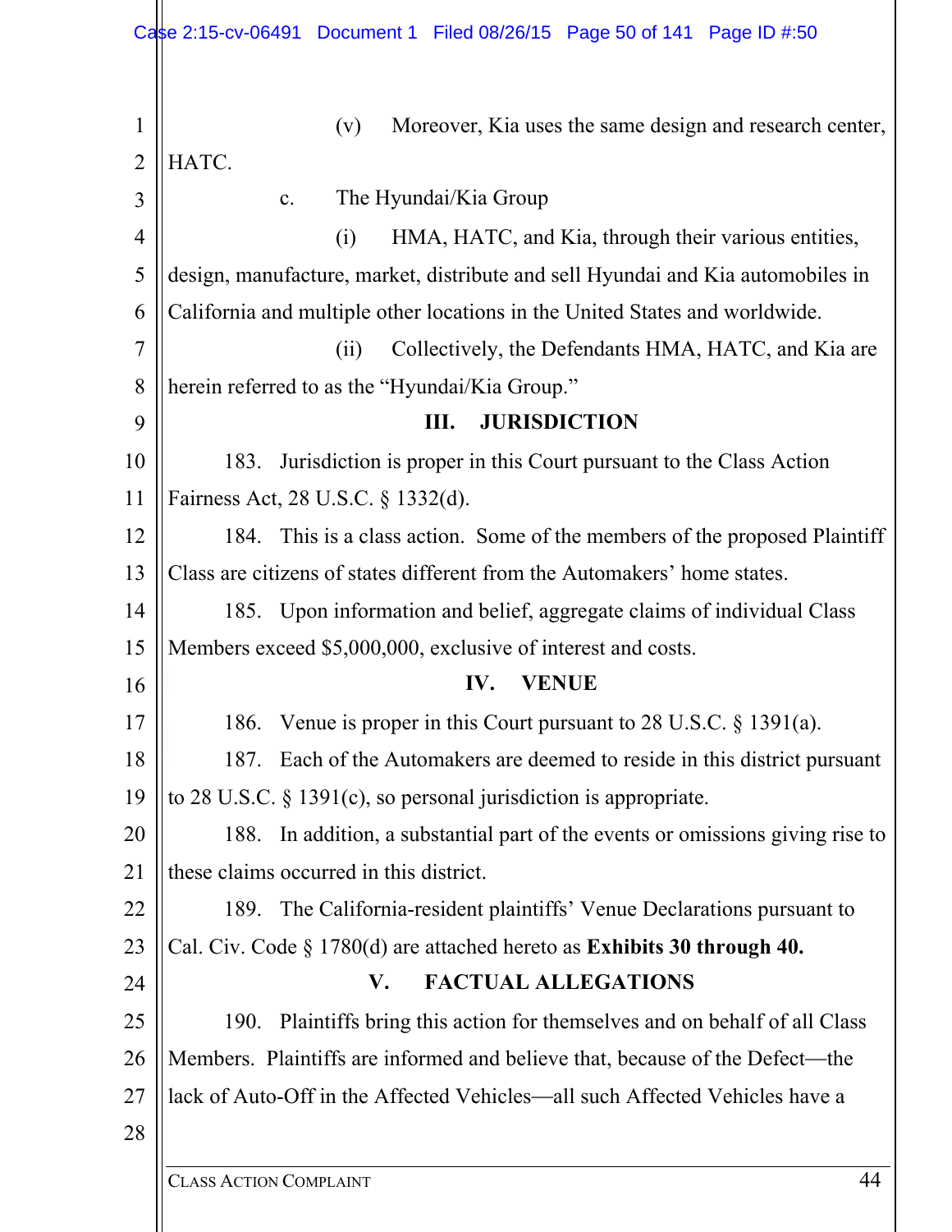(v) Moreover, Kia uses the same design and research center, HATC.

c. The Hyundai/Kia Group

(i) HMA, HATC, and Kia, through their various entities, design, manufacture, market, distribute and sell Hyundai and Kia automobiles in California and multiple other locations in the United States and worldwide.

(ii) Collectively, the Defendants HMA, HATC, and Kia are herein referred to as the "Hyundai/Kia Group."

## III. JURISDICTION

183. Jurisdiction is proper in this Court pursuant to the Class Action Fairness Act, 28 U.S.C. § 1332(d).

184. This is a class action. Some of the members of the proposed Plaintiff Class are citizens of states different from the Automakers' home states.

185. Upon information and belief, aggregate claims of individual Class Members exceed $5,000,000, exclusive of interest and costs.

## IV. VENUE

186. Venue is proper in this Court pursuant to 28 U.S.C. § 1391(a).

187. Each of the Automakers are deemed to reside in this district pursuant to 28 U.S.C. § 1391(c), so personal jurisdiction is appropriate.

188. In addition, a substantial part of the events or omissions giving rise to these claims occurred in this district.

189. The California-resident plaintiffs' Venue Declarations pursuant to Cal. Civ. Code § 1780(d) are attached hereto as **Exhibits 30 through 40.**

## V. FACTUAL ALLEGATIONS

190. Plaintiffs bring this action for themselves and on behalf of all Class Members. Plaintiffs are informed and believe that, because of the Defect—the lack of Auto-Off in the Affected Vehicles—all such Affected Vehicles have a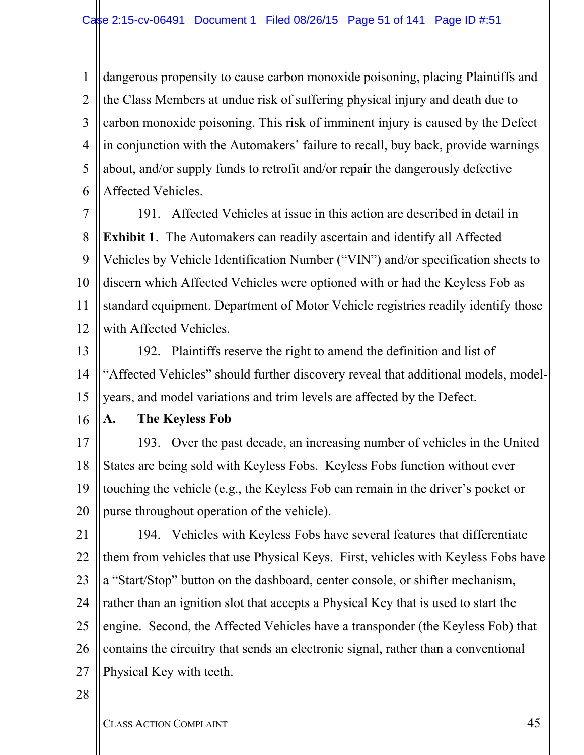dangerous propensity to cause carbon monoxide poisoning, placing Plaintiffs and the Class Members at undue risk of suffering physical injury and death due to carbon monoxide poisoning. This risk of imminent injury is caused by the Defect in conjunction with the Automakers' failure to recall, buy back, provide warnings about, and/or supply funds to retrofit and/or repair the dangerously defective Affected Vehicles.

191. Affected Vehicles at issue in this action are described in detail in **Exhibit 1**. The Automakers can readily ascertain and identify all Affected Vehicles by Vehicle Identification Number ("VIN") and/or specification sheets to discern which Affected Vehicles were optioned with or had the Keyless Fob as standard equipment. Department of Motor Vehicle registries readily identify those with Affected Vehicles.

192. Plaintiffs reserve the right to amend the definition and list of "Affected Vehicles" should further discovery reveal that additional models, model-years, and model variations and trim levels are affected by the Defect.

## A. The Keyless Fob

193. Over the past decade, an increasing number of vehicles in the United States are being sold with Keyless Fobs. Keyless Fobs function without ever touching the vehicle (e.g., the Keyless Fob can remain in the driver's pocket or purse throughout operation of the vehicle).

194. Vehicles with Keyless Fobs have several features that differentiate them from vehicles that use Physical Keys. First, vehicles with Keyless Fobs have a "Start/Stop" button on the dashboard, center console, or shifter mechanism, rather than an ignition slot that accepts a Physical Key that is used to start the engine. Second, the Affected Vehicles have a transponder (the Keyless Fob) that contains the circuitry that sends an electronic signal, rather than a conventional Physical Key with teeth.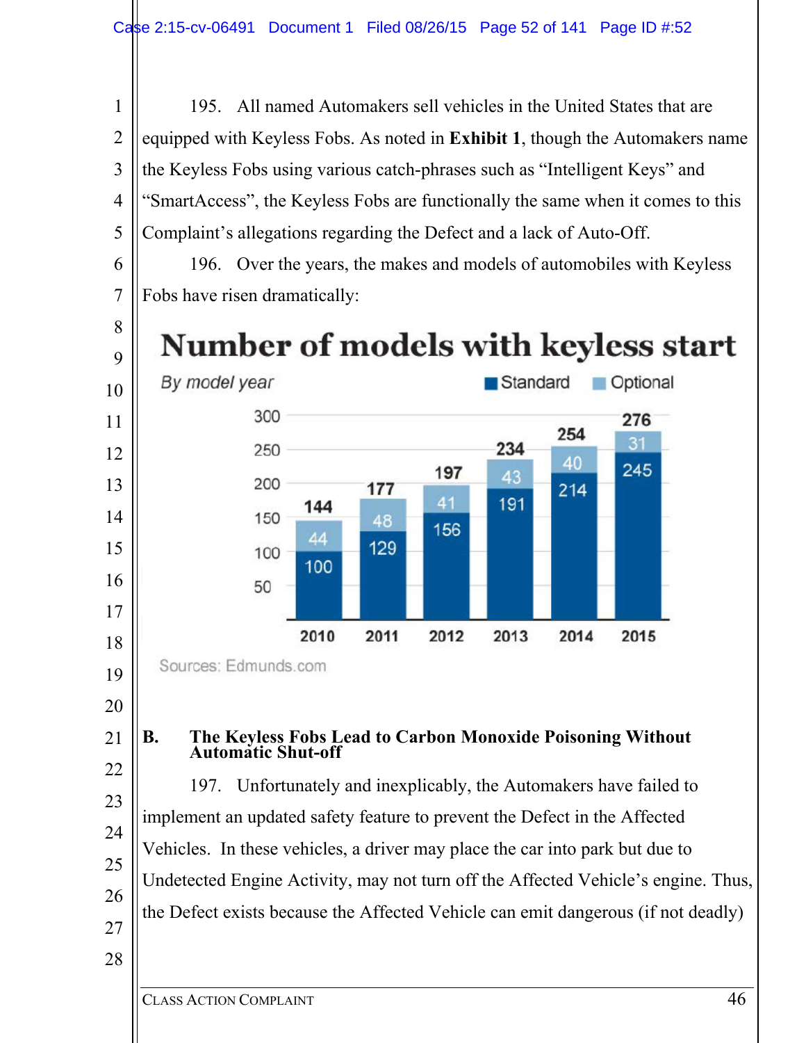195. All named Automakers sell vehicles in the United States that are equipped with Keyless Fobs. As noted in **Exhibit 1**, though the Automakers name the Keyless Fobs using various catch-phrases such as "Intelligent Keys" and "SmartAccess", the Keyless Fobs are functionally the same when it comes to this Complaint's allegations regarding the Defect and a lack of Auto-Off.

196. Over the years, the makes and models of automobiles with Keyless Fobs have risen dramatically:

**Number of models with keyless start**

*By model year*

| Model year | Standard | Optional | Total |
|---|---|---|---|
| 2010 | 100 | 44 | 144 |
| 2011 | 129 | 48 | 177 |
| 2012 | 156 | 41 | 197 |
| 2013 | 191 | 43 | 234 |
| 2014 | 214 | 40 | 254 |
| 2015 | 245 | 31 | 276 |

Sources: Edmunds.com

## B. The Keyless Fobs Lead to Carbon Monoxide Poisoning Without Automatic Shut-off

197. Unfortunately and inexplicably, the Automakers have failed to implement an updated safety feature to prevent the Defect in the Affected Vehicles. In these vehicles, a driver may place the car into park but due to Undetected Engine Activity, may not turn off the Affected Vehicle's engine. Thus, the Defect exists because the Affected Vehicle can emit dangerous (if not deadly)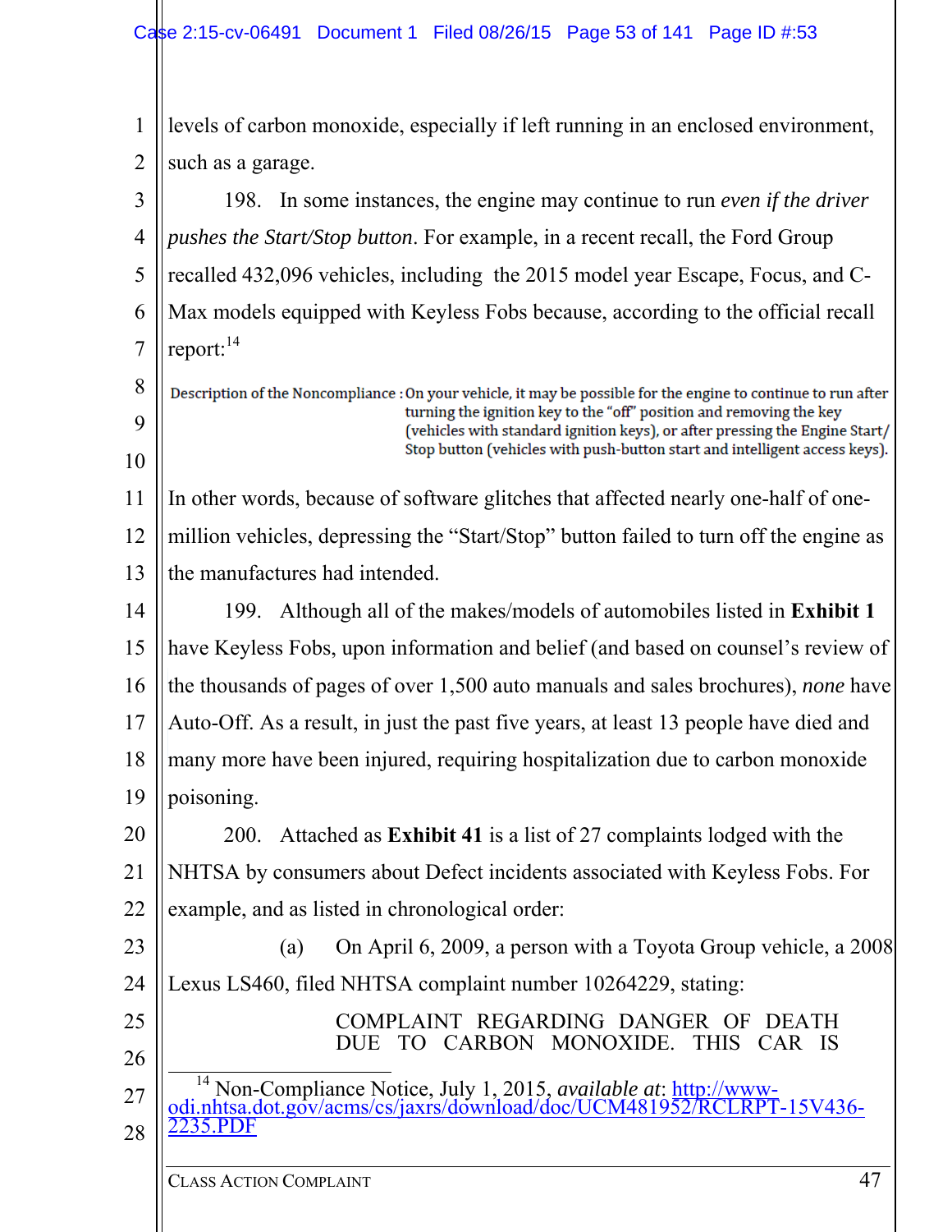levels of carbon monoxide, especially if left running in an enclosed environment, such as a garage.

198. In some instances, the engine may continue to run *even if the driver pushes the Start/Stop button*. For example, in a recent recall, the Ford Group recalled 432,096 vehicles, including the 2015 model year Escape, Focus, and C-Max models equipped with Keyless Fobs because, according to the official recall report:[14]

> Description of the Noncompliance : On your vehicle, it may be possible for the engine to continue to run after turning the ignition key to the "off" position and removing the key (vehicles with standard ignition keys), or after pressing the Engine Start/Stop button (vehicles with push-button start and intelligent access keys).

In other words, because of software glitches that affected nearly one-half of one-million vehicles, depressing the "Start/Stop" button failed to turn off the engine as the manufactures had intended.

199. Although all of the makes/models of automobiles listed in **Exhibit 1** have Keyless Fobs, upon information and belief (and based on counsel's review of the thousands of pages of over 1,500 auto manuals and sales brochures), *none* have Auto-Off. As a result, in just the past five years, at least 13 people have died and many more have been injured, requiring hospitalization due to carbon monoxide poisoning.

200. Attached as **Exhibit 41** is a list of 27 complaints lodged with the NHTSA by consumers about Defect incidents associated with Keyless Fobs. For example, and as listed in chronological order:

(a) On April 6, 2009, a person with a Toyota Group vehicle, a 2008 Lexus LS460, filed NHTSA complaint number 10264229, stating:

> COMPLAINT REGARDING DANGER OF DEATH DUE TO CARBON MONOXIDE. THIS CAR IS

---

[14] Non-Compliance Notice, July 1, 2015, *available at*: http://www-odi.nhtsa.dot.gov/acms/cs/jaxrs/download/doc/UCM481952/RCLRPT-15V436-2235.PDF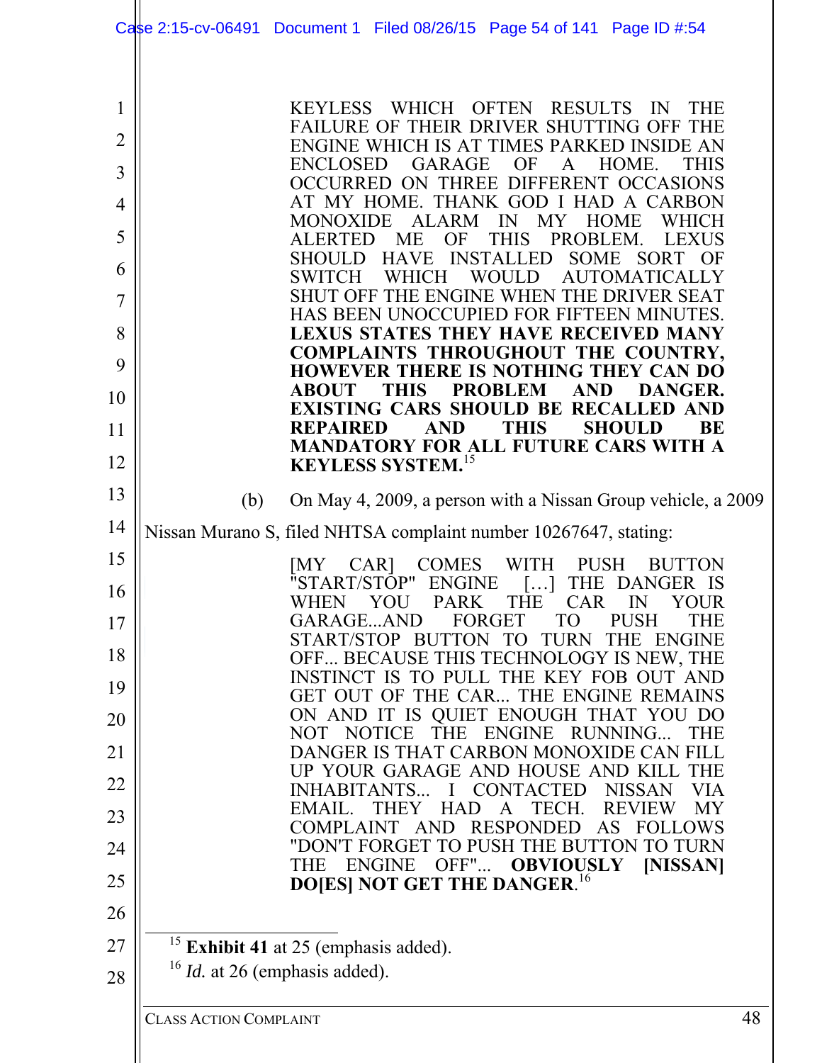> KEYLESS WHICH OFTEN RESULTS IN THE FAILURE OF THEIR DRIVER SHUTTING OFF THE ENGINE WHICH IS AT TIMES PARKED INSIDE AN ENCLOSED GARAGE OF A HOME. THIS OCCURRED ON THREE DIFFERENT OCCASIONS AT MY HOME. THANK GOD I HAD A CARBON MONOXIDE ALARM IN MY HOME WHICH ALERTED ME OF THIS PROBLEM. LEXUS SHOULD HAVE INSTALLED SOME SORT OF SWITCH WHICH WOULD AUTOMATICALLY SHUT OFF THE ENGINE WHEN THE DRIVER SEAT HAS BEEN UNOCCUPIED FOR FIFTEEN MINUTES. **LEXUS STATES THEY HAVE RECEIVED MANY COMPLAINTS THROUGHOUT THE COUNTRY, HOWEVER THERE IS NOTHING THEY CAN DO ABOUT THIS PROBLEM AND DANGER. EXISTING CARS SHOULD BE RECALLED AND REPAIRED AND THIS SHOULD BE MANDATORY FOR ALL FUTURE CARS WITH A KEYLESS SYSTEM.**[15]

(b) On May 4, 2009, a person with a Nissan Group vehicle, a 2009 Nissan Murano S, filed NHTSA complaint number 10267647, stating:

> [MY CAR] COMES WITH PUSH BUTTON "START/STOP" ENGINE […] THE DANGER IS WHEN YOU PARK THE CAR IN YOUR GARAGE...AND FORGET TO PUSH THE START/STOP BUTTON TO TURN THE ENGINE OFF... BECAUSE THIS TECHNOLOGY IS NEW, THE INSTINCT IS TO PULL THE KEY FOB OUT AND GET OUT OF THE CAR... THE ENGINE REMAINS ON AND IT IS QUIET ENOUGH THAT YOU DO NOT NOTICE THE ENGINE RUNNING... THE DANGER IS THAT CARBON MONOXIDE CAN FILL UP YOUR GARAGE AND HOUSE AND KILL THE INHABITANTS... I CONTACTED NISSAN VIA EMAIL. THEY HAD A TECH. REVIEW MY COMPLAINT AND RESPONDED AS FOLLOWS "DON'T FORGET TO PUSH THE BUTTON TO TURN THE ENGINE OFF"... **OBVIOUSLY [NISSAN] DO[ES] NOT GET THE DANGER**.[16]

---

[15] **Exhibit 41** at 25 (emphasis added).

[16] *Id.* at 26 (emphasis added).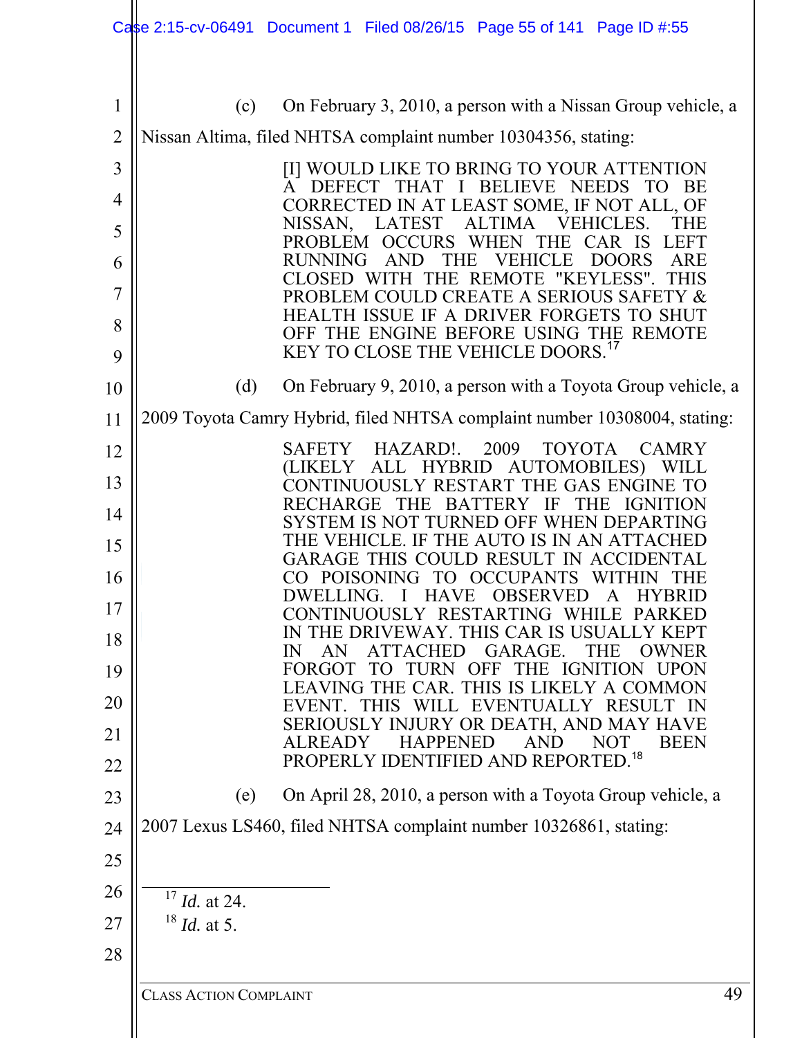(c) On February 3, 2010, a person with a Nissan Group vehicle, a Nissan Altima, filed NHTSA complaint number 10304356, stating:

> [I] WOULD LIKE TO BRING TO YOUR ATTENTION A DEFECT THAT I BELIEVE NEEDS TO BE CORRECTED IN AT LEAST SOME, IF NOT ALL, OF NISSAN, LATEST ALTIMA VEHICLES. THE PROBLEM OCCURS WHEN THE CAR IS LEFT RUNNING AND THE VEHICLE DOORS ARE CLOSED WITH THE REMOTE "KEYLESS". THIS PROBLEM COULD CREATE A SERIOUS SAFETY & HEALTH ISSUE IF A DRIVER FORGETS TO SHUT OFF THE ENGINE BEFORE USING THE REMOTE KEY TO CLOSE THE VEHICLE DOORS.[17]

(d) On February 9, 2010, a person with a Toyota Group vehicle, a 2009 Toyota Camry Hybrid, filed NHTSA complaint number 10308004, stating:

> SAFETY HAZARD!. 2009 TOYOTA CAMRY (LIKELY ALL HYBRID AUTOMOBILES) WILL CONTINUOUSLY RESTART THE GAS ENGINE TO RECHARGE THE BATTERY IF THE IGNITION SYSTEM IS NOT TURNED OFF WHEN DEPARTING THE VEHICLE. IF THE AUTO IS IN AN ATTACHED GARAGE THIS COULD RESULT IN ACCIDENTAL CO POISONING TO OCCUPANTS WITHIN THE DWELLING. I HAVE OBSERVED A HYBRID CONTINUOUSLY RESTARTING WHILE PARKED IN THE DRIVEWAY. THIS CAR IS USUALLY KEPT IN AN ATTACHED GARAGE. THE OWNER FORGOT TO TURN OFF THE IGNITION UPON LEAVING THE CAR. THIS IS LIKELY A COMMON EVENT. THIS WILL EVENTUALLY RESULT IN SERIOUSLY INJURY OR DEATH, AND MAY HAVE ALREADY HAPPENED AND NOT BEEN PROPERLY IDENTIFIED AND REPORTED.[18]

(e) On April 28, 2010, a person with a Toyota Group vehicle, a 2007 Lexus LS460, filed NHTSA complaint number 10326861, stating:

---

[17] *Id.* at 24.

[18] *Id.* at 5.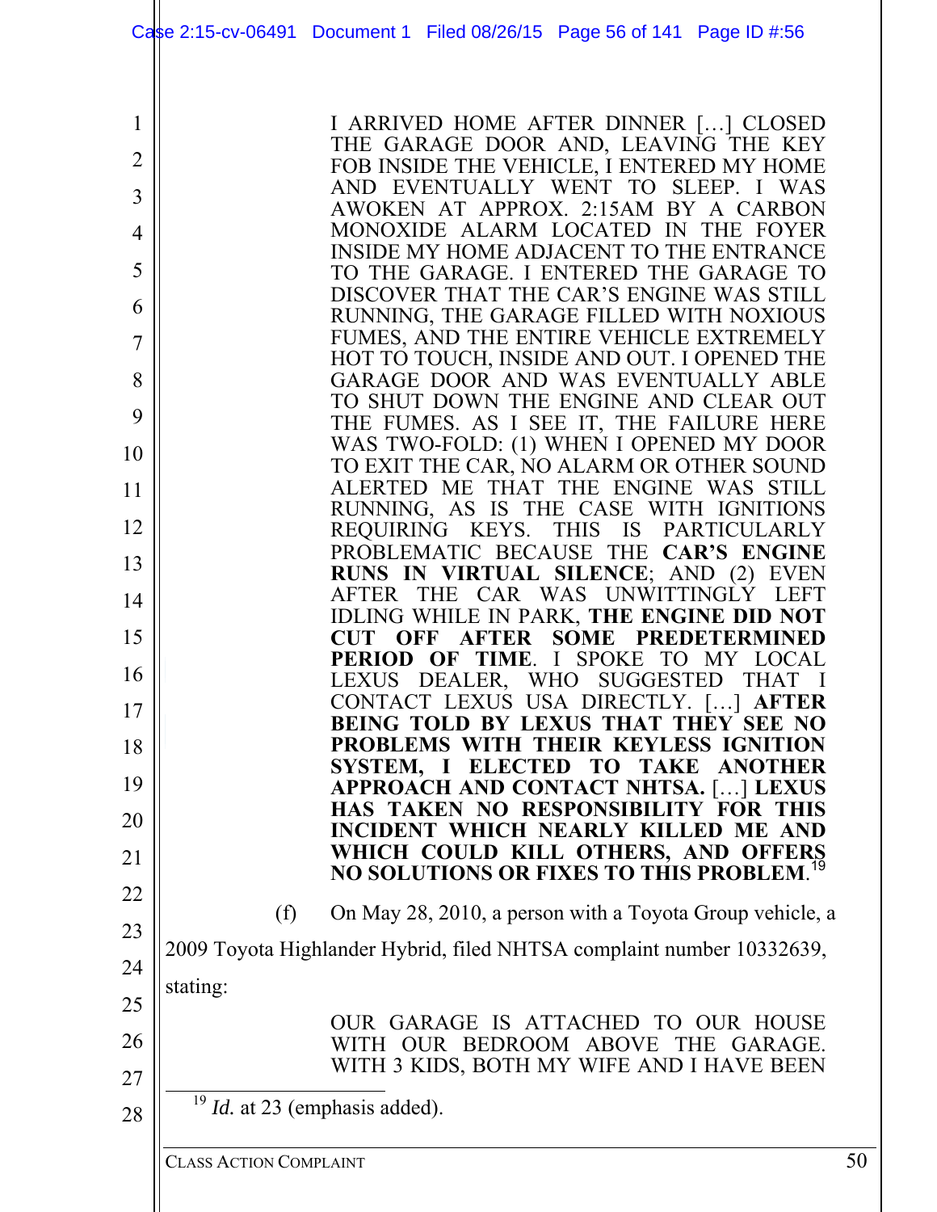> I ARRIVED HOME AFTER DINNER […] CLOSED THE GARAGE DOOR AND, LEAVING THE KEY FOB INSIDE THE VEHICLE, I ENTERED MY HOME AND EVENTUALLY WENT TO SLEEP. I WAS AWOKEN AT APPROX. 2:15AM BY A CARBON MONOXIDE ALARM LOCATED IN THE FOYER INSIDE MY HOME ADJACENT TO THE ENTRANCE TO THE GARAGE. I ENTERED THE GARAGE TO DISCOVER THAT THE CAR'S ENGINE WAS STILL RUNNING, THE GARAGE FILLED WITH NOXIOUS FUMES, AND THE ENTIRE VEHICLE EXTREMELY HOT TO TOUCH, INSIDE AND OUT. I OPENED THE GARAGE DOOR AND WAS EVENTUALLY ABLE TO SHUT DOWN THE ENGINE AND CLEAR OUT THE FUMES. AS I SEE IT, THE FAILURE HERE WAS TWO-FOLD: (1) WHEN I OPENED MY DOOR TO EXIT THE CAR, NO ALARM OR OTHER SOUND ALERTED ME THAT THE ENGINE WAS STILL RUNNING, AS IS THE CASE WITH IGNITIONS REQUIRING KEYS. THIS IS PARTICULARLY PROBLEMATIC BECAUSE THE **CAR'S ENGINE RUNS IN VIRTUAL SILENCE**; AND (2) EVEN AFTER THE CAR WAS UNWITTINGLY LEFT IDLING WHILE IN PARK, **THE ENGINE DID NOT CUT OFF AFTER SOME PREDETERMINED PERIOD OF TIME**. I SPOKE TO MY LOCAL LEXUS DEALER, WHO SUGGESTED THAT I CONTACT LEXUS USA DIRECTLY. […] **AFTER BEING TOLD BY LEXUS THAT THEY SEE NO PROBLEMS WITH THEIR KEYLESS IGNITION SYSTEM, I ELECTED TO TAKE ANOTHER APPROACH AND CONTACT NHTSA.** […] **LEXUS HAS TAKEN NO RESPONSIBILITY FOR THIS INCIDENT WHICH NEARLY KILLED ME AND WHICH COULD KILL OTHERS, AND OFFERS NO SOLUTIONS OR FIXES TO THIS PROBLEM**.[19]

(f) On May 28, 2010, a person with a Toyota Group vehicle, a 2009 Toyota Highlander Hybrid, filed NHTSA complaint number 10332639, stating:

> OUR GARAGE IS ATTACHED TO OUR HOUSE WITH OUR BEDROOM ABOVE THE GARAGE. WITH 3 KIDS, BOTH MY WIFE AND I HAVE BEEN

---

[19] *Id.* at 23 (emphasis added).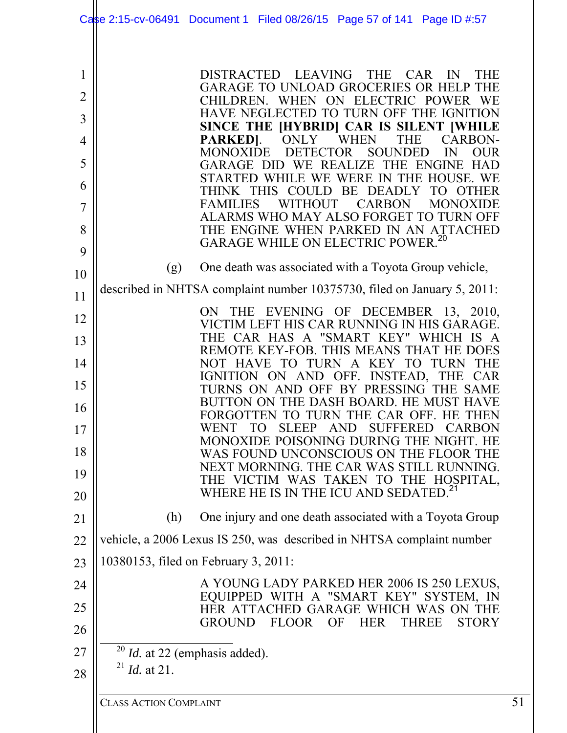> DISTRACTED LEAVING THE CAR IN THE GARAGE TO UNLOAD GROCERIES OR HELP THE CHILDREN. WHEN ON ELECTRIC POWER WE HAVE NEGLECTED TO TURN OFF THE IGNITION **SINCE THE [HYBRID] CAR IS SILENT [WHILE PARKED]**. ONLY WHEN THE CARBON-MONOXIDE DETECTOR SOUNDED IN OUR GARAGE DID WE REALIZE THE ENGINE HAD STARTED WHILE WE WERE IN THE HOUSE. WE THINK THIS COULD BE DEADLY TO OTHER FAMILIES WITHOUT CARBON MONOXIDE ALARMS WHO MAY ALSO FORGET TO TURN OFF THE ENGINE WHEN PARKED IN AN ATTACHED GARAGE WHILE ON ELECTRIC POWER.[20]

(g) One death was associated with a Toyota Group vehicle, described in NHTSA complaint number 10375730, filed on January 5, 2011:

> ON THE EVENING OF DECEMBER 13, 2010, VICTIM LEFT HIS CAR RUNNING IN HIS GARAGE. THE CAR HAS A "SMART KEY" WHICH IS A REMOTE KEY-FOB. THIS MEANS THAT HE DOES NOT HAVE TO TURN A KEY TO TURN THE IGNITION ON AND OFF. INSTEAD, THE CAR TURNS ON AND OFF BY PRESSING THE SAME BUTTON ON THE DASH BOARD. HE MUST HAVE FORGOTTEN TO TURN THE CAR OFF. HE THEN WENT TO SLEEP AND SUFFERED CARBON MONOXIDE POISONING DURING THE NIGHT. HE WAS FOUND UNCONSCIOUS ON THE FLOOR THE NEXT MORNING. THE CAR WAS STILL RUNNING. THE VICTIM WAS TAKEN TO THE HOSPITAL, WHERE HE IS IN THE ICU AND SEDATED.[21]

(h) One injury and one death associated with a Toyota Group vehicle, a 2006 Lexus IS 250, was described in NHTSA complaint number 10380153, filed on February 3, 2011:

> A YOUNG LADY PARKED HER 2006 IS 250 LEXUS, EQUIPPED WITH A "SMART KEY" SYSTEM, IN HER ATTACHED GARAGE WHICH WAS ON THE GROUND FLOOR OF HER THREE STORY

---

[20] *Id.* at 22 (emphasis added).

[21] *Id.* at 21.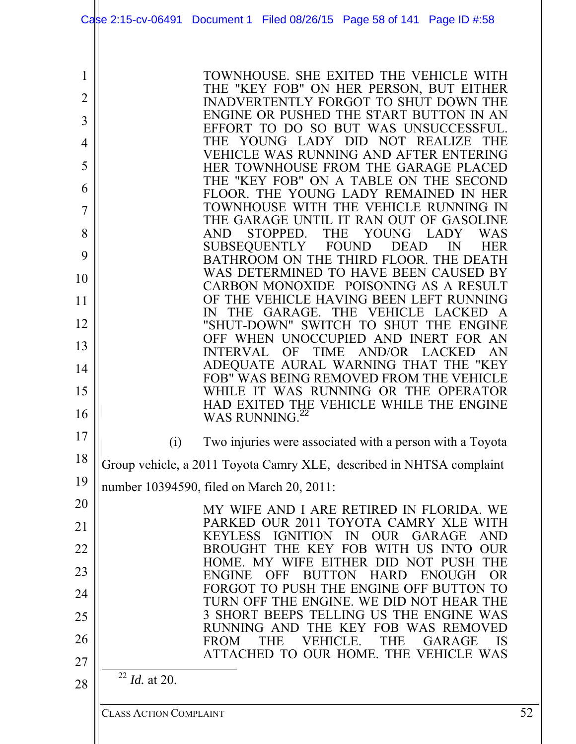> TOWNHOUSE. SHE EXITED THE VEHICLE WITH THE "KEY FOB" ON HER PERSON, BUT EITHER INADVERTENTLY FORGOT TO SHUT DOWN THE ENGINE OR PUSHED THE START BUTTON IN AN EFFORT TO DO SO BUT WAS UNSUCCESSFUL. THE YOUNG LADY DID NOT REALIZE THE VEHICLE WAS RUNNING AND AFTER ENTERING HER TOWNHOUSE FROM THE GARAGE PLACED THE "KEY FOB" ON A TABLE ON THE SECOND FLOOR. THE YOUNG LADY REMAINED IN HER TOWNHOUSE WITH THE VEHICLE RUNNING IN THE GARAGE UNTIL IT RAN OUT OF GASOLINE AND STOPPED. THE YOUNG LADY WAS SUBSEQUENTLY FOUND DEAD IN HER BATHROOM ON THE THIRD FLOOR. THE DEATH WAS DETERMINED TO HAVE BEEN CAUSED BY CARBON MONOXIDE POISONING AS A RESULT OF THE VEHICLE HAVING BEEN LEFT RUNNING IN THE GARAGE. THE VEHICLE LACKED A "SHUT-DOWN" SWITCH TO SHUT THE ENGINE OFF WHEN UNOCCUPIED AND INERT FOR AN INTERVAL OF TIME AND/OR LACKED AN ADEQUATE AURAL WARNING THAT THE "KEY FOB" WAS BEING REMOVED FROM THE VEHICLE WHILE IT WAS RUNNING OR THE OPERATOR HAD EXITED THE VEHICLE WHILE THE ENGINE WAS RUNNING.[22]

(i) Two injuries were associated with a person with a Toyota Group vehicle, a 2011 Toyota Camry XLE, described in NHTSA complaint number 10394590, filed on March 20, 2011:

> MY WIFE AND I ARE RETIRED IN FLORIDA. WE PARKED OUR 2011 TOYOTA CAMRY XLE WITH KEYLESS IGNITION IN OUR GARAGE AND BROUGHT THE KEY FOB WITH US INTO OUR HOME. MY WIFE EITHER DID NOT PUSH THE ENGINE OFF BUTTON HARD ENOUGH OR FORGOT TO PUSH THE ENGINE OFF BUTTON TO TURN OFF THE ENGINE. WE DID NOT HEAR THE 3 SHORT BEEPS TELLING US THE ENGINE WAS RUNNING AND THE KEY FOB WAS REMOVED FROM THE VEHICLE. THE GARAGE IS ATTACHED TO OUR HOME. THE VEHICLE WAS

[22] *Id.* at 20.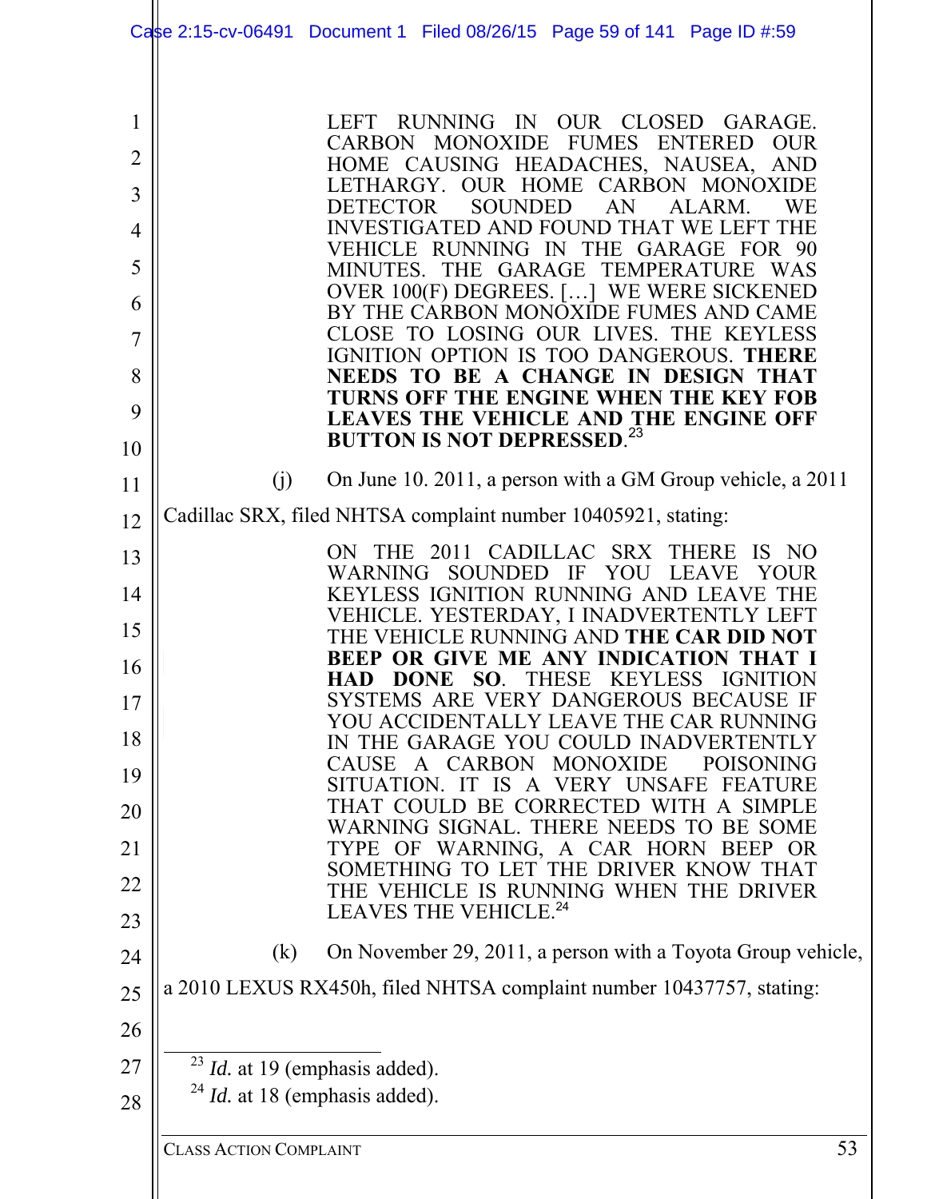> LEFT RUNNING IN OUR CLOSED GARAGE. CARBON MONOXIDE FUMES ENTERED OUR HOME CAUSING HEADACHES, NAUSEA, AND LETHARGY. OUR HOME CARBON MONOXIDE DETECTOR SOUNDED AN ALARM. WE INVESTIGATED AND FOUND THAT WE LEFT THE VEHICLE RUNNING IN THE GARAGE FOR 90 MINUTES. THE GARAGE TEMPERATURE WAS OVER 100(F) DEGREES. […] WE WERE SICKENED BY THE CARBON MONOXIDE FUMES AND CAME CLOSE TO LOSING OUR LIVES. THE KEYLESS IGNITION OPTION IS TOO DANGEROUS. **THERE NEEDS TO BE A CHANGE IN DESIGN THAT TURNS OFF THE ENGINE WHEN THE KEY FOB LEAVES THE VEHICLE AND THE ENGINE OFF BUTTON IS NOT DEPRESSED**.[23]

(j) On June 10. 2011, a person with a GM Group vehicle, a 2011 Cadillac SRX, filed NHTSA complaint number 10405921, stating:

> ON THE 2011 CADILLAC SRX THERE IS NO WARNING SOUNDED IF YOU LEAVE YOUR KEYLESS IGNITION RUNNING AND LEAVE THE VEHICLE. YESTERDAY, I INADVERTENTLY LEFT THE VEHICLE RUNNING AND **THE CAR DID NOT BEEP OR GIVE ME ANY INDICATION THAT I HAD DONE SO**. THESE KEYLESS IGNITION SYSTEMS ARE VERY DANGEROUS BECAUSE IF YOU ACCIDENTALLY LEAVE THE CAR RUNNING IN THE GARAGE YOU COULD INADVERTENTLY CAUSE A CARBON MONOXIDE POISONING SITUATION. IT IS A VERY UNSAFE FEATURE THAT COULD BE CORRECTED WITH A SIMPLE WARNING SIGNAL. THERE NEEDS TO BE SOME TYPE OF WARNING, A CAR HORN BEEP OR SOMETHING TO LET THE DRIVER KNOW THAT THE VEHICLE IS RUNNING WHEN THE DRIVER LEAVES THE VEHICLE.[24]

(k) On November 29, 2011, a person with a Toyota Group vehicle, a 2010 LEXUS RX450h, filed NHTSA complaint number 10437757, stating:

---

[23] *Id.* at 19 (emphasis added).

[24] *Id.* at 18 (emphasis added).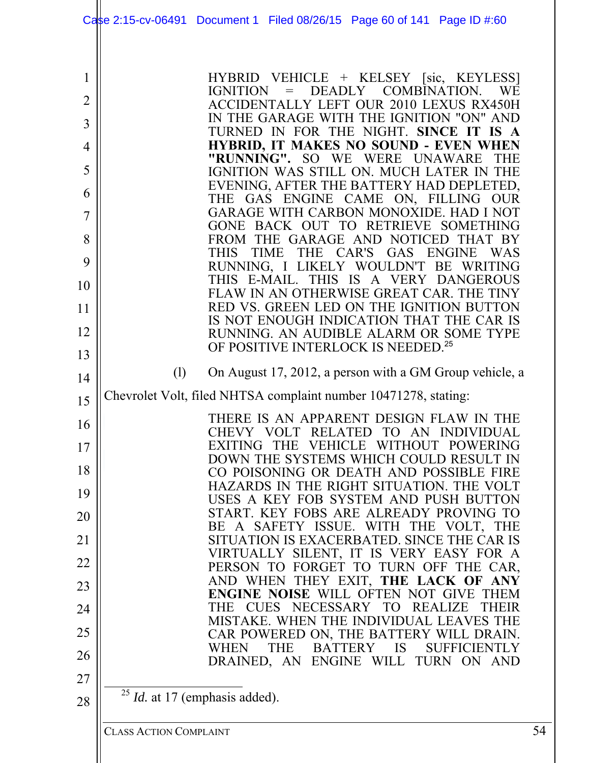> HYBRID VEHICLE + KELSEY [sic, KEYLESS] IGNITION = DEADLY COMBINATION. WE ACCIDENTALLY LEFT OUR 2010 LEXUS RX450H IN THE GARAGE WITH THE IGNITION "ON" AND TURNED IN FOR THE NIGHT. **SINCE IT IS A HYBRID, IT MAKES NO SOUND - EVEN WHEN "RUNNING".** SO WE WERE UNAWARE THE IGNITION WAS STILL ON. MUCH LATER IN THE EVENING, AFTER THE BATTERY HAD DEPLETED, THE GAS ENGINE CAME ON, FILLING OUR GARAGE WITH CARBON MONOXIDE. HAD I NOT GONE BACK OUT TO RETRIEVE SOMETHING FROM THE GARAGE AND NOTICED THAT BY THIS TIME THE CAR'S GAS ENGINE WAS RUNNING, I LIKELY WOULDN'T BE WRITING THIS E-MAIL. THIS IS A VERY DANGEROUS FLAW IN AN OTHERWISE GREAT CAR. THE TINY RED VS. GREEN LED ON THE IGNITION BUTTON IS NOT ENOUGH INDICATION THAT THE CAR IS RUNNING. AN AUDIBLE ALARM OR SOME TYPE OF POSITIVE INTERLOCK IS NEEDED.[25]

(l) On August 17, 2012, a person with a GM Group vehicle, a Chevrolet Volt, filed NHTSA complaint number 10471278, stating:

> THERE IS AN APPARENT DESIGN FLAW IN THE CHEVY VOLT RELATED TO AN INDIVIDUAL EXITING THE VEHICLE WITHOUT POWERING DOWN THE SYSTEMS WHICH COULD RESULT IN CO POISONING OR DEATH AND POSSIBLE FIRE HAZARDS IN THE RIGHT SITUATION. THE VOLT USES A KEY FOB SYSTEM AND PUSH BUTTON START. KEY FOBS ARE ALREADY PROVING TO BE A SAFETY ISSUE. WITH THE VOLT, THE SITUATION IS EXACERBATED. SINCE THE CAR IS VIRTUALLY SILENT, IT IS VERY EASY FOR A PERSON TO FORGET TO TURN OFF THE CAR, AND WHEN THEY EXIT, **THE LACK OF ANY ENGINE NOISE** WILL OFTEN NOT GIVE THEM THE CUES NECESSARY TO REALIZE THEIR MISTAKE. WHEN THE INDIVIDUAL LEAVES THE CAR POWERED ON, THE BATTERY WILL DRAIN. WHEN THE BATTERY IS SUFFICIENTLY DRAINED, AN ENGINE WILL TURN ON AND

---

[25] *Id.* at 17 (emphasis added).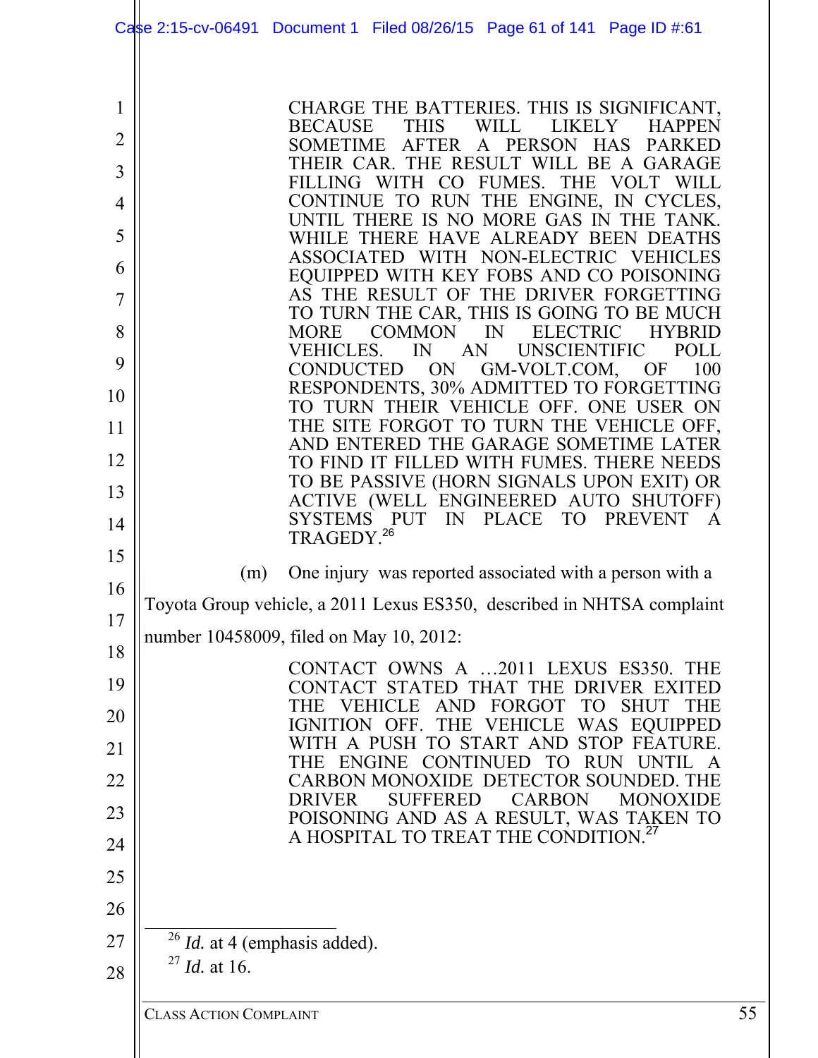> CHARGE THE BATTERIES. THIS IS SIGNIFICANT, BECAUSE THIS WILL LIKELY HAPPEN SOMETIME AFTER A PERSON HAS PARKED THEIR CAR. THE RESULT WILL BE A GARAGE FILLING WITH CO FUMES. THE VOLT WILL CONTINUE TO RUN THE ENGINE, IN CYCLES, UNTIL THERE IS NO MORE GAS IN THE TANK. WHILE THERE HAVE ALREADY BEEN DEATHS ASSOCIATED WITH NON-ELECTRIC VEHICLES EQUIPPED WITH KEY FOBS AND CO POISONING AS THE RESULT OF THE DRIVER FORGETTING TO TURN THE CAR, THIS IS GOING TO BE MUCH MORE COMMON IN ELECTRIC HYBRID VEHICLES. IN AN UNSCIENTIFIC POLL CONDUCTED ON GM-VOLT.COM, OF 100 RESPONDENTS, 30% ADMITTED TO FORGETTING TO TURN THEIR VEHICLE OFF. ONE USER ON THE SITE FORGOT TO TURN THE VEHICLE OFF, AND ENTERED THE GARAGE SOMETIME LATER TO FIND IT FILLED WITH FUMES. THERE NEEDS TO BE PASSIVE (HORN SIGNALS UPON EXIT) OR ACTIVE (WELL ENGINEERED AUTO SHUTOFF) SYSTEMS PUT IN PLACE TO PREVENT A TRAGEDY.[26]

(m) One injury was reported associated with a person with a Toyota Group vehicle, a 2011 Lexus ES350, described in NHTSA complaint number 10458009, filed on May 10, 2012:

> CONTACT OWNS A …2011 LEXUS ES350. THE CONTACT STATED THAT THE DRIVER EXITED THE VEHICLE AND FORGOT TO SHUT THE IGNITION OFF. THE VEHICLE WAS EQUIPPED WITH A PUSH TO START AND STOP FEATURE. THE ENGINE CONTINUED TO RUN UNTIL A CARBON MONOXIDE DETECTOR SOUNDED. THE DRIVER SUFFERED CARBON MONOXIDE POISONING AND AS A RESULT, WAS TAKEN TO A HOSPITAL TO TREAT THE CONDITION.[27]

---

[26] *Id.* at 4 (emphasis added).

[27] *Id.* at 16.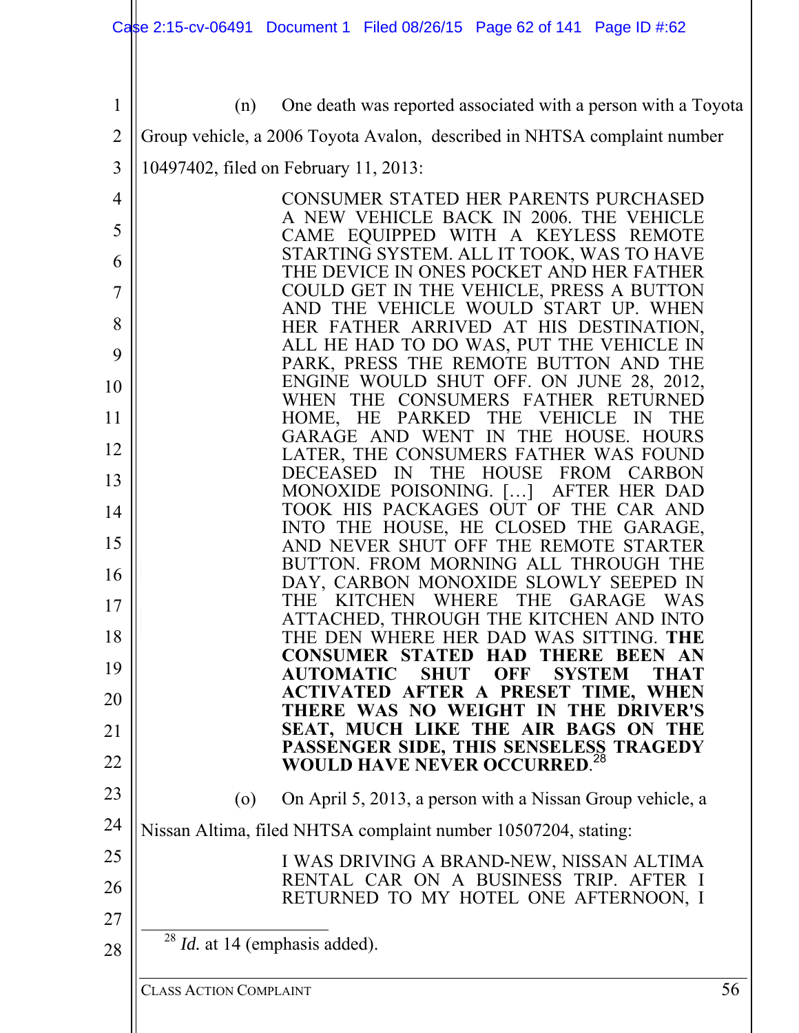(n) One death was reported associated with a person with a Toyota Group vehicle, a 2006 Toyota Avalon, described in NHTSA complaint number 10497402, filed on February 11, 2013:

> CONSUMER STATED HER PARENTS PURCHASED A NEW VEHICLE BACK IN 2006. THE VEHICLE CAME EQUIPPED WITH A KEYLESS REMOTE STARTING SYSTEM. ALL IT TOOK, WAS TO HAVE THE DEVICE IN ONES POCKET AND HER FATHER COULD GET IN THE VEHICLE, PRESS A BUTTON AND THE VEHICLE WOULD START UP. WHEN HER FATHER ARRIVED AT HIS DESTINATION, ALL HE HAD TO DO WAS, PUT THE VEHICLE IN PARK, PRESS THE REMOTE BUTTON AND THE ENGINE WOULD SHUT OFF. ON JUNE 28, 2012, WHEN THE CONSUMERS FATHER RETURNED HOME, HE PARKED THE VEHICLE IN THE GARAGE AND WENT IN THE HOUSE. HOURS LATER, THE CONSUMERS FATHER WAS FOUND DECEASED IN THE HOUSE FROM CARBON MONOXIDE POISONING. […] AFTER HER DAD TOOK HIS PACKAGES OUT OF THE CAR AND INTO THE HOUSE, HE CLOSED THE GARAGE, AND NEVER SHUT OFF THE REMOTE STARTER BUTTON. FROM MORNING ALL THROUGH THE DAY, CARBON MONOXIDE SLOWLY SEEPED IN THE KITCHEN WHERE THE GARAGE WAS ATTACHED, THROUGH THE KITCHEN AND INTO THE DEN WHERE HER DAD WAS SITTING. **THE CONSUMER STATED HAD THERE BEEN AN AUTOMATIC SHUT OFF SYSTEM THAT ACTIVATED AFTER A PRESET TIME, WHEN THERE WAS NO WEIGHT IN THE DRIVER'S SEAT, MUCH LIKE THE AIR BAGS ON THE PASSENGER SIDE, THIS SENSELESS TRAGEDY WOULD HAVE NEVER OCCURRED**.[28]

(o) On April 5, 2013, a person with a Nissan Group vehicle, a Nissan Altima, filed NHTSA complaint number 10507204, stating:

> I WAS DRIVING A BRAND-NEW, NISSAN ALTIMA RENTAL CAR ON A BUSINESS TRIP. AFTER I RETURNED TO MY HOTEL ONE AFTERNOON, I

---

[28] *Id.* at 14 (emphasis added).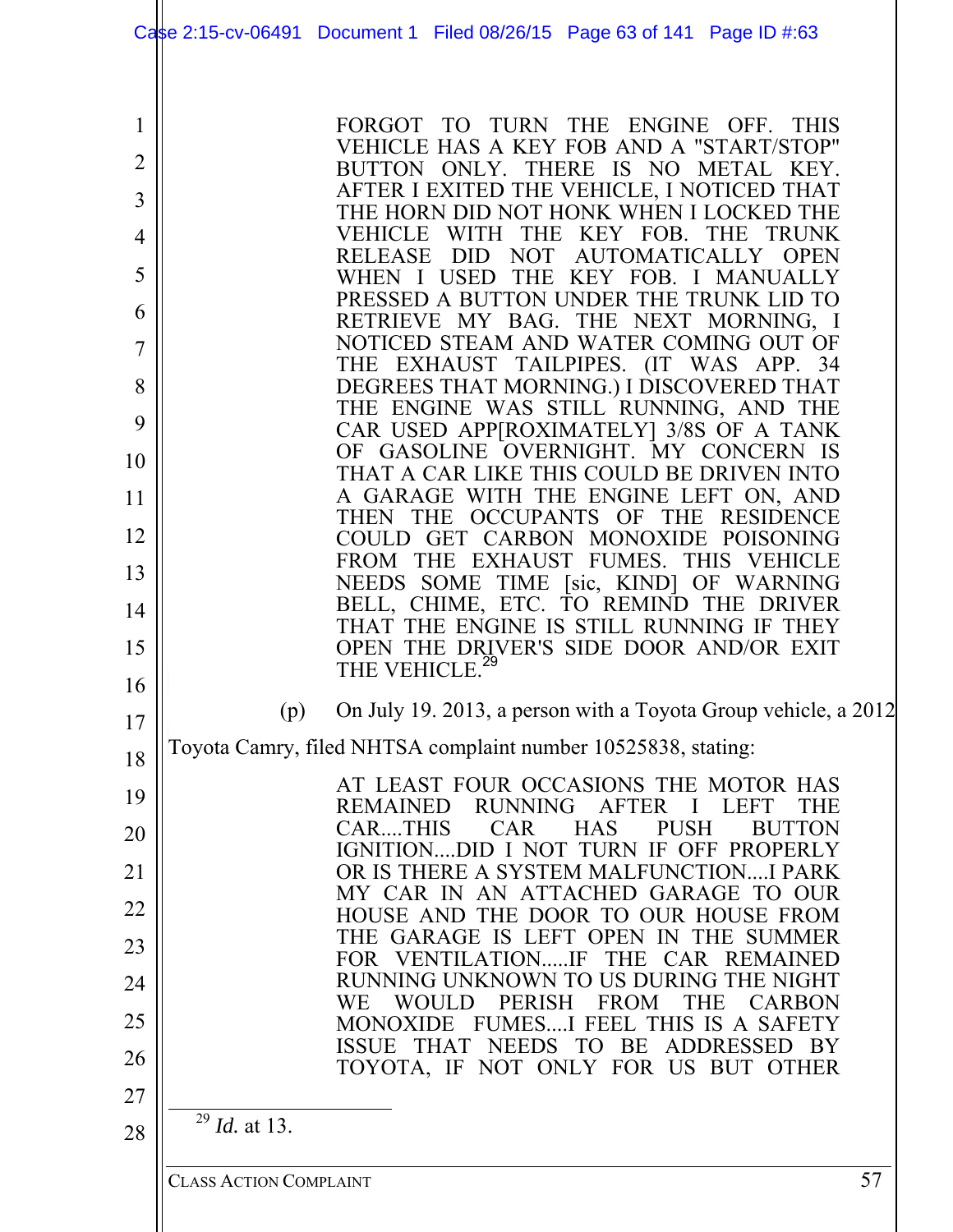> FORGOT TO TURN THE ENGINE OFF. THIS VEHICLE HAS A KEY FOB AND A "START/STOP" BUTTON ONLY. THERE IS NO METAL KEY. AFTER I EXITED THE VEHICLE, I NOTICED THAT THE HORN DID NOT HONK WHEN I LOCKED THE VEHICLE WITH THE KEY FOB. THE TRUNK RELEASE DID NOT AUTOMATICALLY OPEN WHEN I USED THE KEY FOB. I MANUALLY PRESSED A BUTTON UNDER THE TRUNK LID TO RETRIEVE MY BAG. THE NEXT MORNING, I NOTICED STEAM AND WATER COMING OUT OF THE EXHAUST TAILPIPES. (IT WAS APP. 34 DEGREES THAT MORNING.) I DISCOVERED THAT THE ENGINE WAS STILL RUNNING, AND THE CAR USED APP[ROXIMATELY] 3/8S OF A TANK OF GASOLINE OVERNIGHT. MY CONCERN IS THAT A CAR LIKE THIS COULD BE DRIVEN INTO A GARAGE WITH THE ENGINE LEFT ON, AND THEN THE OCCUPANTS OF THE RESIDENCE COULD GET CARBON MONOXIDE POISONING FROM THE EXHAUST FUMES. THIS VEHICLE NEEDS SOME TIME [sic, KIND] OF WARNING BELL, CHIME, ETC. TO REMIND THE DRIVER THAT THE ENGINE IS STILL RUNNING IF THEY OPEN THE DRIVER'S SIDE DOOR AND/OR EXIT THE VEHICLE.[29]

(p) On July 19. 2013, a person with a Toyota Group vehicle, a 2012 Toyota Camry, filed NHTSA complaint number 10525838, stating:

> AT LEAST FOUR OCCASIONS THE MOTOR HAS REMAINED RUNNING AFTER I LEFT THE CAR....THIS CAR HAS PUSH BUTTON IGNITION....DID I NOT TURN IF OFF PROPERLY OR IS THERE A SYSTEM MALFUNCTION....I PARK MY CAR IN AN ATTACHED GARAGE TO OUR HOUSE AND THE DOOR TO OUR HOUSE FROM THE GARAGE IS LEFT OPEN IN THE SUMMER FOR VENTILATION.....IF THE CAR REMAINED RUNNING UNKNOWN TO US DURING THE NIGHT WE WOULD PERISH FROM THE CARBON MONOXIDE FUMES....I FEEL THIS IS A SAFETY ISSUE THAT NEEDS TO BE ADDRESSED BY TOYOTA, IF NOT ONLY FOR US BUT OTHER

---

[29] *Id.* at 13.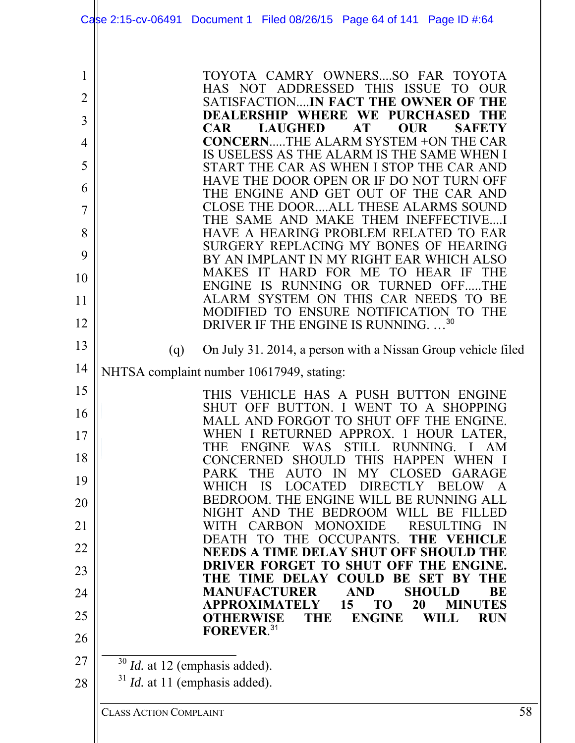> TOYOTA CAMRY OWNERS....SO FAR TOYOTA HAS NOT ADDRESSED THIS ISSUE TO OUR SATISFACTION....**IN FACT THE OWNER OF THE DEALERSHIP WHERE WE PURCHASED THE CAR LAUGHED AT OUR SAFETY CONCERN**.....THE ALARM SYSTEM +ON THE CAR IS USELESS AS THE ALARM IS THE SAME WHEN I START THE CAR AS WHEN I STOP THE CAR AND HAVE THE DOOR OPEN OR IF DO NOT TURN OFF THE ENGINE AND GET OUT OF THE CAR AND CLOSE THE DOOR....ALL THESE ALARMS SOUND THE SAME AND MAKE THEM INEFFECTIVE....I HAVE A HEARING PROBLEM RELATED TO EAR SURGERY REPLACING MY BONES OF HEARING BY AN IMPLANT IN MY RIGHT EAR WHICH ALSO MAKES IT HARD FOR ME TO HEAR IF THE ENGINE IS RUNNING OR TURNED OFF.....THE ALARM SYSTEM ON THIS CAR NEEDS TO BE MODIFIED TO ENSURE NOTIFICATION TO THE DRIVER IF THE ENGINE IS RUNNING. …[30]

(q) On July 31. 2014, a person with a Nissan Group vehicle filed NHTSA complaint number 10617949, stating:

> THIS VEHICLE HAS A PUSH BUTTON ENGINE SHUT OFF BUTTON. I WENT TO A SHOPPING MALL AND FORGOT TO SHUT OFF THE ENGINE. WHEN I RETURNED APPROX. 1 HOUR LATER, THE ENGINE WAS STILL RUNNING. I AM CONCERNED SHOULD THIS HAPPEN WHEN I PARK THE AUTO IN MY CLOSED GARAGE WHICH IS LOCATED DIRECTLY BELOW A BEDROOM. THE ENGINE WILL BE RUNNING ALL NIGHT AND THE BEDROOM WILL BE FILLED WITH CARBON MONOXIDE RESULTING IN DEATH TO THE OCCUPANTS. **THE VEHICLE NEEDS A TIME DELAY SHUT OFF SHOULD THE DRIVER FORGET TO SHUT OFF THE ENGINE. THE TIME DELAY COULD BE SET BY THE MANUFACTURER AND SHOULD BE APPROXIMATELY 15 TO 20 MINUTES OTHERWISE THE ENGINE WILL RUN FOREVER**.[31]

---

[30] *Id.* at 12 (emphasis added).

[31] *Id.* at 11 (emphasis added).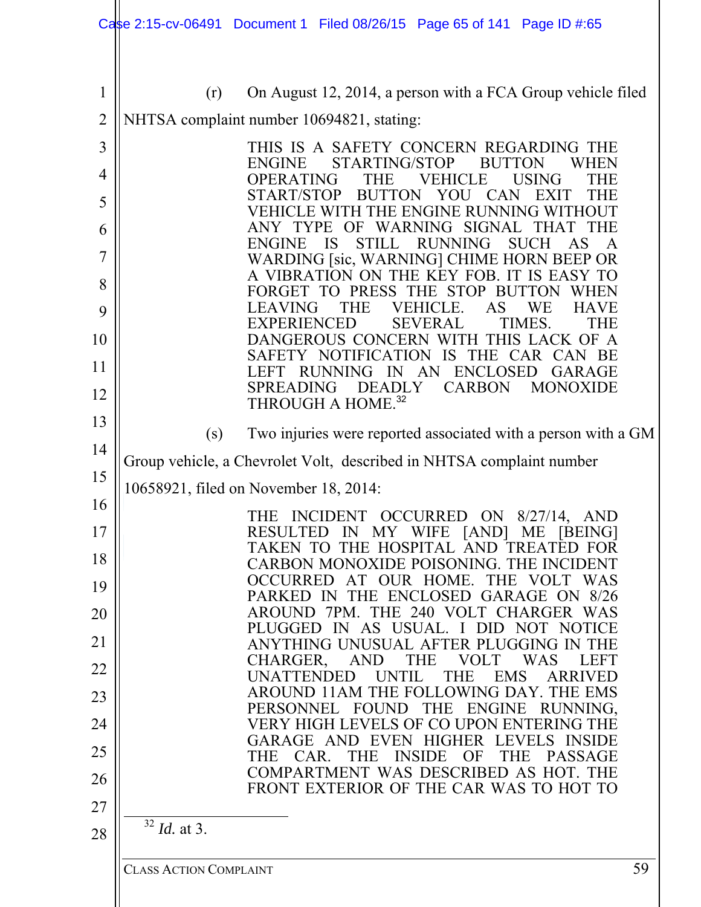(r) On August 12, 2014, a person with a FCA Group vehicle filed NHTSA complaint number 10694821, stating:

> THIS IS A SAFETY CONCERN REGARDING THE ENGINE STARTING/STOP BUTTON WHEN OPERATING THE VEHICLE USING THE START/STOP BUTTON YOU CAN EXIT THE VEHICLE WITH THE ENGINE RUNNING WITHOUT ANY TYPE OF WARNING SIGNAL THAT THE ENGINE IS STILL RUNNING SUCH AS A WARDING [sic, WARNING] CHIME HORN BEEP OR A VIBRATION ON THE KEY FOB. IT IS EASY TO FORGET TO PRESS THE STOP BUTTON WHEN LEAVING THE VEHICLE. AS WE HAVE EXPERIENCED SEVERAL TIMES. THE DANGEROUS CONCERN WITH THIS LACK OF A SAFETY NOTIFICATION IS THE CAR CAN BE LEFT RUNNING IN AN ENCLOSED GARAGE SPREADING DEADLY CARBON MONOXIDE THROUGH A HOME.[32]

(s) Two injuries were reported associated with a person with a GM Group vehicle, a Chevrolet Volt, described in NHTSA complaint number 10658921, filed on November 18, 2014:

> THE INCIDENT OCCURRED ON 8/27/14, AND RESULTED IN MY WIFE [AND] ME [BEING] TAKEN TO THE HOSPITAL AND TREATED FOR CARBON MONOXIDE POISONING. THE INCIDENT OCCURRED AT OUR HOME. THE VOLT WAS PARKED IN THE ENCLOSED GARAGE ON 8/26 AROUND 7PM. THE 240 VOLT CHARGER WAS PLUGGED IN AS USUAL. I DID NOT NOTICE ANYTHING UNUSUAL AFTER PLUGGING IN THE CHARGER, AND THE VOLT WAS LEFT UNATTENDED UNTIL THE EMS ARRIVED AROUND 11AM THE FOLLOWING DAY. THE EMS PERSONNEL FOUND THE ENGINE RUNNING, VERY HIGH LEVELS OF CO UPON ENTERING THE GARAGE AND EVEN HIGHER LEVELS INSIDE THE CAR. THE INSIDE OF THE PASSAGE COMPARTMENT WAS DESCRIBED AS HOT. THE FRONT EXTERIOR OF THE CAR WAS TO HOT TO

---

[32] *Id.* at 3.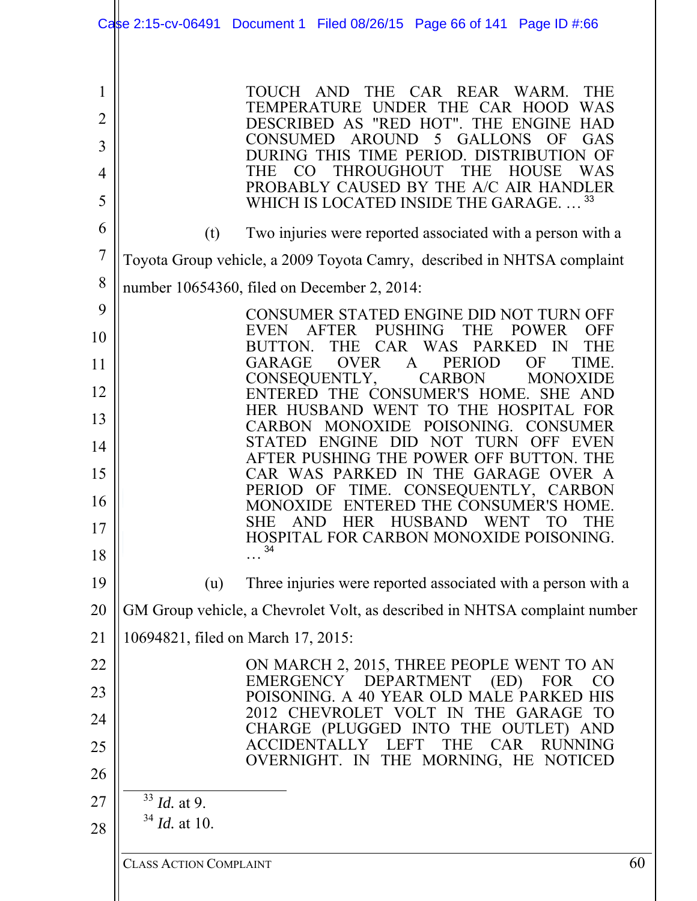> TOUCH AND THE CAR REAR WARM. THE TEMPERATURE UNDER THE CAR HOOD WAS DESCRIBED AS "RED HOT". THE ENGINE HAD CONSUMED AROUND 5 GALLONS OF GAS DURING THIS TIME PERIOD. DISTRIBUTION OF THE CO THROUGHOUT THE HOUSE WAS PROBABLY CAUSED BY THE A/C AIR HANDLER WHICH IS LOCATED INSIDE THE GARAGE. …[33]

(t) Two injuries were reported associated with a person with a Toyota Group vehicle, a 2009 Toyota Camry, described in NHTSA complaint number 10654360, filed on December 2, 2014:

> CONSUMER STATED ENGINE DID NOT TURN OFF EVEN AFTER PUSHING THE POWER OFF BUTTON. THE CAR WAS PARKED IN THE GARAGE OVER A PERIOD OF TIME. CONSEQUENTLY, CARBON MONOXIDE ENTERED THE CONSUMER'S HOME. SHE AND HER HUSBAND WENT TO THE HOSPITAL FOR CARBON MONOXIDE POISONING. CONSUMER STATED ENGINE DID NOT TURN OFF EVEN AFTER PUSHING THE POWER OFF BUTTON. THE CAR WAS PARKED IN THE GARAGE OVER A PERIOD OF TIME. CONSEQUENTLY, CARBON MONOXIDE ENTERED THE CONSUMER'S HOME. SHE AND HER HUSBAND WENT TO THE HOSPITAL FOR CARBON MONOXIDE POISONING. …[34]

(u) Three injuries were reported associated with a person with a GM Group vehicle, a Chevrolet Volt, as described in NHTSA complaint number 10694821, filed on March 17, 2015:

> ON MARCH 2, 2015, THREE PEOPLE WENT TO AN EMERGENCY DEPARTMENT (ED) FOR CO POISONING. A 40 YEAR OLD MALE PARKED HIS 2012 CHEVROLET VOLT IN THE GARAGE TO CHARGE (PLUGGED INTO THE OUTLET) AND ACCIDENTALLY LEFT THE CAR RUNNING OVERNIGHT. IN THE MORNING, HE NOTICED

---

[33] *Id.* at 9.

[34] *Id.* at 10.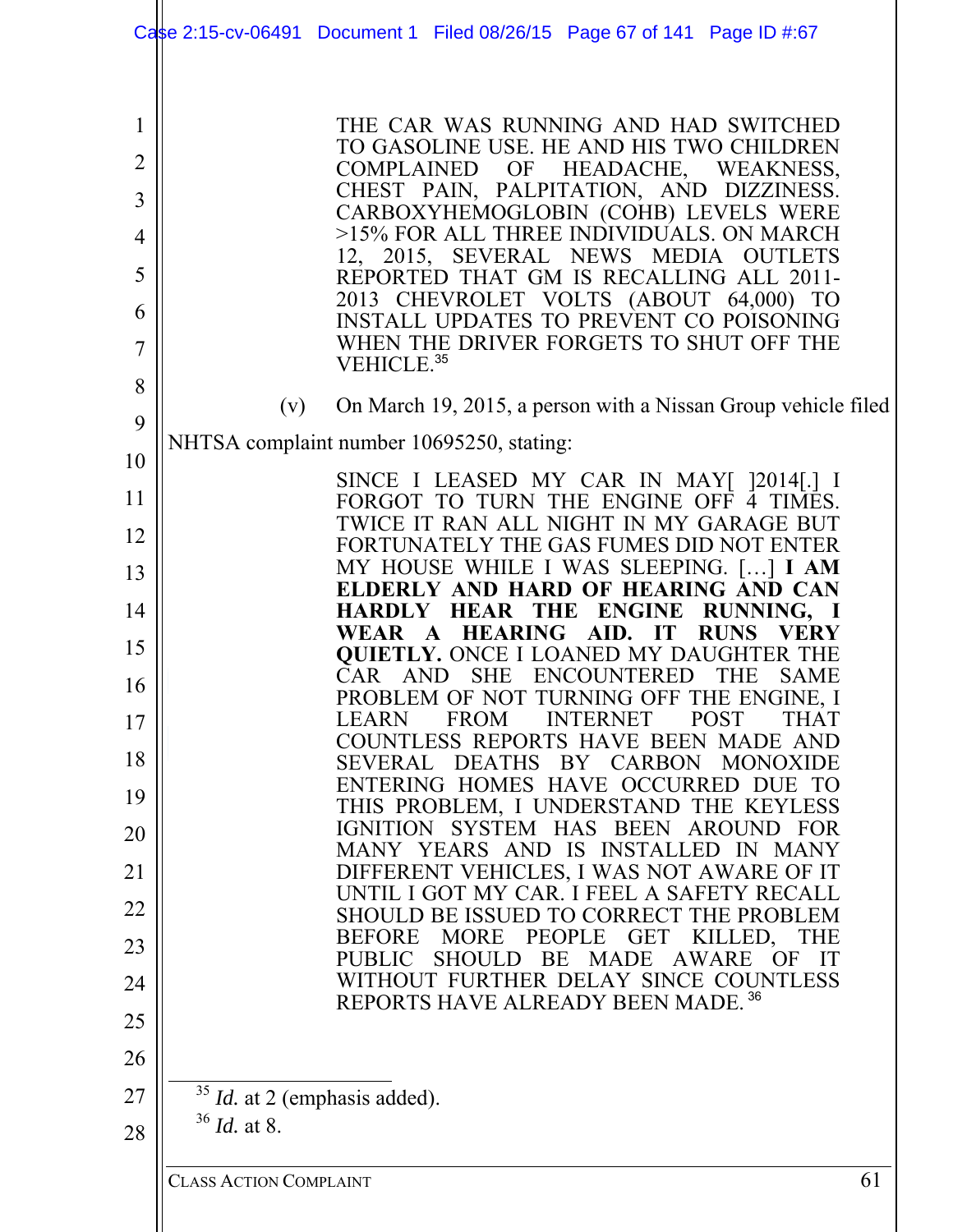> THE CAR WAS RUNNING AND HAD SWITCHED TO GASOLINE USE. HE AND HIS TWO CHILDREN COMPLAINED OF HEADACHE, WEAKNESS, CHEST PAIN, PALPITATION, AND DIZZINESS. CARBOXYHEMOGLOBIN (COHB) LEVELS WERE >15% FOR ALL THREE INDIVIDUALS. ON MARCH 12, 2015, SEVERAL NEWS MEDIA OUTLETS REPORTED THAT GM IS RECALLING ALL 2011-2013 CHEVROLET VOLTS (ABOUT 64,000) TO INSTALL UPDATES TO PREVENT CO POISONING WHEN THE DRIVER FORGETS TO SHUT OFF THE VEHICLE.[35]

(v) On March 19, 2015, a person with a Nissan Group vehicle filed NHTSA complaint number 10695250, stating:

> SINCE I LEASED MY CAR IN MAY[ ]2014[.] I FORGOT TO TURN THE ENGINE OFF 4 TIMES. TWICE IT RAN ALL NIGHT IN MY GARAGE BUT FORTUNATELY THE GAS FUMES DID NOT ENTER MY HOUSE WHILE I WAS SLEEPING. […] **I AM ELDERLY AND HARD OF HEARING AND CAN HARDLY HEAR THE ENGINE RUNNING, I WEAR A HEARING AID. IT RUNS VERY QUIETLY.** ONCE I LOANED MY DAUGHTER THE CAR AND SHE ENCOUNTERED THE SAME PROBLEM OF NOT TURNING OFF THE ENGINE, I LEARN FROM INTERNET POST THAT COUNTLESS REPORTS HAVE BEEN MADE AND SEVERAL DEATHS BY CARBON MONOXIDE ENTERING HOMES HAVE OCCURRED DUE TO THIS PROBLEM, I UNDERSTAND THE KEYLESS IGNITION SYSTEM HAS BEEN AROUND FOR MANY YEARS AND IS INSTALLED IN MANY DIFFERENT VEHICLES, I WAS NOT AWARE OF IT UNTIL I GOT MY CAR. I FEEL A SAFETY RECALL SHOULD BE ISSUED TO CORRECT THE PROBLEM BEFORE MORE PEOPLE GET KILLED, THE PUBLIC SHOULD BE MADE AWARE OF IT WITHOUT FURTHER DELAY SINCE COUNTLESS REPORTS HAVE ALREADY BEEN MADE.[36]

---

[35] *Id.* at 2 (emphasis added).

[36] *Id.* at 8.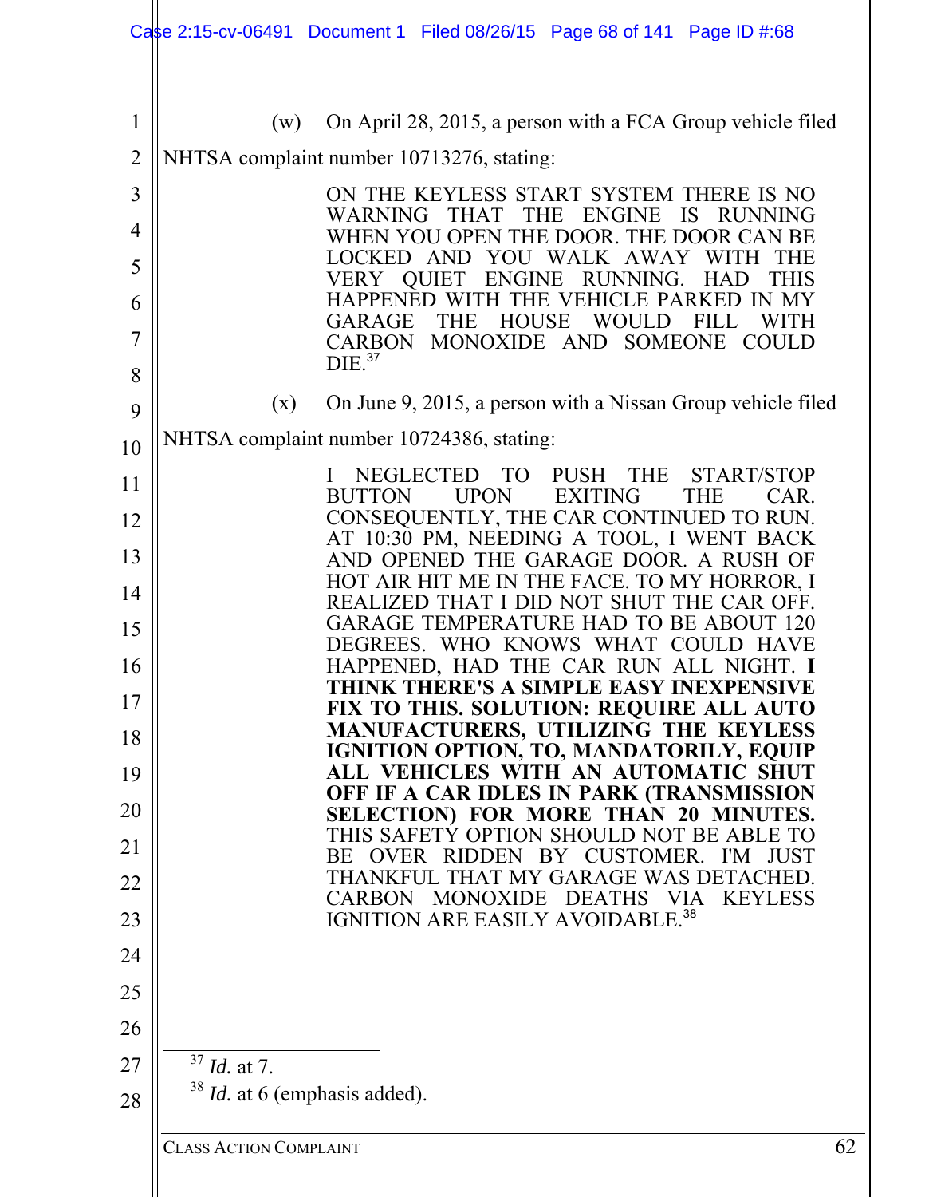(w) On April 28, 2015, a person with a FCA Group vehicle filed NHTSA complaint number 10713276, stating:

> ON THE KEYLESS START SYSTEM THERE IS NO WARNING THAT THE ENGINE IS RUNNING WHEN YOU OPEN THE DOOR. THE DOOR CAN BE LOCKED AND YOU WALK AWAY WITH THE VERY QUIET ENGINE RUNNING. HAD THIS HAPPENED WITH THE VEHICLE PARKED IN MY GARAGE THE HOUSE WOULD FILL WITH CARBON MONOXIDE AND SOMEONE COULD DIE.[37]

(x) On June 9, 2015, a person with a Nissan Group vehicle filed NHTSA complaint number 10724386, stating:

> I NEGLECTED TO PUSH THE START/STOP BUTTON UPON EXITING THE CAR. CONSEQUENTLY, THE CAR CONTINUED TO RUN. AT 10:30 PM, NEEDING A TOOL, I WENT BACK AND OPENED THE GARAGE DOOR. A RUSH OF HOT AIR HIT ME IN THE FACE. TO MY HORROR, I REALIZED THAT I DID NOT SHUT THE CAR OFF. GARAGE TEMPERATURE HAD TO BE ABOUT 120 DEGREES. WHO KNOWS WHAT COULD HAVE HAPPENED, HAD THE CAR RUN ALL NIGHT. **I THINK THERE'S A SIMPLE EASY INEXPENSIVE FIX TO THIS. SOLUTION: REQUIRE ALL AUTO MANUFACTURERS, UTILIZING THE KEYLESS IGNITION OPTION, TO, MANDATORILY, EQUIP ALL VEHICLES WITH AN AUTOMATIC SHUT OFF IF A CAR IDLES IN PARK (TRANSMISSION SELECTION) FOR MORE THAN 20 MINUTES.** THIS SAFETY OPTION SHOULD NOT BE ABLE TO BE OVER RIDDEN BY CUSTOMER. I'M JUST THANKFUL THAT MY GARAGE WAS DETACHED. CARBON MONOXIDE DEATHS VIA KEYLESS IGNITION ARE EASILY AVOIDABLE.[38]

---

[37] *Id.* at 7.

[38] *Id.* at 6 (emphasis added).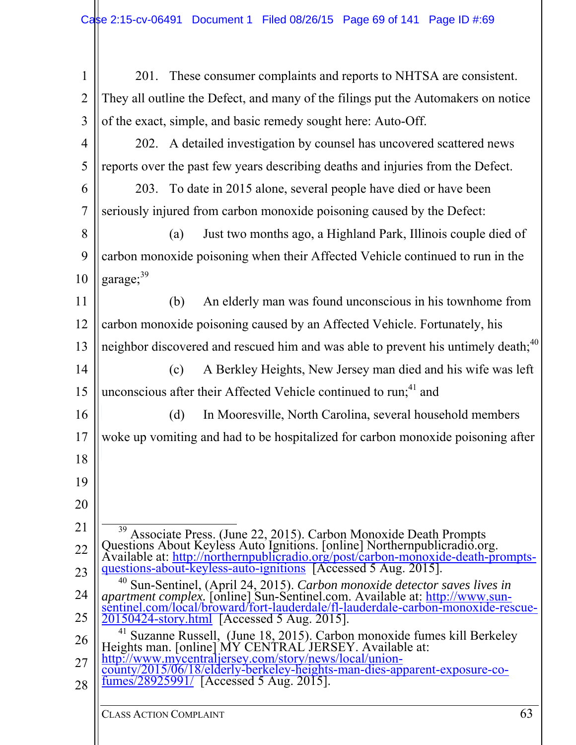201. These consumer complaints and reports to NHTSA are consistent. They all outline the Defect, and many of the filings put the Automakers on notice of the exact, simple, and basic remedy sought here: Auto-Off.

202. A detailed investigation by counsel has uncovered scattered news reports over the past few years describing deaths and injuries from the Defect.

203. To date in 2015 alone, several people have died or have been seriously injured from carbon monoxide poisoning caused by the Defect:

(a) Just two months ago, a Highland Park, Illinois couple died of carbon monoxide poisoning when their Affected Vehicle continued to run in the garage;[39]

(b) An elderly man was found unconscious in his townhome from carbon monoxide poisoning caused by an Affected Vehicle. Fortunately, his neighbor discovered and rescued him and was able to prevent his untimely death;[40]

(c) A Berkley Heights, New Jersey man died and his wife was left unconscious after their Affected Vehicle continued to run;[41] and

(d) In Mooresville, North Carolina, several household members woke up vomiting and had to be hospitalized for carbon monoxide poisoning after

---

[39] Associate Press. (June 22, 2015). Carbon Monoxide Death Prompts Questions About Keyless Auto Ignitions. [online] Northernpublicradio.org. Available at: http://northernpublicradio.org/post/carbon-monoxide-death-prompts-questions-about-keyless-auto-ignitions [Accessed 5 Aug. 2015].

[40] Sun-Sentinel, (April 24, 2015). *Carbon monoxide detector saves lives in apartment complex.* [online] Sun-Sentinel.com. Available at: http://www.sun-sentinel.com/local/broward/fort-lauderdale/fl-lauderdale-carbon-monoxide-rescue-20150424-story.html [Accessed 5 Aug. 2015].

[41] Suzanne Russell, (June 18, 2015). Carbon monoxide fumes kill Berkeley Heights man. [online] MY CENTRAL JERSEY. Available at: http://www.mycentraljersey.com/story/news/local/union-county/2015/06/18/elderly-berkeley-heights-man-dies-apparent-exposure-co-fumes/28925991/ [Accessed 5 Aug. 2015].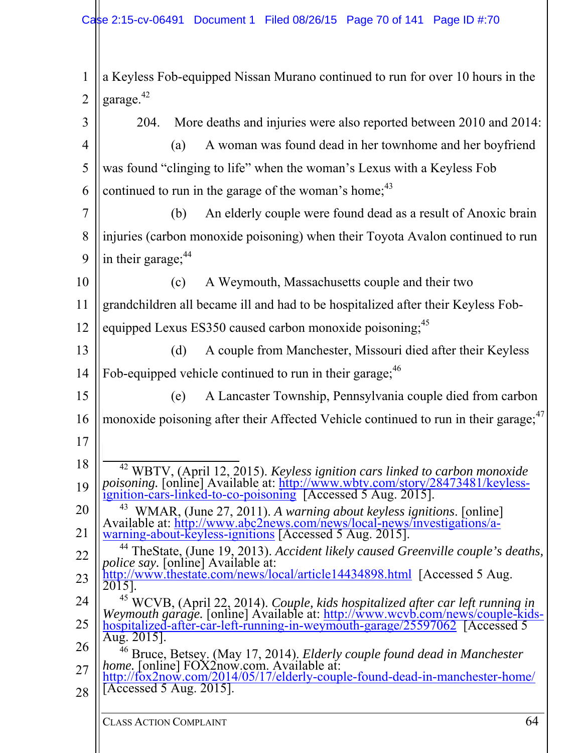a Keyless Fob-equipped Nissan Murano continued to run for over 10 hours in the garage.[42]

204. More deaths and injuries were also reported between 2010 and 2014:

(a) A woman was found dead in her townhome and her boyfriend was found "clinging to life" when the woman's Lexus with a Keyless Fob continued to run in the garage of the woman's home;[43]

(b) An elderly couple were found dead as a result of Anoxic brain injuries (carbon monoxide poisoning) when their Toyota Avalon continued to run in their garage;[44]

(c) A Weymouth, Massachusetts couple and their two grandchildren all became ill and had to be hospitalized after their Keyless Fob-equipped Lexus ES350 caused carbon monoxide poisoning;[45]

(d) A couple from Manchester, Missouri died after their Keyless Fob-equipped vehicle continued to run in their garage;[46]

(e) A Lancaster Township, Pennsylvania couple died from carbon monoxide poisoning after their Affected Vehicle continued to run in their garage;[47]

---

[42] WBTV, (April 12, 2015). *Keyless ignition cars linked to carbon monoxide poisoning.* [online] Available at: http://www.wbtv.com/story/28473481/keyless-ignition-cars-linked-to-co-poisoning [Accessed 5 Aug. 2015].

[43] WMAR, (June 27, 2011). *A warning about keyless ignitions*. [online] Available at: http://www.abc2news.com/news/local-news/investigations/a-warning-about-keyless-ignitions [Accessed 5 Aug. 2015].

[44] TheState, (June 19, 2013). *Accident likely caused Greenville couple's deaths, police say.* [online] Available at: http://www.thestate.com/news/local/article14434898.html [Accessed 5 Aug. 2015].

[45] WCVB, (April 22, 2014). *Couple, kids hospitalized after car left running in Weymouth garage.* [online] Available at: http://www.wcvb.com/news/couple-kids-hospitalized-after-car-left-running-in-weymouth-garage/25597062 [Accessed 5 Aug. 2015].

[46] Bruce, Betsey. (May 17, 2014). *Elderly couple found dead in Manchester home.* [online] FOX2now.com. Available at: http://fox2now.com/2014/05/17/elderly-couple-found-dead-in-manchester-home/ [Accessed 5 Aug. 2015].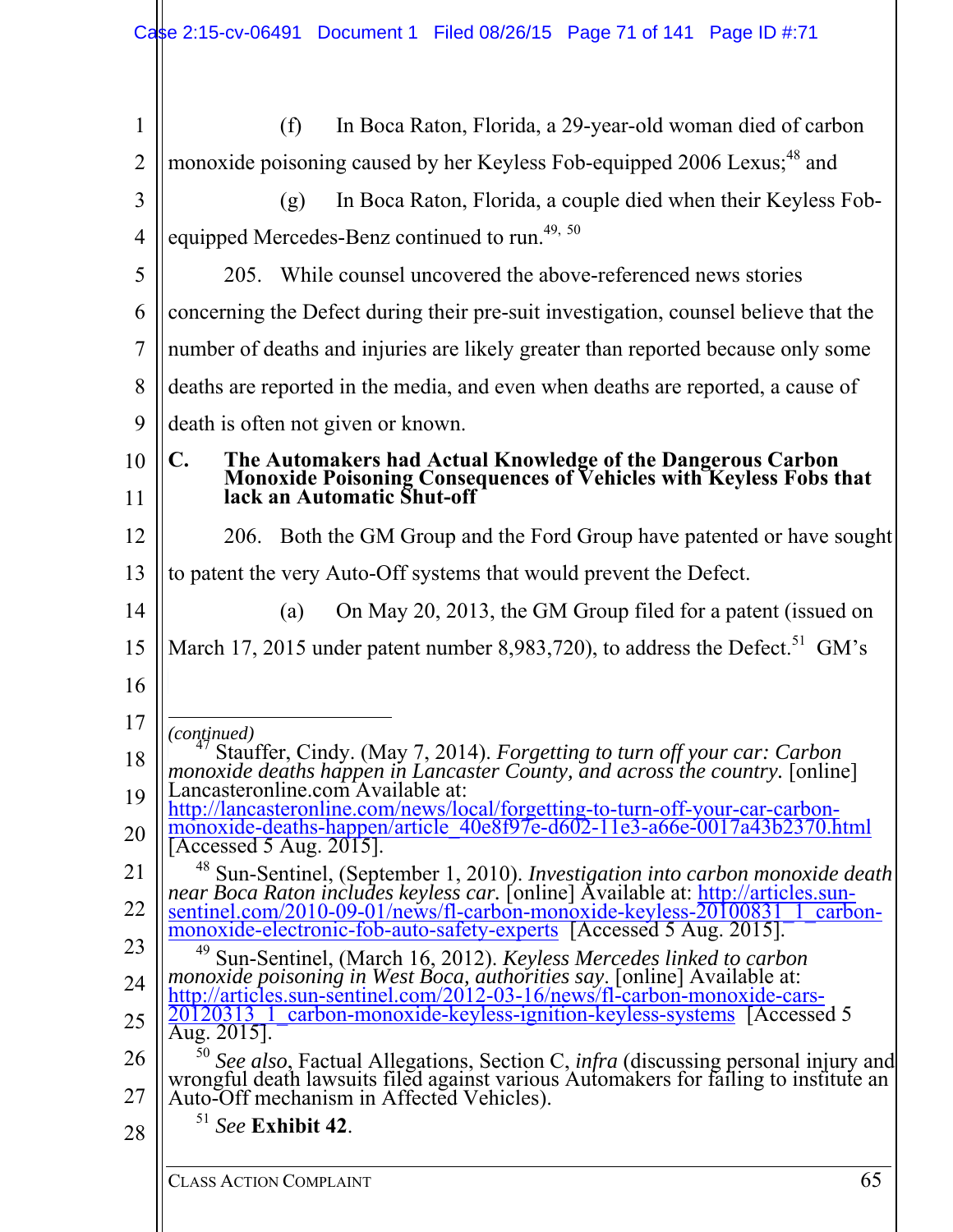(f) In Boca Raton, Florida, a 29-year-old woman died of carbon monoxide poisoning caused by her Keyless Fob-equipped 2006 Lexus;[48] and

(g) In Boca Raton, Florida, a couple died when their Keyless Fob-equipped Mercedes-Benz continued to run.[49, 50]

205. While counsel uncovered the above-referenced news stories concerning the Defect during their pre-suit investigation, counsel believe that the number of deaths and injuries are likely greater than reported because only some deaths are reported in the media, and even when deaths are reported, a cause of death is often not given or known.

### C. The Automakers had Actual Knowledge of the Dangerous Carbon Monoxide Poisoning Consequences of Vehicles with Keyless Fobs that lack an Automatic Shut-off

206. Both the GM Group and the Ford Group have patented or have sought to patent the very Auto-Off systems that would prevent the Defect.

(a) On May 20, 2013, the GM Group filed for a patent (issued on March 17, 2015 under patent number 8,983,720), to address the Defect.[51] GM's

---

*(continued)*

[47] Stauffer, Cindy. (May 7, 2014). *Forgetting to turn off your car: Carbon monoxide deaths happen in Lancaster County, and across the country.* [online] Lancasteronline.com Available at: http://lancasteronline.com/news/local/forgetting-to-turn-off-your-car-carbon-monoxide-deaths-happen/article_40e8f97e-d602-11e3-a66e-0017a43b2370.html [Accessed 5 Aug. 2015].

[48] Sun-Sentinel, (September 1, 2010). *Investigation into carbon monoxide death near Boca Raton includes keyless car.* [online] Available at: http://articles.sun-sentinel.com/2010-09-01/news/fl-carbon-monoxide-keyless-20100831_1_carbon-monoxide-electronic-fob-auto-safety-experts [Accessed 5 Aug. 2015].

[49] Sun-Sentinel, (March 16, 2012). *Keyless Mercedes linked to carbon monoxide poisoning in West Boca, authorities say*. [online] Available at: http://articles.sun-sentinel.com/2012-03-16/news/fl-carbon-monoxide-cars-20120313_1_carbon-monoxide-keyless-ignition-keyless-systems [Accessed 5 Aug. 2015].

[50] *See also*, Factual Allegations, Section C, *infra* (discussing personal injury and wrongful death lawsuits filed against various Automakers for failing to institute an Auto-Off mechanism in Affected Vehicles).

[51] *See* **Exhibit 42**.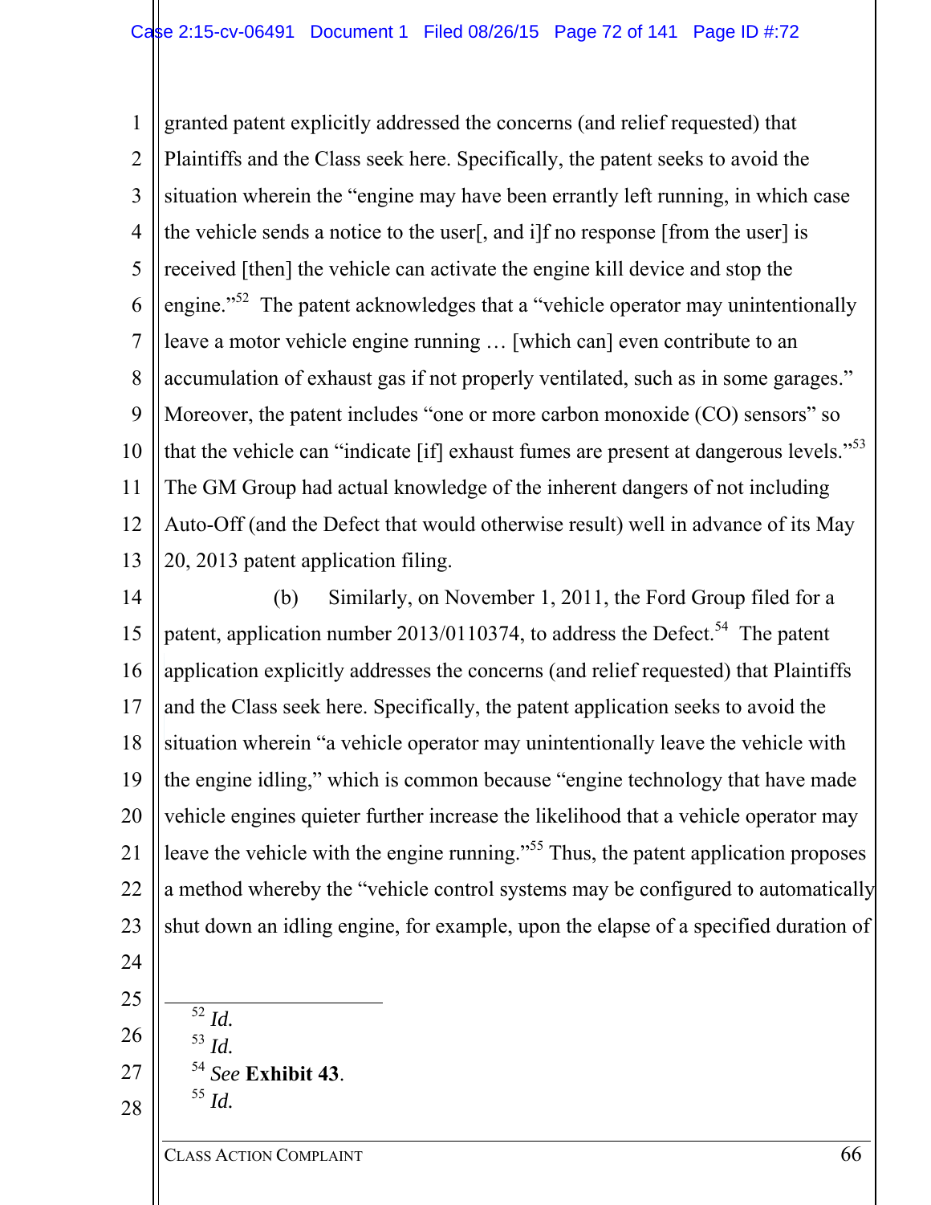granted patent explicitly addressed the concerns (and relief requested) that Plaintiffs and the Class seek here. Specifically, the patent seeks to avoid the situation wherein the "engine may have been errantly left running, in which case the vehicle sends a notice to the user[, and i]f no response [from the user] is received [then] the vehicle can activate the engine kill device and stop the engine."[52] The patent acknowledges that a "vehicle operator may unintentionally leave a motor vehicle engine running … [which can] even contribute to an accumulation of exhaust gas if not properly ventilated, such as in some garages." Moreover, the patent includes "one or more carbon monoxide (CO) sensors" so that the vehicle can "indicate [if] exhaust fumes are present at dangerous levels."[53] The GM Group had actual knowledge of the inherent dangers of not including Auto-Off (and the Defect that would otherwise result) well in advance of its May 20, 2013 patent application filing.

(b) Similarly, on November 1, 2011, the Ford Group filed for a patent, application number 2013/0110374, to address the Defect.[54] The patent application explicitly addresses the concerns (and relief requested) that Plaintiffs and the Class seek here. Specifically, the patent application seeks to avoid the situation wherein "a vehicle operator may unintentionally leave the vehicle with the engine idling," which is common because "engine technology that have made vehicle engines quieter further increase the likelihood that a vehicle operator may leave the vehicle with the engine running."[55] Thus, the patent application proposes a method whereby the "vehicle control systems may be configured to automatically shut down an idling engine, for example, upon the elapse of a specified duration of

---

[52] *Id.*

[53] *Id.*

[54] *See* **Exhibit 43**.

[55] *Id.*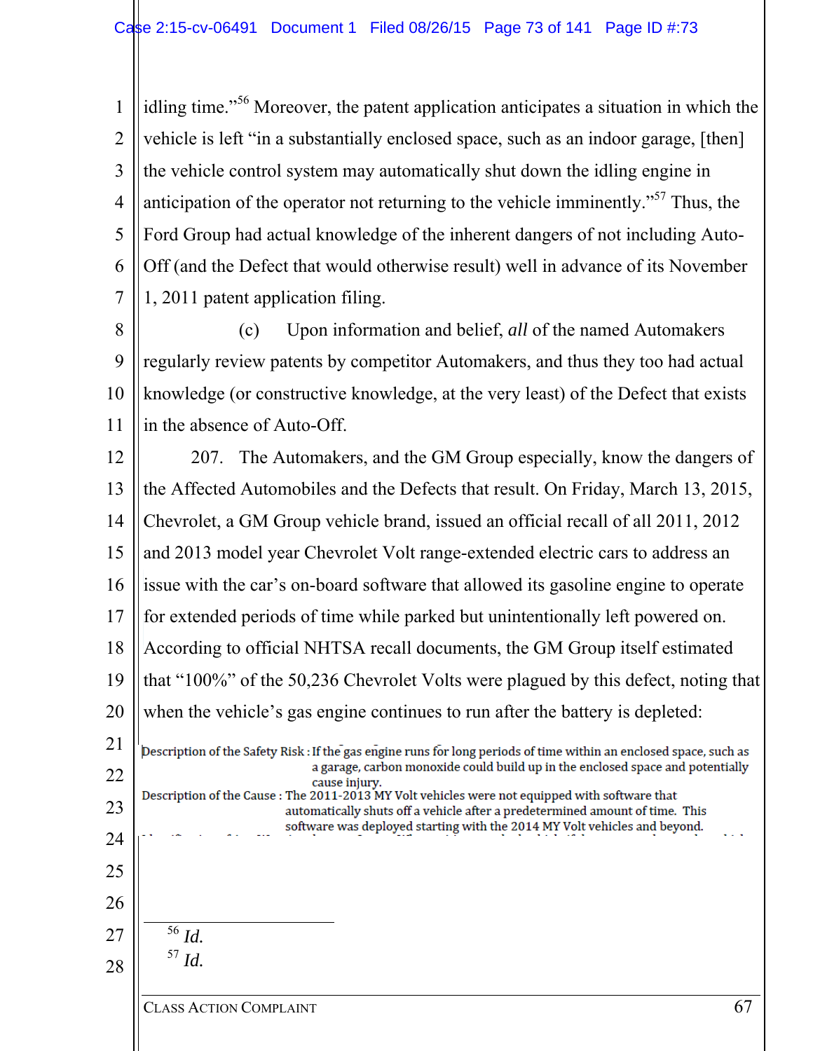idling time."[56] Moreover, the patent application anticipates a situation in which the vehicle is left "in a substantially enclosed space, such as an indoor garage, [then] the vehicle control system may automatically shut down the idling engine in anticipation of the operator not returning to the vehicle imminently."[57] Thus, the Ford Group had actual knowledge of the inherent dangers of not including Auto-Off (and the Defect that would otherwise result) well in advance of its November 1, 2011 patent application filing.

(c) Upon information and belief, *all* of the named Automakers regularly review patents by competitor Automakers, and thus they too had actual knowledge (or constructive knowledge, at the very least) of the Defect that exists in the absence of Auto-Off.

207. The Automakers, and the GM Group especially, know the dangers of the Affected Automobiles and the Defects that result. On Friday, March 13, 2015, Chevrolet, a GM Group vehicle brand, issued an official recall of all 2011, 2012 and 2013 model year Chevrolet Volt range-extended electric cars to address an issue with the car's on-board software that allowed its gasoline engine to operate for extended periods of time while parked but unintentionally left powered on. According to official NHTSA recall documents, the GM Group itself estimated that "100%" of the 50,236 Chevrolet Volts were plagued by this defect, noting that when the vehicle's gas engine continues to run after the battery is depleted:

> Description of the Safety Risk : If the gas engine runs for long periods of time within an enclosed space, such as a garage, carbon monoxide could build up in the enclosed space and potentially cause injury.
>
> Description of the Cause : The 2011-2013 MY Volt vehicles were not equipped with software that automatically shuts off a vehicle after a predetermined amount of time. This software was deployed starting with the 2014 MY Volt vehicles and beyond.

[56] *Id.*
[57] *Id.*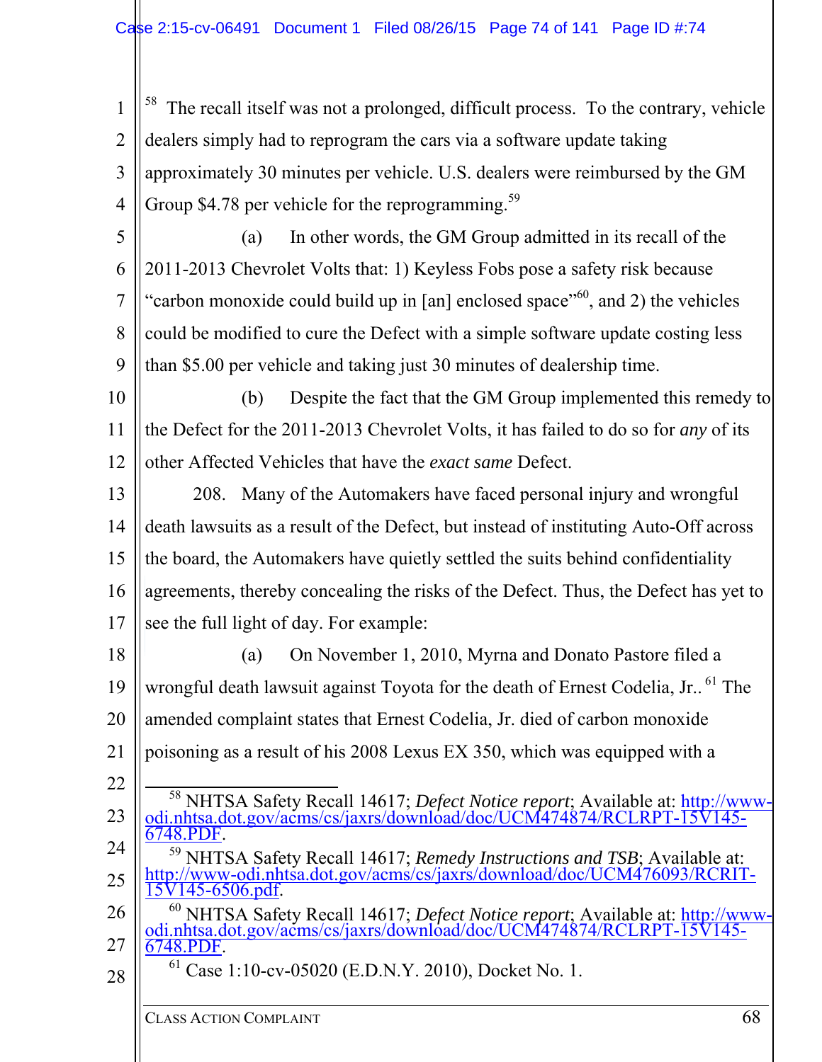[58] The recall itself was not a prolonged, difficult process. To the contrary, vehicle dealers simply had to reprogram the cars via a software update taking approximately 30 minutes per vehicle. U.S. dealers were reimbursed by the GM Group $4.78 per vehicle for the reprogramming.[59]

(a) In other words, the GM Group admitted in its recall of the 2011-2013 Chevrolet Volts that: 1) Keyless Fobs pose a safety risk because "carbon monoxide could build up in [an] enclosed space"[60], and 2) the vehicles could be modified to cure the Defect with a simple software update costing less than $5.00 per vehicle and taking just 30 minutes of dealership time.

(b) Despite the fact that the GM Group implemented this remedy to the Defect for the 2011-2013 Chevrolet Volts, it has failed to do so for *any* of its other Affected Vehicles that have the *exact same* Defect.

208. Many of the Automakers have faced personal injury and wrongful death lawsuits as a result of the Defect, but instead of instituting Auto-Off across the board, the Automakers have quietly settled the suits behind confidentiality agreements, thereby concealing the risks of the Defect. Thus, the Defect has yet to see the full light of day. For example:

(a) On November 1, 2010, Myrna and Donato Pastore filed a wrongful death lawsuit against Toyota for the death of Ernest Codelia, Jr..[61] The amended complaint states that Ernest Codelia, Jr. died of carbon monoxide poisoning as a result of his 2008 Lexus EX 350, which was equipped with a

---

[58] NHTSA Safety Recall 14617; *Defect Notice report*; Available at: http://www-odi.nhtsa.dot.gov/acms/cs/jaxrs/download/doc/UCM474874/RCLRPT-15V145-6748.PDF.

[59] NHTSA Safety Recall 14617; *Remedy Instructions and TSB*; Available at: http://www-odi.nhtsa.dot.gov/acms/cs/jaxrs/download/doc/UCM476093/RCRIT-15V145-6506.pdf.

[60] NHTSA Safety Recall 14617; *Defect Notice report*; Available at: http://www-odi.nhtsa.dot.gov/acms/cs/jaxrs/download/doc/UCM474874/RCLRPT-15V145-6748.PDF.

[61] Case 1:10-cv-05020 (E.D.N.Y. 2010), Docket No. 1.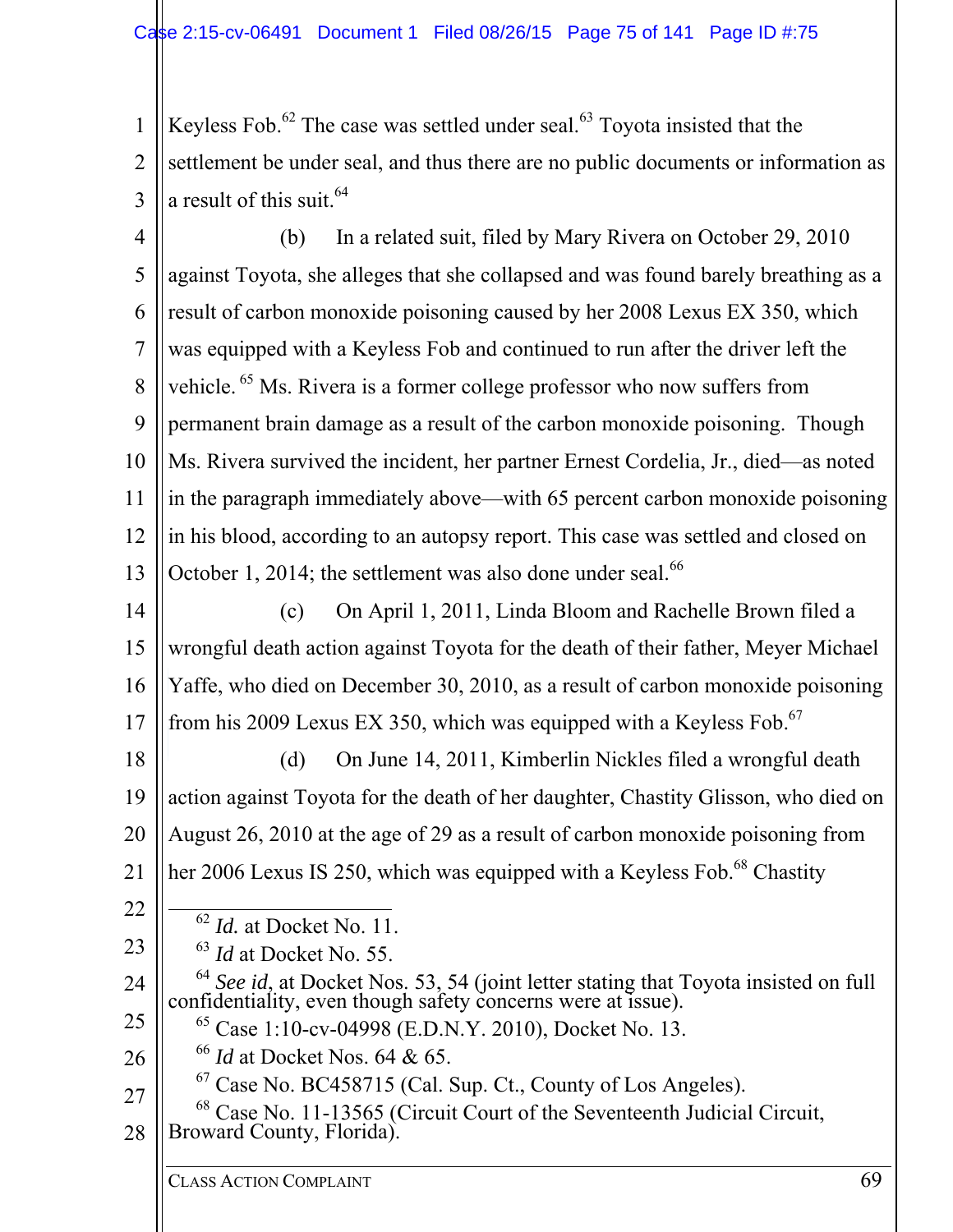Keyless Fob.[62] The case was settled under seal.[63] Toyota insisted that the settlement be under seal, and thus there are no public documents or information as a result of this suit.[64]

(b) In a related suit, filed by Mary Rivera on October 29, 2010 against Toyota, she alleges that she collapsed and was found barely breathing as a result of carbon monoxide poisoning caused by her 2008 Lexus EX 350, which was equipped with a Keyless Fob and continued to run after the driver left the vehicle.[65] Ms. Rivera is a former college professor who now suffers from permanent brain damage as a result of the carbon monoxide poisoning. Though Ms. Rivera survived the incident, her partner Ernest Cordelia, Jr., died—as noted in the paragraph immediately above—with 65 percent carbon monoxide poisoning in his blood, according to an autopsy report. This case was settled and closed on October 1, 2014; the settlement was also done under seal.[66]

(c) On April 1, 2011, Linda Bloom and Rachelle Brown filed a wrongful death action against Toyota for the death of their father, Meyer Michael Yaffe, who died on December 30, 2010, as a result of carbon monoxide poisoning from his 2009 Lexus EX 350, which was equipped with a Keyless Fob.[67]

(d) On June 14, 2011, Kimberlin Nickles filed a wrongful death action against Toyota for the death of her daughter, Chastity Glisson, who died on August 26, 2010 at the age of 29 as a result of carbon monoxide poisoning from her 2006 Lexus IS 250, which was equipped with a Keyless Fob.[68] Chastity

---

[62] *Id.* at Docket No. 11.

[63] *Id* at Docket No. 55.

[64] *See id*, at Docket Nos. 53, 54 (joint letter stating that Toyota insisted on full confidentiality, even though safety concerns were at issue).

[65] Case 1:10-cv-04998 (E.D.N.Y. 2010), Docket No. 13.

[66] *Id* at Docket Nos. 64 & 65.

[67] Case No. BC458715 (Cal. Sup. Ct., County of Los Angeles).

[68] Case No. 11-13565 (Circuit Court of the Seventeenth Judicial Circuit, Broward County, Florida).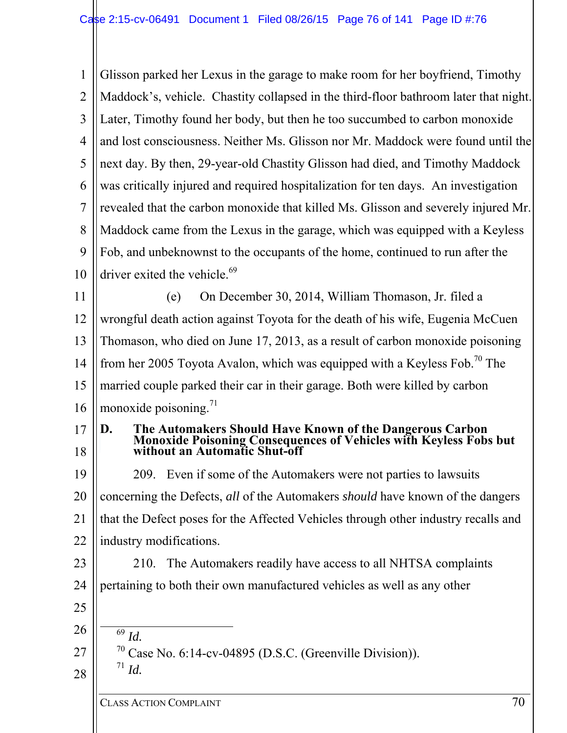Glisson parked her Lexus in the garage to make room for her boyfriend, Timothy Maddock's, vehicle. Chastity collapsed in the third-floor bathroom later that night. Later, Timothy found her body, but then he too succumbed to carbon monoxide and lost consciousness. Neither Ms. Glisson nor Mr. Maddock were found until the next day. By then, 29-year-old Chastity Glisson had died, and Timothy Maddock was critically injured and required hospitalization for ten days. An investigation revealed that the carbon monoxide that killed Ms. Glisson and severely injured Mr. Maddock came from the Lexus in the garage, which was equipped with a Keyless Fob, and unbeknownst to the occupants of the home, continued to run after the driver exited the vehicle.[69]

(e) On December 30, 2014, William Thomason, Jr. filed a wrongful death action against Toyota for the death of his wife, Eugenia McCuen Thomason, who died on June 17, 2013, as a result of carbon monoxide poisoning from her 2005 Toyota Avalon, which was equipped with a Keyless Fob.[70] The married couple parked their car in their garage. Both were killed by carbon monoxide poisoning.[71]

## D. The Automakers Should Have Known of the Dangerous Carbon Monoxide Poisoning Consequences of Vehicles with Keyless Fobs but without an Automatic Shut-off

209. Even if some of the Automakers were not parties to lawsuits concerning the Defects, *all* of the Automakers *should* have known of the dangers that the Defect poses for the Affected Vehicles through other industry recalls and industry modifications.

210. The Automakers readily have access to all NHTSA complaints pertaining to both their own manufactured vehicles as well as any other

---

[69] *Id.*

[70] Case No. 6:14-cv-04895 (D.S.C. (Greenville Division)).

[71] *Id.*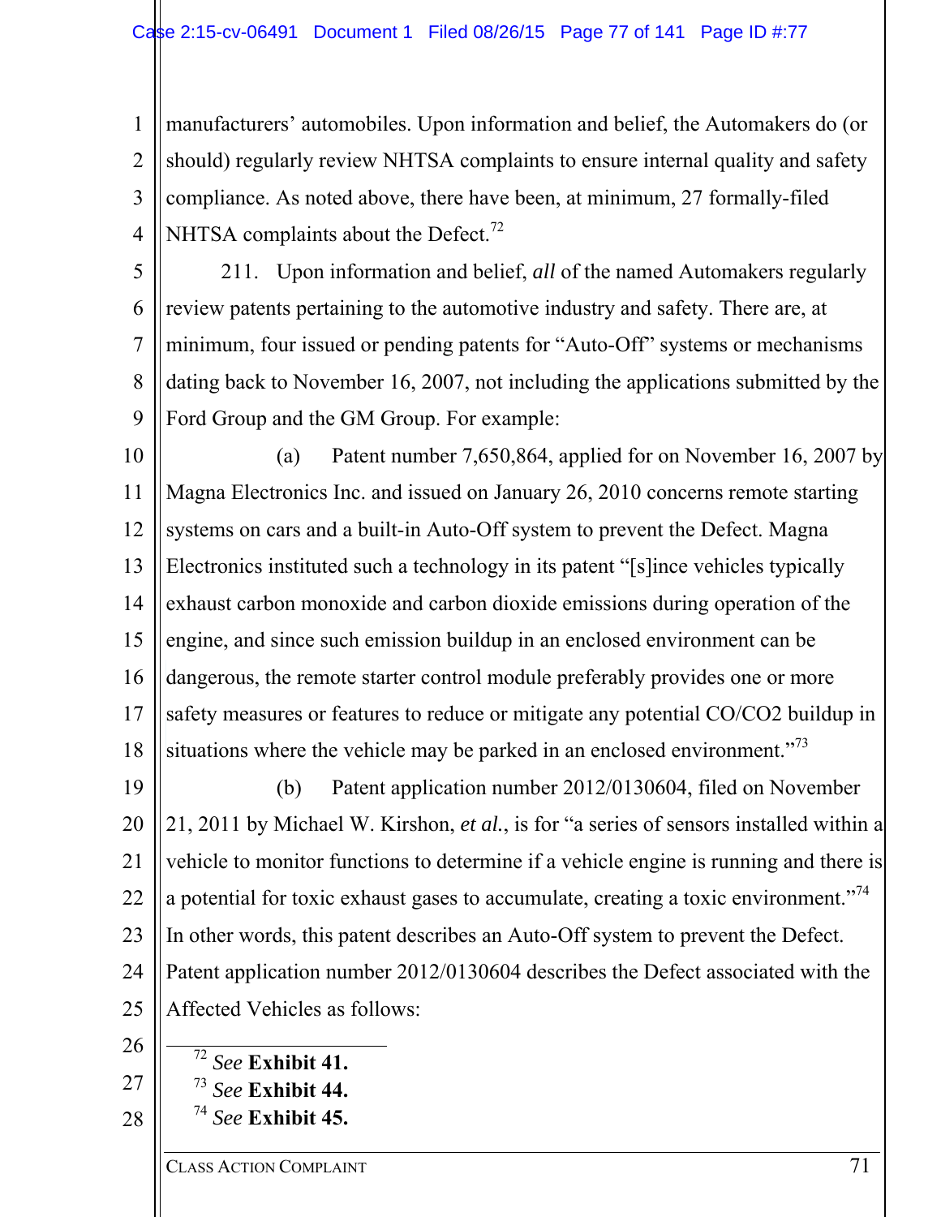manufacturers' automobiles. Upon information and belief, the Automakers do (or should) regularly review NHTSA complaints to ensure internal quality and safety compliance. As noted above, there have been, at minimum, 27 formally-filed NHTSA complaints about the Defect.[72]

211. Upon information and belief, *all* of the named Automakers regularly review patents pertaining to the automotive industry and safety. There are, at minimum, four issued or pending patents for "Auto-Off" systems or mechanisms dating back to November 16, 2007, not including the applications submitted by the Ford Group and the GM Group. For example:

(a) Patent number 7,650,864, applied for on November 16, 2007 by Magna Electronics Inc. and issued on January 26, 2010 concerns remote starting systems on cars and a built-in Auto-Off system to prevent the Defect. Magna Electronics instituted such a technology in its patent "[s]ince vehicles typically exhaust carbon monoxide and carbon dioxide emissions during operation of the engine, and since such emission buildup in an enclosed environment can be dangerous, the remote starter control module preferably provides one or more safety measures or features to reduce or mitigate any potential CO/CO2 buildup in situations where the vehicle may be parked in an enclosed environment."[73]

(b) Patent application number 2012/0130604, filed on November 21, 2011 by Michael W. Kirshon, *et al.*, is for "a series of sensors installed within a vehicle to monitor functions to determine if a vehicle engine is running and there is a potential for toxic exhaust gases to accumulate, creating a toxic environment."[74] In other words, this patent describes an Auto-Off system to prevent the Defect. Patent application number 2012/0130604 describes the Defect associated with the Affected Vehicles as follows:

---

[72] *See* **Exhibit 41.**

[73] *See* **Exhibit 44.**

[74] *See* **Exhibit 45.**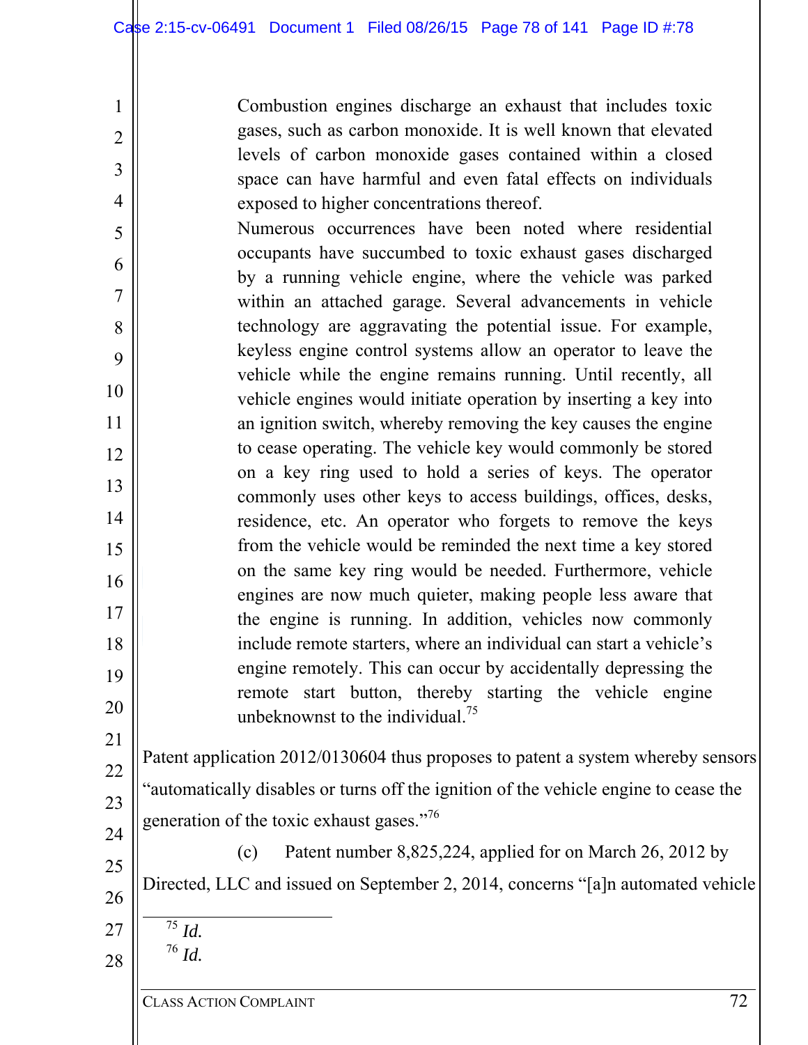> Combustion engines discharge an exhaust that includes toxic gases, such as carbon monoxide. It is well known that elevated levels of carbon monoxide gases contained within a closed space can have harmful and even fatal effects on individuals exposed to higher concentrations thereof.
>
> Numerous occurrences have been noted where residential occupants have succumbed to toxic exhaust gases discharged by a running vehicle engine, where the vehicle was parked within an attached garage. Several advancements in vehicle technology are aggravating the potential issue. For example, keyless engine control systems allow an operator to leave the vehicle while the engine remains running. Until recently, all vehicle engines would initiate operation by inserting a key into an ignition switch, whereby removing the key causes the engine to cease operating. The vehicle key would commonly be stored on a key ring used to hold a series of keys. The operator commonly uses other keys to access buildings, offices, desks, residence, etc. An operator who forgets to remove the keys from the vehicle would be reminded the next time a key stored on the same key ring would be needed. Furthermore, vehicle engines are now much quieter, making people less aware that the engine is running. In addition, vehicles now commonly include remote starters, where an individual can start a vehicle's engine remotely. This can occur by accidentally depressing the remote start button, thereby starting the vehicle engine unbeknownst to the individual.[75]

Patent application 2012/0130604 thus proposes to patent a system whereby sensors "automatically disables or turns off the ignition of the vehicle engine to cease the generation of the toxic exhaust gases."[76]

(c) Patent number 8,825,224, applied for on March 26, 2012 by Directed, LLC and issued on September 2, 2014, concerns "[a]n automated vehicle

---

[75] *Id.*

[76] *Id.*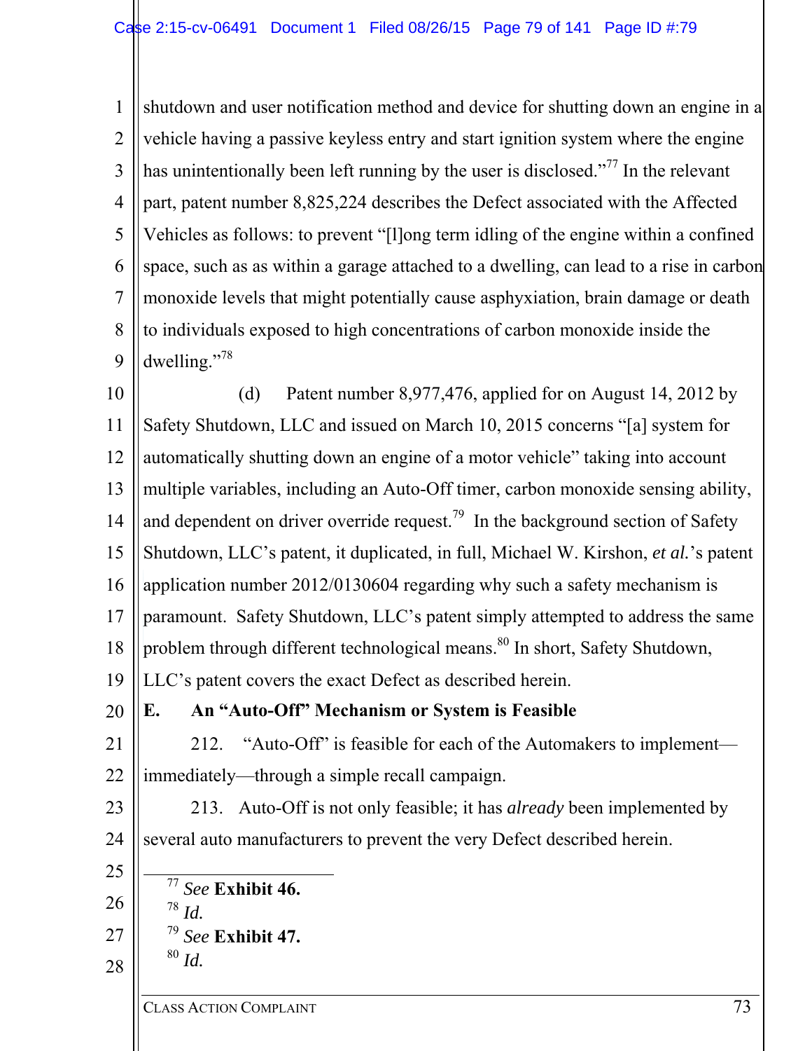shutdown and user notification method and device for shutting down an engine in a vehicle having a passive keyless entry and start ignition system where the engine has unintentionally been left running by the user is disclosed."[77] In the relevant part, patent number 8,825,224 describes the Defect associated with the Affected Vehicles as follows: to prevent "[l]ong term idling of the engine within a confined space, such as as within a garage attached to a dwelling, can lead to a rise in carbon monoxide levels that might potentially cause asphyxiation, brain damage or death to individuals exposed to high concentrations of carbon monoxide inside the dwelling."[78]

(d) Patent number 8,977,476, applied for on August 14, 2012 by Safety Shutdown, LLC and issued on March 10, 2015 concerns "[a] system for automatically shutting down an engine of a motor vehicle" taking into account multiple variables, including an Auto-Off timer, carbon monoxide sensing ability, and dependent on driver override request.[79] In the background section of Safety Shutdown, LLC's patent, it duplicated, in full, Michael W. Kirshon, *et al.*'s patent application number 2012/0130604 regarding why such a safety mechanism is paramount. Safety Shutdown, LLC's patent simply attempted to address the same problem through different technological means.[80] In short, Safety Shutdown, LLC's patent covers the exact Defect as described herein.

## E. An "Auto-Off" Mechanism or System is Feasible

212. "Auto-Off" is feasible for each of the Automakers to implement—immediately—through a simple recall campaign.

213. Auto-Off is not only feasible; it has *already* been implemented by several auto manufacturers to prevent the very Defect described herein.

---

[77] *See* **Exhibit 46.**

[78] *Id.*

[79] *See* **Exhibit 47.**

[80] *Id.*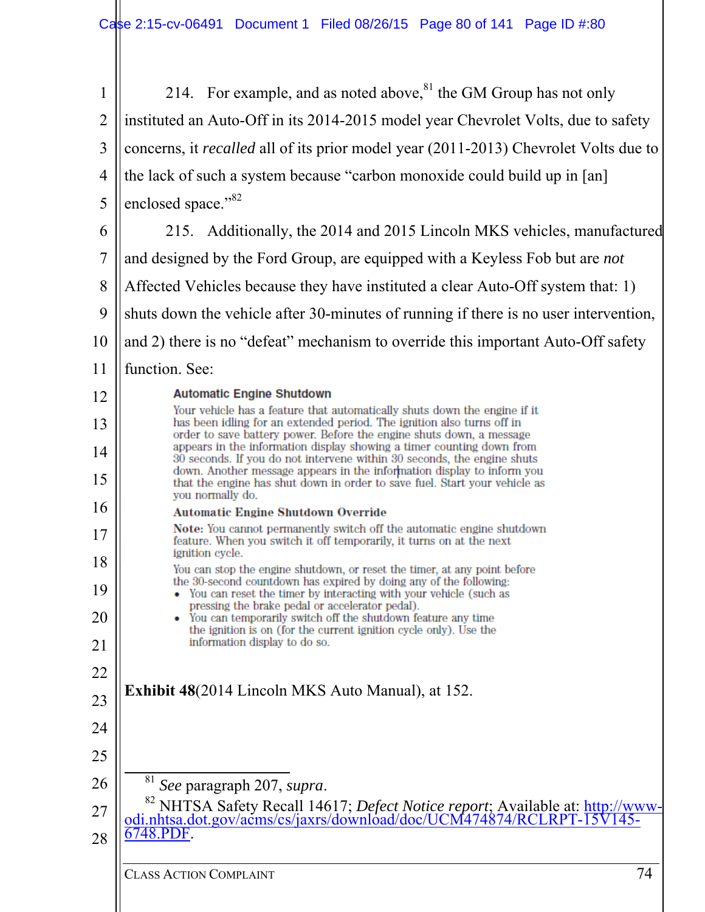214. For example, and as noted above,[81] the GM Group has not only instituted an Auto-Off in its 2014-2015 model year Chevrolet Volts, due to safety concerns, it *recalled* all of its prior model year (2011-2013) Chevrolet Volts due to the lack of such a system because "carbon monoxide could build up in [an] enclosed space."[82]

215. Additionally, the 2014 and 2015 Lincoln MKS vehicles, manufactured and designed by the Ford Group, are equipped with a Keyless Fob but are *not* Affected Vehicles because they have instituted a clear Auto-Off system that: 1) shuts down the vehicle after 30-minutes of running if there is no user intervention, and 2) there is no "defeat" mechanism to override this important Auto-Off safety function. See:

> **Automatic Engine Shutdown**
>
> Your vehicle has a feature that automatically shuts down the engine if it has been idling for an extended period. The ignition also turns off in order to save battery power. Before the engine shuts down, a message appears in the information display showing a timer counting down from 30 seconds. If you do not intervene within 30 seconds, the engine shuts down. Another message appears in the information display to inform you that the engine has shut down in order to save fuel. Start your vehicle as you normally do.
>
> **Automatic Engine Shutdown Override**
>
> **Note:** You cannot permanently switch off the automatic engine shutdown feature. When you switch it off temporarily, it turns on at the next ignition cycle.
>
> You can stop the engine shutdown, or reset the timer, at any point before the 30-second countdown has expired by doing any of the following:
>
> - You can reset the timer by interacting with your vehicle (such as pressing the brake pedal or accelerator pedal).
> - You can temporarily switch off the shutdown feature any time the ignition is on (for the current ignition cycle only). Use the information display to do so.

**Exhibit 48**(2014 Lincoln MKS Auto Manual), at 152.

---

[81] *See* paragraph 207, *supra*.

[82] NHTSA Safety Recall 14617; *Defect Notice report*; Available at: http://www-odi.nhtsa.dot.gov/acms/cs/jaxrs/download/doc/UCM474874/RCLRPT-15V145-6748.PDF.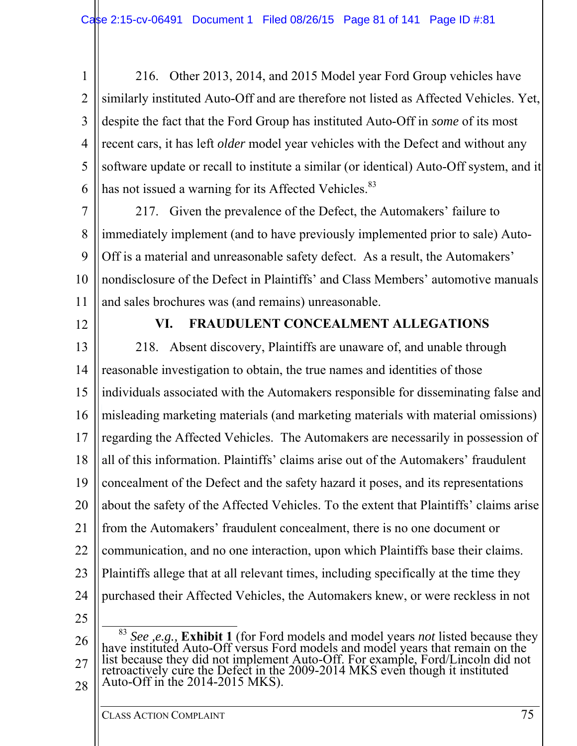216. Other 2013, 2014, and 2015 Model year Ford Group vehicles have similarly instituted Auto-Off and are therefore not listed as Affected Vehicles. Yet, despite the fact that the Ford Group has instituted Auto-Off in *some* of its most recent cars, it has left *older* model year vehicles with the Defect and without any software update or recall to institute a similar (or identical) Auto-Off system, and it has not issued a warning for its Affected Vehicles.[83]

217. Given the prevalence of the Defect, the Automakers' failure to immediately implement (and to have previously implemented prior to sale) Auto-Off is a material and unreasonable safety defect. As a result, the Automakers' nondisclosure of the Defect in Plaintiffs' and Class Members' automotive manuals and sales brochures was (and remains) unreasonable.

## VI. FRAUDULENT CONCEALMENT ALLEGATIONS

218. Absent discovery, Plaintiffs are unaware of, and unable through reasonable investigation to obtain, the true names and identities of those individuals associated with the Automakers responsible for disseminating false and misleading marketing materials (and marketing materials with material omissions) regarding the Affected Vehicles. The Automakers are necessarily in possession of all of this information. Plaintiffs' claims arise out of the Automakers' fraudulent concealment of the Defect and the safety hazard it poses, and its representations about the safety of the Affected Vehicles. To the extent that Plaintiffs' claims arise from the Automakers' fraudulent concealment, there is no one document or communication, and no one interaction, upon which Plaintiffs base their claims. Plaintiffs allege that at all relevant times, including specifically at the time they purchased their Affected Vehicles, the Automakers knew, or were reckless in not

---

[83] *See ,e.g.,* **Exhibit 1** (for Ford models and model years *not* listed because they have instituted Auto-Off versus Ford models and model years that remain on the list because they did not implement Auto-Off. For example, Ford/Lincoln did not retroactively cure the Defect in the 2009-2014 MKS even though it instituted Auto-Off in the 2014-2015 MKS).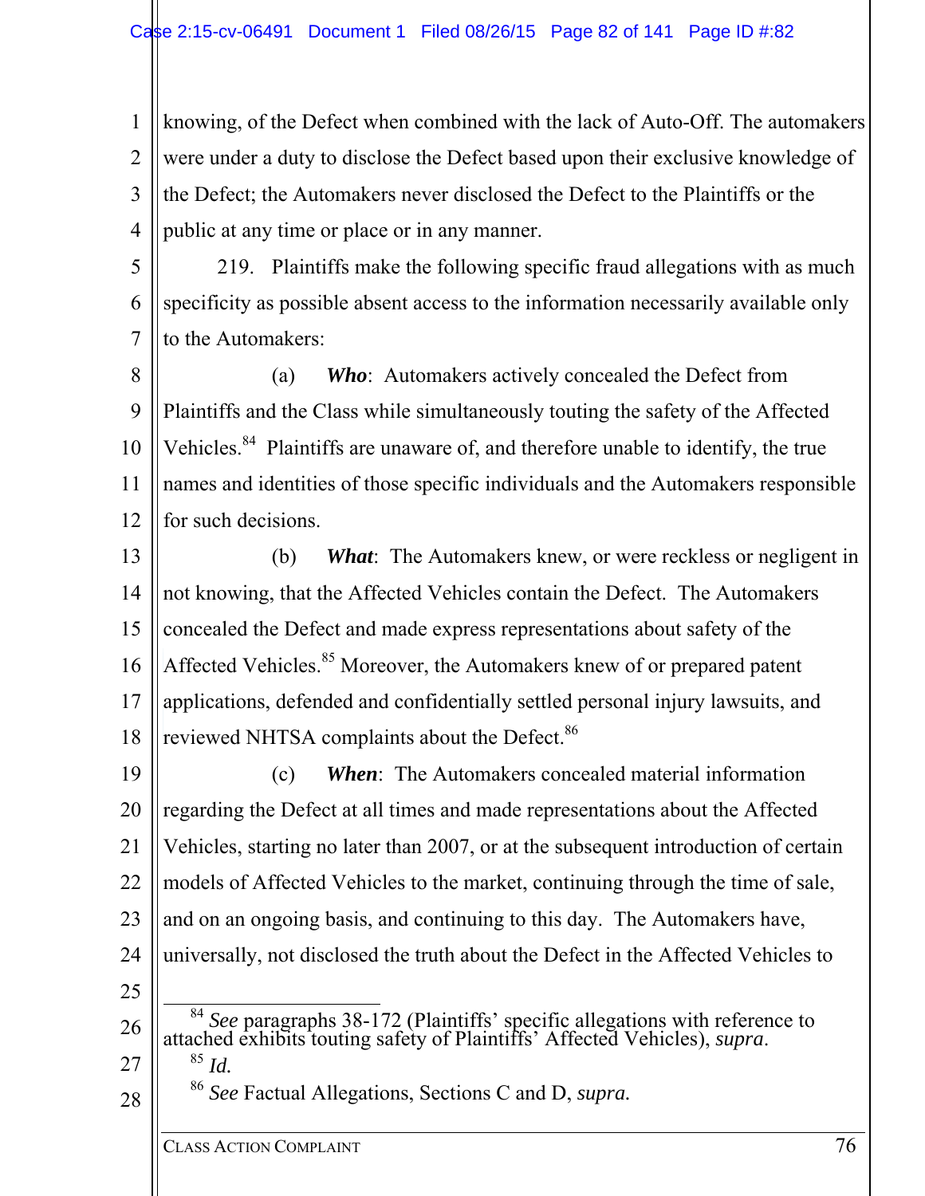knowing, of the Defect when combined with the lack of Auto-Off. The automakers were under a duty to disclose the Defect based upon their exclusive knowledge of the Defect; the Automakers never disclosed the Defect to the Plaintiffs or the public at any time or place or in any manner.

219. Plaintiffs make the following specific fraud allegations with as much specificity as possible absent access to the information necessarily available only to the Automakers:

(a) ***Who***: Automakers actively concealed the Defect from Plaintiffs and the Class while simultaneously touting the safety of the Affected Vehicles.[84] Plaintiffs are unaware of, and therefore unable to identify, the true names and identities of those specific individuals and the Automakers responsible for such decisions.

(b) ***What***: The Automakers knew, or were reckless or negligent in not knowing, that the Affected Vehicles contain the Defect. The Automakers concealed the Defect and made express representations about safety of the Affected Vehicles.[85] Moreover, the Automakers knew of or prepared patent applications, defended and confidentially settled personal injury lawsuits, and reviewed NHTSA complaints about the Defect.[86]

(c) ***When***: The Automakers concealed material information regarding the Defect at all times and made representations about the Affected Vehicles, starting no later than 2007, or at the subsequent introduction of certain models of Affected Vehicles to the market, continuing through the time of sale, and on an ongoing basis, and continuing to this day. The Automakers have, universally, not disclosed the truth about the Defect in the Affected Vehicles to

---

[84] *See* paragraphs 38-172 (Plaintiffs' specific allegations with reference to attached exhibits touting safety of Plaintiffs' Affected Vehicles), *supra*.

[85] *Id.*

[86] *See* Factual Allegations, Sections C and D, *supra*.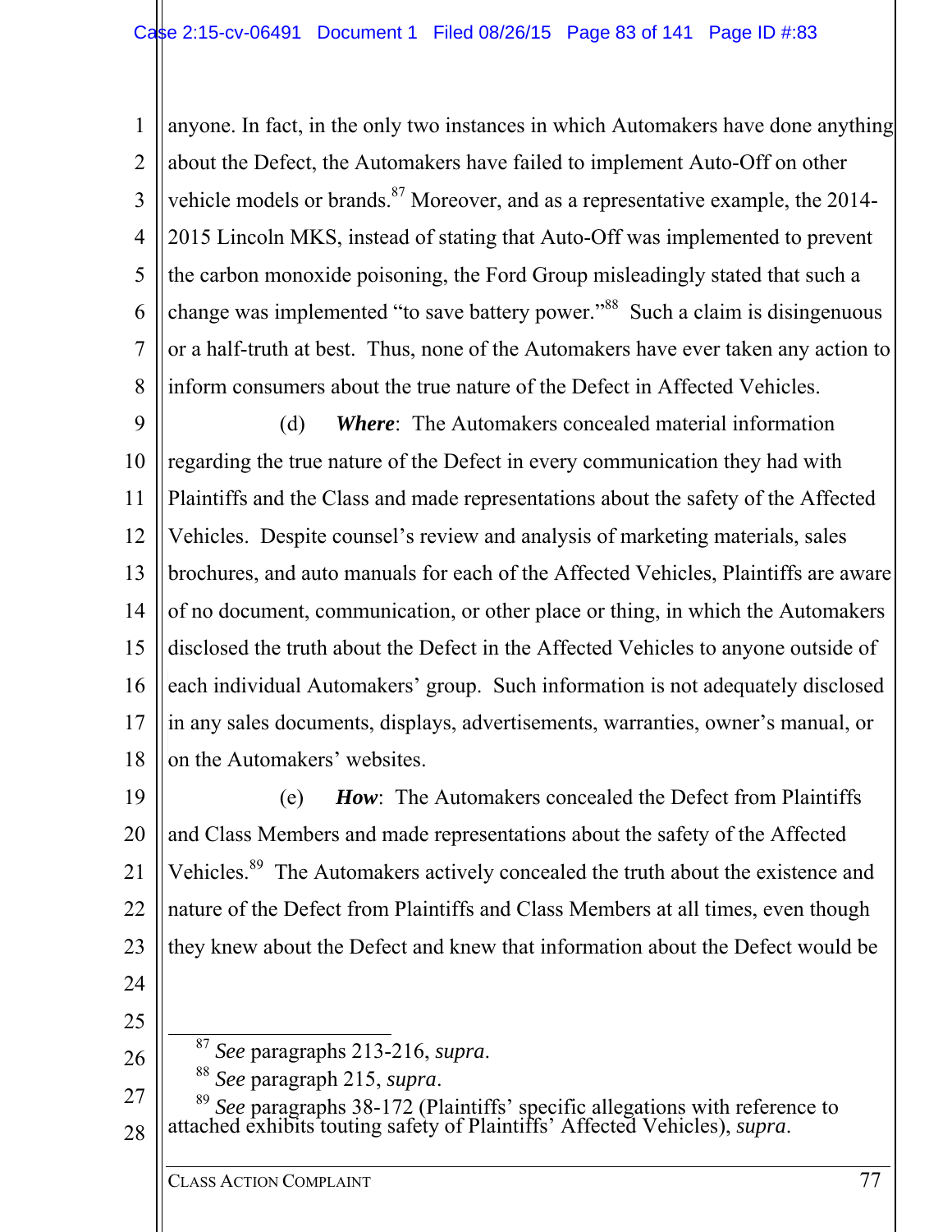anyone. In fact, in the only two instances in which Automakers have done anything about the Defect, the Automakers have failed to implement Auto-Off on other vehicle models or brands.[87] Moreover, and as a representative example, the 2014-2015 Lincoln MKS, instead of stating that Auto-Off was implemented to prevent the carbon monoxide poisoning, the Ford Group misleadingly stated that such a change was implemented "to save battery power."[88] Such a claim is disingenuous or a half-truth at best. Thus, none of the Automakers have ever taken any action to inform consumers about the true nature of the Defect in Affected Vehicles.

(d) ***Where***: The Automakers concealed material information regarding the true nature of the Defect in every communication they had with Plaintiffs and the Class and made representations about the safety of the Affected Vehicles. Despite counsel's review and analysis of marketing materials, sales brochures, and auto manuals for each of the Affected Vehicles, Plaintiffs are aware of no document, communication, or other place or thing, in which the Automakers disclosed the truth about the Defect in the Affected Vehicles to anyone outside of each individual Automakers' group. Such information is not adequately disclosed in any sales documents, displays, advertisements, warranties, owner's manual, or on the Automakers' websites.

(e) ***How***: The Automakers concealed the Defect from Plaintiffs and Class Members and made representations about the safety of the Affected Vehicles.[89] The Automakers actively concealed the truth about the existence and nature of the Defect from Plaintiffs and Class Members at all times, even though they knew about the Defect and knew that information about the Defect would be

---

[87] *See* paragraphs 213-216, *supra*.

[88] *See* paragraph 215, *supra*.

[89] *See* paragraphs 38-172 (Plaintiffs' specific allegations with reference to attached exhibits touting safety of Plaintiffs' Affected Vehicles), *supra*.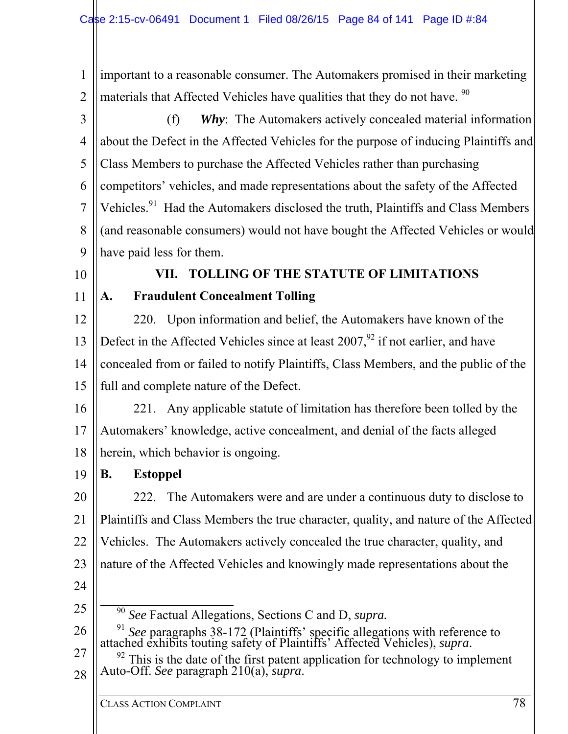important to a reasonable consumer. The Automakers promised in their marketing materials that Affected Vehicles have qualities that they do not have.[90]

(f) ***Why***: The Automakers actively concealed material information about the Defect in the Affected Vehicles for the purpose of inducing Plaintiffs and Class Members to purchase the Affected Vehicles rather than purchasing competitors' vehicles, and made representations about the safety of the Affected Vehicles.[91] Had the Automakers disclosed the truth, Plaintiffs and Class Members (and reasonable consumers) would not have bought the Affected Vehicles or would have paid less for them.

## VII. TOLLING OF THE STATUTE OF LIMITATIONS

### A. Fraudulent Concealment Tolling

220. Upon information and belief, the Automakers have known of the Defect in the Affected Vehicles since at least 2007,[92] if not earlier, and have concealed from or failed to notify Plaintiffs, Class Members, and the public of the full and complete nature of the Defect.

221. Any applicable statute of limitation has therefore been tolled by the Automakers' knowledge, active concealment, and denial of the facts alleged herein, which behavior is ongoing.

### B. Estoppel

222. The Automakers were and are under a continuous duty to disclose to Plaintiffs and Class Members the true character, quality, and nature of the Affected Vehicles. The Automakers actively concealed the true character, quality, and nature of the Affected Vehicles and knowingly made representations about the

---

[90] *See* Factual Allegations, Sections C and D, *supra.*

[91] *See* paragraphs 38-172 (Plaintiffs' specific allegations with reference to attached exhibits touting safety of Plaintiffs' Affected Vehicles), *supra*.

[92] This is the date of the first patent application for technology to implement Auto-Off. *See* paragraph 210(a), *supra*.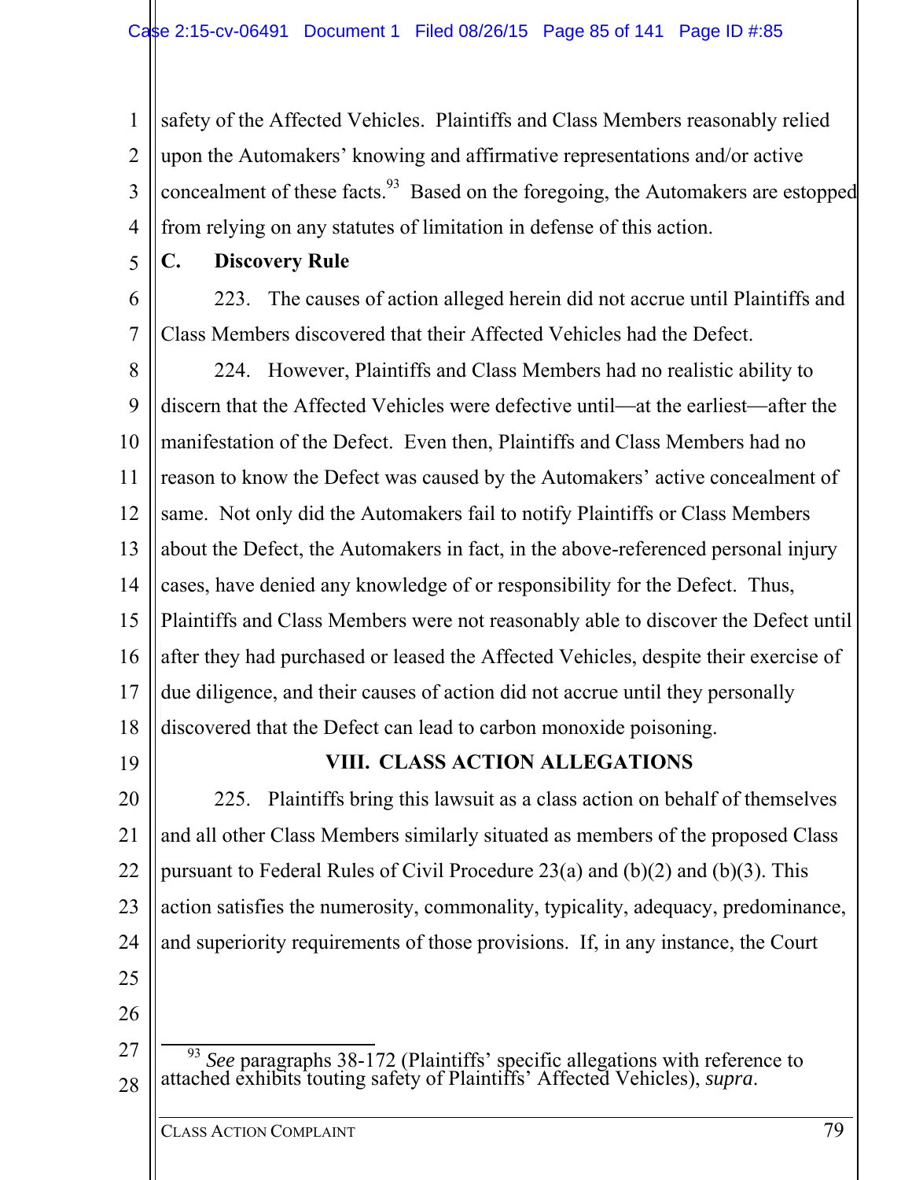safety of the Affected Vehicles. Plaintiffs and Class Members reasonably relied upon the Automakers' knowing and affirmative representations and/or active concealment of these facts.[93] Based on the foregoing, the Automakers are estopped from relying on any statutes of limitation in defense of this action.

### C. Discovery Rule

223. The causes of action alleged herein did not accrue until Plaintiffs and Class Members discovered that their Affected Vehicles had the Defect.

224. However, Plaintiffs and Class Members had no realistic ability to discern that the Affected Vehicles were defective until—at the earliest—after the manifestation of the Defect. Even then, Plaintiffs and Class Members had no reason to know the Defect was caused by the Automakers' active concealment of same. Not only did the Automakers fail to notify Plaintiffs or Class Members about the Defect, the Automakers in fact, in the above-referenced personal injury cases, have denied any knowledge of or responsibility for the Defect. Thus, Plaintiffs and Class Members were not reasonably able to discover the Defect until after they had purchased or leased the Affected Vehicles, despite their exercise of due diligence, and their causes of action did not accrue until they personally discovered that the Defect can lead to carbon monoxide poisoning.

## VIII. CLASS ACTION ALLEGATIONS

225. Plaintiffs bring this lawsuit as a class action on behalf of themselves and all other Class Members similarly situated as members of the proposed Class pursuant to Federal Rules of Civil Procedure 23(a) and (b)(2) and (b)(3). This action satisfies the numerosity, commonality, typicality, adequacy, predominance, and superiority requirements of those provisions. If, in any instance, the Court

---

[93] *See* paragraphs 38-172 (Plaintiffs' specific allegations with reference to attached exhibits touting safety of Plaintiffs' Affected Vehicles), *supra*.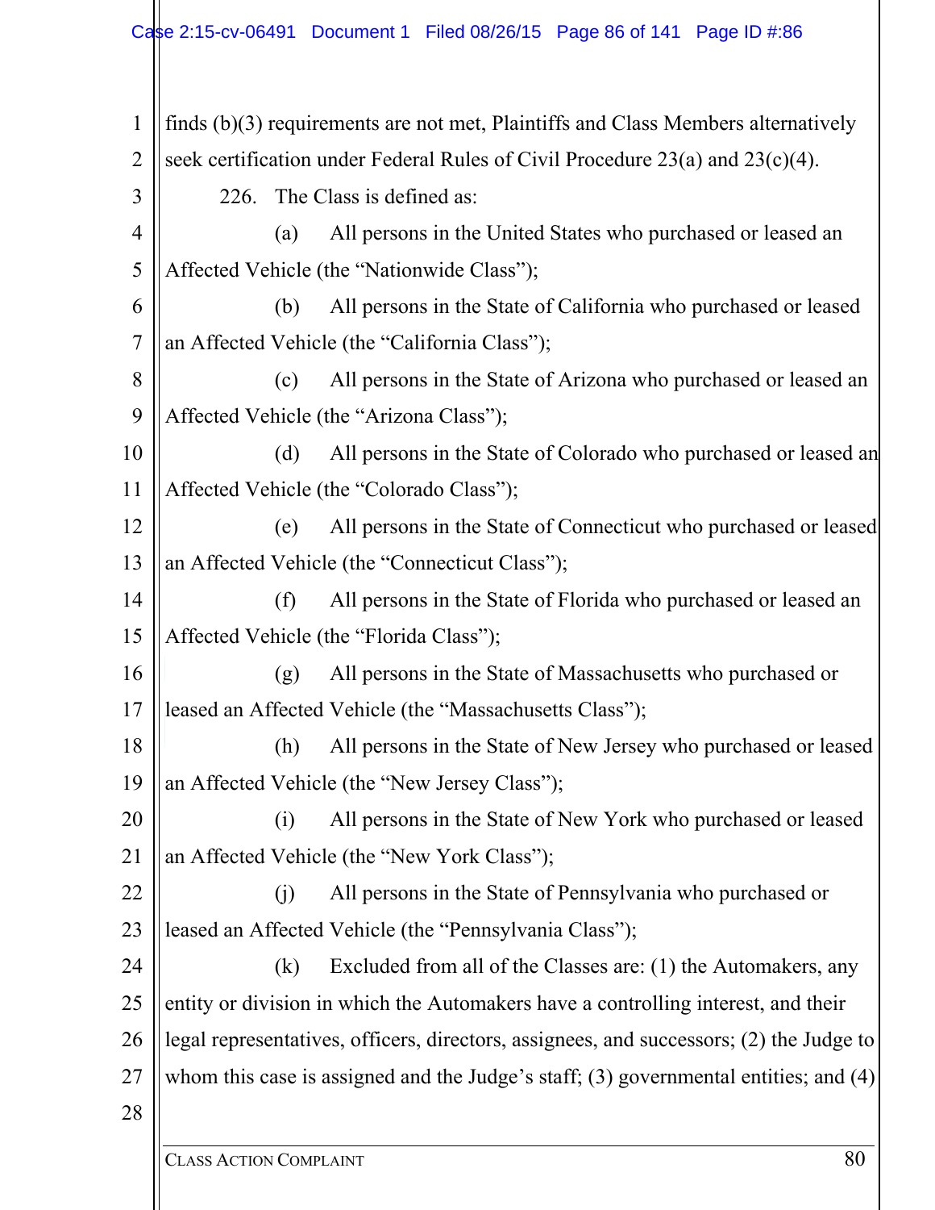finds (b)(3) requirements are not met, Plaintiffs and Class Members alternatively seek certification under Federal Rules of Civil Procedure 23(a) and 23(c)(4).

226. The Class is defined as:

(a) All persons in the United States who purchased or leased an Affected Vehicle (the "Nationwide Class");

(b) All persons in the State of California who purchased or leased an Affected Vehicle (the "California Class");

(c) All persons in the State of Arizona who purchased or leased an Affected Vehicle (the "Arizona Class");

(d) All persons in the State of Colorado who purchased or leased an Affected Vehicle (the "Colorado Class");

(e) All persons in the State of Connecticut who purchased or leased an Affected Vehicle (the "Connecticut Class");

(f) All persons in the State of Florida who purchased or leased an Affected Vehicle (the "Florida Class");

(g) All persons in the State of Massachusetts who purchased or leased an Affected Vehicle (the "Massachusetts Class");

(h) All persons in the State of New Jersey who purchased or leased an Affected Vehicle (the "New Jersey Class");

(i) All persons in the State of New York who purchased or leased an Affected Vehicle (the "New York Class");

(j) All persons in the State of Pennsylvania who purchased or leased an Affected Vehicle (the "Pennsylvania Class");

(k) Excluded from all of the Classes are: (1) the Automakers, any entity or division in which the Automakers have a controlling interest, and their legal representatives, officers, directors, assignees, and successors; (2) the Judge to whom this case is assigned and the Judge's staff; (3) governmental entities; and (4)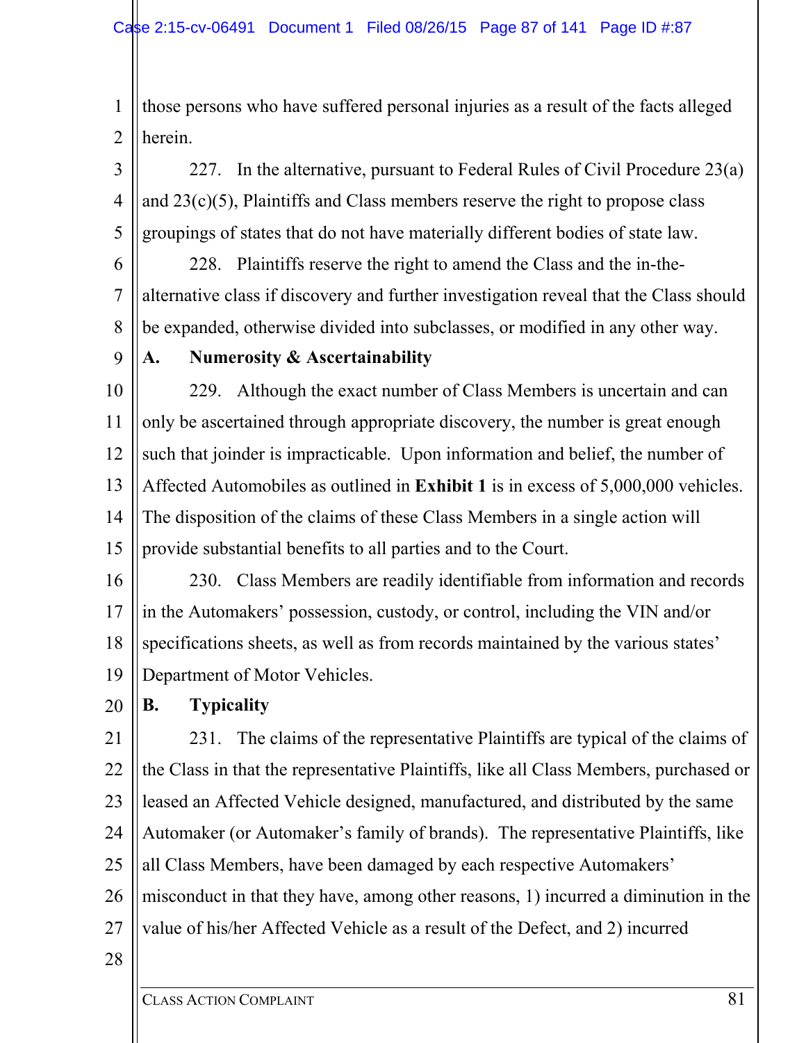those persons who have suffered personal injuries as a result of the facts alleged herein.

227. In the alternative, pursuant to Federal Rules of Civil Procedure 23(a) and 23(c)(5), Plaintiffs and Class members reserve the right to propose class groupings of states that do not have materially different bodies of state law.

228. Plaintiffs reserve the right to amend the Class and the in-the-alternative class if discovery and further investigation reveal that the Class should be expanded, otherwise divided into subclasses, or modified in any other way.

### A. Numerosity & Ascertainability

229. Although the exact number of Class Members is uncertain and can only be ascertained through appropriate discovery, the number is great enough such that joinder is impracticable. Upon information and belief, the number of Affected Automobiles as outlined in **Exhibit 1** is in excess of 5,000,000 vehicles. The disposition of the claims of these Class Members in a single action will provide substantial benefits to all parties and to the Court.

230. Class Members are readily identifiable from information and records in the Automakers' possession, custody, or control, including the VIN and/or specifications sheets, as well as from records maintained by the various states' Department of Motor Vehicles.

### B. Typicality

231. The claims of the representative Plaintiffs are typical of the claims of the Class in that the representative Plaintiffs, like all Class Members, purchased or leased an Affected Vehicle designed, manufactured, and distributed by the same Automaker (or Automaker's family of brands). The representative Plaintiffs, like all Class Members, have been damaged by each respective Automakers' misconduct in that they have, among other reasons, 1) incurred a diminution in the value of his/her Affected Vehicle as a result of the Defect, and 2) incurred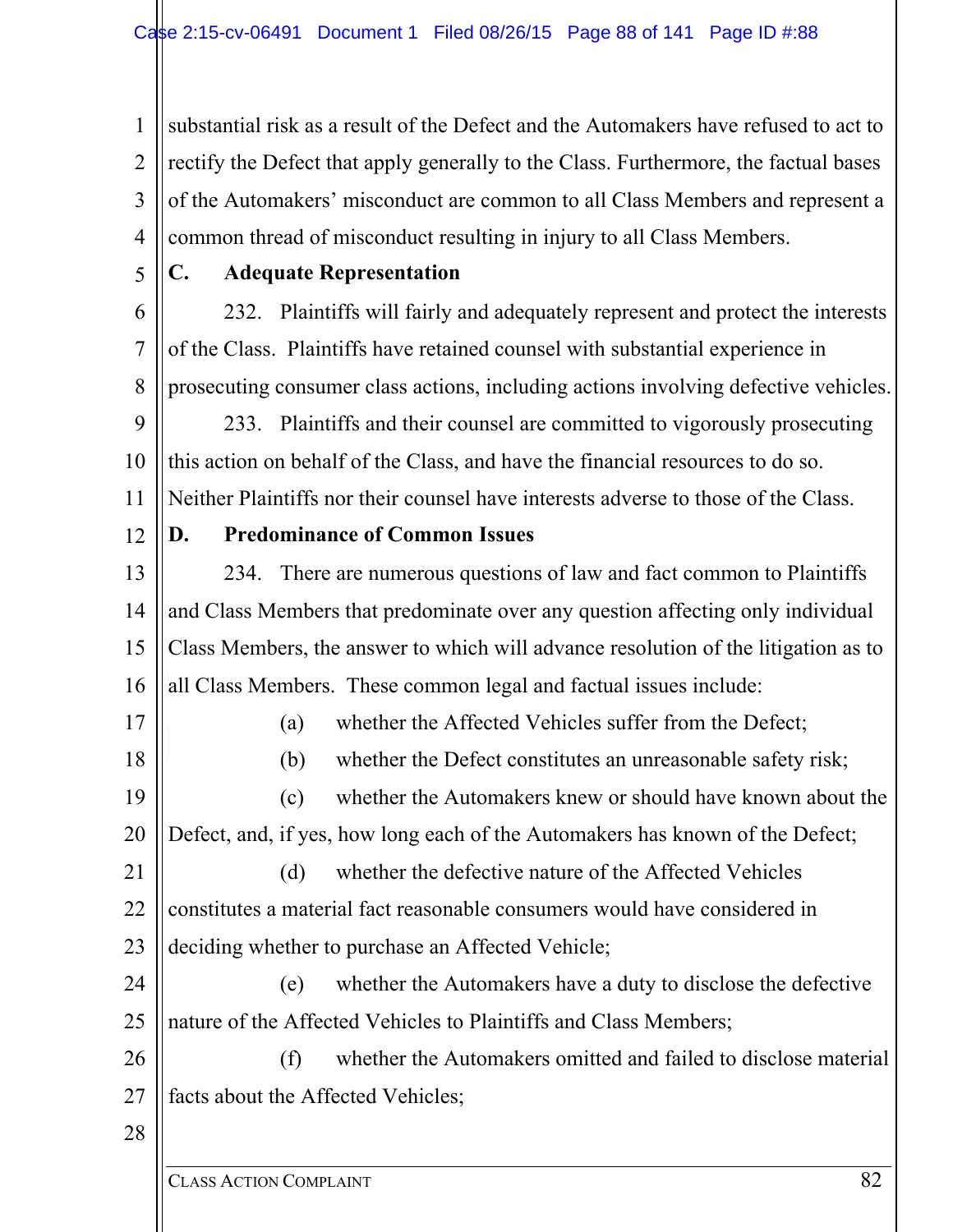substantial risk as a result of the Defect and the Automakers have refused to act to rectify the Defect that apply generally to the Class. Furthermore, the factual bases of the Automakers' misconduct are common to all Class Members and represent a common thread of misconduct resulting in injury to all Class Members.

### C. Adequate Representation

232. Plaintiffs will fairly and adequately represent and protect the interests of the Class. Plaintiffs have retained counsel with substantial experience in prosecuting consumer class actions, including actions involving defective vehicles.

233. Plaintiffs and their counsel are committed to vigorously prosecuting this action on behalf of the Class, and have the financial resources to do so. Neither Plaintiffs nor their counsel have interests adverse to those of the Class.

### D. Predominance of Common Issues

234. There are numerous questions of law and fact common to Plaintiffs and Class Members that predominate over any question affecting only individual Class Members, the answer to which will advance resolution of the litigation as to all Class Members. These common legal and factual issues include:

(a) whether the Affected Vehicles suffer from the Defect;

(b) whether the Defect constitutes an unreasonable safety risk;

(c) whether the Automakers knew or should have known about the Defect, and, if yes, how long each of the Automakers has known of the Defect;

(d) whether the defective nature of the Affected Vehicles constitutes a material fact reasonable consumers would have considered in deciding whether to purchase an Affected Vehicle;

(e) whether the Automakers have a duty to disclose the defective nature of the Affected Vehicles to Plaintiffs and Class Members;

(f) whether the Automakers omitted and failed to disclose material facts about the Affected Vehicles;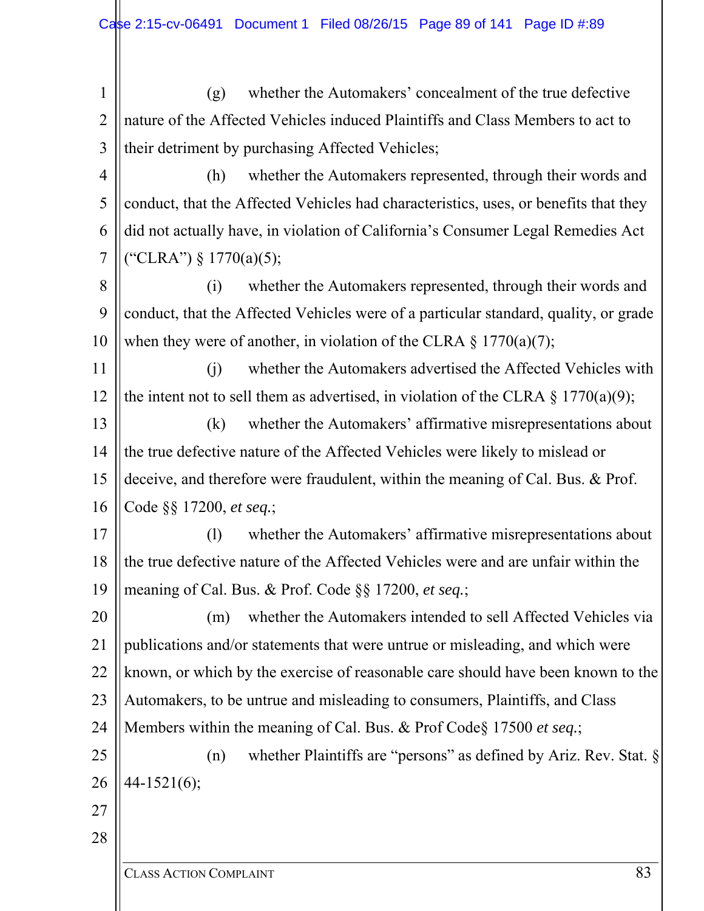(g) whether the Automakers' concealment of the true defective nature of the Affected Vehicles induced Plaintiffs and Class Members to act to their detriment by purchasing Affected Vehicles;

(h) whether the Automakers represented, through their words and conduct, that the Affected Vehicles had characteristics, uses, or benefits that they did not actually have, in violation of California's Consumer Legal Remedies Act ("CLRA") § 1770(a)(5);

(i) whether the Automakers represented, through their words and conduct, that the Affected Vehicles were of a particular standard, quality, or grade when they were of another, in violation of the CLRA § 1770(a)(7);

(j) whether the Automakers advertised the Affected Vehicles with the intent not to sell them as advertised, in violation of the CLRA § 1770(a)(9);

(k) whether the Automakers' affirmative misrepresentations about the true defective nature of the Affected Vehicles were likely to mislead or deceive, and therefore were fraudulent, within the meaning of Cal. Bus. & Prof. Code §§ 17200, *et seq.*;

(l) whether the Automakers' affirmative misrepresentations about the true defective nature of the Affected Vehicles were and are unfair within the meaning of Cal. Bus. & Prof. Code §§ 17200, *et seq.*;

(m) whether the Automakers intended to sell Affected Vehicles via publications and/or statements that were untrue or misleading, and which were known, or which by the exercise of reasonable care should have been known to the Automakers, to be untrue and misleading to consumers, Plaintiffs, and Class Members within the meaning of Cal. Bus. & Prof Code§ 17500 *et seq.*;

(n) whether Plaintiffs are "persons" as defined by Ariz. Rev. Stat. § 44-1521(6);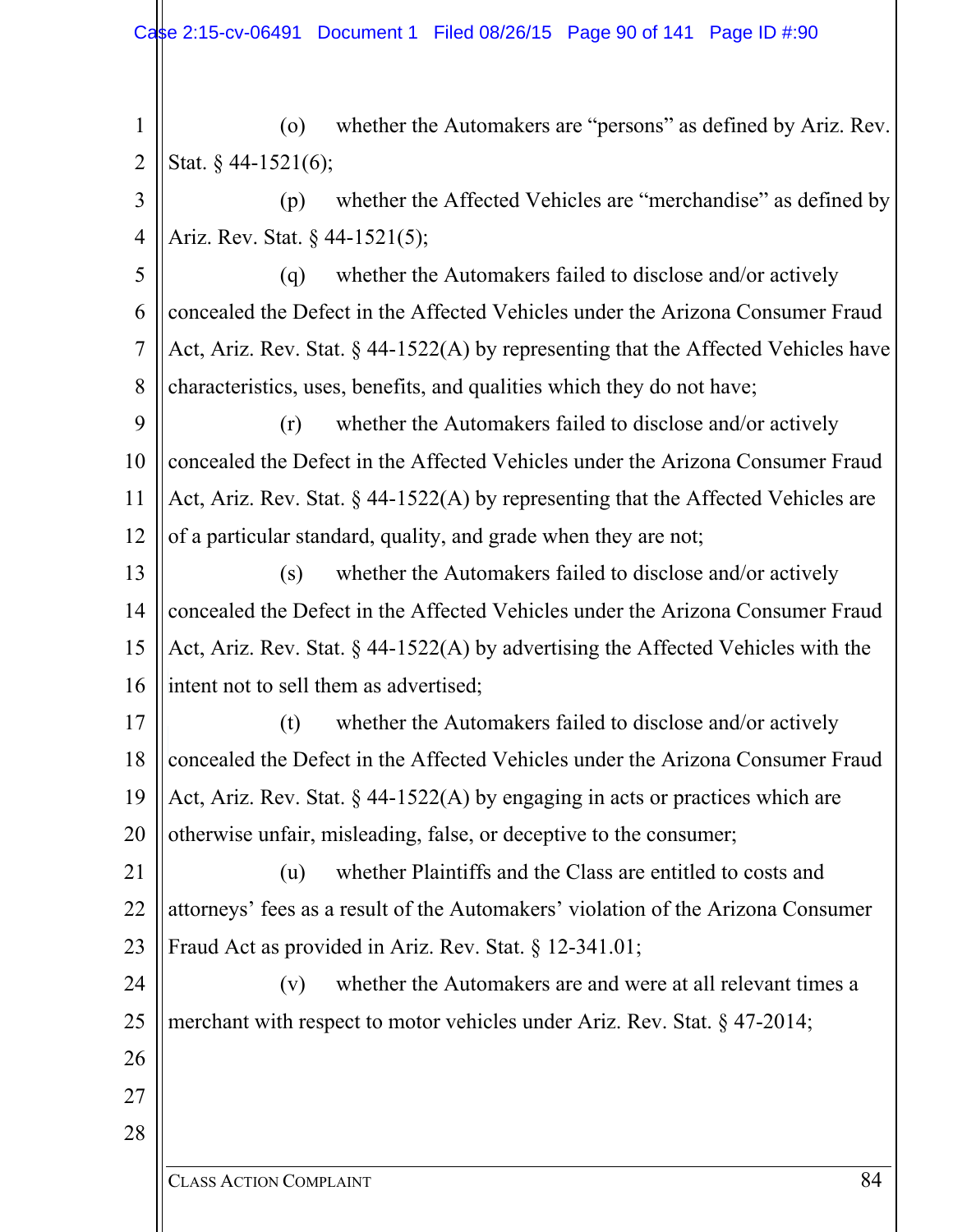(o) whether the Automakers are "persons" as defined by Ariz. Rev. Stat. § 44-1521(6);

(p) whether the Affected Vehicles are "merchandise" as defined by Ariz. Rev. Stat. § 44-1521(5);

(q) whether the Automakers failed to disclose and/or actively concealed the Defect in the Affected Vehicles under the Arizona Consumer Fraud Act, Ariz. Rev. Stat. § 44-1522(A) by representing that the Affected Vehicles have characteristics, uses, benefits, and qualities which they do not have;

(r) whether the Automakers failed to disclose and/or actively concealed the Defect in the Affected Vehicles under the Arizona Consumer Fraud Act, Ariz. Rev. Stat. § 44-1522(A) by representing that the Affected Vehicles are of a particular standard, quality, and grade when they are not;

(s) whether the Automakers failed to disclose and/or actively concealed the Defect in the Affected Vehicles under the Arizona Consumer Fraud Act, Ariz. Rev. Stat. § 44-1522(A) by advertising the Affected Vehicles with the intent not to sell them as advertised;

(t) whether the Automakers failed to disclose and/or actively concealed the Defect in the Affected Vehicles under the Arizona Consumer Fraud Act, Ariz. Rev. Stat. § 44-1522(A) by engaging in acts or practices which are otherwise unfair, misleading, false, or deceptive to the consumer;

(u) whether Plaintiffs and the Class are entitled to costs and attorneys' fees as a result of the Automakers' violation of the Arizona Consumer Fraud Act as provided in Ariz. Rev. Stat. § 12-341.01;

(v) whether the Automakers are and were at all relevant times a merchant with respect to motor vehicles under Ariz. Rev. Stat. § 47-2014;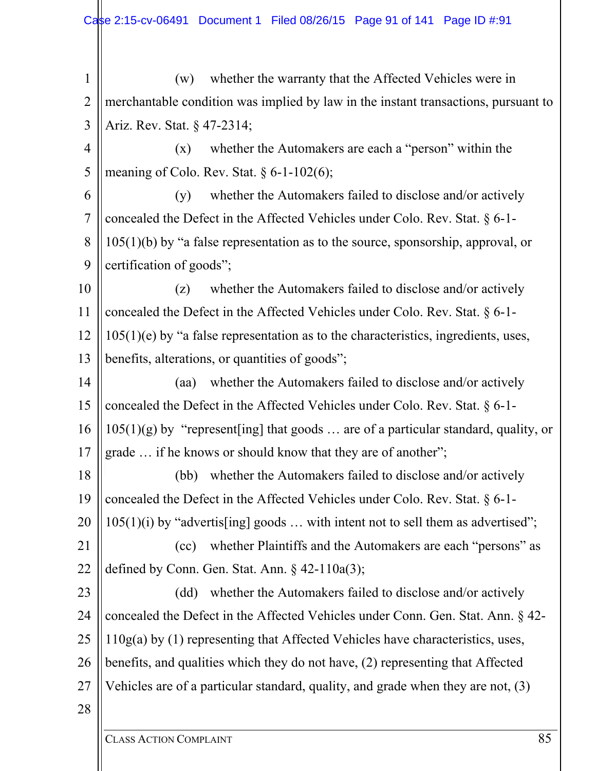(w) whether the warranty that the Affected Vehicles were in merchantable condition was implied by law in the instant transactions, pursuant to Ariz. Rev. Stat. § 47-2314;

(x) whether the Automakers are each a "person" within the meaning of Colo. Rev. Stat. § 6-1-102(6);

(y) whether the Automakers failed to disclose and/or actively concealed the Defect in the Affected Vehicles under Colo. Rev. Stat. § 6-1-105(1)(b) by "a false representation as to the source, sponsorship, approval, or certification of goods";

(z) whether the Automakers failed to disclose and/or actively concealed the Defect in the Affected Vehicles under Colo. Rev. Stat. § 6-1-105(1)(e) by "a false representation as to the characteristics, ingredients, uses, benefits, alterations, or quantities of goods";

(aa) whether the Automakers failed to disclose and/or actively concealed the Defect in the Affected Vehicles under Colo. Rev. Stat. § 6-1-105(1)(g) by "represent[ing] that goods … are of a particular standard, quality, or grade … if he knows or should know that they are of another";

(bb) whether the Automakers failed to disclose and/or actively concealed the Defect in the Affected Vehicles under Colo. Rev. Stat. § 6-1-105(1)(i) by "advertis[ing] goods … with intent not to sell them as advertised";

(cc) whether Plaintiffs and the Automakers are each "persons" as defined by Conn. Gen. Stat. Ann. § 42-110a(3);

(dd) whether the Automakers failed to disclose and/or actively concealed the Defect in the Affected Vehicles under Conn. Gen. Stat. Ann. § 42-110g(a) by (1) representing that Affected Vehicles have characteristics, uses, benefits, and qualities which they do not have, (2) representing that Affected Vehicles are of a particular standard, quality, and grade when they are not, (3)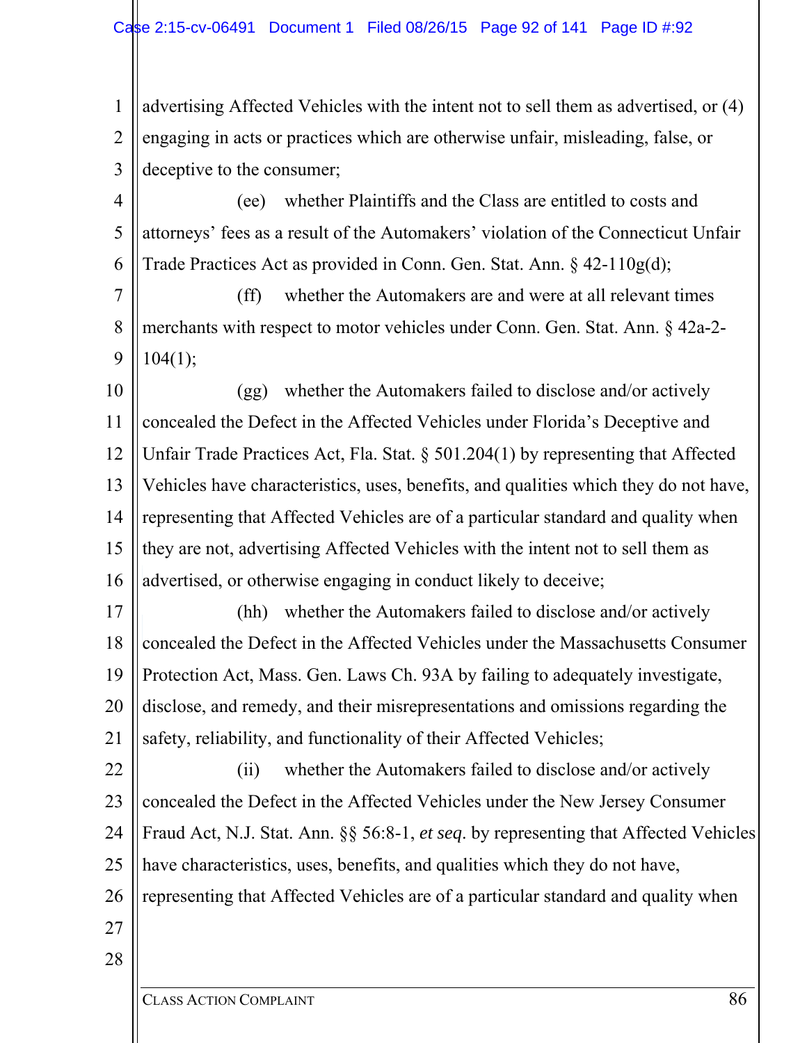advertising Affected Vehicles with the intent not to sell them as advertised, or (4) engaging in acts or practices which are otherwise unfair, misleading, false, or deceptive to the consumer;

(ee) whether Plaintiffs and the Class are entitled to costs and attorneys' fees as a result of the Automakers' violation of the Connecticut Unfair Trade Practices Act as provided in Conn. Gen. Stat. Ann. § 42-110g(d);

(ff) whether the Automakers are and were at all relevant times merchants with respect to motor vehicles under Conn. Gen. Stat. Ann. § 42a-2-104(1);

(gg) whether the Automakers failed to disclose and/or actively concealed the Defect in the Affected Vehicles under Florida's Deceptive and Unfair Trade Practices Act, Fla. Stat. § 501.204(1) by representing that Affected Vehicles have characteristics, uses, benefits, and qualities which they do not have, representing that Affected Vehicles are of a particular standard and quality when they are not, advertising Affected Vehicles with the intent not to sell them as advertised, or otherwise engaging in conduct likely to deceive;

(hh) whether the Automakers failed to disclose and/or actively concealed the Defect in the Affected Vehicles under the Massachusetts Consumer Protection Act, Mass. Gen. Laws Ch. 93A by failing to adequately investigate, disclose, and remedy, and their misrepresentations and omissions regarding the safety, reliability, and functionality of their Affected Vehicles;

(ii) whether the Automakers failed to disclose and/or actively concealed the Defect in the Affected Vehicles under the New Jersey Consumer Fraud Act, N.J. Stat. Ann. §§ 56:8-1, *et seq*. by representing that Affected Vehicles have characteristics, uses, benefits, and qualities which they do not have, representing that Affected Vehicles are of a particular standard and quality when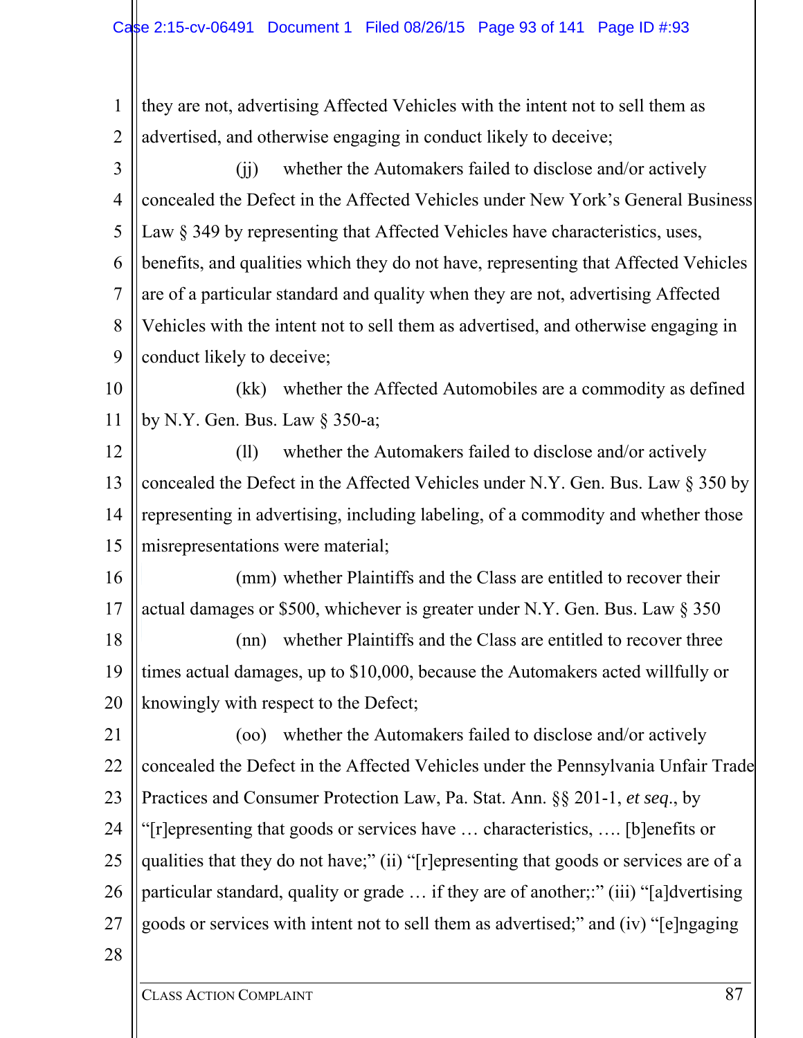they are not, advertising Affected Vehicles with the intent not to sell them as advertised, and otherwise engaging in conduct likely to deceive;

(jj) whether the Automakers failed to disclose and/or actively concealed the Defect in the Affected Vehicles under New York's General Business Law § 349 by representing that Affected Vehicles have characteristics, uses, benefits, and qualities which they do not have, representing that Affected Vehicles are of a particular standard and quality when they are not, advertising Affected Vehicles with the intent not to sell them as advertised, and otherwise engaging in conduct likely to deceive;

(kk) whether the Affected Automobiles are a commodity as defined by N.Y. Gen. Bus. Law § 350-a;

(ll) whether the Automakers failed to disclose and/or actively concealed the Defect in the Affected Vehicles under N.Y. Gen. Bus. Law § 350 by representing in advertising, including labeling, of a commodity and whether those misrepresentations were material;

(mm) whether Plaintiffs and the Class are entitled to recover their actual damages or $500, whichever is greater under N.Y. Gen. Bus. Law § 350

(nn) whether Plaintiffs and the Class are entitled to recover three times actual damages, up to $10,000, because the Automakers acted willfully or knowingly with respect to the Defect;

(oo) whether the Automakers failed to disclose and/or actively concealed the Defect in the Affected Vehicles under the Pennsylvania Unfair Trade Practices and Consumer Protection Law, Pa. Stat. Ann. §§ 201-1, *et seq*., by "[r]epresenting that goods or services have … characteristics, …. [b]enefits or qualities that they do not have;" (ii) "[r]epresenting that goods or services are of a particular standard, quality or grade … if they are of another;:" (iii) "[a]dvertising goods or services with intent not to sell them as advertised;" and (iv) "[e]ngaging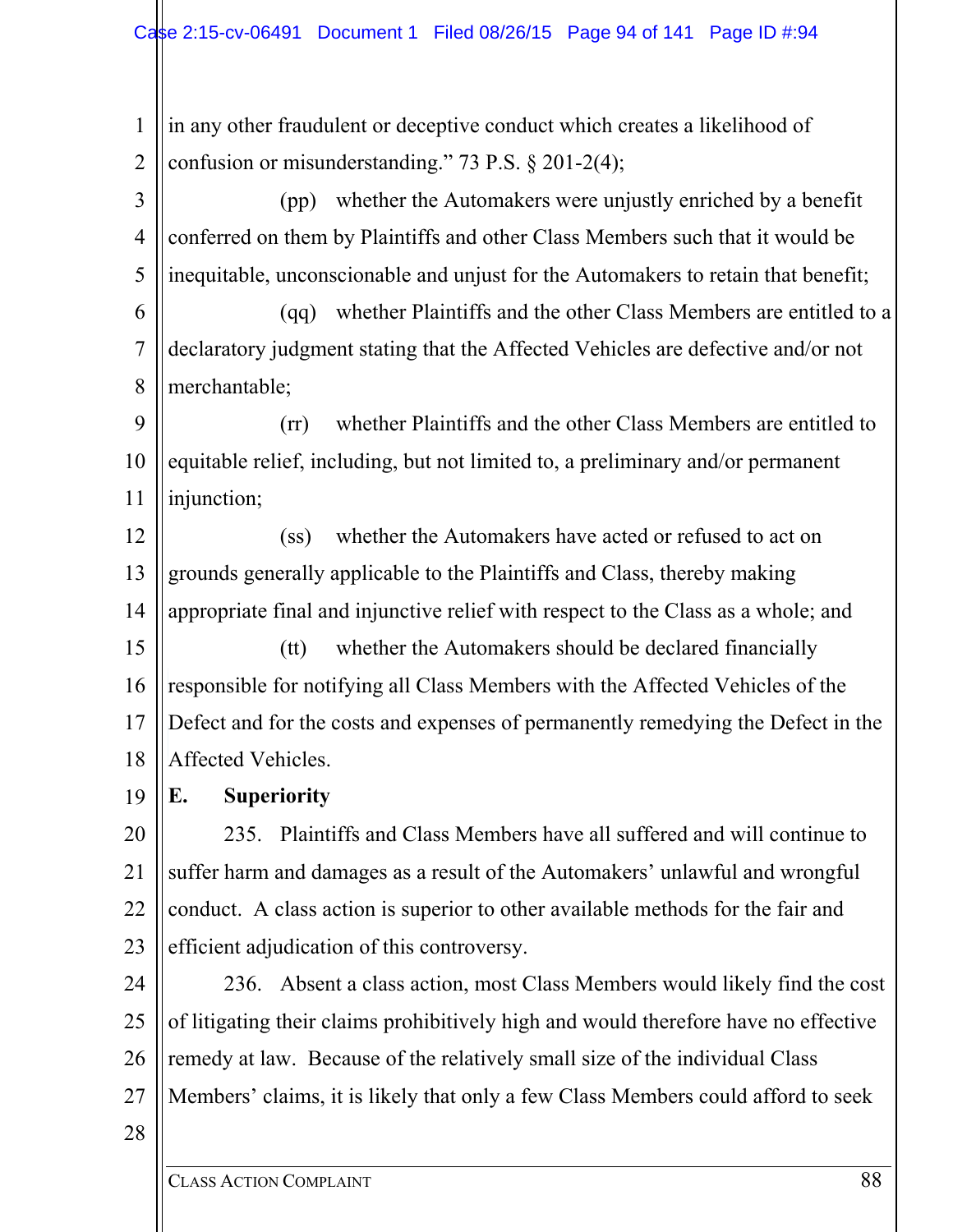in any other fraudulent or deceptive conduct which creates a likelihood of confusion or misunderstanding." 73 P.S. § 201-2(4);

(pp) whether the Automakers were unjustly enriched by a benefit conferred on them by Plaintiffs and other Class Members such that it would be inequitable, unconscionable and unjust for the Automakers to retain that benefit;

(qq) whether Plaintiffs and the other Class Members are entitled to a declaratory judgment stating that the Affected Vehicles are defective and/or not merchantable;

(rr) whether Plaintiffs and the other Class Members are entitled to equitable relief, including, but not limited to, a preliminary and/or permanent injunction;

(ss) whether the Automakers have acted or refused to act on grounds generally applicable to the Plaintiffs and Class, thereby making appropriate final and injunctive relief with respect to the Class as a whole; and

(tt) whether the Automakers should be declared financially responsible for notifying all Class Members with the Affected Vehicles of the Defect and for the costs and expenses of permanently remedying the Defect in the Affected Vehicles.

**E. Superiority**

235. Plaintiffs and Class Members have all suffered and will continue to suffer harm and damages as a result of the Automakers' unlawful and wrongful conduct. A class action is superior to other available methods for the fair and efficient adjudication of this controversy.

236. Absent a class action, most Class Members would likely find the cost of litigating their claims prohibitively high and would therefore have no effective remedy at law. Because of the relatively small size of the individual Class Members' claims, it is likely that only a few Class Members could afford to seek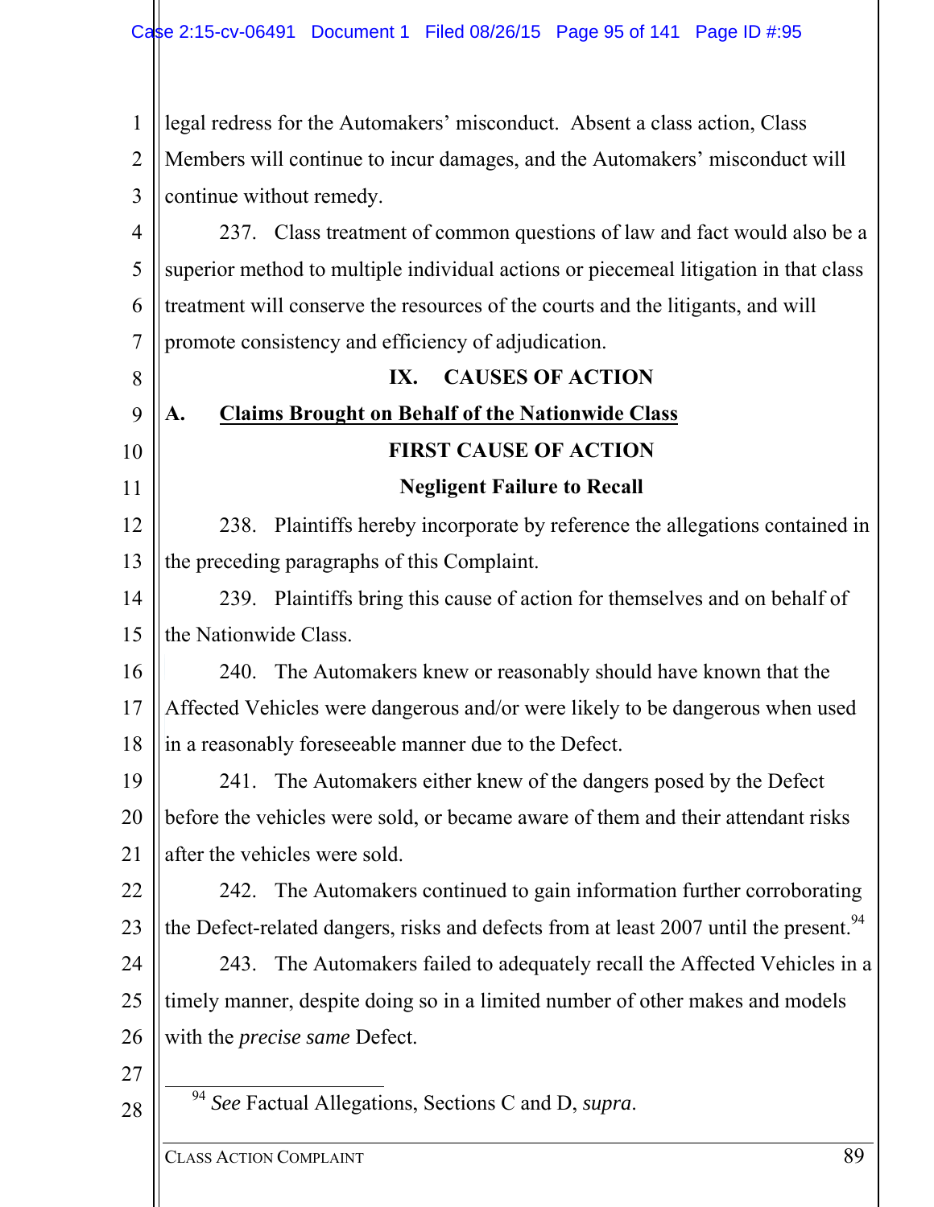legal redress for the Automakers' misconduct. Absent a class action, Class Members will continue to incur damages, and the Automakers' misconduct will continue without remedy.

237. Class treatment of common questions of law and fact would also be a superior method to multiple individual actions or piecemeal litigation in that class treatment will conserve the resources of the courts and the litigants, and will promote consistency and efficiency of adjudication.

## IX. CAUSES OF ACTION

### A. Claims Brought on Behalf of the Nationwide Class

### FIRST CAUSE OF ACTION

### Negligent Failure to Recall

238. Plaintiffs hereby incorporate by reference the allegations contained in the preceding paragraphs of this Complaint.

239. Plaintiffs bring this cause of action for themselves and on behalf of the Nationwide Class.

240. The Automakers knew or reasonably should have known that the Affected Vehicles were dangerous and/or were likely to be dangerous when used in a reasonably foreseeable manner due to the Defect.

241. The Automakers either knew of the dangers posed by the Defect before the vehicles were sold, or became aware of them and their attendant risks after the vehicles were sold.

242. The Automakers continued to gain information further corroborating the Defect-related dangers, risks and defects from at least 2007 until the present.[94]

243. The Automakers failed to adequately recall the Affected Vehicles in a timely manner, despite doing so in a limited number of other makes and models with the *precise same* Defect.

---

[94] *See* Factual Allegations, Sections C and D, *supra*.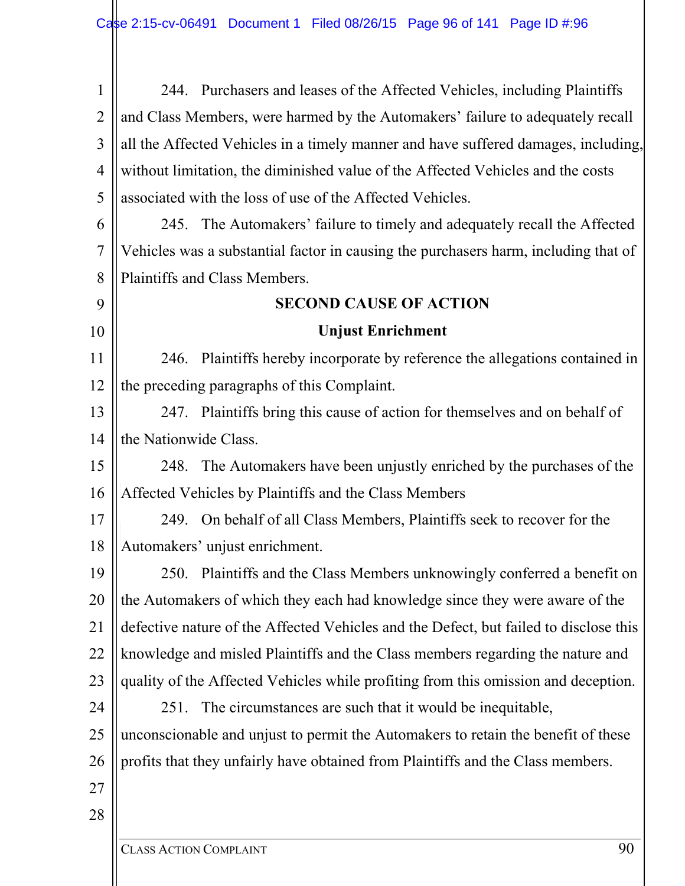244. Purchasers and leases of the Affected Vehicles, including Plaintiffs and Class Members, were harmed by the Automakers' failure to adequately recall all the Affected Vehicles in a timely manner and have suffered damages, including, without limitation, the diminished value of the Affected Vehicles and the costs associated with the loss of use of the Affected Vehicles.

245. The Automakers' failure to timely and adequately recall the Affected Vehicles was a substantial factor in causing the purchasers harm, including that of Plaintiffs and Class Members.

## SECOND CAUSE OF ACTION

### Unjust Enrichment

246. Plaintiffs hereby incorporate by reference the allegations contained in the preceding paragraphs of this Complaint.

247. Plaintiffs bring this cause of action for themselves and on behalf of the Nationwide Class.

248. The Automakers have been unjustly enriched by the purchases of the Affected Vehicles by Plaintiffs and the Class Members

249. On behalf of all Class Members, Plaintiffs seek to recover for the Automakers' unjust enrichment.

250. Plaintiffs and the Class Members unknowingly conferred a benefit on the Automakers of which they each had knowledge since they were aware of the defective nature of the Affected Vehicles and the Defect, but failed to disclose this knowledge and misled Plaintiffs and the Class members regarding the nature and quality of the Affected Vehicles while profiting from this omission and deception.

251. The circumstances are such that it would be inequitable, unconscionable and unjust to permit the Automakers to retain the benefit of these profits that they unfairly have obtained from Plaintiffs and the Class members.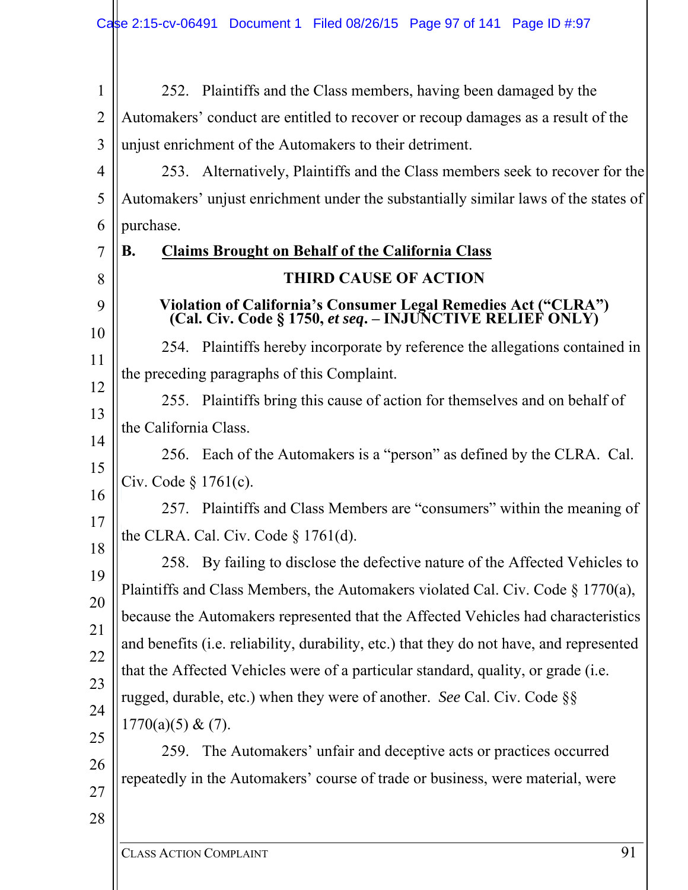252. Plaintiffs and the Class members, having been damaged by the Automakers' conduct are entitled to recover or recoup damages as a result of the unjust enrichment of the Automakers to their detriment.

253. Alternatively, Plaintiffs and the Class members seek to recover for the Automakers' unjust enrichment under the substantially similar laws of the states of purchase.

## B. Claims Brought on Behalf of the California Class

### THIRD CAUSE OF ACTION

### Violation of California's Consumer Legal Remedies Act ("CLRA") (Cal. Civ. Code § 1750, *et seq*. – INJUNCTIVE RELIEF ONLY)

254. Plaintiffs hereby incorporate by reference the allegations contained in the preceding paragraphs of this Complaint.

255. Plaintiffs bring this cause of action for themselves and on behalf of the California Class.

256. Each of the Automakers is a "person" as defined by the CLRA. Cal. Civ. Code § 1761(c).

257. Plaintiffs and Class Members are "consumers" within the meaning of the CLRA. Cal. Civ. Code § 1761(d).

258. By failing to disclose the defective nature of the Affected Vehicles to Plaintiffs and Class Members, the Automakers violated Cal. Civ. Code § 1770(a), because the Automakers represented that the Affected Vehicles had characteristics and benefits (i.e. reliability, durability, etc.) that they do not have, and represented that the Affected Vehicles were of a particular standard, quality, or grade (i.e. rugged, durable, etc.) when they were of another. *See* Cal. Civ. Code §§ 1770(a)(5) & (7).

259. The Automakers' unfair and deceptive acts or practices occurred repeatedly in the Automakers' course of trade or business, were material, were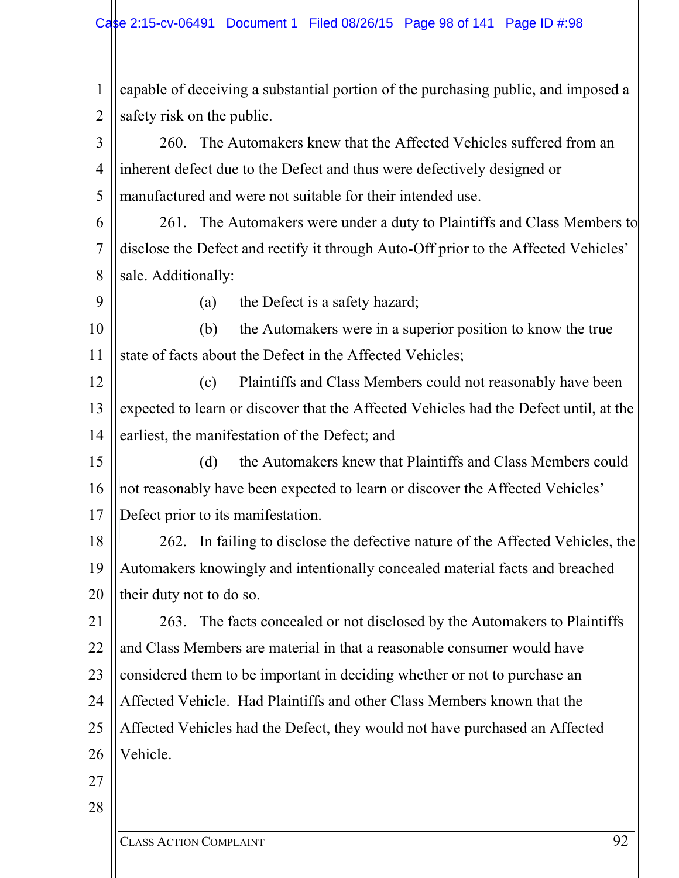capable of deceiving a substantial portion of the purchasing public, and imposed a safety risk on the public.

260. The Automakers knew that the Affected Vehicles suffered from an inherent defect due to the Defect and thus were defectively designed or manufactured and were not suitable for their intended use.

261. The Automakers were under a duty to Plaintiffs and Class Members to disclose the Defect and rectify it through Auto-Off prior to the Affected Vehicles' sale. Additionally:

(a) the Defect is a safety hazard;

(b) the Automakers were in a superior position to know the true state of facts about the Defect in the Affected Vehicles;

(c) Plaintiffs and Class Members could not reasonably have been expected to learn or discover that the Affected Vehicles had the Defect until, at the earliest, the manifestation of the Defect; and

(d) the Automakers knew that Plaintiffs and Class Members could not reasonably have been expected to learn or discover the Affected Vehicles' Defect prior to its manifestation.

262. In failing to disclose the defective nature of the Affected Vehicles, the Automakers knowingly and intentionally concealed material facts and breached their duty not to do so.

263. The facts concealed or not disclosed by the Automakers to Plaintiffs and Class Members are material in that a reasonable consumer would have considered them to be important in deciding whether or not to purchase an Affected Vehicle. Had Plaintiffs and other Class Members known that the Affected Vehicles had the Defect, they would not have purchased an Affected Vehicle.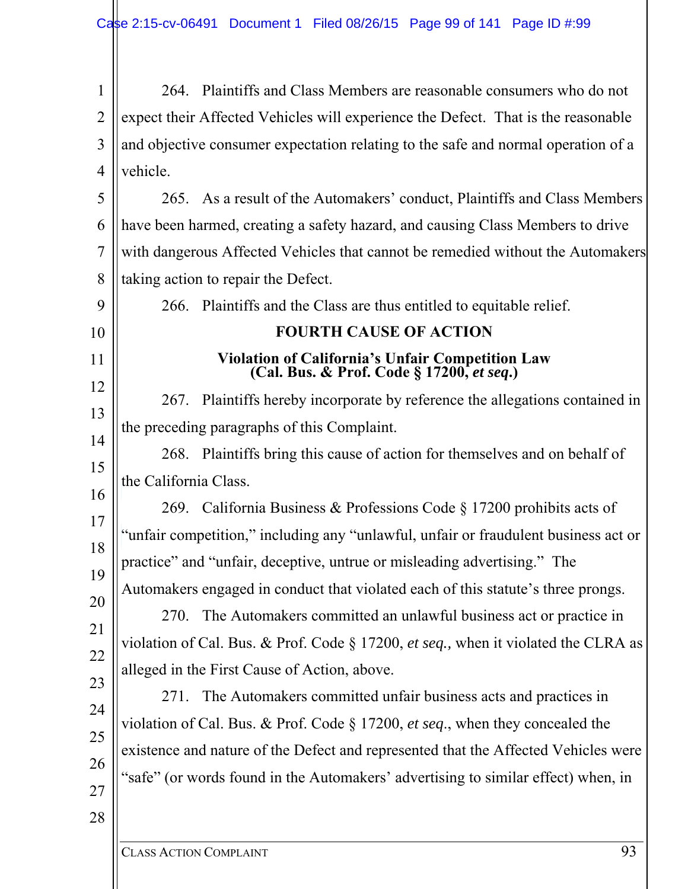264. Plaintiffs and Class Members are reasonable consumers who do not expect their Affected Vehicles will experience the Defect. That is the reasonable and objective consumer expectation relating to the safe and normal operation of a vehicle.

265. As a result of the Automakers' conduct, Plaintiffs and Class Members have been harmed, creating a safety hazard, and causing Class Members to drive with dangerous Affected Vehicles that cannot be remedied without the Automakers taking action to repair the Defect.

266. Plaintiffs and the Class are thus entitled to equitable relief.

## FOURTH CAUSE OF ACTION

### Violation of California's Unfair Competition Law (Cal. Bus. & Prof. Code § 17200, *et seq.*)

267. Plaintiffs hereby incorporate by reference the allegations contained in the preceding paragraphs of this Complaint.

268. Plaintiffs bring this cause of action for themselves and on behalf of the California Class.

269. California Business & Professions Code § 17200 prohibits acts of "unfair competition," including any "unlawful, unfair or fraudulent business act or practice" and "unfair, deceptive, untrue or misleading advertising." The Automakers engaged in conduct that violated each of this statute's three prongs.

270. The Automakers committed an unlawful business act or practice in violation of Cal. Bus. & Prof. Code § 17200, *et seq.,* when it violated the CLRA as alleged in the First Cause of Action, above.

271. The Automakers committed unfair business acts and practices in violation of Cal. Bus. & Prof. Code § 17200, *et seq*., when they concealed the existence and nature of the Defect and represented that the Affected Vehicles were "safe" (or words found in the Automakers' advertising to similar effect) when, in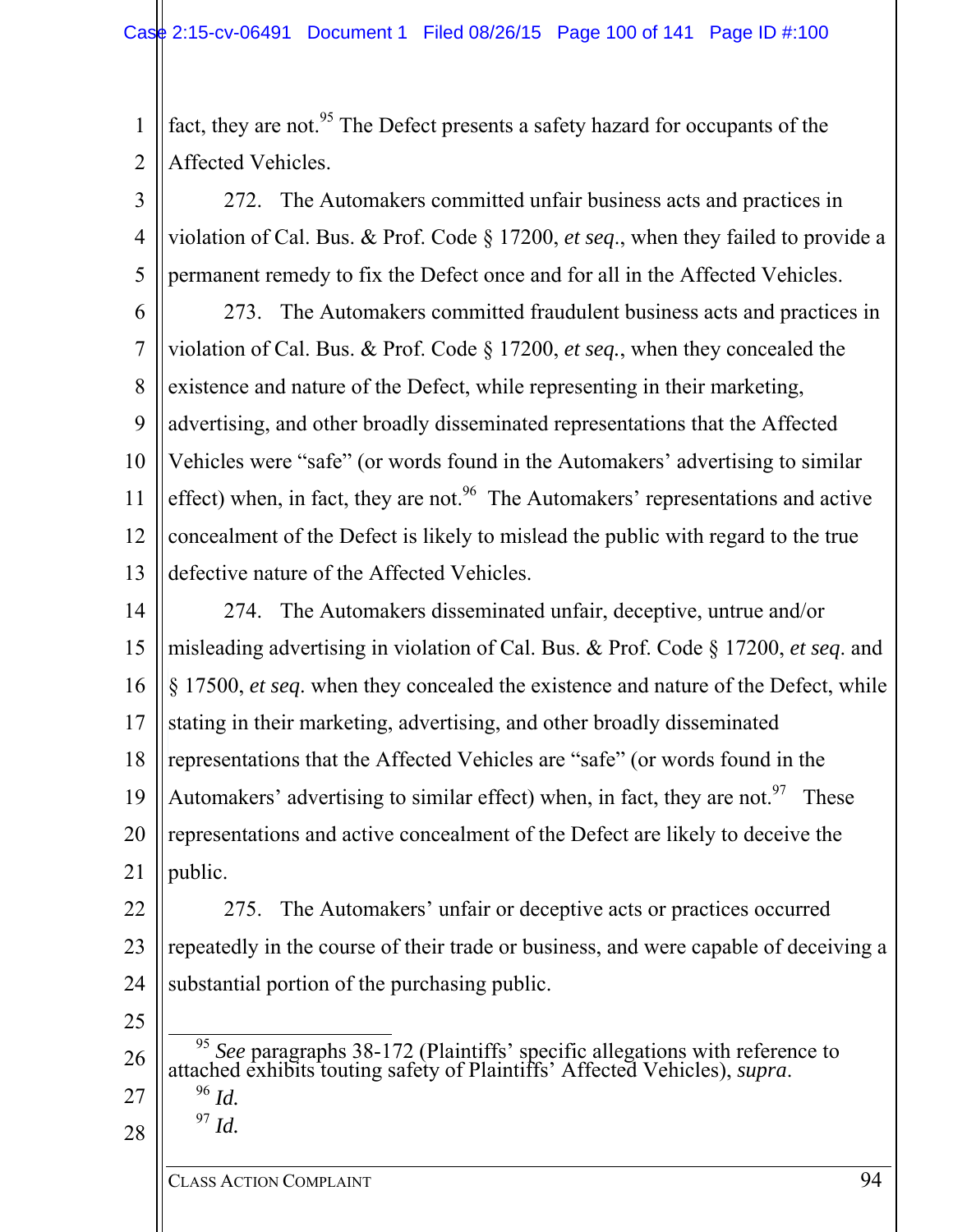fact, they are not.[95] The Defect presents a safety hazard for occupants of the Affected Vehicles.

272. The Automakers committed unfair business acts and practices in violation of Cal. Bus. & Prof. Code § 17200, *et seq*., when they failed to provide a permanent remedy to fix the Defect once and for all in the Affected Vehicles.

273. The Automakers committed fraudulent business acts and practices in violation of Cal. Bus. & Prof. Code § 17200, *et seq.*, when they concealed the existence and nature of the Defect, while representing in their marketing, advertising, and other broadly disseminated representations that the Affected Vehicles were "safe" (or words found in the Automakers' advertising to similar effect) when, in fact, they are not.[96] The Automakers' representations and active concealment of the Defect is likely to mislead the public with regard to the true defective nature of the Affected Vehicles.

274. The Automakers disseminated unfair, deceptive, untrue and/or misleading advertising in violation of Cal. Bus. & Prof. Code § 17200, *et seq*. and § 17500, *et seq*. when they concealed the existence and nature of the Defect, while stating in their marketing, advertising, and other broadly disseminated representations that the Affected Vehicles are "safe" (or words found in the Automakers' advertising to similar effect) when, in fact, they are not.[97] These representations and active concealment of the Defect are likely to deceive the public.

275. The Automakers' unfair or deceptive acts or practices occurred repeatedly in the course of their trade or business, and were capable of deceiving a substantial portion of the purchasing public.

---

[95] *See* paragraphs 38-172 (Plaintiffs' specific allegations with reference to attached exhibits touting safety of Plaintiffs' Affected Vehicles), *supra*.

[96] *Id.*

[97] *Id.*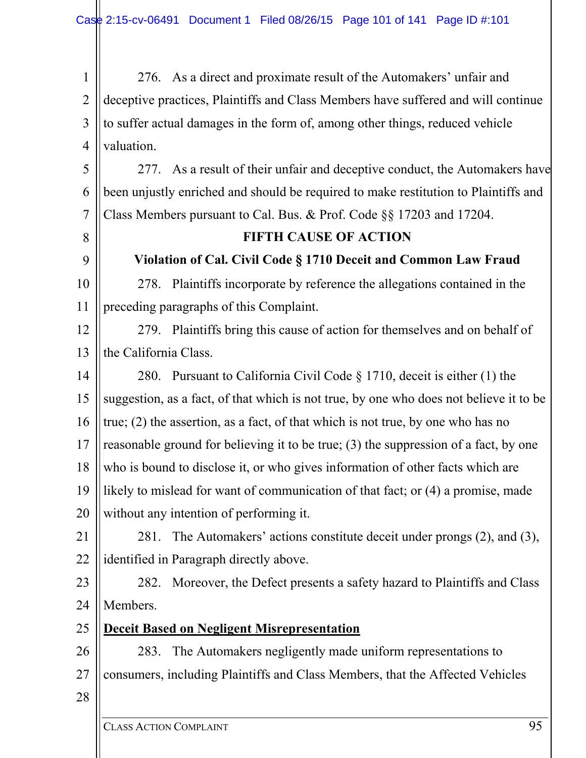276. As a direct and proximate result of the Automakers' unfair and deceptive practices, Plaintiffs and Class Members have suffered and will continue to suffer actual damages in the form of, among other things, reduced vehicle valuation.

277. As a result of their unfair and deceptive conduct, the Automakers have been unjustly enriched and should be required to make restitution to Plaintiffs and Class Members pursuant to Cal. Bus. & Prof. Code §§ 17203 and 17204.

**FIFTH CAUSE OF ACTION**

**Violation of Cal. Civil Code § 1710 Deceit and Common Law Fraud**

278. Plaintiffs incorporate by reference the allegations contained in the preceding paragraphs of this Complaint.

279. Plaintiffs bring this cause of action for themselves and on behalf of the California Class.

280. Pursuant to California Civil Code § 1710, deceit is either (1) the suggestion, as a fact, of that which is not true, by one who does not believe it to be true; (2) the assertion, as a fact, of that which is not true, by one who has no reasonable ground for believing it to be true; (3) the suppression of a fact, by one who is bound to disclose it, or who gives information of other facts which are likely to mislead for want of communication of that fact; or (4) a promise, made without any intention of performing it.

281. The Automakers' actions constitute deceit under prongs (2), and (3), identified in Paragraph directly above.

282. Moreover, the Defect presents a safety hazard to Plaintiffs and Class Members.

**Deceit Based on Negligent Misrepresentation**

283. The Automakers negligently made uniform representations to consumers, including Plaintiffs and Class Members, that the Affected Vehicles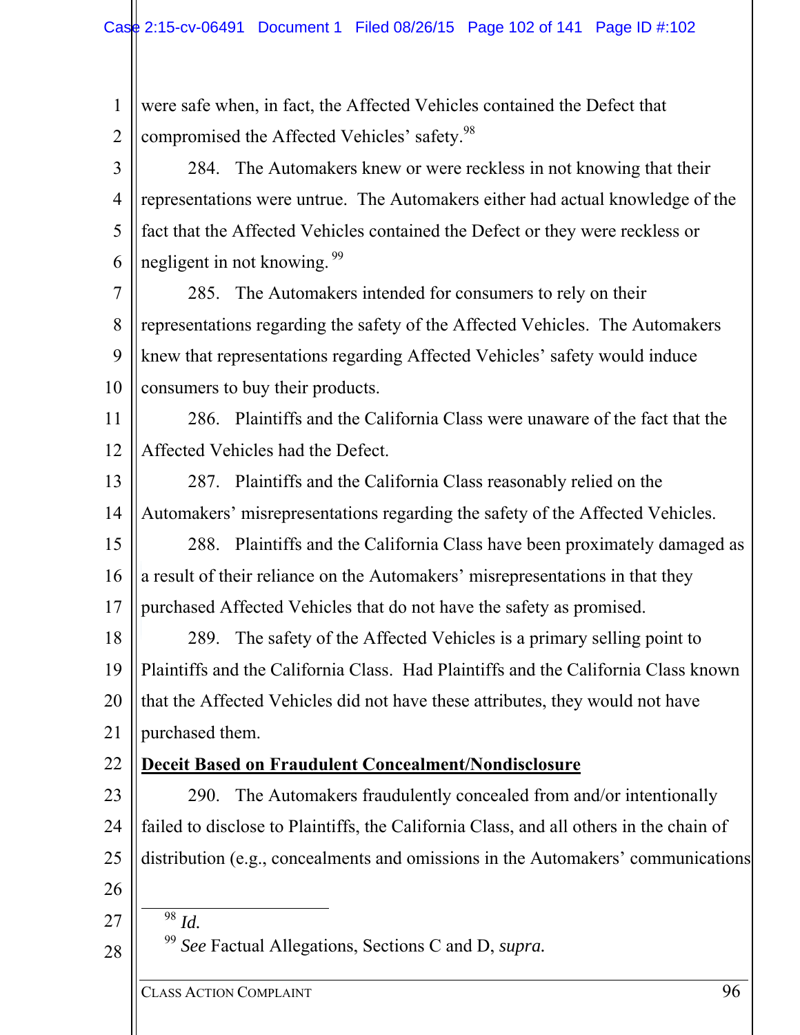were safe when, in fact, the Affected Vehicles contained the Defect that compromised the Affected Vehicles' safety.[98]

284. The Automakers knew or were reckless in not knowing that their representations were untrue. The Automakers either had actual knowledge of the fact that the Affected Vehicles contained the Defect or they were reckless or negligent in not knowing.[99]

285. The Automakers intended for consumers to rely on their representations regarding the safety of the Affected Vehicles. The Automakers knew that representations regarding Affected Vehicles' safety would induce consumers to buy their products.

286. Plaintiffs and the California Class were unaware of the fact that the Affected Vehicles had the Defect.

287. Plaintiffs and the California Class reasonably relied on the Automakers' misrepresentations regarding the safety of the Affected Vehicles.

288. Plaintiffs and the California Class have been proximately damaged as a result of their reliance on the Automakers' misrepresentations in that they purchased Affected Vehicles that do not have the safety as promised.

289. The safety of the Affected Vehicles is a primary selling point to Plaintiffs and the California Class. Had Plaintiffs and the California Class known that the Affected Vehicles did not have these attributes, they would not have purchased them.

**Deceit Based on Fraudulent Concealment/Nondisclosure**

290. The Automakers fraudulently concealed from and/or intentionally failed to disclose to Plaintiffs, the California Class, and all others in the chain of distribution (e.g., concealments and omissions in the Automakers' communications

---

[98] *Id.*

[99] *See* Factual Allegations, Sections C and D, *supra.*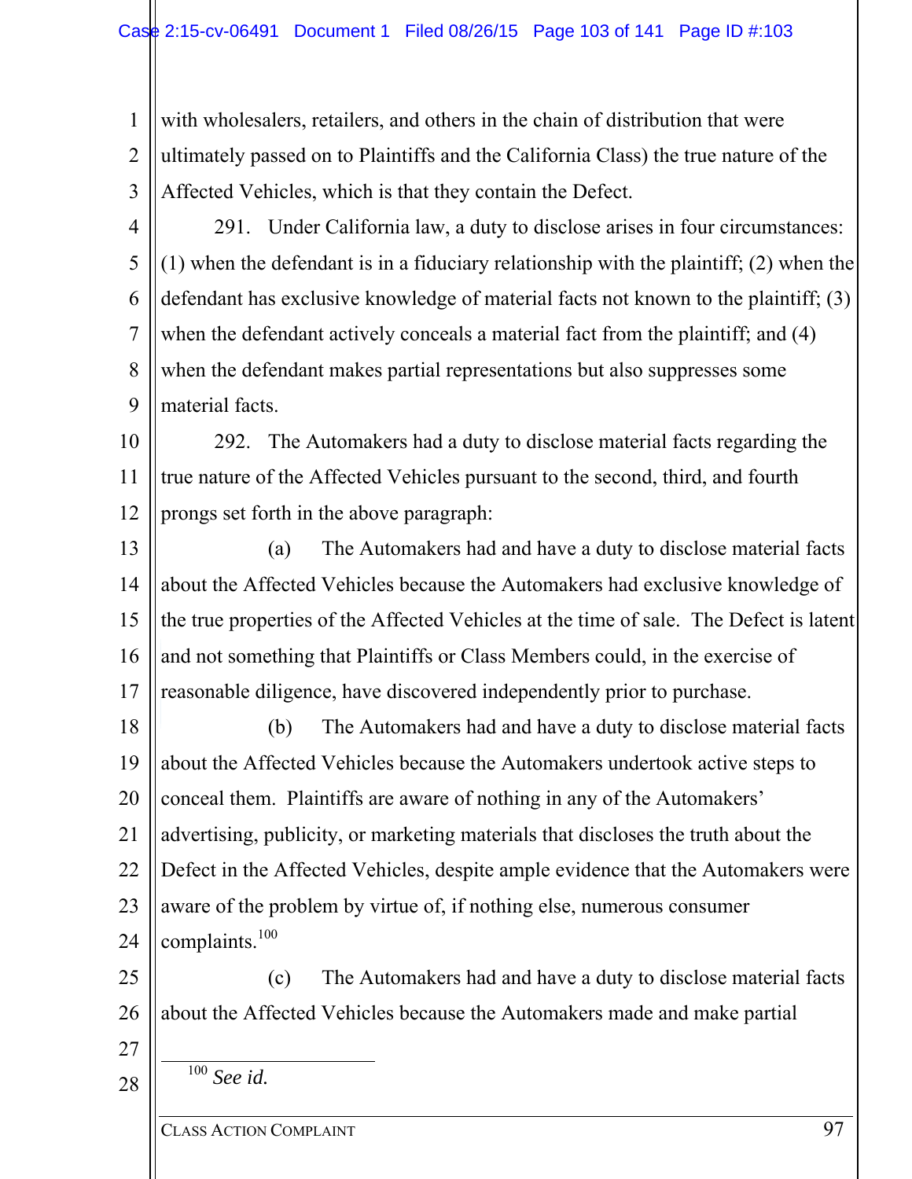with wholesalers, retailers, and others in the chain of distribution that were ultimately passed on to Plaintiffs and the California Class) the true nature of the Affected Vehicles, which is that they contain the Defect.

291. Under California law, a duty to disclose arises in four circumstances: (1) when the defendant is in a fiduciary relationship with the plaintiff; (2) when the defendant has exclusive knowledge of material facts not known to the plaintiff; (3) when the defendant actively conceals a material fact from the plaintiff; and (4) when the defendant makes partial representations but also suppresses some material facts.

292. The Automakers had a duty to disclose material facts regarding the true nature of the Affected Vehicles pursuant to the second, third, and fourth prongs set forth in the above paragraph:

(a) The Automakers had and have a duty to disclose material facts about the Affected Vehicles because the Automakers had exclusive knowledge of the true properties of the Affected Vehicles at the time of sale. The Defect is latent and not something that Plaintiffs or Class Members could, in the exercise of reasonable diligence, have discovered independently prior to purchase.

(b) The Automakers had and have a duty to disclose material facts about the Affected Vehicles because the Automakers undertook active steps to conceal them. Plaintiffs are aware of nothing in any of the Automakers' advertising, publicity, or marketing materials that discloses the truth about the Defect in the Affected Vehicles, despite ample evidence that the Automakers were aware of the problem by virtue of, if nothing else, numerous consumer complaints.[100]

(c) The Automakers had and have a duty to disclose material facts about the Affected Vehicles because the Automakers made and make partial

---

[100] *See id.*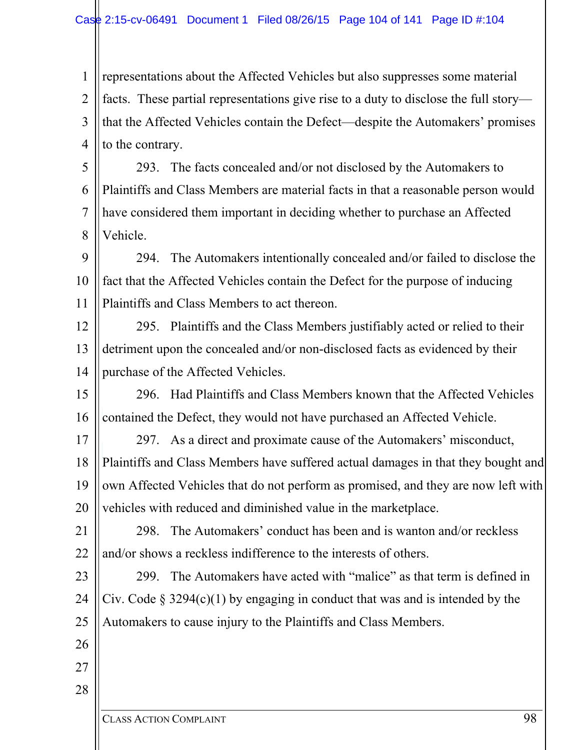representations about the Affected Vehicles but also suppresses some material facts. These partial representations give rise to a duty to disclose the full story—that the Affected Vehicles contain the Defect—despite the Automakers' promises to the contrary.

293. The facts concealed and/or not disclosed by the Automakers to Plaintiffs and Class Members are material facts in that a reasonable person would have considered them important in deciding whether to purchase an Affected Vehicle.

294. The Automakers intentionally concealed and/or failed to disclose the fact that the Affected Vehicles contain the Defect for the purpose of inducing Plaintiffs and Class Members to act thereon.

295. Plaintiffs and the Class Members justifiably acted or relied to their detriment upon the concealed and/or non-disclosed facts as evidenced by their purchase of the Affected Vehicles.

296. Had Plaintiffs and Class Members known that the Affected Vehicles contained the Defect, they would not have purchased an Affected Vehicle.

297. As a direct and proximate cause of the Automakers' misconduct, Plaintiffs and Class Members have suffered actual damages in that they bought and own Affected Vehicles that do not perform as promised, and they are now left with vehicles with reduced and diminished value in the marketplace.

298. The Automakers' conduct has been and is wanton and/or reckless and/or shows a reckless indifference to the interests of others.

299. The Automakers have acted with "malice" as that term is defined in Civ. Code § 3294(c)(1) by engaging in conduct that was and is intended by the Automakers to cause injury to the Plaintiffs and Class Members.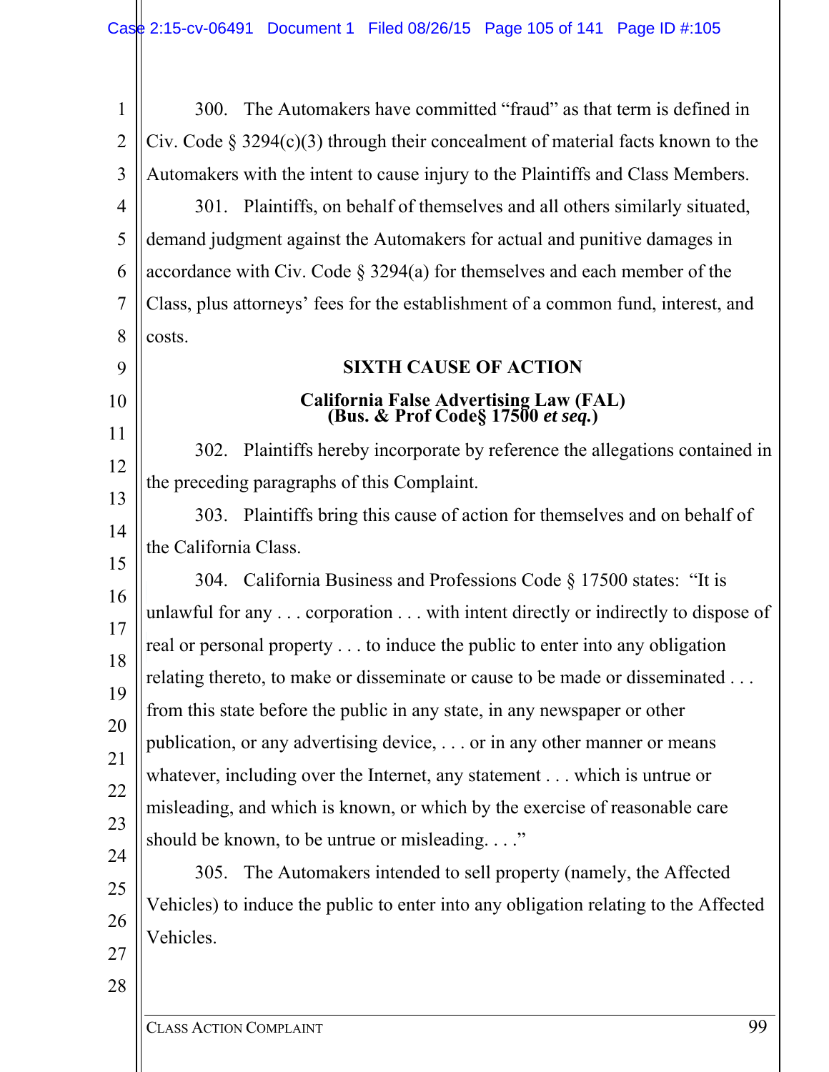300. The Automakers have committed "fraud" as that term is defined in Civ. Code § 3294(c)(3) through their concealment of material facts known to the Automakers with the intent to cause injury to the Plaintiffs and Class Members.

301. Plaintiffs, on behalf of themselves and all others similarly situated, demand judgment against the Automakers for actual and punitive damages in accordance with Civ. Code § 3294(a) for themselves and each member of the Class, plus attorneys' fees for the establishment of a common fund, interest, and costs.

## SIXTH CAUSE OF ACTION

### California False Advertising Law (FAL) (Bus. & Prof Code§ 17500 *et seq.*)

302. Plaintiffs hereby incorporate by reference the allegations contained in the preceding paragraphs of this Complaint.

303. Plaintiffs bring this cause of action for themselves and on behalf of the California Class.

304. California Business and Professions Code § 17500 states: "It is unlawful for any . . . corporation . . . with intent directly or indirectly to dispose of real or personal property . . . to induce the public to enter into any obligation relating thereto, to make or disseminate or cause to be made or disseminated . . . from this state before the public in any state, in any newspaper or other publication, or any advertising device, . . . or in any other manner or means whatever, including over the Internet, any statement . . . which is untrue or misleading, and which is known, or which by the exercise of reasonable care should be known, to be untrue or misleading. . . ."

305. The Automakers intended to sell property (namely, the Affected Vehicles) to induce the public to enter into any obligation relating to the Affected Vehicles.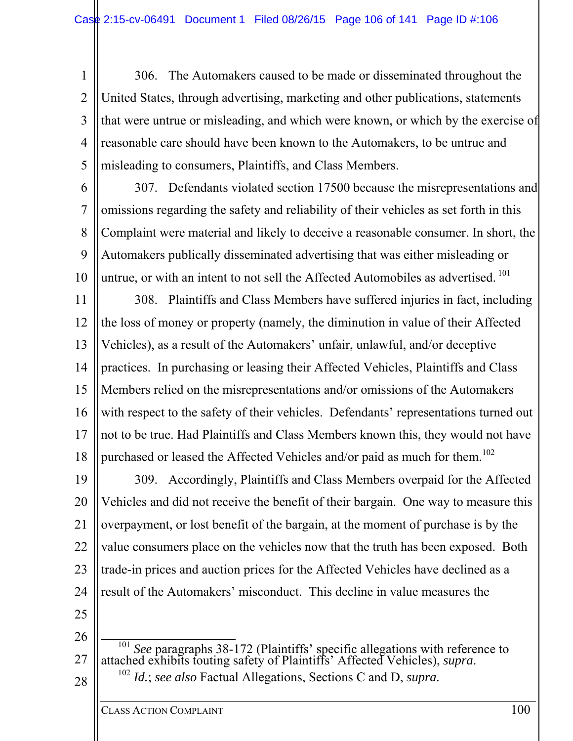306. The Automakers caused to be made or disseminated throughout the United States, through advertising, marketing and other publications, statements that were untrue or misleading, and which were known, or which by the exercise of reasonable care should have been known to the Automakers, to be untrue and misleading to consumers, Plaintiffs, and Class Members.

307. Defendants violated section 17500 because the misrepresentations and omissions regarding the safety and reliability of their vehicles as set forth in this Complaint were material and likely to deceive a reasonable consumer. In short, the Automakers publically disseminated advertising that was either misleading or untrue, or with an intent to not sell the Affected Automobiles as advertised.[101]

308. Plaintiffs and Class Members have suffered injuries in fact, including the loss of money or property (namely, the diminution in value of their Affected Vehicles), as a result of the Automakers' unfair, unlawful, and/or deceptive practices. In purchasing or leasing their Affected Vehicles, Plaintiffs and Class Members relied on the misrepresentations and/or omissions of the Automakers with respect to the safety of their vehicles. Defendants' representations turned out not to be true. Had Plaintiffs and Class Members known this, they would not have purchased or leased the Affected Vehicles and/or paid as much for them.[102]

309. Accordingly, Plaintiffs and Class Members overpaid for the Affected Vehicles and did not receive the benefit of their bargain. One way to measure this overpayment, or lost benefit of the bargain, at the moment of purchase is by the value consumers place on the vehicles now that the truth has been exposed. Both trade-in prices and auction prices for the Affected Vehicles have declined as a result of the Automakers' misconduct. This decline in value measures the

---

[101] *See* paragraphs 38-172 (Plaintiffs' specific allegations with reference to attached exhibits touting safety of Plaintiffs' Affected Vehicles), *supra*.

[102] *Id.*; *see also* Factual Allegations, Sections C and D, *supra.*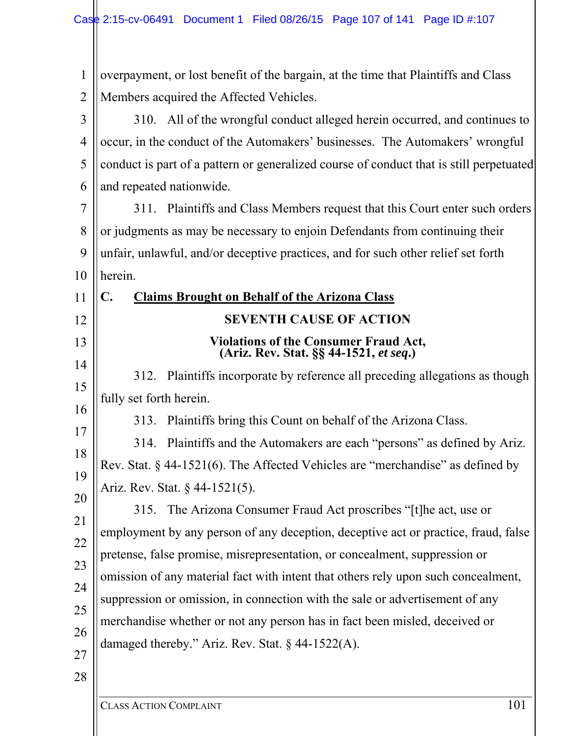overpayment, or lost benefit of the bargain, at the time that Plaintiffs and Class Members acquired the Affected Vehicles.

310. All of the wrongful conduct alleged herein occurred, and continues to occur, in the conduct of the Automakers' businesses. The Automakers' wrongful conduct is part of a pattern or generalized course of conduct that is still perpetuated and repeated nationwide.

311. Plaintiffs and Class Members request that this Court enter such orders or judgments as may be necessary to enjoin Defendants from continuing their unfair, unlawful, and/or deceptive practices, and for such other relief set forth herein.

## C. Claims Brought on Behalf of the Arizona Class

### SEVENTH CAUSE OF ACTION

### Violations of the Consumer Fraud Act, (Ariz. Rev. Stat. §§ 44-1521, *et seq*.)

312. Plaintiffs incorporate by reference all preceding allegations as though fully set forth herein.

313. Plaintiffs bring this Count on behalf of the Arizona Class.

314. Plaintiffs and the Automakers are each "persons" as defined by Ariz. Rev. Stat. § 44-1521(6). The Affected Vehicles are "merchandise" as defined by Ariz. Rev. Stat. § 44-1521(5).

315. The Arizona Consumer Fraud Act proscribes "[t]he act, use or employment by any person of any deception, deceptive act or practice, fraud, false pretense, false promise, misrepresentation, or concealment, suppression or omission of any material fact with intent that others rely upon such concealment, suppression or omission, in connection with the sale or advertisement of any merchandise whether or not any person has in fact been misled, deceived or damaged thereby." Ariz. Rev. Stat. § 44-1522(A).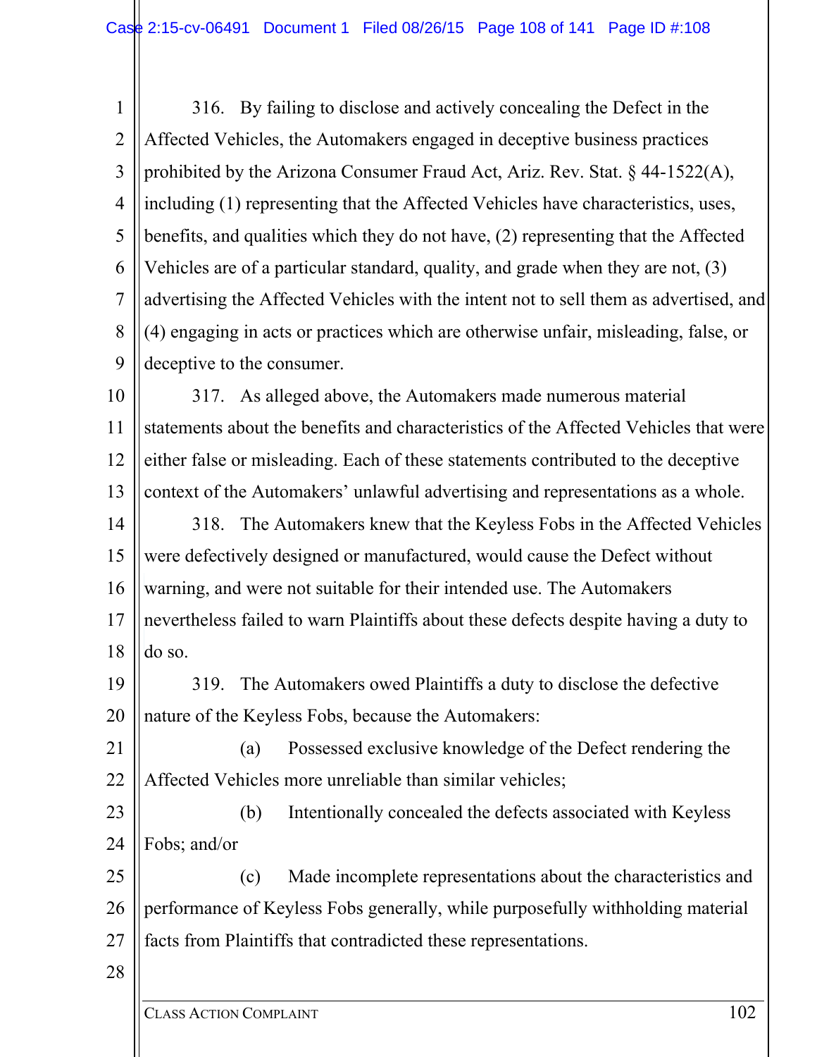316. By failing to disclose and actively concealing the Defect in the Affected Vehicles, the Automakers engaged in deceptive business practices prohibited by the Arizona Consumer Fraud Act, Ariz. Rev. Stat. § 44-1522(A), including (1) representing that the Affected Vehicles have characteristics, uses, benefits, and qualities which they do not have, (2) representing that the Affected Vehicles are of a particular standard, quality, and grade when they are not, (3) advertising the Affected Vehicles with the intent not to sell them as advertised, and (4) engaging in acts or practices which are otherwise unfair, misleading, false, or deceptive to the consumer.

317. As alleged above, the Automakers made numerous material statements about the benefits and characteristics of the Affected Vehicles that were either false or misleading. Each of these statements contributed to the deceptive context of the Automakers' unlawful advertising and representations as a whole.

318. The Automakers knew that the Keyless Fobs in the Affected Vehicles were defectively designed or manufactured, would cause the Defect without warning, and were not suitable for their intended use. The Automakers nevertheless failed to warn Plaintiffs about these defects despite having a duty to do so.

319. The Automakers owed Plaintiffs a duty to disclose the defective nature of the Keyless Fobs, because the Automakers:

(a) Possessed exclusive knowledge of the Defect rendering the Affected Vehicles more unreliable than similar vehicles;

(b) Intentionally concealed the defects associated with Keyless Fobs; and/or

(c) Made incomplete representations about the characteristics and performance of Keyless Fobs generally, while purposefully withholding material facts from Plaintiffs that contradicted these representations.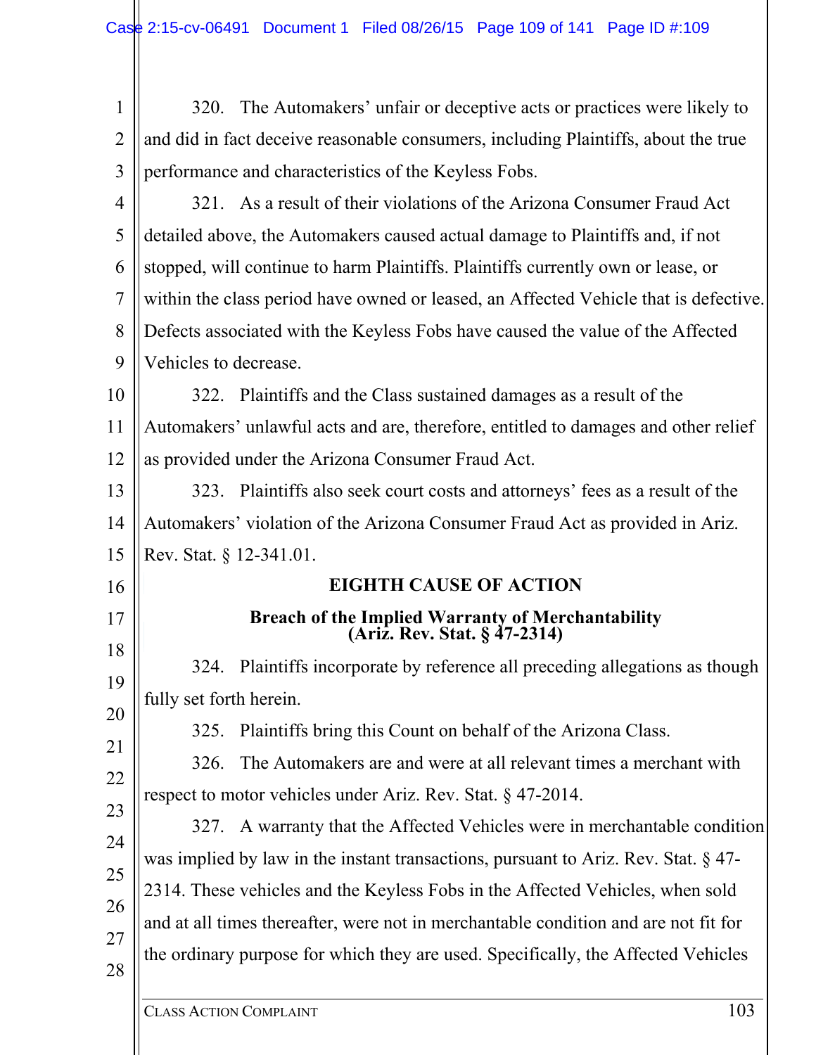320. The Automakers' unfair or deceptive acts or practices were likely to and did in fact deceive reasonable consumers, including Plaintiffs, about the true performance and characteristics of the Keyless Fobs.

321. As a result of their violations of the Arizona Consumer Fraud Act detailed above, the Automakers caused actual damage to Plaintiffs and, if not stopped, will continue to harm Plaintiffs. Plaintiffs currently own or lease, or within the class period have owned or leased, an Affected Vehicle that is defective. Defects associated with the Keyless Fobs have caused the value of the Affected Vehicles to decrease.

322. Plaintiffs and the Class sustained damages as a result of the Automakers' unlawful acts and are, therefore, entitled to damages and other relief as provided under the Arizona Consumer Fraud Act.

323. Plaintiffs also seek court costs and attorneys' fees as a result of the Automakers' violation of the Arizona Consumer Fraud Act as provided in Ariz. Rev. Stat. § 12-341.01.

## EIGHTH CAUSE OF ACTION

### Breach of the Implied Warranty of Merchantability (Ariz. Rev. Stat. § 47-2314)

324. Plaintiffs incorporate by reference all preceding allegations as though fully set forth herein.

325. Plaintiffs bring this Count on behalf of the Arizona Class.

326. The Automakers are and were at all relevant times a merchant with respect to motor vehicles under Ariz. Rev. Stat. § 47-2014.

327. A warranty that the Affected Vehicles were in merchantable condition was implied by law in the instant transactions, pursuant to Ariz. Rev. Stat. § 47-2314. These vehicles and the Keyless Fobs in the Affected Vehicles, when sold and at all times thereafter, were not in merchantable condition and are not fit for the ordinary purpose for which they are used. Specifically, the Affected Vehicles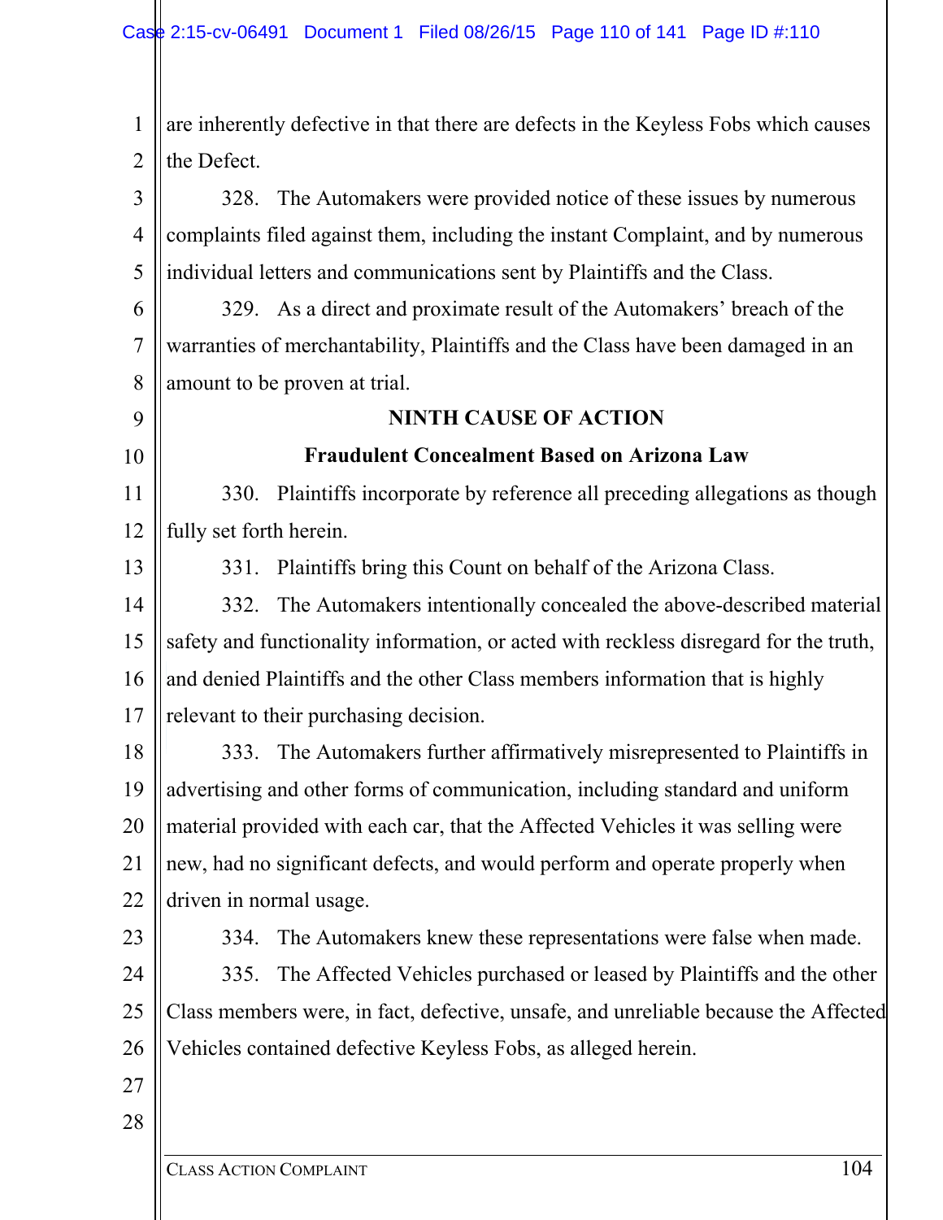are inherently defective in that there are defects in the Keyless Fobs which causes the Defect.

328. The Automakers were provided notice of these issues by numerous complaints filed against them, including the instant Complaint, and by numerous individual letters and communications sent by Plaintiffs and the Class.

329. As a direct and proximate result of the Automakers' breach of the warranties of merchantability, Plaintiffs and the Class have been damaged in an amount to be proven at trial.

**NINTH CAUSE OF ACTION**

**Fraudulent Concealment Based on Arizona Law**

330. Plaintiffs incorporate by reference all preceding allegations as though fully set forth herein.

331. Plaintiffs bring this Count on behalf of the Arizona Class.

332. The Automakers intentionally concealed the above-described material safety and functionality information, or acted with reckless disregard for the truth, and denied Plaintiffs and the other Class members information that is highly relevant to their purchasing decision.

333. The Automakers further affirmatively misrepresented to Plaintiffs in advertising and other forms of communication, including standard and uniform material provided with each car, that the Affected Vehicles it was selling were new, had no significant defects, and would perform and operate properly when driven in normal usage.

334. The Automakers knew these representations were false when made.

335. The Affected Vehicles purchased or leased by Plaintiffs and the other Class members were, in fact, defective, unsafe, and unreliable because the Affected Vehicles contained defective Keyless Fobs, as alleged herein.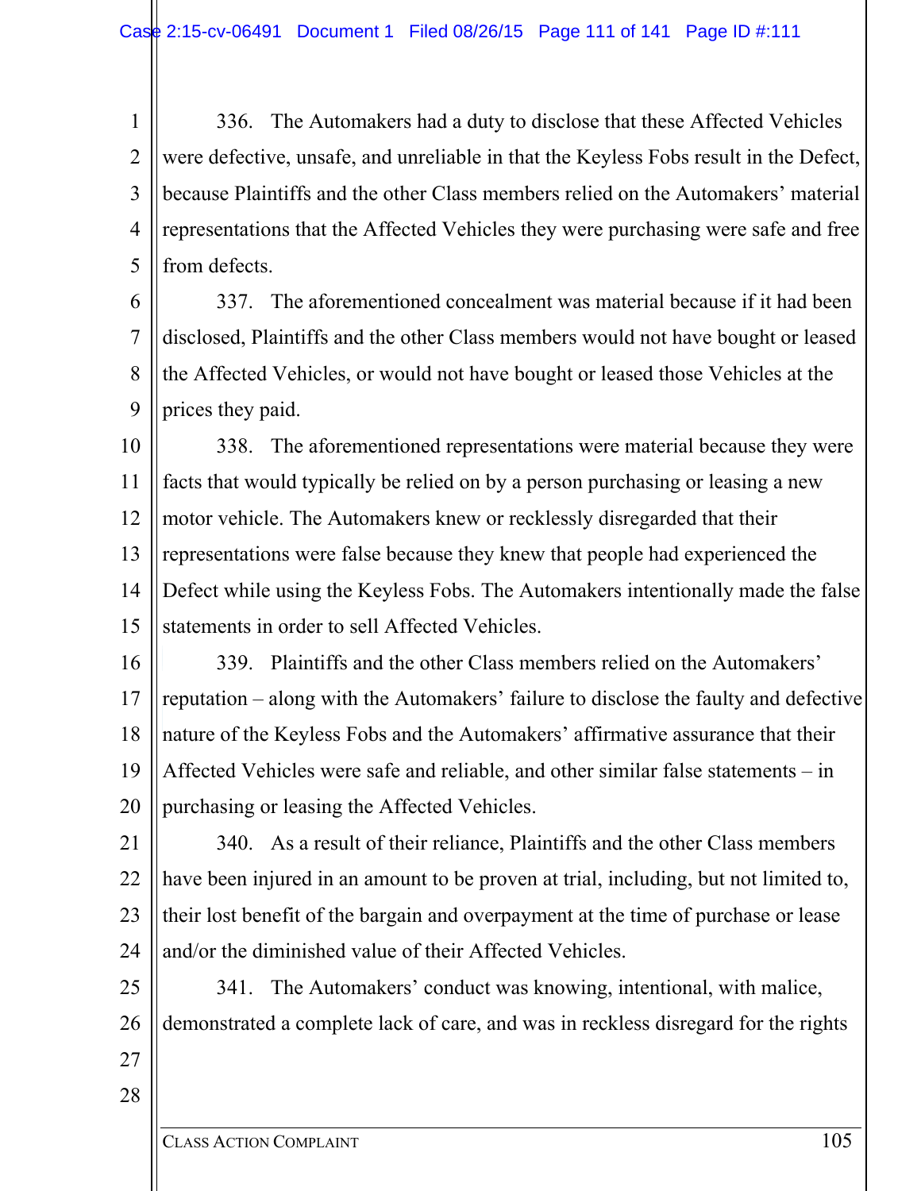336. The Automakers had a duty to disclose that these Affected Vehicles were defective, unsafe, and unreliable in that the Keyless Fobs result in the Defect, because Plaintiffs and the other Class members relied on the Automakers' material representations that the Affected Vehicles they were purchasing were safe and free from defects.

337. The aforementioned concealment was material because if it had been disclosed, Plaintiffs and the other Class members would not have bought or leased the Affected Vehicles, or would not have bought or leased those Vehicles at the prices they paid.

338. The aforementioned representations were material because they were facts that would typically be relied on by a person purchasing or leasing a new motor vehicle. The Automakers knew or recklessly disregarded that their representations were false because they knew that people had experienced the Defect while using the Keyless Fobs. The Automakers intentionally made the false statements in order to sell Affected Vehicles.

339. Plaintiffs and the other Class members relied on the Automakers' reputation – along with the Automakers' failure to disclose the faulty and defective nature of the Keyless Fobs and the Automakers' affirmative assurance that their Affected Vehicles were safe and reliable, and other similar false statements – in purchasing or leasing the Affected Vehicles.

340. As a result of their reliance, Plaintiffs and the other Class members have been injured in an amount to be proven at trial, including, but not limited to, their lost benefit of the bargain and overpayment at the time of purchase or lease and/or the diminished value of their Affected Vehicles.

341. The Automakers' conduct was knowing, intentional, with malice, demonstrated a complete lack of care, and was in reckless disregard for the rights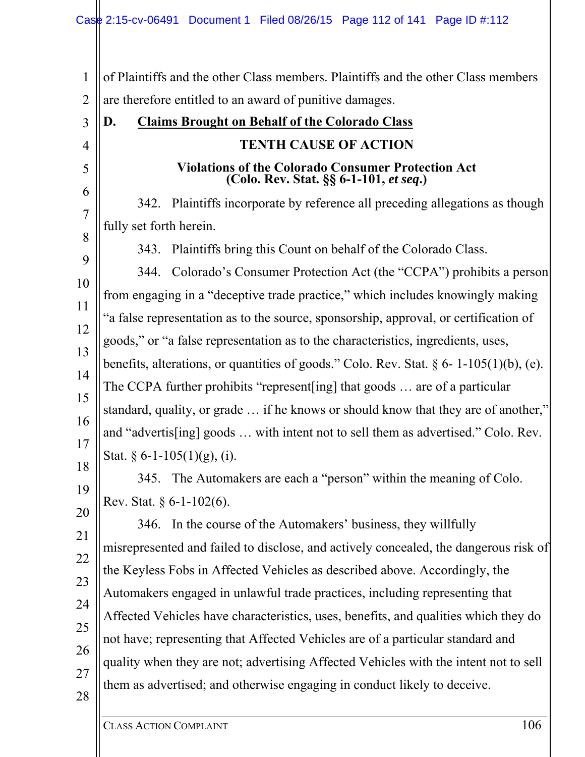of Plaintiffs and the other Class members. Plaintiffs and the other Class members are therefore entitled to an award of punitive damages.

## D. Claims Brought on Behalf of the Colorado Class

### TENTH CAUSE OF ACTION

### Violations of the Colorado Consumer Protection Act (Colo. Rev. Stat. §§ 6-1-101, *et seq.*)

342. Plaintiffs incorporate by reference all preceding allegations as though fully set forth herein.

343. Plaintiffs bring this Count on behalf of the Colorado Class.

344. Colorado's Consumer Protection Act (the "CCPA") prohibits a person from engaging in a "deceptive trade practice," which includes knowingly making "a false representation as to the source, sponsorship, approval, or certification of goods," or "a false representation as to the characteristics, ingredients, uses, benefits, alterations, or quantities of goods." Colo. Rev. Stat. § 6- 1-105(1)(b), (e). The CCPA further prohibits "represent[ing] that goods … are of a particular standard, quality, or grade … if he knows or should know that they are of another," and "advertis[ing] goods … with intent not to sell them as advertised." Colo. Rev. Stat. § 6-1-105(1)(g), (i).

345. The Automakers are each a "person" within the meaning of Colo. Rev. Stat. § 6-1-102(6).

346. In the course of the Automakers' business, they willfully misrepresented and failed to disclose, and actively concealed, the dangerous risk of the Keyless Fobs in Affected Vehicles as described above. Accordingly, the Automakers engaged in unlawful trade practices, including representing that Affected Vehicles have characteristics, uses, benefits, and qualities which they do not have; representing that Affected Vehicles are of a particular standard and quality when they are not; advertising Affected Vehicles with the intent not to sell them as advertised; and otherwise engaging in conduct likely to deceive.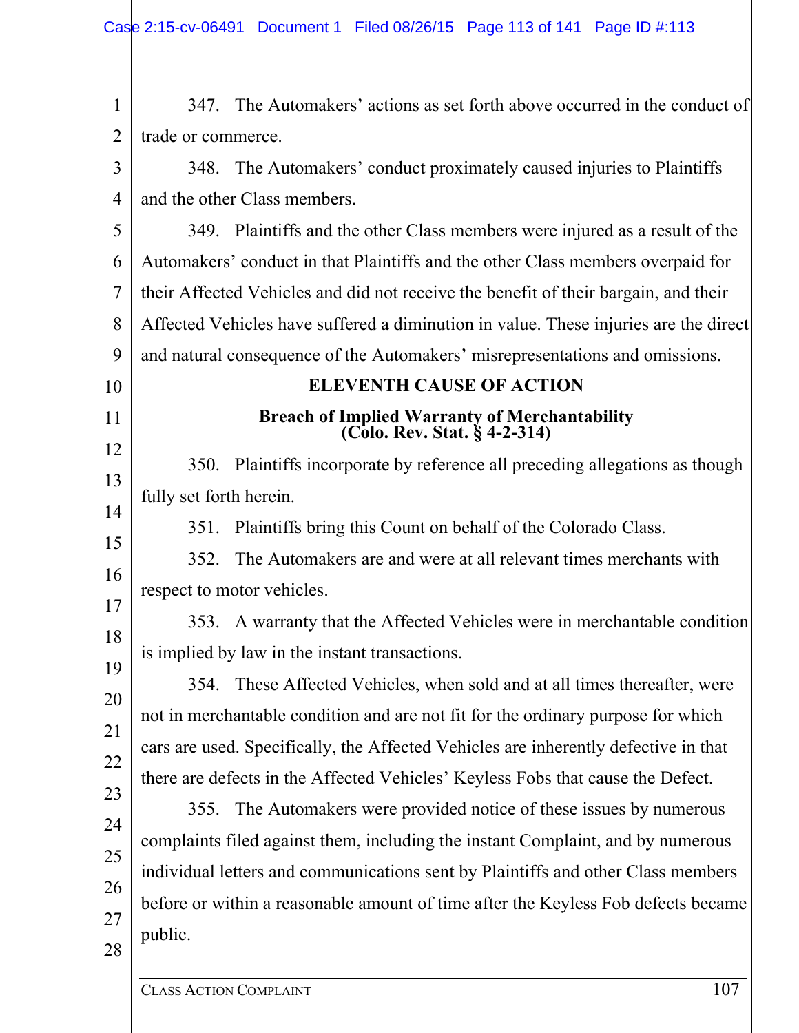347. The Automakers' actions as set forth above occurred in the conduct of trade or commerce.

348. The Automakers' conduct proximately caused injuries to Plaintiffs and the other Class members.

349. Plaintiffs and the other Class members were injured as a result of the Automakers' conduct in that Plaintiffs and the other Class members overpaid for their Affected Vehicles and did not receive the benefit of their bargain, and their Affected Vehicles have suffered a diminution in value. These injuries are the direct and natural consequence of the Automakers' misrepresentations and omissions.

## ELEVENTH CAUSE OF ACTION

### Breach of Implied Warranty of Merchantability (Colo. Rev. Stat. § 4-2-314)

350. Plaintiffs incorporate by reference all preceding allegations as though fully set forth herein.

351. Plaintiffs bring this Count on behalf of the Colorado Class.

352. The Automakers are and were at all relevant times merchants with respect to motor vehicles.

353. A warranty that the Affected Vehicles were in merchantable condition is implied by law in the instant transactions.

354. These Affected Vehicles, when sold and at all times thereafter, were not in merchantable condition and are not fit for the ordinary purpose for which cars are used. Specifically, the Affected Vehicles are inherently defective in that there are defects in the Affected Vehicles' Keyless Fobs that cause the Defect.

355. The Automakers were provided notice of these issues by numerous complaints filed against them, including the instant Complaint, and by numerous individual letters and communications sent by Plaintiffs and other Class members before or within a reasonable amount of time after the Keyless Fob defects became public.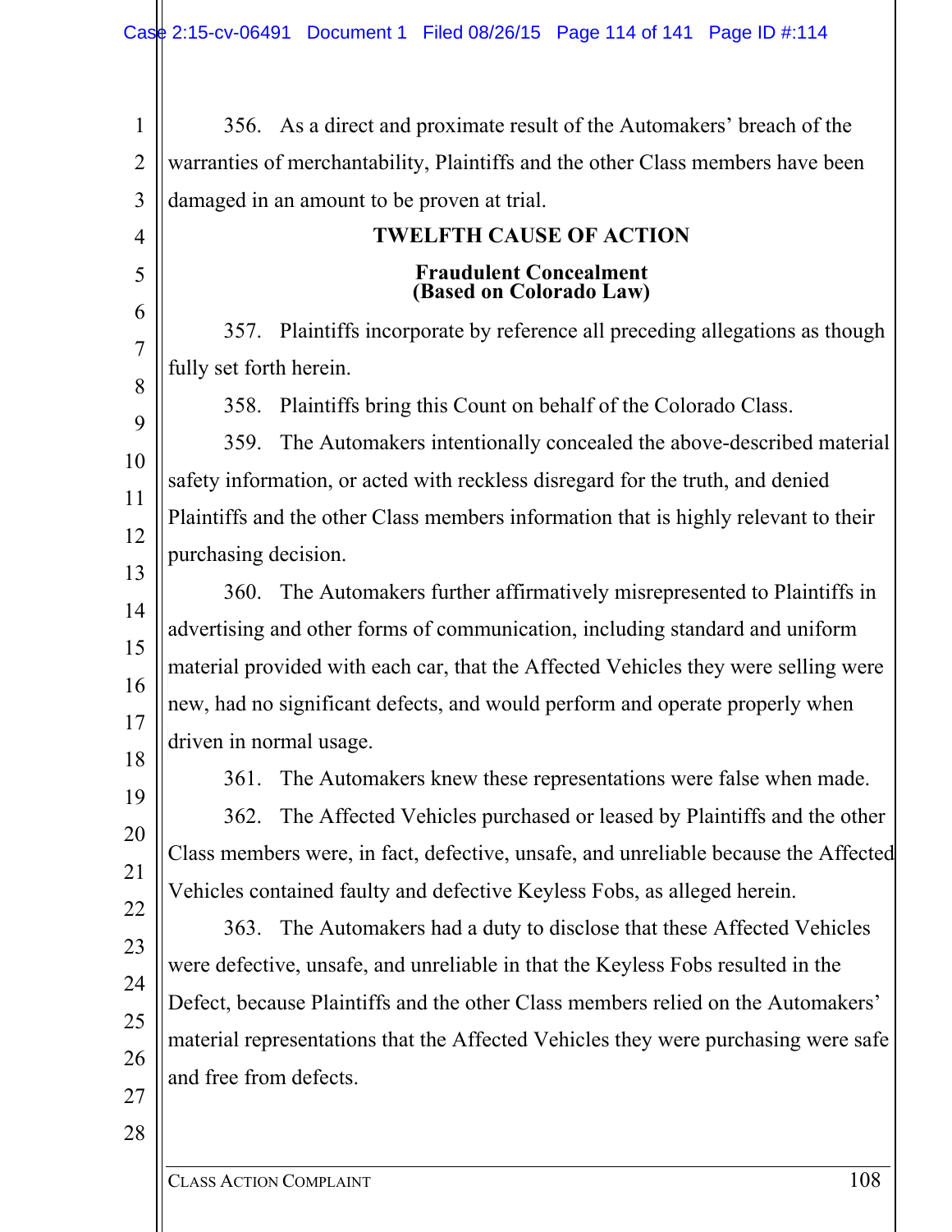356. As a direct and proximate result of the Automakers' breach of the warranties of merchantability, Plaintiffs and the other Class members have been damaged in an amount to be proven at trial.

## TWELFTH CAUSE OF ACTION

### Fraudulent Concealment
### (Based on Colorado Law)

357. Plaintiffs incorporate by reference all preceding allegations as though fully set forth herein.

358. Plaintiffs bring this Count on behalf of the Colorado Class.

359. The Automakers intentionally concealed the above-described material safety information, or acted with reckless disregard for the truth, and denied Plaintiffs and the other Class members information that is highly relevant to their purchasing decision.

360. The Automakers further affirmatively misrepresented to Plaintiffs in advertising and other forms of communication, including standard and uniform material provided with each car, that the Affected Vehicles they were selling were new, had no significant defects, and would perform and operate properly when driven in normal usage.

361. The Automakers knew these representations were false when made.

362. The Affected Vehicles purchased or leased by Plaintiffs and the other Class members were, in fact, defective, unsafe, and unreliable because the Affected Vehicles contained faulty and defective Keyless Fobs, as alleged herein.

363. The Automakers had a duty to disclose that these Affected Vehicles were defective, unsafe, and unreliable in that the Keyless Fobs resulted in the Defect, because Plaintiffs and the other Class members relied on the Automakers' material representations that the Affected Vehicles they were purchasing were safe and free from defects.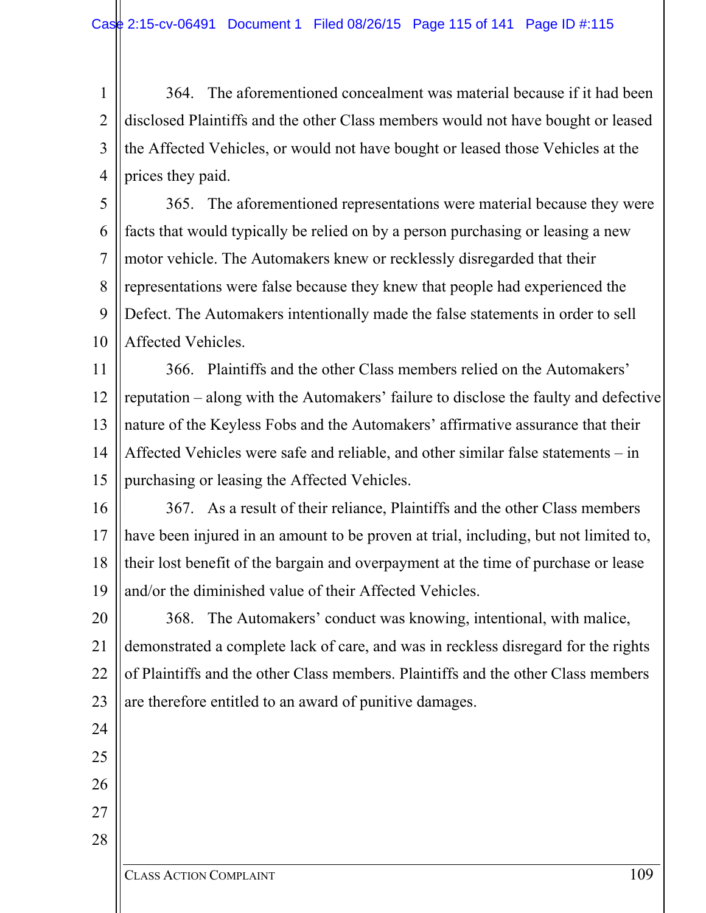364. The aforementioned concealment was material because if it had been disclosed Plaintiffs and the other Class members would not have bought or leased the Affected Vehicles, or would not have bought or leased those Vehicles at the prices they paid.

365. The aforementioned representations were material because they were facts that would typically be relied on by a person purchasing or leasing a new motor vehicle. The Automakers knew or recklessly disregarded that their representations were false because they knew that people had experienced the Defect. The Automakers intentionally made the false statements in order to sell Affected Vehicles.

366. Plaintiffs and the other Class members relied on the Automakers' reputation – along with the Automakers' failure to disclose the faulty and defective nature of the Keyless Fobs and the Automakers' affirmative assurance that their Affected Vehicles were safe and reliable, and other similar false statements – in purchasing or leasing the Affected Vehicles.

367. As a result of their reliance, Plaintiffs and the other Class members have been injured in an amount to be proven at trial, including, but not limited to, their lost benefit of the bargain and overpayment at the time of purchase or lease and/or the diminished value of their Affected Vehicles.

368. The Automakers' conduct was knowing, intentional, with malice, demonstrated a complete lack of care, and was in reckless disregard for the rights of Plaintiffs and the other Class members. Plaintiffs and the other Class members are therefore entitled to an award of punitive damages.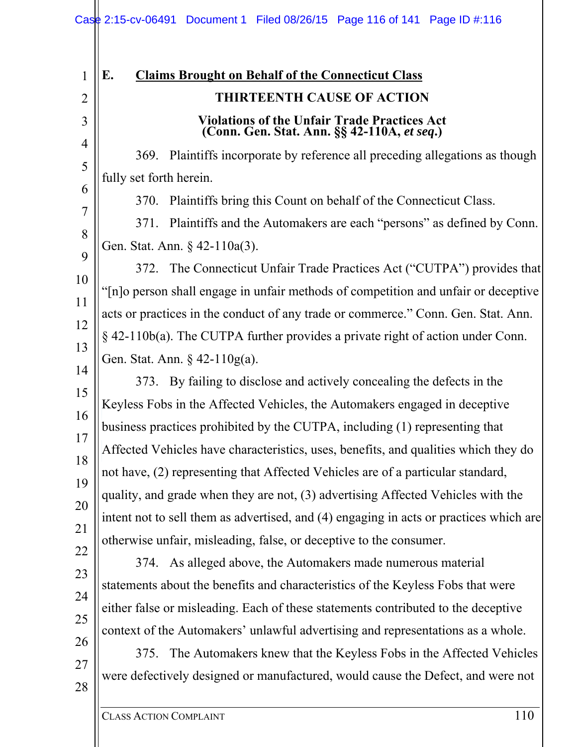## E. Claims Brought on Behalf of the Connecticut Class

### THIRTEENTH CAUSE OF ACTION

### Violations of the Unfair Trade Practices Act (Conn. Gen. Stat. Ann. §§ 42-110A, *et seq.*)

369. Plaintiffs incorporate by reference all preceding allegations as though fully set forth herein.

370. Plaintiffs bring this Count on behalf of the Connecticut Class.

371. Plaintiffs and the Automakers are each "persons" as defined by Conn. Gen. Stat. Ann. § 42-110a(3).

372. The Connecticut Unfair Trade Practices Act ("CUTPA") provides that "[n]o person shall engage in unfair methods of competition and unfair or deceptive acts or practices in the conduct of any trade or commerce." Conn. Gen. Stat. Ann. § 42-110b(a). The CUTPA further provides a private right of action under Conn. Gen. Stat. Ann. § 42-110g(a).

373. By failing to disclose and actively concealing the defects in the Keyless Fobs in the Affected Vehicles, the Automakers engaged in deceptive business practices prohibited by the CUTPA, including (1) representing that Affected Vehicles have characteristics, uses, benefits, and qualities which they do not have, (2) representing that Affected Vehicles are of a particular standard, quality, and grade when they are not, (3) advertising Affected Vehicles with the intent not to sell them as advertised, and (4) engaging in acts or practices which are otherwise unfair, misleading, false, or deceptive to the consumer.

374. As alleged above, the Automakers made numerous material statements about the benefits and characteristics of the Keyless Fobs that were either false or misleading. Each of these statements contributed to the deceptive context of the Automakers' unlawful advertising and representations as a whole.

375. The Automakers knew that the Keyless Fobs in the Affected Vehicles were defectively designed or manufactured, would cause the Defect, and were not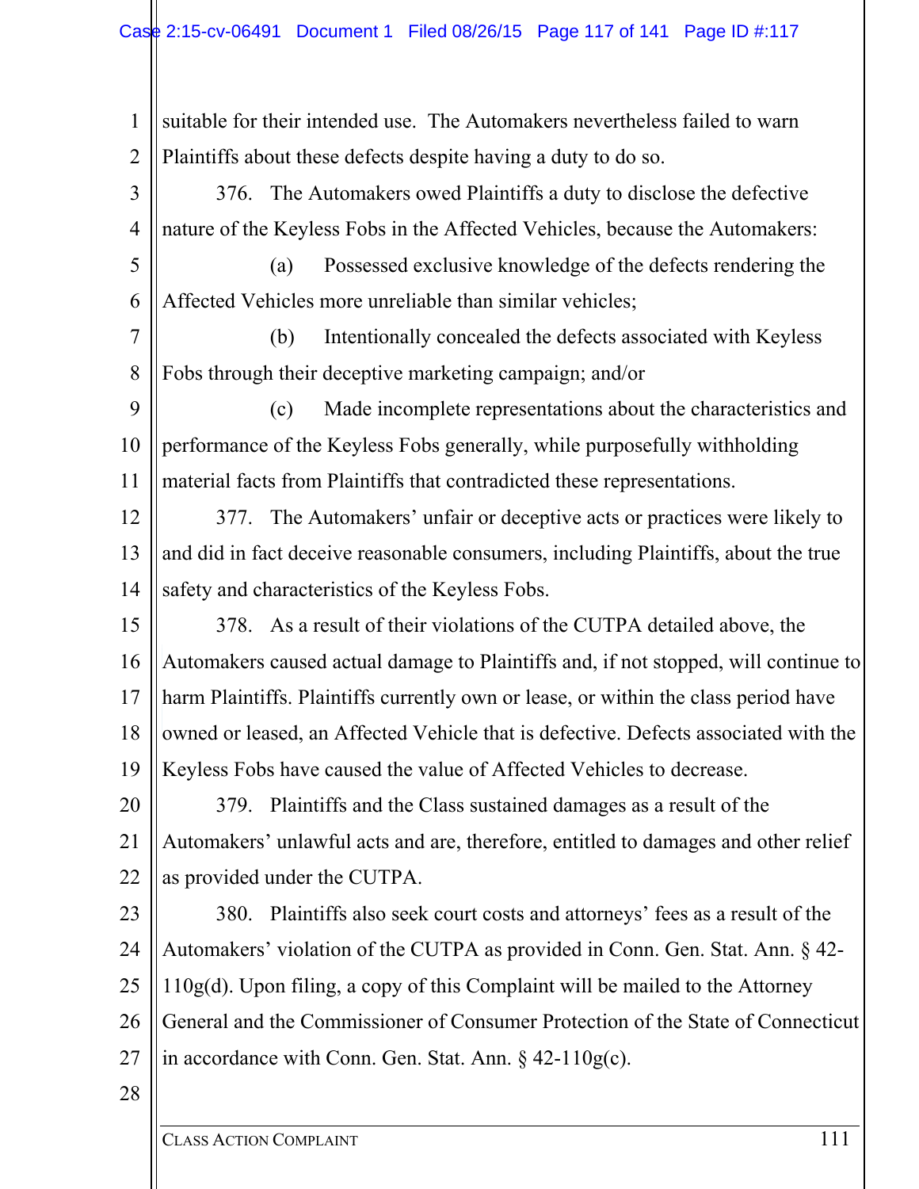suitable for their intended use. The Automakers nevertheless failed to warn Plaintiffs about these defects despite having a duty to do so.

376. The Automakers owed Plaintiffs a duty to disclose the defective nature of the Keyless Fobs in the Affected Vehicles, because the Automakers:

(a) Possessed exclusive knowledge of the defects rendering the Affected Vehicles more unreliable than similar vehicles;

(b) Intentionally concealed the defects associated with Keyless Fobs through their deceptive marketing campaign; and/or

(c) Made incomplete representations about the characteristics and performance of the Keyless Fobs generally, while purposefully withholding material facts from Plaintiffs that contradicted these representations.

377. The Automakers' unfair or deceptive acts or practices were likely to and did in fact deceive reasonable consumers, including Plaintiffs, about the true safety and characteristics of the Keyless Fobs.

378. As a result of their violations of the CUTPA detailed above, the Automakers caused actual damage to Plaintiffs and, if not stopped, will continue to harm Plaintiffs. Plaintiffs currently own or lease, or within the class period have owned or leased, an Affected Vehicle that is defective. Defects associated with the Keyless Fobs have caused the value of Affected Vehicles to decrease.

379. Plaintiffs and the Class sustained damages as a result of the Automakers' unlawful acts and are, therefore, entitled to damages and other relief as provided under the CUTPA.

380. Plaintiffs also seek court costs and attorneys' fees as a result of the Automakers' violation of the CUTPA as provided in Conn. Gen. Stat. Ann. § 42-110g(d). Upon filing, a copy of this Complaint will be mailed to the Attorney General and the Commissioner of Consumer Protection of the State of Connecticut in accordance with Conn. Gen. Stat. Ann. § 42-110g(c).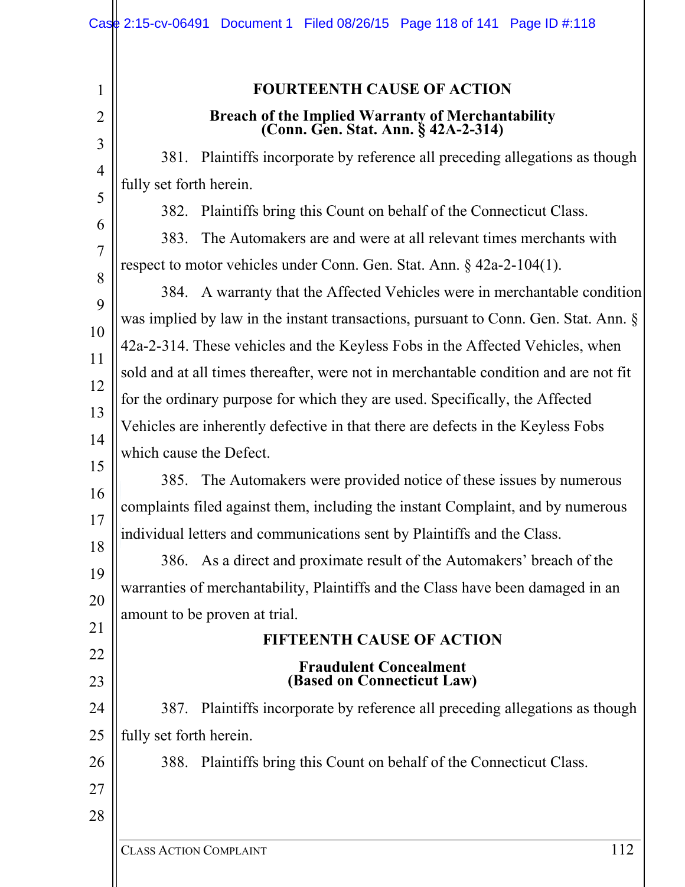## FOURTEENTH CAUSE OF ACTION

### Breach of the Implied Warranty of Merchantability (Conn. Gen. Stat. Ann. § 42A-2-314)

381. Plaintiffs incorporate by reference all preceding allegations as though fully set forth herein.

382. Plaintiffs bring this Count on behalf of the Connecticut Class.

383. The Automakers are and were at all relevant times merchants with respect to motor vehicles under Conn. Gen. Stat. Ann. § 42a-2-104(1).

384. A warranty that the Affected Vehicles were in merchantable condition was implied by law in the instant transactions, pursuant to Conn. Gen. Stat. Ann. § 42a-2-314. These vehicles and the Keyless Fobs in the Affected Vehicles, when sold and at all times thereafter, were not in merchantable condition and are not fit for the ordinary purpose for which they are used. Specifically, the Affected Vehicles are inherently defective in that there are defects in the Keyless Fobs which cause the Defect.

385. The Automakers were provided notice of these issues by numerous complaints filed against them, including the instant Complaint, and by numerous individual letters and communications sent by Plaintiffs and the Class.

386. As a direct and proximate result of the Automakers' breach of the warranties of merchantability, Plaintiffs and the Class have been damaged in an amount to be proven at trial.

## FIFTEENTH CAUSE OF ACTION

### Fraudulent Concealment (Based on Connecticut Law)

387. Plaintiffs incorporate by reference all preceding allegations as though fully set forth herein.

388. Plaintiffs bring this Count on behalf of the Connecticut Class.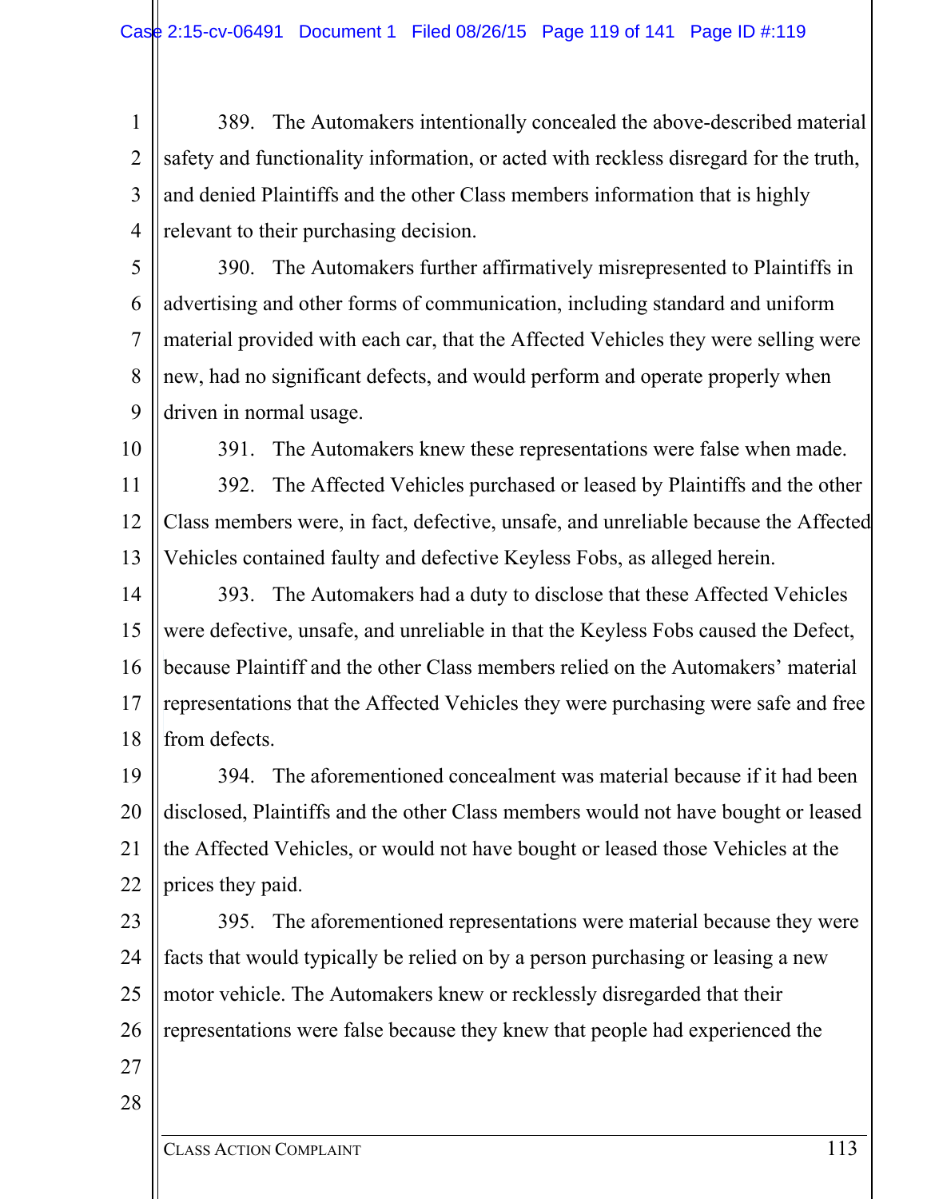389. The Automakers intentionally concealed the above-described material safety and functionality information, or acted with reckless disregard for the truth, and denied Plaintiffs and the other Class members information that is highly relevant to their purchasing decision.

390. The Automakers further affirmatively misrepresented to Plaintiffs in advertising and other forms of communication, including standard and uniform material provided with each car, that the Affected Vehicles they were selling were new, had no significant defects, and would perform and operate properly when driven in normal usage.

391. The Automakers knew these representations were false when made.

392. The Affected Vehicles purchased or leased by Plaintiffs and the other Class members were, in fact, defective, unsafe, and unreliable because the Affected Vehicles contained faulty and defective Keyless Fobs, as alleged herein.

393. The Automakers had a duty to disclose that these Affected Vehicles were defective, unsafe, and unreliable in that the Keyless Fobs caused the Defect, because Plaintiff and the other Class members relied on the Automakers' material representations that the Affected Vehicles they were purchasing were safe and free from defects.

394. The aforementioned concealment was material because if it had been disclosed, Plaintiffs and the other Class members would not have bought or leased the Affected Vehicles, or would not have bought or leased those Vehicles at the prices they paid.

395. The aforementioned representations were material because they were facts that would typically be relied on by a person purchasing or leasing a new motor vehicle. The Automakers knew or recklessly disregarded that their representations were false because they knew that people had experienced the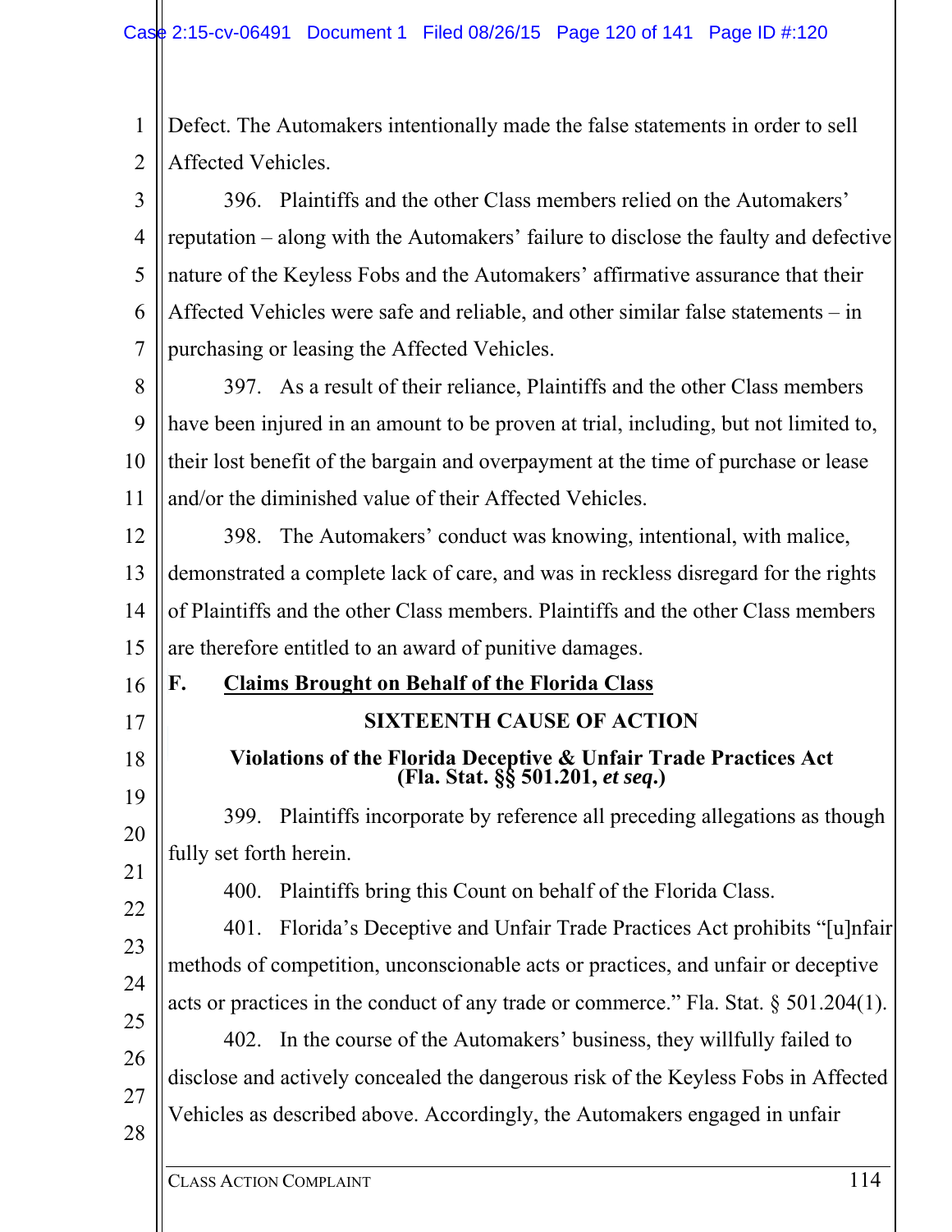Defect. The Automakers intentionally made the false statements in order to sell Affected Vehicles.

396. Plaintiffs and the other Class members relied on the Automakers' reputation – along with the Automakers' failure to disclose the faulty and defective nature of the Keyless Fobs and the Automakers' affirmative assurance that their Affected Vehicles were safe and reliable, and other similar false statements – in purchasing or leasing the Affected Vehicles.

397. As a result of their reliance, Plaintiffs and the other Class members have been injured in an amount to be proven at trial, including, but not limited to, their lost benefit of the bargain and overpayment at the time of purchase or lease and/or the diminished value of their Affected Vehicles.

398. The Automakers' conduct was knowing, intentional, with malice, demonstrated a complete lack of care, and was in reckless disregard for the rights of Plaintiffs and the other Class members. Plaintiffs and the other Class members are therefore entitled to an award of punitive damages.

## F. Claims Brought on Behalf of the Florida Class

### SIXTEENTH CAUSE OF ACTION

**Violations of the Florida Deceptive & Unfair Trade Practices Act (Fla. Stat. §§ 501.201, *et seq*.)**

399. Plaintiffs incorporate by reference all preceding allegations as though fully set forth herein.

400. Plaintiffs bring this Count on behalf of the Florida Class.

401. Florida's Deceptive and Unfair Trade Practices Act prohibits "[u]nfair methods of competition, unconscionable acts or practices, and unfair or deceptive acts or practices in the conduct of any trade or commerce." Fla. Stat. § 501.204(1).

402. In the course of the Automakers' business, they willfully failed to disclose and actively concealed the dangerous risk of the Keyless Fobs in Affected Vehicles as described above. Accordingly, the Automakers engaged in unfair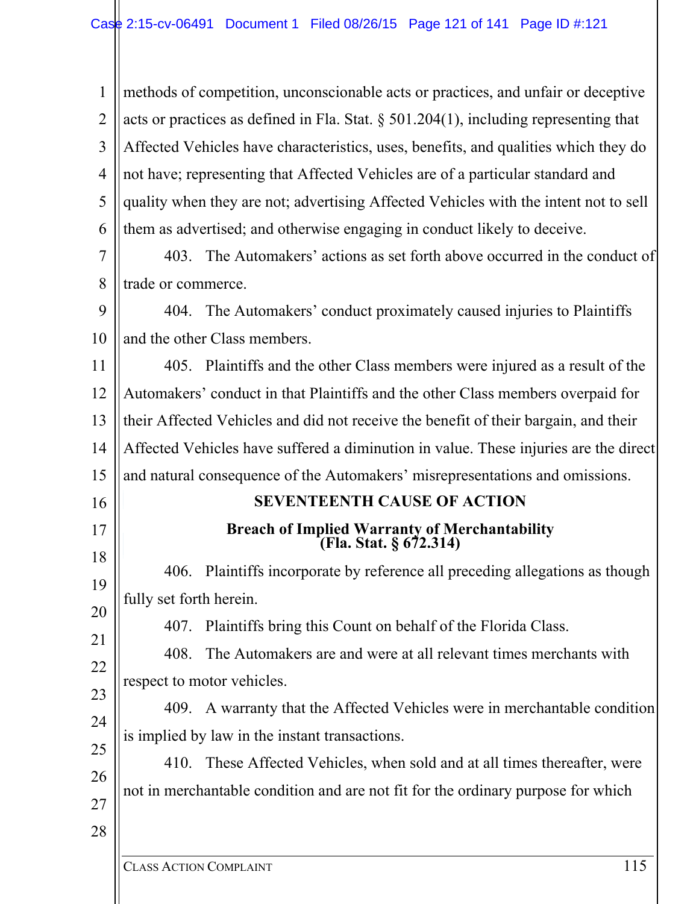methods of competition, unconscionable acts or practices, and unfair or deceptive acts or practices as defined in Fla. Stat. § 501.204(1), including representing that Affected Vehicles have characteristics, uses, benefits, and qualities which they do not have; representing that Affected Vehicles are of a particular standard and quality when they are not; advertising Affected Vehicles with the intent not to sell them as advertised; and otherwise engaging in conduct likely to deceive.

403. The Automakers' actions as set forth above occurred in the conduct of trade or commerce.

404. The Automakers' conduct proximately caused injuries to Plaintiffs and the other Class members.

405. Plaintiffs and the other Class members were injured as a result of the Automakers' conduct in that Plaintiffs and the other Class members overpaid for their Affected Vehicles and did not receive the benefit of their bargain, and their Affected Vehicles have suffered a diminution in value. These injuries are the direct and natural consequence of the Automakers' misrepresentations and omissions.

## SEVENTEENTH CAUSE OF ACTION

### Breach of Implied Warranty of Merchantability (Fla. Stat. § 672.314)

406. Plaintiffs incorporate by reference all preceding allegations as though fully set forth herein.

407. Plaintiffs bring this Count on behalf of the Florida Class.

408. The Automakers are and were at all relevant times merchants with respect to motor vehicles.

409. A warranty that the Affected Vehicles were in merchantable condition is implied by law in the instant transactions.

410. These Affected Vehicles, when sold and at all times thereafter, were not in merchantable condition and are not fit for the ordinary purpose for which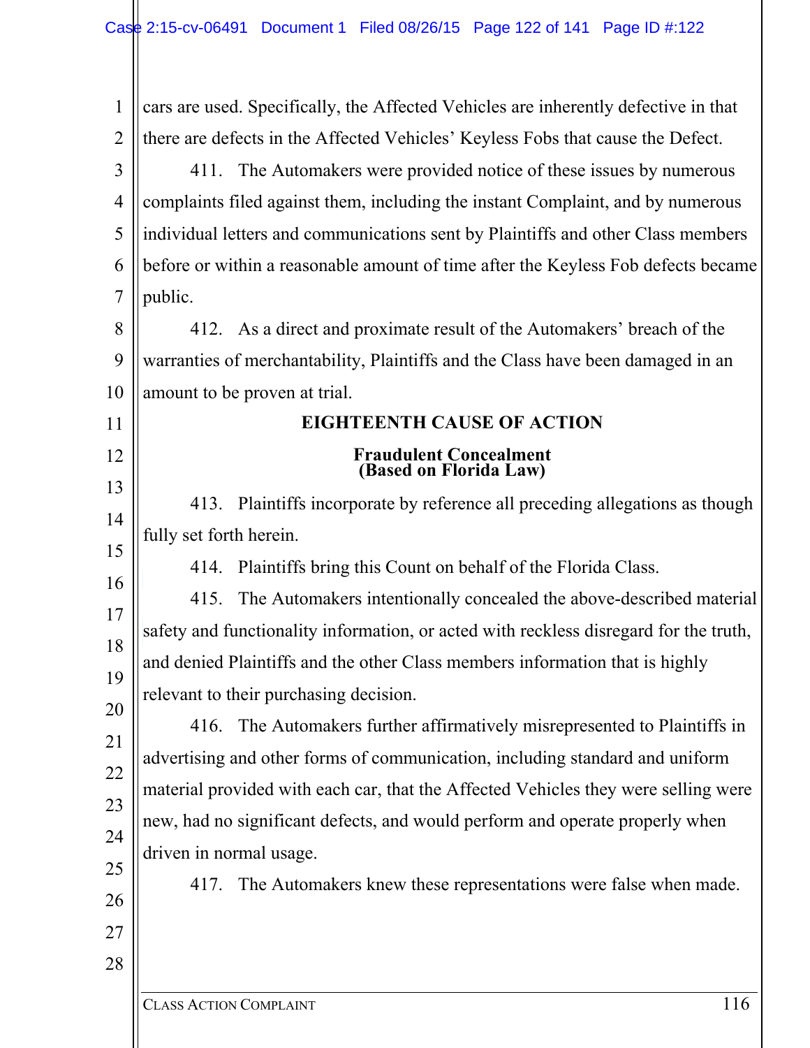cars are used. Specifically, the Affected Vehicles are inherently defective in that there are defects in the Affected Vehicles' Keyless Fobs that cause the Defect.

411. The Automakers were provided notice of these issues by numerous complaints filed against them, including the instant Complaint, and by numerous individual letters and communications sent by Plaintiffs and other Class members before or within a reasonable amount of time after the Keyless Fob defects became public.

412. As a direct and proximate result of the Automakers' breach of the warranties of merchantability, Plaintiffs and the Class have been damaged in an amount to be proven at trial.

## EIGHTEENTH CAUSE OF ACTION

### Fraudulent Concealment (Based on Florida Law)

413. Plaintiffs incorporate by reference all preceding allegations as though fully set forth herein.

414. Plaintiffs bring this Count on behalf of the Florida Class.

415. The Automakers intentionally concealed the above-described material safety and functionality information, or acted with reckless disregard for the truth, and denied Plaintiffs and the other Class members information that is highly relevant to their purchasing decision.

416. The Automakers further affirmatively misrepresented to Plaintiffs in advertising and other forms of communication, including standard and uniform material provided with each car, that the Affected Vehicles they were selling were new, had no significant defects, and would perform and operate properly when driven in normal usage.

417. The Automakers knew these representations were false when made.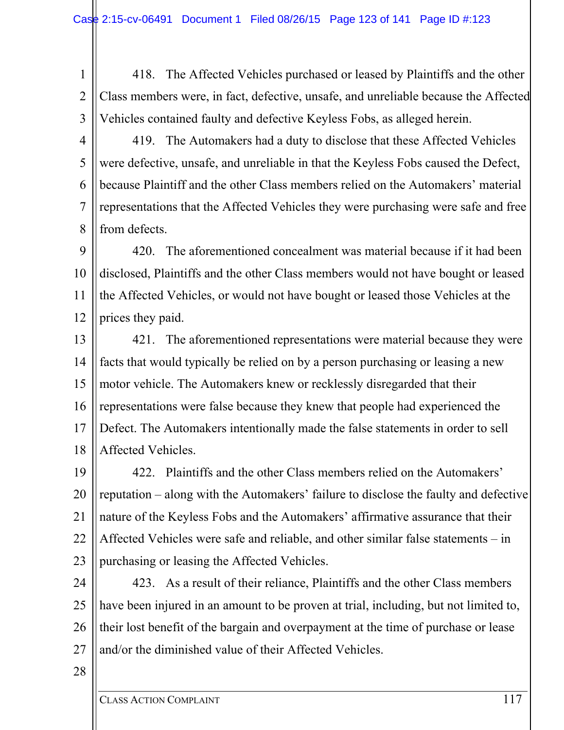418. The Affected Vehicles purchased or leased by Plaintiffs and the other Class members were, in fact, defective, unsafe, and unreliable because the Affected Vehicles contained faulty and defective Keyless Fobs, as alleged herein.

419. The Automakers had a duty to disclose that these Affected Vehicles were defective, unsafe, and unreliable in that the Keyless Fobs caused the Defect, because Plaintiff and the other Class members relied on the Automakers' material representations that the Affected Vehicles they were purchasing were safe and free from defects.

420. The aforementioned concealment was material because if it had been disclosed, Plaintiffs and the other Class members would not have bought or leased the Affected Vehicles, or would not have bought or leased those Vehicles at the prices they paid.

421. The aforementioned representations were material because they were facts that would typically be relied on by a person purchasing or leasing a new motor vehicle. The Automakers knew or recklessly disregarded that their representations were false because they knew that people had experienced the Defect. The Automakers intentionally made the false statements in order to sell Affected Vehicles.

422. Plaintiffs and the other Class members relied on the Automakers' reputation – along with the Automakers' failure to disclose the faulty and defective nature of the Keyless Fobs and the Automakers' affirmative assurance that their Affected Vehicles were safe and reliable, and other similar false statements – in purchasing or leasing the Affected Vehicles.

423. As a result of their reliance, Plaintiffs and the other Class members have been injured in an amount to be proven at trial, including, but not limited to, their lost benefit of the bargain and overpayment at the time of purchase or lease and/or the diminished value of their Affected Vehicles.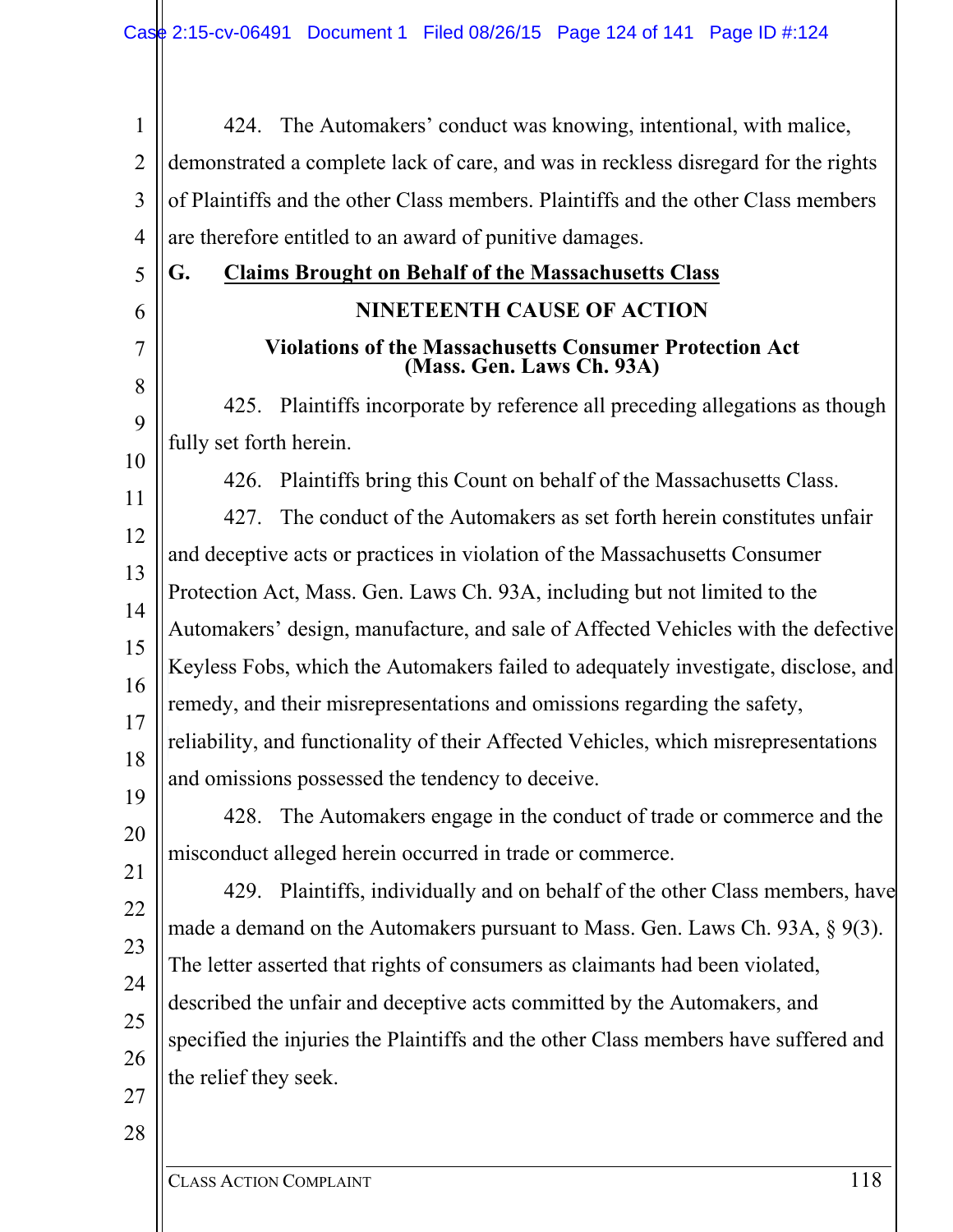424. The Automakers' conduct was knowing, intentional, with malice, demonstrated a complete lack of care, and was in reckless disregard for the rights of Plaintiffs and the other Class members. Plaintiffs and the other Class members are therefore entitled to an award of punitive damages.

## G. Claims Brought on Behalf of the Massachusetts Class

### NINETEENTH CAUSE OF ACTION

**Violations of the Massachusetts Consumer Protection Act (Mass. Gen. Laws Ch. 93A)**

425. Plaintiffs incorporate by reference all preceding allegations as though fully set forth herein.

426. Plaintiffs bring this Count on behalf of the Massachusetts Class.

427. The conduct of the Automakers as set forth herein constitutes unfair and deceptive acts or practices in violation of the Massachusetts Consumer Protection Act, Mass. Gen. Laws Ch. 93A, including but not limited to the Automakers' design, manufacture, and sale of Affected Vehicles with the defective Keyless Fobs, which the Automakers failed to adequately investigate, disclose, and remedy, and their misrepresentations and omissions regarding the safety, reliability, and functionality of their Affected Vehicles, which misrepresentations and omissions possessed the tendency to deceive.

428. The Automakers engage in the conduct of trade or commerce and the misconduct alleged herein occurred in trade or commerce.

429. Plaintiffs, individually and on behalf of the other Class members, have made a demand on the Automakers pursuant to Mass. Gen. Laws Ch. 93A, § 9(3). The letter asserted that rights of consumers as claimants had been violated, described the unfair and deceptive acts committed by the Automakers, and specified the injuries the Plaintiffs and the other Class members have suffered and the relief they seek.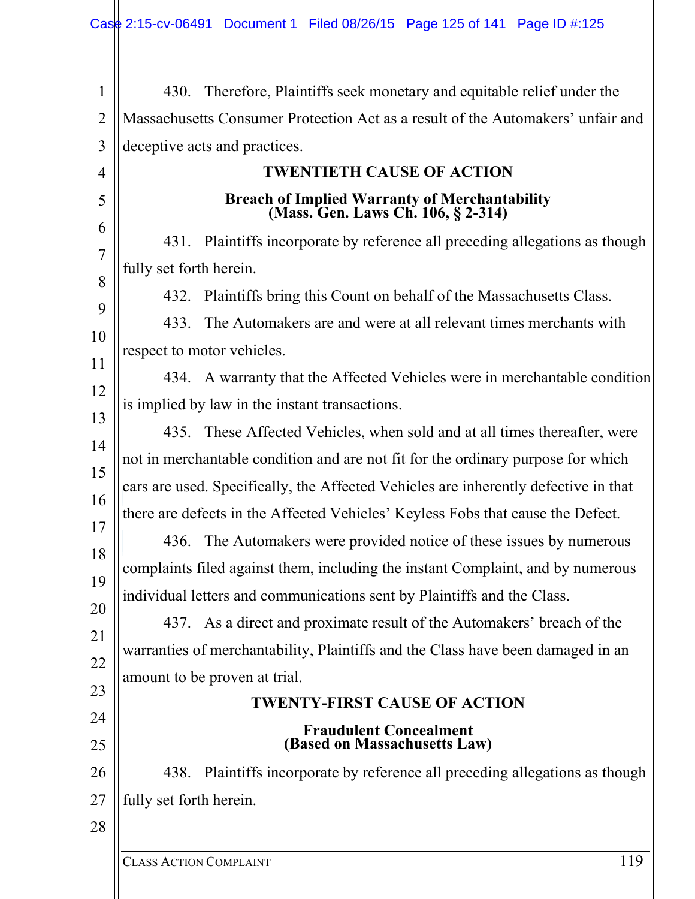430. Therefore, Plaintiffs seek monetary and equitable relief under the Massachusetts Consumer Protection Act as a result of the Automakers' unfair and deceptive acts and practices.

### TWENTIETH CAUSE OF ACTION

**Breach of Implied Warranty of Merchantability**
**(Mass. Gen. Laws Ch. 106, § 2-314)**

431. Plaintiffs incorporate by reference all preceding allegations as though fully set forth herein.

432. Plaintiffs bring this Count on behalf of the Massachusetts Class.

433. The Automakers are and were at all relevant times merchants with respect to motor vehicles.

434. A warranty that the Affected Vehicles were in merchantable condition is implied by law in the instant transactions.

435. These Affected Vehicles, when sold and at all times thereafter, were not in merchantable condition and are not fit for the ordinary purpose for which cars are used. Specifically, the Affected Vehicles are inherently defective in that there are defects in the Affected Vehicles' Keyless Fobs that cause the Defect.

436. The Automakers were provided notice of these issues by numerous complaints filed against them, including the instant Complaint, and by numerous individual letters and communications sent by Plaintiffs and the Class.

437. As a direct and proximate result of the Automakers' breach of the warranties of merchantability, Plaintiffs and the Class have been damaged in an amount to be proven at trial.

### TWENTY-FIRST CAUSE OF ACTION

**Fraudulent Concealment**
**(Based on Massachusetts Law)**

438. Plaintiffs incorporate by reference all preceding allegations as though fully set forth herein.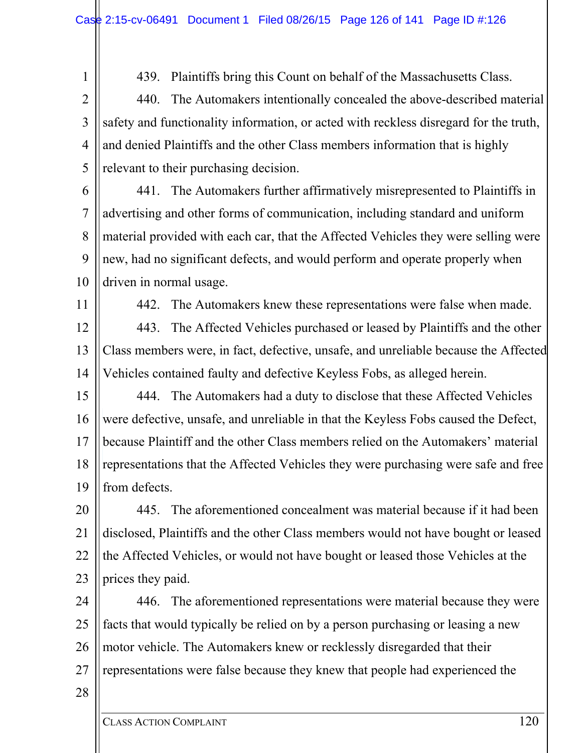439. Plaintiffs bring this Count on behalf of the Massachusetts Class.

440. The Automakers intentionally concealed the above-described material safety and functionality information, or acted with reckless disregard for the truth, and denied Plaintiffs and the other Class members information that is highly relevant to their purchasing decision.

441. The Automakers further affirmatively misrepresented to Plaintiffs in advertising and other forms of communication, including standard and uniform material provided with each car, that the Affected Vehicles they were selling were new, had no significant defects, and would perform and operate properly when driven in normal usage.

442. The Automakers knew these representations were false when made.

443. The Affected Vehicles purchased or leased by Plaintiffs and the other Class members were, in fact, defective, unsafe, and unreliable because the Affected Vehicles contained faulty and defective Keyless Fobs, as alleged herein.

444. The Automakers had a duty to disclose that these Affected Vehicles were defective, unsafe, and unreliable in that the Keyless Fobs caused the Defect, because Plaintiff and the other Class members relied on the Automakers' material representations that the Affected Vehicles they were purchasing were safe and free from defects.

445. The aforementioned concealment was material because if it had been disclosed, Plaintiffs and the other Class members would not have bought or leased the Affected Vehicles, or would not have bought or leased those Vehicles at the prices they paid.

446. The aforementioned representations were material because they were facts that would typically be relied on by a person purchasing or leasing a new motor vehicle. The Automakers knew or recklessly disregarded that their representations were false because they knew that people had experienced the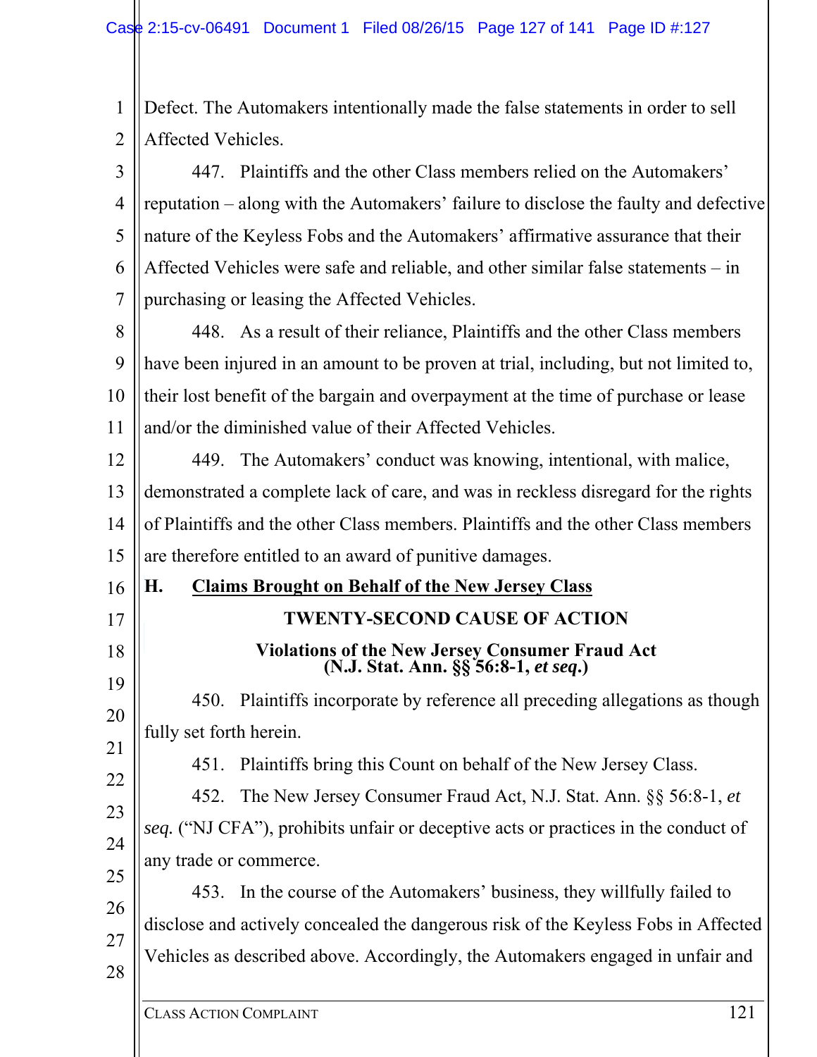Defect. The Automakers intentionally made the false statements in order to sell Affected Vehicles.

447. Plaintiffs and the other Class members relied on the Automakers' reputation – along with the Automakers' failure to disclose the faulty and defective nature of the Keyless Fobs and the Automakers' affirmative assurance that their Affected Vehicles were safe and reliable, and other similar false statements – in purchasing or leasing the Affected Vehicles.

448. As a result of their reliance, Plaintiffs and the other Class members have been injured in an amount to be proven at trial, including, but not limited to, their lost benefit of the bargain and overpayment at the time of purchase or lease and/or the diminished value of their Affected Vehicles.

449. The Automakers' conduct was knowing, intentional, with malice, demonstrated a complete lack of care, and was in reckless disregard for the rights of Plaintiffs and the other Class members. Plaintiffs and the other Class members are therefore entitled to an award of punitive damages.

## H. Claims Brought on Behalf of the New Jersey Class

### TWENTY-SECOND CAUSE OF ACTION

**Violations of the New Jersey Consumer Fraud Act (N.J. Stat. Ann. §§ 56:8-1, *et seq*.)**

450. Plaintiffs incorporate by reference all preceding allegations as though fully set forth herein.

451. Plaintiffs bring this Count on behalf of the New Jersey Class.

452. The New Jersey Consumer Fraud Act, N.J. Stat. Ann. §§ 56:8-1, *et seq.* ("NJ CFA"), prohibits unfair or deceptive acts or practices in the conduct of any trade or commerce.

453. In the course of the Automakers' business, they willfully failed to disclose and actively concealed the dangerous risk of the Keyless Fobs in Affected Vehicles as described above. Accordingly, the Automakers engaged in unfair and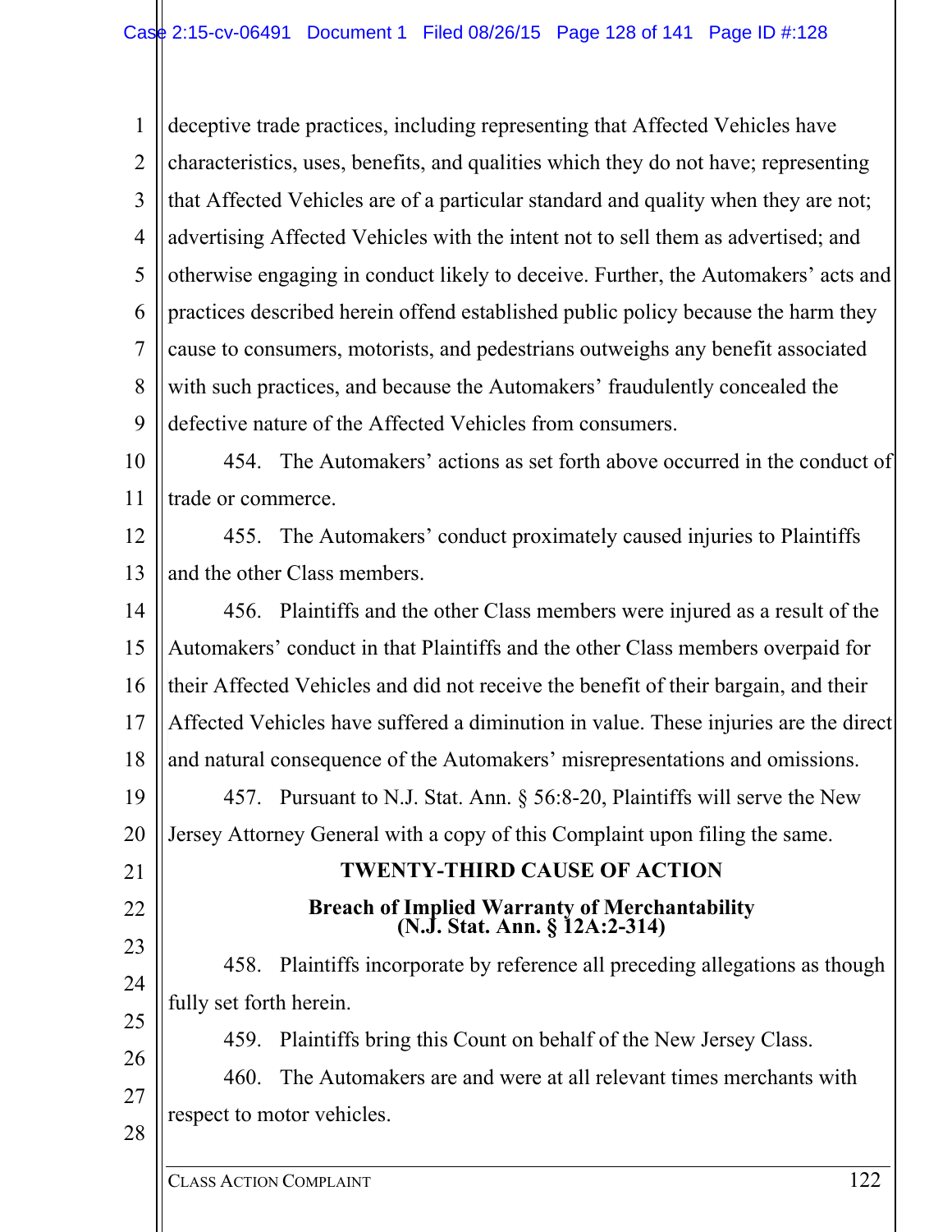deceptive trade practices, including representing that Affected Vehicles have characteristics, uses, benefits, and qualities which they do not have; representing that Affected Vehicles are of a particular standard and quality when they are not; advertising Affected Vehicles with the intent not to sell them as advertised; and otherwise engaging in conduct likely to deceive. Further, the Automakers' acts and practices described herein offend established public policy because the harm they cause to consumers, motorists, and pedestrians outweighs any benefit associated with such practices, and because the Automakers' fraudulently concealed the defective nature of the Affected Vehicles from consumers.

454. The Automakers' actions as set forth above occurred in the conduct of trade or commerce.

455. The Automakers' conduct proximately caused injuries to Plaintiffs and the other Class members.

456. Plaintiffs and the other Class members were injured as a result of the Automakers' conduct in that Plaintiffs and the other Class members overpaid for their Affected Vehicles and did not receive the benefit of their bargain, and their Affected Vehicles have suffered a diminution in value. These injuries are the direct and natural consequence of the Automakers' misrepresentations and omissions.

457. Pursuant to N.J. Stat. Ann. § 56:8-20, Plaintiffs will serve the New Jersey Attorney General with a copy of this Complaint upon filing the same.

## TWENTY-THIRD CAUSE OF ACTION

### Breach of Implied Warranty of Merchantability (N.J. Stat. Ann. § 12A:2-314)

458. Plaintiffs incorporate by reference all preceding allegations as though fully set forth herein.

459. Plaintiffs bring this Count on behalf of the New Jersey Class.

460. The Automakers are and were at all relevant times merchants with respect to motor vehicles.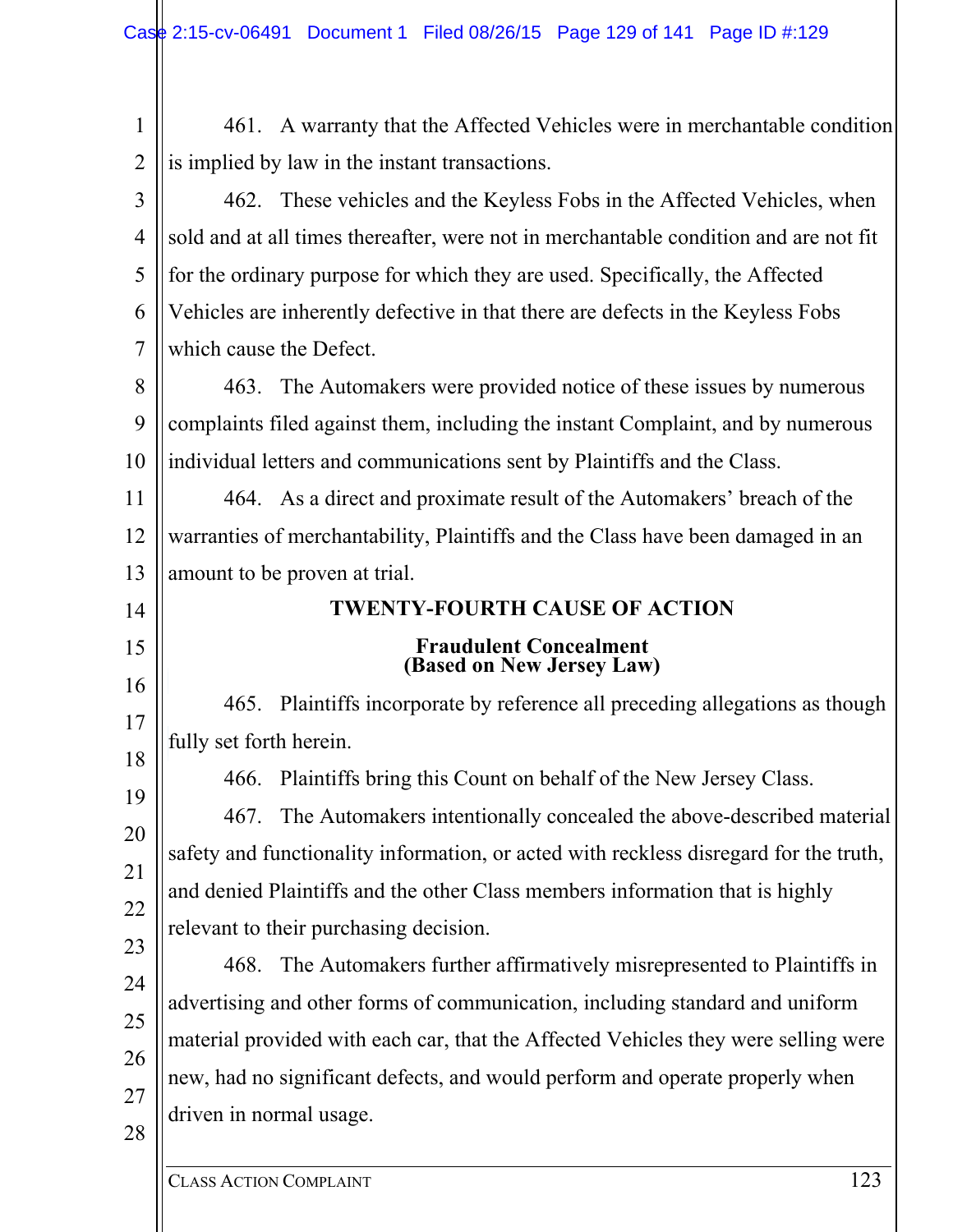461. A warranty that the Affected Vehicles were in merchantable condition is implied by law in the instant transactions.

462. These vehicles and the Keyless Fobs in the Affected Vehicles, when sold and at all times thereafter, were not in merchantable condition and are not fit for the ordinary purpose for which they are used. Specifically, the Affected Vehicles are inherently defective in that there are defects in the Keyless Fobs which cause the Defect.

463. The Automakers were provided notice of these issues by numerous complaints filed against them, including the instant Complaint, and by numerous individual letters and communications sent by Plaintiffs and the Class.

464. As a direct and proximate result of the Automakers' breach of the warranties of merchantability, Plaintiffs and the Class have been damaged in an amount to be proven at trial.

## TWENTY-FOURTH CAUSE OF ACTION

### Fraudulent Concealment (Based on New Jersey Law)

465. Plaintiffs incorporate by reference all preceding allegations as though fully set forth herein.

466. Plaintiffs bring this Count on behalf of the New Jersey Class.

467. The Automakers intentionally concealed the above-described material safety and functionality information, or acted with reckless disregard for the truth, and denied Plaintiffs and the other Class members information that is highly relevant to their purchasing decision.

468. The Automakers further affirmatively misrepresented to Plaintiffs in advertising and other forms of communication, including standard and uniform material provided with each car, that the Affected Vehicles they were selling were new, had no significant defects, and would perform and operate properly when driven in normal usage.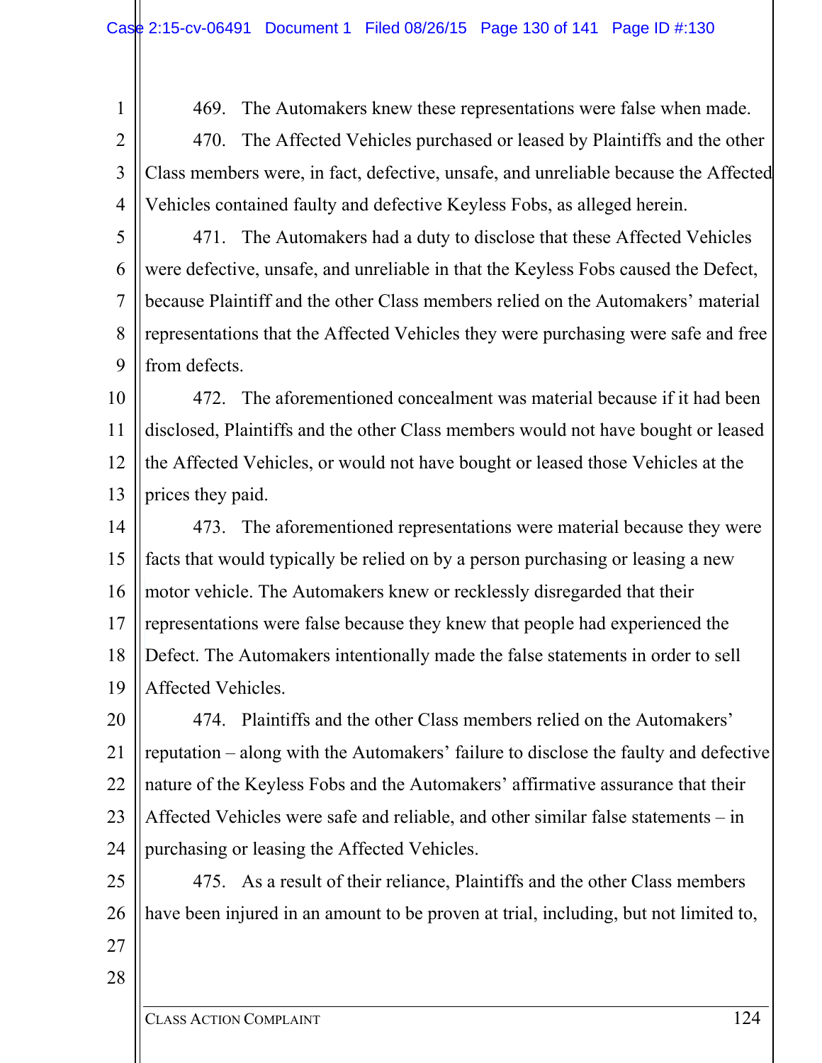469. The Automakers knew these representations were false when made.

470. The Affected Vehicles purchased or leased by Plaintiffs and the other Class members were, in fact, defective, unsafe, and unreliable because the Affected Vehicles contained faulty and defective Keyless Fobs, as alleged herein.

471. The Automakers had a duty to disclose that these Affected Vehicles were defective, unsafe, and unreliable in that the Keyless Fobs caused the Defect, because Plaintiff and the other Class members relied on the Automakers' material representations that the Affected Vehicles they were purchasing were safe and free from defects.

472. The aforementioned concealment was material because if it had been disclosed, Plaintiffs and the other Class members would not have bought or leased the Affected Vehicles, or would not have bought or leased those Vehicles at the prices they paid.

473. The aforementioned representations were material because they were facts that would typically be relied on by a person purchasing or leasing a new motor vehicle. The Automakers knew or recklessly disregarded that their representations were false because they knew that people had experienced the Defect. The Automakers intentionally made the false statements in order to sell Affected Vehicles.

474. Plaintiffs and the other Class members relied on the Automakers' reputation – along with the Automakers' failure to disclose the faulty and defective nature of the Keyless Fobs and the Automakers' affirmative assurance that their Affected Vehicles were safe and reliable, and other similar false statements – in purchasing or leasing the Affected Vehicles.

475. As a result of their reliance, Plaintiffs and the other Class members have been injured in an amount to be proven at trial, including, but not limited to,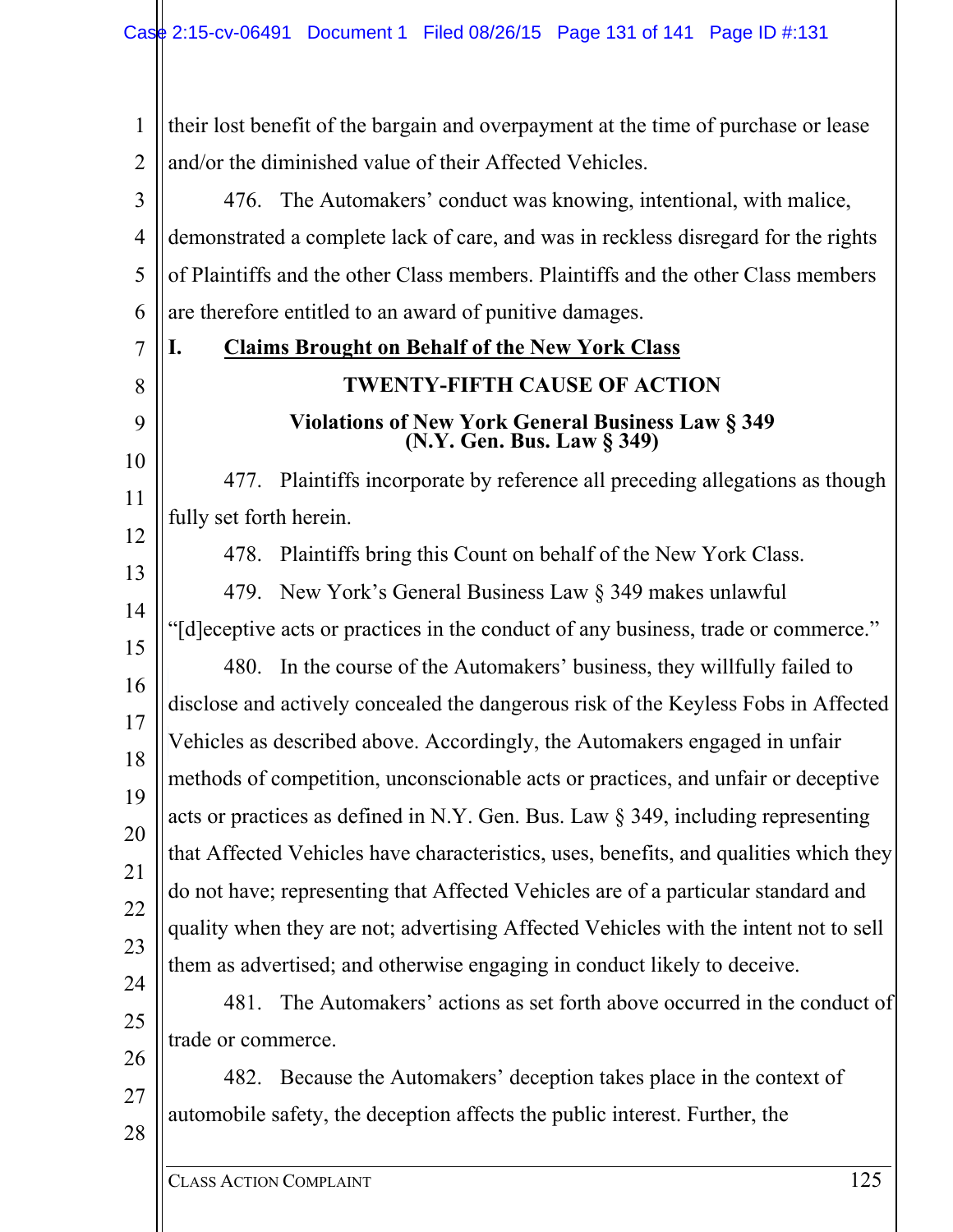their lost benefit of the bargain and overpayment at the time of purchase or lease and/or the diminished value of their Affected Vehicles.

476. The Automakers' conduct was knowing, intentional, with malice, demonstrated a complete lack of care, and was in reckless disregard for the rights of Plaintiffs and the other Class members. Plaintiffs and the other Class members are therefore entitled to an award of punitive damages.

## I. Claims Brought on Behalf of the New York Class

### TWENTY-FIFTH CAUSE OF ACTION

**Violations of New York General Business Law § 349 (N.Y. Gen. Bus. Law § 349)**

477. Plaintiffs incorporate by reference all preceding allegations as though fully set forth herein.

478. Plaintiffs bring this Count on behalf of the New York Class.

479. New York's General Business Law § 349 makes unlawful "[d]eceptive acts or practices in the conduct of any business, trade or commerce."

480. In the course of the Automakers' business, they willfully failed to disclose and actively concealed the dangerous risk of the Keyless Fobs in Affected Vehicles as described above. Accordingly, the Automakers engaged in unfair methods of competition, unconscionable acts or practices, and unfair or deceptive acts or practices as defined in N.Y. Gen. Bus. Law § 349, including representing that Affected Vehicles have characteristics, uses, benefits, and qualities which they do not have; representing that Affected Vehicles are of a particular standard and quality when they are not; advertising Affected Vehicles with the intent not to sell them as advertised; and otherwise engaging in conduct likely to deceive.

481. The Automakers' actions as set forth above occurred in the conduct of trade or commerce.

482. Because the Automakers' deception takes place in the context of automobile safety, the deception affects the public interest. Further, the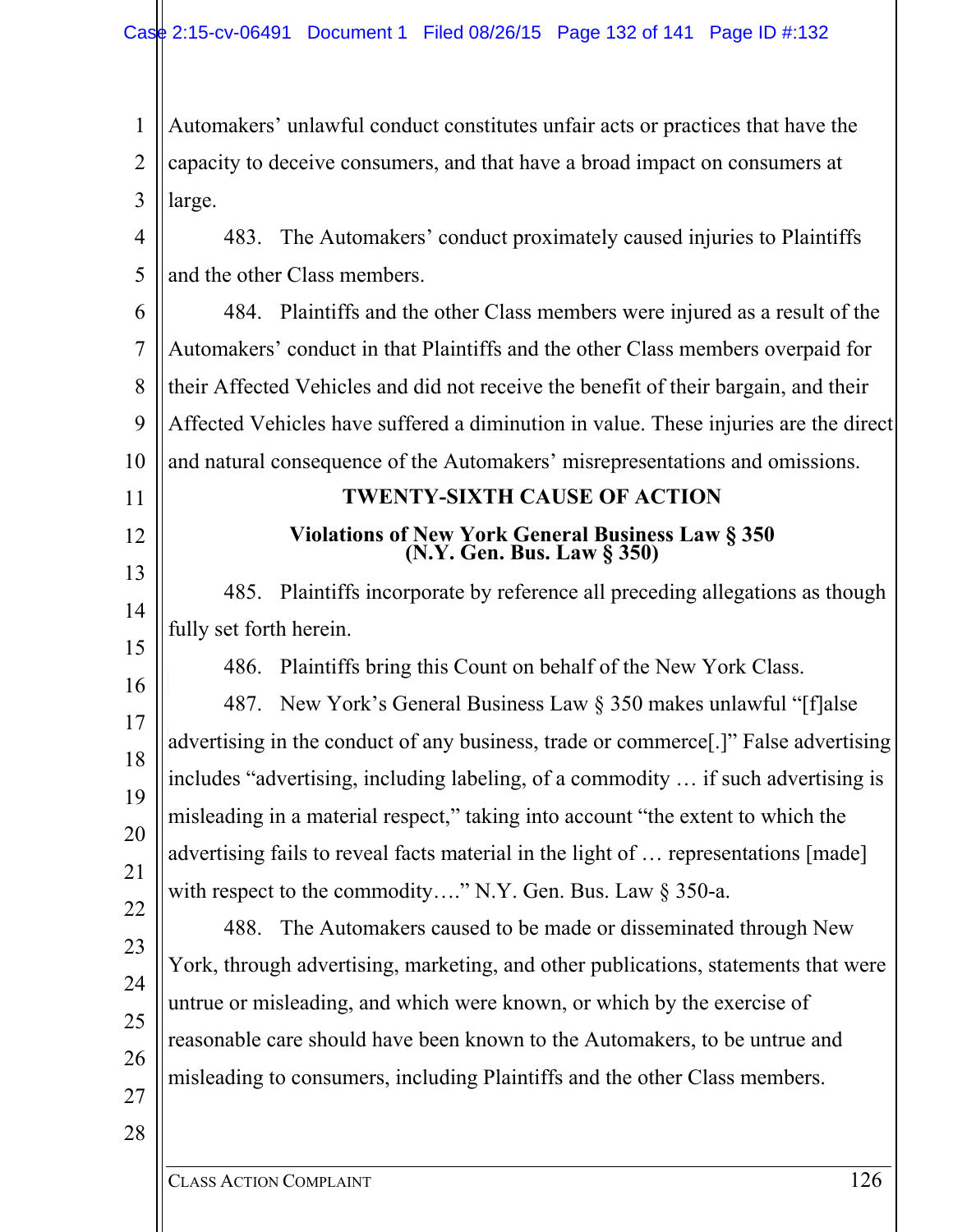Automakers' unlawful conduct constitutes unfair acts or practices that have the capacity to deceive consumers, and that have a broad impact on consumers at large.

483. The Automakers' conduct proximately caused injuries to Plaintiffs and the other Class members.

484. Plaintiffs and the other Class members were injured as a result of the Automakers' conduct in that Plaintiffs and the other Class members overpaid for their Affected Vehicles and did not receive the benefit of their bargain, and their Affected Vehicles have suffered a diminution in value. These injuries are the direct and natural consequence of the Automakers' misrepresentations and omissions.

## TWENTY-SIXTH CAUSE OF ACTION

### Violations of New York General Business Law § 350 (N.Y. Gen. Bus. Law § 350)

485. Plaintiffs incorporate by reference all preceding allegations as though fully set forth herein.

486. Plaintiffs bring this Count on behalf of the New York Class.

487. New York's General Business Law § 350 makes unlawful "[f]alse advertising in the conduct of any business, trade or commerce[.]" False advertising includes "advertising, including labeling, of a commodity … if such advertising is misleading in a material respect," taking into account "the extent to which the advertising fails to reveal facts material in the light of … representations [made] with respect to the commodity…." N.Y. Gen. Bus. Law § 350-a.

488. The Automakers caused to be made or disseminated through New York, through advertising, marketing, and other publications, statements that were untrue or misleading, and which were known, or which by the exercise of reasonable care should have been known to the Automakers, to be untrue and misleading to consumers, including Plaintiffs and the other Class members.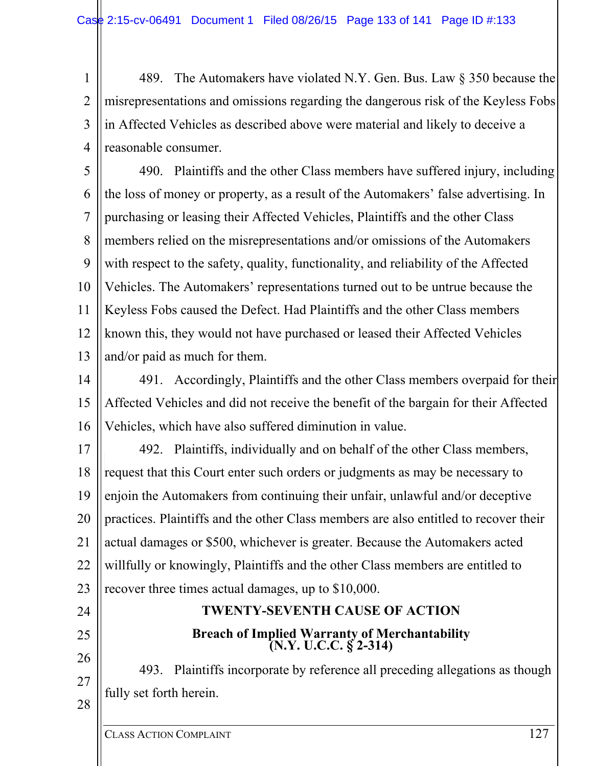489. The Automakers have violated N.Y. Gen. Bus. Law § 350 because the misrepresentations and omissions regarding the dangerous risk of the Keyless Fobs in Affected Vehicles as described above were material and likely to deceive a reasonable consumer.

490. Plaintiffs and the other Class members have suffered injury, including the loss of money or property, as a result of the Automakers' false advertising. In purchasing or leasing their Affected Vehicles, Plaintiffs and the other Class members relied on the misrepresentations and/or omissions of the Automakers with respect to the safety, quality, functionality, and reliability of the Affected Vehicles. The Automakers' representations turned out to be untrue because the Keyless Fobs caused the Defect. Had Plaintiffs and the other Class members known this, they would not have purchased or leased their Affected Vehicles and/or paid as much for them.

491. Accordingly, Plaintiffs and the other Class members overpaid for their Affected Vehicles and did not receive the benefit of the bargain for their Affected Vehicles, which have also suffered diminution in value.

492. Plaintiffs, individually and on behalf of the other Class members, request that this Court enter such orders or judgments as may be necessary to enjoin the Automakers from continuing their unfair, unlawful and/or deceptive practices. Plaintiffs and the other Class members are also entitled to recover their actual damages or $500, whichever is greater. Because the Automakers acted willfully or knowingly, Plaintiffs and the other Class members are entitled to recover three times actual damages, up to $10,000.

## TWENTY-SEVENTH CAUSE OF ACTION

### Breach of Implied Warranty of Merchantability (N.Y. U.C.C. § 2-314)

493. Plaintiffs incorporate by reference all preceding allegations as though fully set forth herein.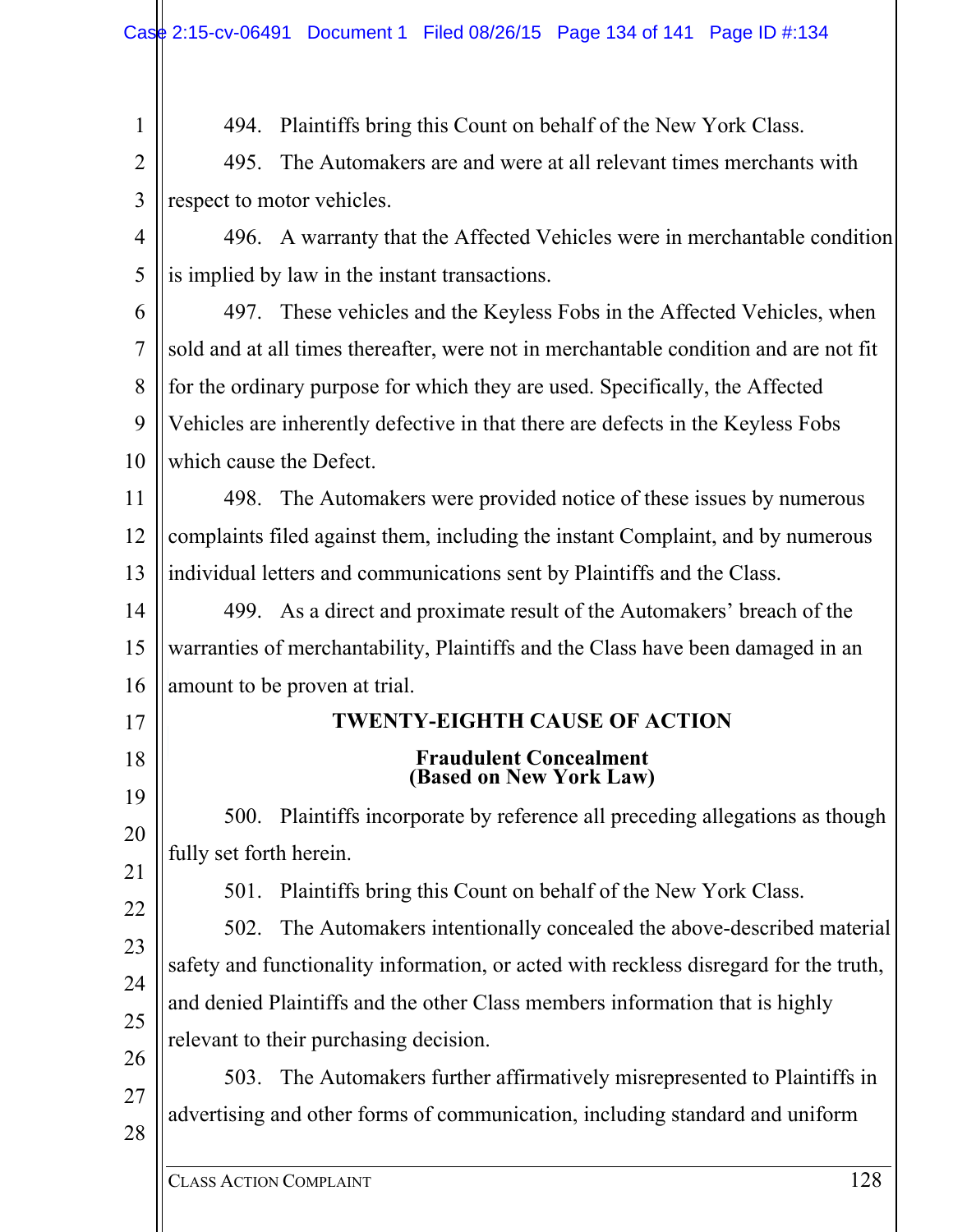494. Plaintiffs bring this Count on behalf of the New York Class.

495. The Automakers are and were at all relevant times merchants with respect to motor vehicles.

496. A warranty that the Affected Vehicles were in merchantable condition is implied by law in the instant transactions.

497. These vehicles and the Keyless Fobs in the Affected Vehicles, when sold and at all times thereafter, were not in merchantable condition and are not fit for the ordinary purpose for which they are used. Specifically, the Affected Vehicles are inherently defective in that there are defects in the Keyless Fobs which cause the Defect.

498. The Automakers were provided notice of these issues by numerous complaints filed against them, including the instant Complaint, and by numerous individual letters and communications sent by Plaintiffs and the Class.

499. As a direct and proximate result of the Automakers' breach of the warranties of merchantability, Plaintiffs and the Class have been damaged in an amount to be proven at trial.

## TWENTY-EIGHTH CAUSE OF ACTION

### Fraudulent Concealment (Based on New York Law)

500. Plaintiffs incorporate by reference all preceding allegations as though fully set forth herein.

501. Plaintiffs bring this Count on behalf of the New York Class.

502. The Automakers intentionally concealed the above-described material safety and functionality information, or acted with reckless disregard for the truth, and denied Plaintiffs and the other Class members information that is highly relevant to their purchasing decision.

503. The Automakers further affirmatively misrepresented to Plaintiffs in advertising and other forms of communication, including standard and uniform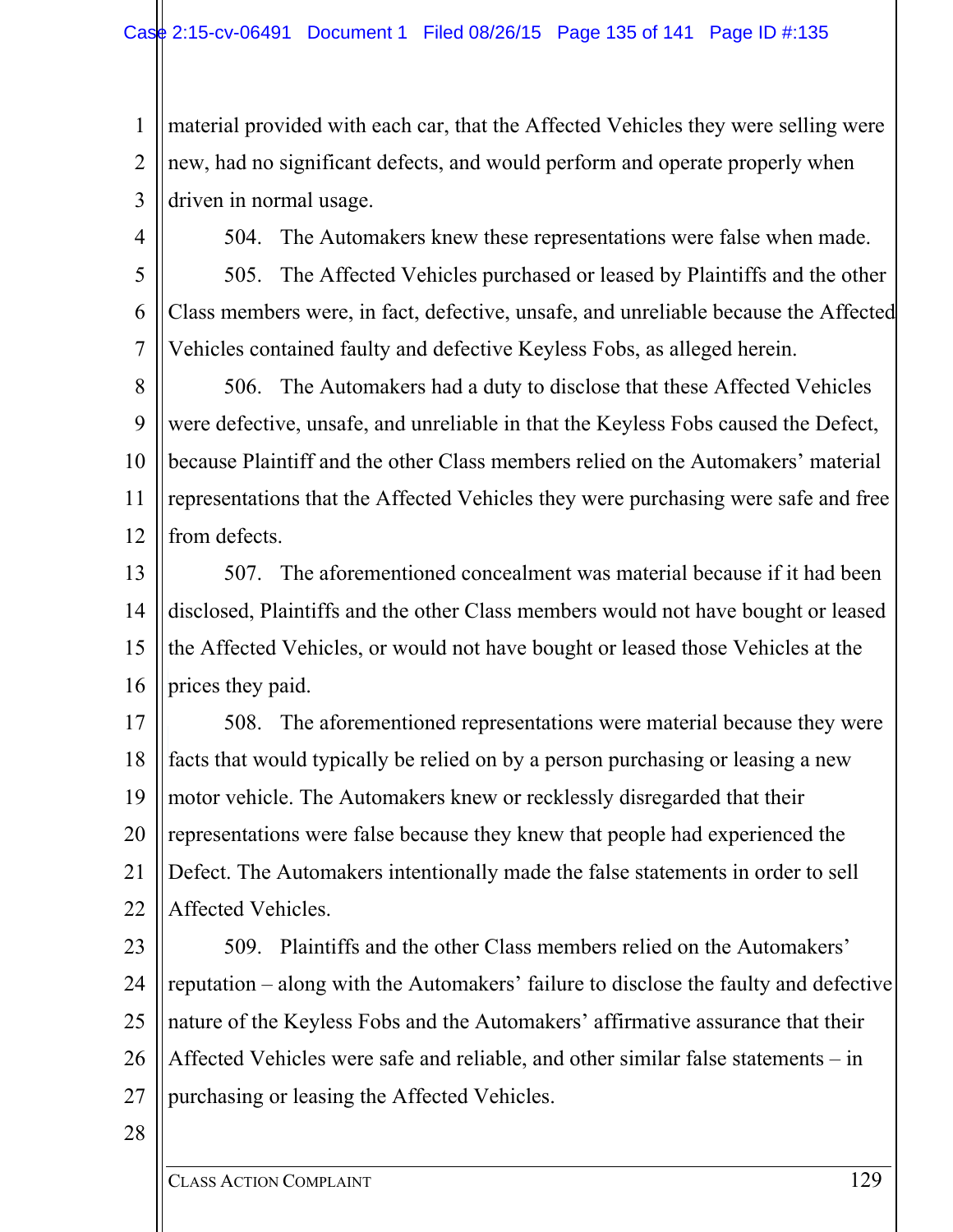material provided with each car, that the Affected Vehicles they were selling were new, had no significant defects, and would perform and operate properly when driven in normal usage.

504. The Automakers knew these representations were false when made.

505. The Affected Vehicles purchased or leased by Plaintiffs and the other Class members were, in fact, defective, unsafe, and unreliable because the Affected Vehicles contained faulty and defective Keyless Fobs, as alleged herein.

506. The Automakers had a duty to disclose that these Affected Vehicles were defective, unsafe, and unreliable in that the Keyless Fobs caused the Defect, because Plaintiff and the other Class members relied on the Automakers' material representations that the Affected Vehicles they were purchasing were safe and free from defects.

507. The aforementioned concealment was material because if it had been disclosed, Plaintiffs and the other Class members would not have bought or leased the Affected Vehicles, or would not have bought or leased those Vehicles at the prices they paid.

508. The aforementioned representations were material because they were facts that would typically be relied on by a person purchasing or leasing a new motor vehicle. The Automakers knew or recklessly disregarded that their representations were false because they knew that people had experienced the Defect. The Automakers intentionally made the false statements in order to sell Affected Vehicles.

509. Plaintiffs and the other Class members relied on the Automakers' reputation – along with the Automakers' failure to disclose the faulty and defective nature of the Keyless Fobs and the Automakers' affirmative assurance that their Affected Vehicles were safe and reliable, and other similar false statements – in purchasing or leasing the Affected Vehicles.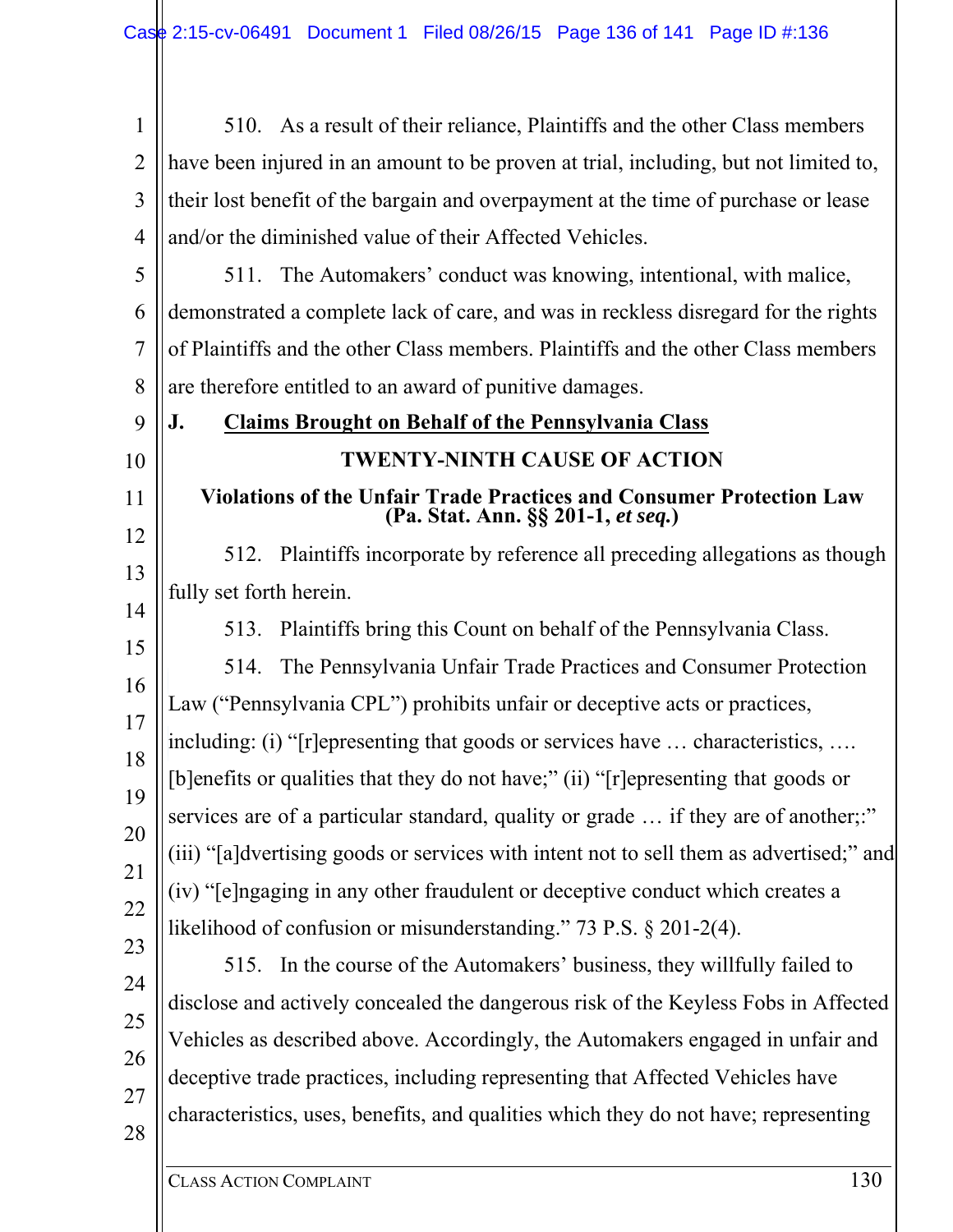510. As a result of their reliance, Plaintiffs and the other Class members have been injured in an amount to be proven at trial, including, but not limited to, their lost benefit of the bargain and overpayment at the time of purchase or lease and/or the diminished value of their Affected Vehicles.

511. The Automakers' conduct was knowing, intentional, with malice, demonstrated a complete lack of care, and was in reckless disregard for the rights of Plaintiffs and the other Class members. Plaintiffs and the other Class members are therefore entitled to an award of punitive damages.

## J. Claims Brought on Behalf of the Pennsylvania Class

### TWENTY-NINTH CAUSE OF ACTION

### Violations of the Unfair Trade Practices and Consumer Protection Law (Pa. Stat. Ann. §§ 201-1, *et seq.*)

512. Plaintiffs incorporate by reference all preceding allegations as though fully set forth herein.

513. Plaintiffs bring this Count on behalf of the Pennsylvania Class.

514. The Pennsylvania Unfair Trade Practices and Consumer Protection Law ("Pennsylvania CPL") prohibits unfair or deceptive acts or practices, including: (i) "[r]epresenting that goods or services have … characteristics, …. [b]enefits or qualities that they do not have;" (ii) "[r]epresenting that goods or services are of a particular standard, quality or grade … if they are of another;:" (iii) "[a]dvertising goods or services with intent not to sell them as advertised;" and (iv) "[e]ngaging in any other fraudulent or deceptive conduct which creates a likelihood of confusion or misunderstanding." 73 P.S. § 201-2(4).

515. In the course of the Automakers' business, they willfully failed to disclose and actively concealed the dangerous risk of the Keyless Fobs in Affected Vehicles as described above. Accordingly, the Automakers engaged in unfair and deceptive trade practices, including representing that Affected Vehicles have characteristics, uses, benefits, and qualities which they do not have; representing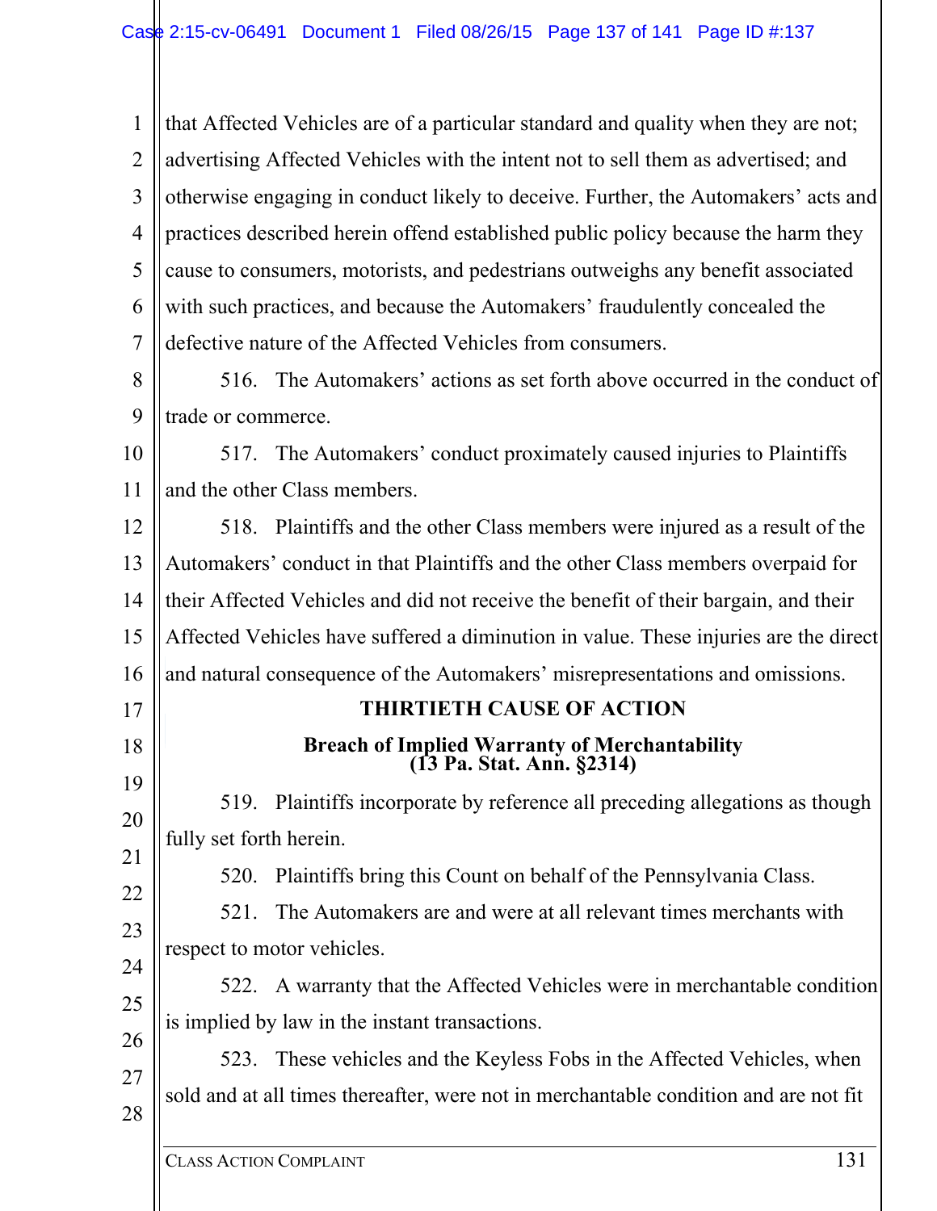that Affected Vehicles are of a particular standard and quality when they are not; advertising Affected Vehicles with the intent not to sell them as advertised; and otherwise engaging in conduct likely to deceive. Further, the Automakers' acts and practices described herein offend established public policy because the harm they cause to consumers, motorists, and pedestrians outweighs any benefit associated with such practices, and because the Automakers' fraudulently concealed the defective nature of the Affected Vehicles from consumers.

516. The Automakers' actions as set forth above occurred in the conduct of trade or commerce.

517. The Automakers' conduct proximately caused injuries to Plaintiffs and the other Class members.

518. Plaintiffs and the other Class members were injured as a result of the Automakers' conduct in that Plaintiffs and the other Class members overpaid for their Affected Vehicles and did not receive the benefit of their bargain, and their Affected Vehicles have suffered a diminution in value. These injuries are the direct and natural consequence of the Automakers' misrepresentations and omissions.

## THIRTIETH CAUSE OF ACTION

### Breach of Implied Warranty of Merchantability (13 Pa. Stat. Ann. §2314)

519. Plaintiffs incorporate by reference all preceding allegations as though fully set forth herein.

520. Plaintiffs bring this Count on behalf of the Pennsylvania Class.

521. The Automakers are and were at all relevant times merchants with respect to motor vehicles.

522. A warranty that the Affected Vehicles were in merchantable condition is implied by law in the instant transactions.

523. These vehicles and the Keyless Fobs in the Affected Vehicles, when sold and at all times thereafter, were not in merchantable condition and are not fit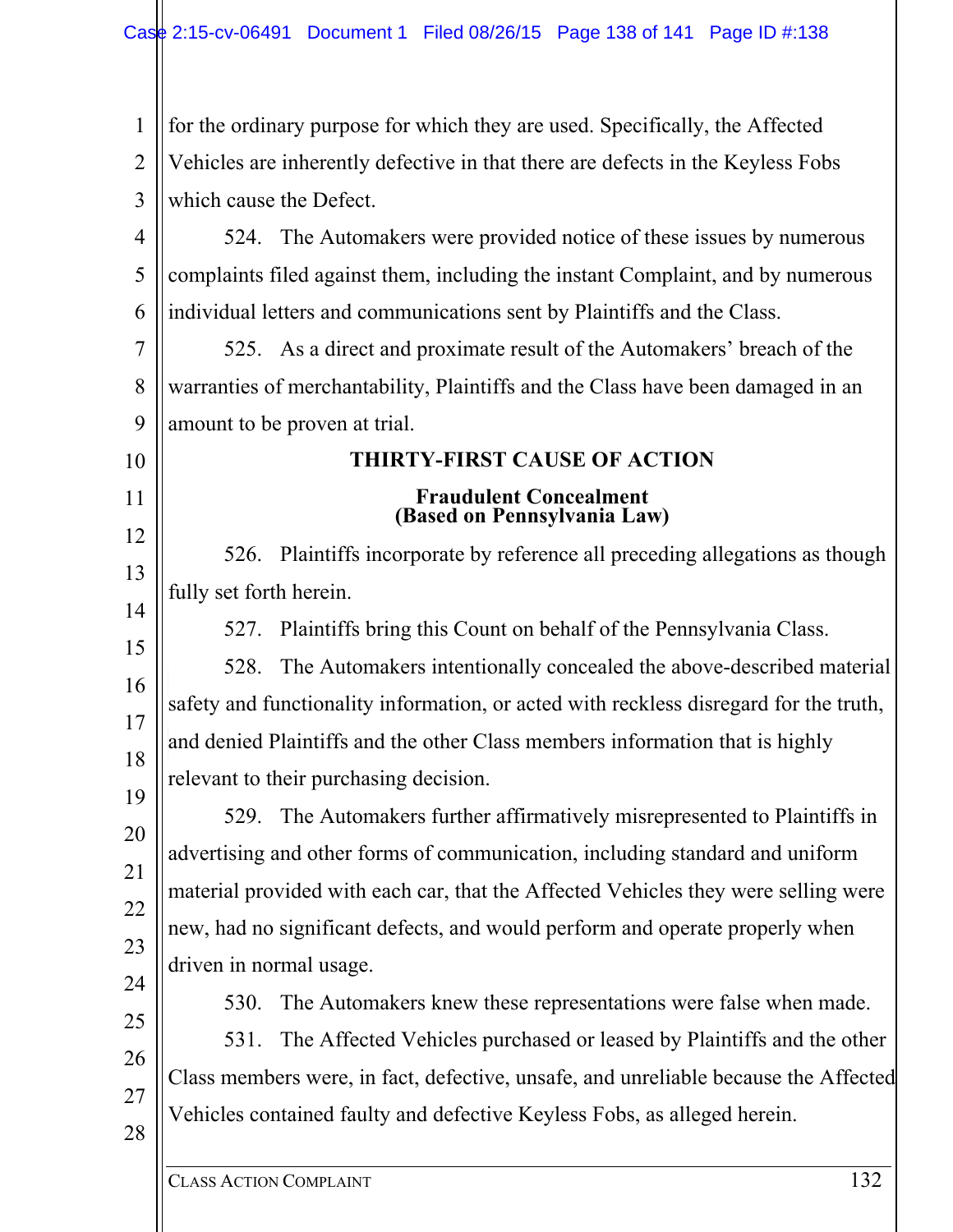for the ordinary purpose for which they are used. Specifically, the Affected Vehicles are inherently defective in that there are defects in the Keyless Fobs which cause the Defect.

524. The Automakers were provided notice of these issues by numerous complaints filed against them, including the instant Complaint, and by numerous individual letters and communications sent by Plaintiffs and the Class.

525. As a direct and proximate result of the Automakers' breach of the warranties of merchantability, Plaintiffs and the Class have been damaged in an amount to be proven at trial.

## THIRTY-FIRST CAUSE OF ACTION

### Fraudulent Concealment (Based on Pennsylvania Law)

526. Plaintiffs incorporate by reference all preceding allegations as though fully set forth herein.

527. Plaintiffs bring this Count on behalf of the Pennsylvania Class.

528. The Automakers intentionally concealed the above-described material safety and functionality information, or acted with reckless disregard for the truth, and denied Plaintiffs and the other Class members information that is highly relevant to their purchasing decision.

529. The Automakers further affirmatively misrepresented to Plaintiffs in advertising and other forms of communication, including standard and uniform material provided with each car, that the Affected Vehicles they were selling were new, had no significant defects, and would perform and operate properly when driven in normal usage.

530. The Automakers knew these representations were false when made.

531. The Affected Vehicles purchased or leased by Plaintiffs and the other Class members were, in fact, defective, unsafe, and unreliable because the Affected Vehicles contained faulty and defective Keyless Fobs, as alleged herein.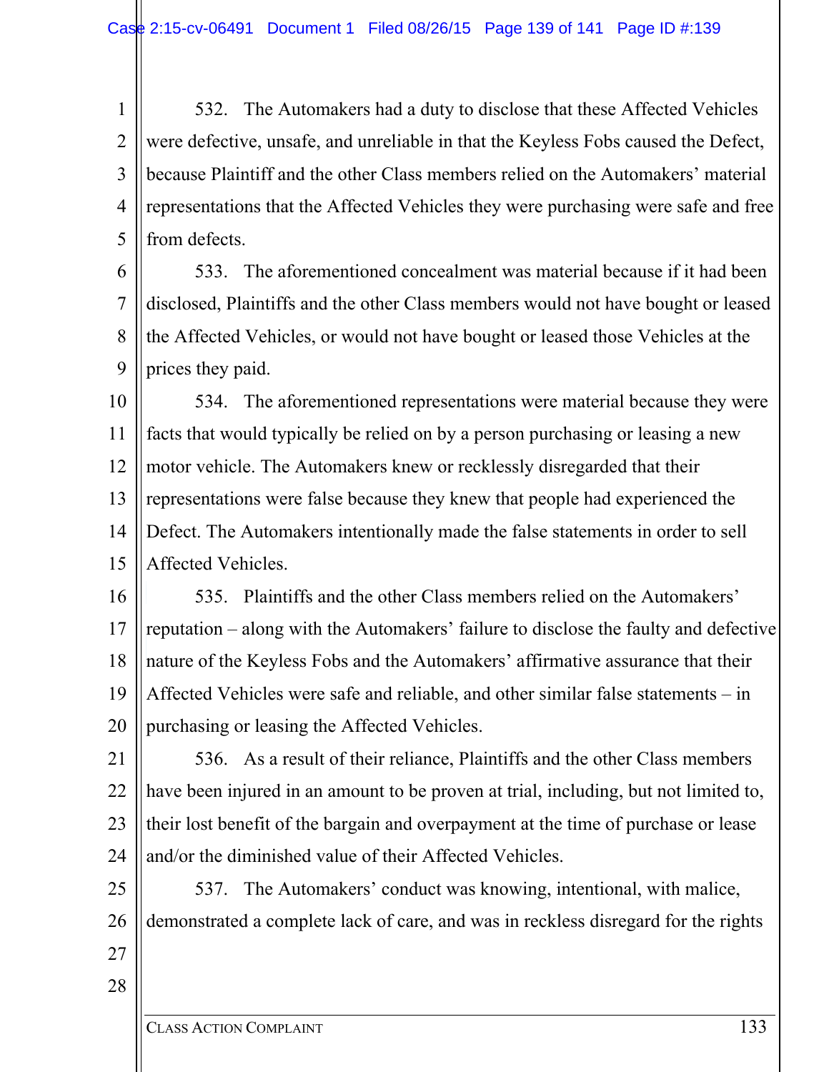532. The Automakers had a duty to disclose that these Affected Vehicles were defective, unsafe, and unreliable in that the Keyless Fobs caused the Defect, because Plaintiff and the other Class members relied on the Automakers' material representations that the Affected Vehicles they were purchasing were safe and free from defects.

533. The aforementioned concealment was material because if it had been disclosed, Plaintiffs and the other Class members would not have bought or leased the Affected Vehicles, or would not have bought or leased those Vehicles at the prices they paid.

534. The aforementioned representations were material because they were facts that would typically be relied on by a person purchasing or leasing a new motor vehicle. The Automakers knew or recklessly disregarded that their representations were false because they knew that people had experienced the Defect. The Automakers intentionally made the false statements in order to sell Affected Vehicles.

535. Plaintiffs and the other Class members relied on the Automakers' reputation – along with the Automakers' failure to disclose the faulty and defective nature of the Keyless Fobs and the Automakers' affirmative assurance that their Affected Vehicles were safe and reliable, and other similar false statements – in purchasing or leasing the Affected Vehicles.

536. As a result of their reliance, Plaintiffs and the other Class members have been injured in an amount to be proven at trial, including, but not limited to, their lost benefit of the bargain and overpayment at the time of purchase or lease and/or the diminished value of their Affected Vehicles.

537. The Automakers' conduct was knowing, intentional, with malice, demonstrated a complete lack of care, and was in reckless disregard for the rights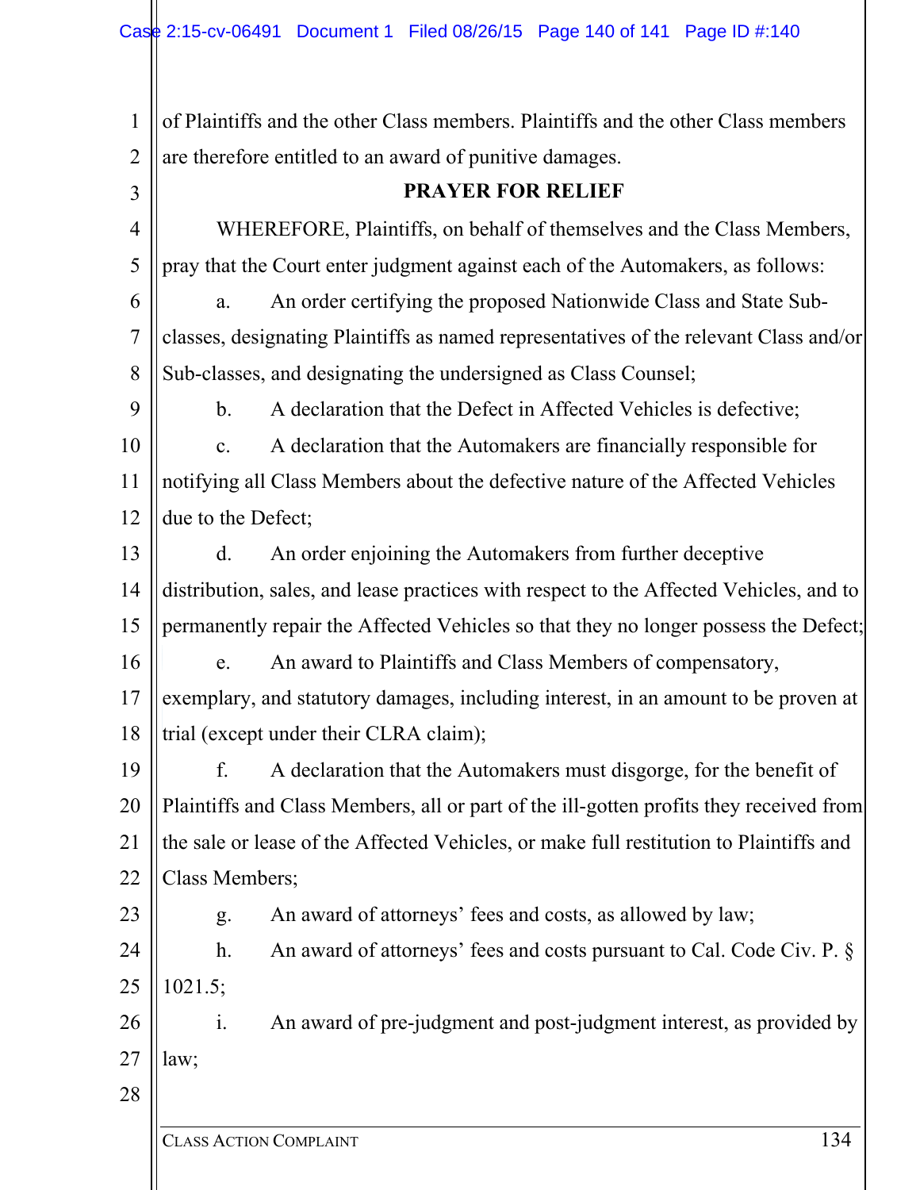of Plaintiffs and the other Class members. Plaintiffs and the other Class members are therefore entitled to an award of punitive damages.

**PRAYER FOR RELIEF**

WHEREFORE, Plaintiffs, on behalf of themselves and the Class Members, pray that the Court enter judgment against each of the Automakers, as follows:

a. An order certifying the proposed Nationwide Class and State Sub-classes, designating Plaintiffs as named representatives of the relevant Class and/or Sub-classes, and designating the undersigned as Class Counsel;

b. A declaration that the Defect in Affected Vehicles is defective;

c. A declaration that the Automakers are financially responsible for notifying all Class Members about the defective nature of the Affected Vehicles due to the Defect;

d. An order enjoining the Automakers from further deceptive distribution, sales, and lease practices with respect to the Affected Vehicles, and to permanently repair the Affected Vehicles so that they no longer possess the Defect;

e. An award to Plaintiffs and Class Members of compensatory, exemplary, and statutory damages, including interest, in an amount to be proven at trial (except under their CLRA claim);

f. A declaration that the Automakers must disgorge, for the benefit of Plaintiffs and Class Members, all or part of the ill-gotten profits they received from the sale or lease of the Affected Vehicles, or make full restitution to Plaintiffs and Class Members;

g. An award of attorneys' fees and costs, as allowed by law;

h. An award of attorneys' fees and costs pursuant to Cal. Code Civ. P. § 1021.5;

i. An award of pre-judgment and post-judgment interest, as provided by law;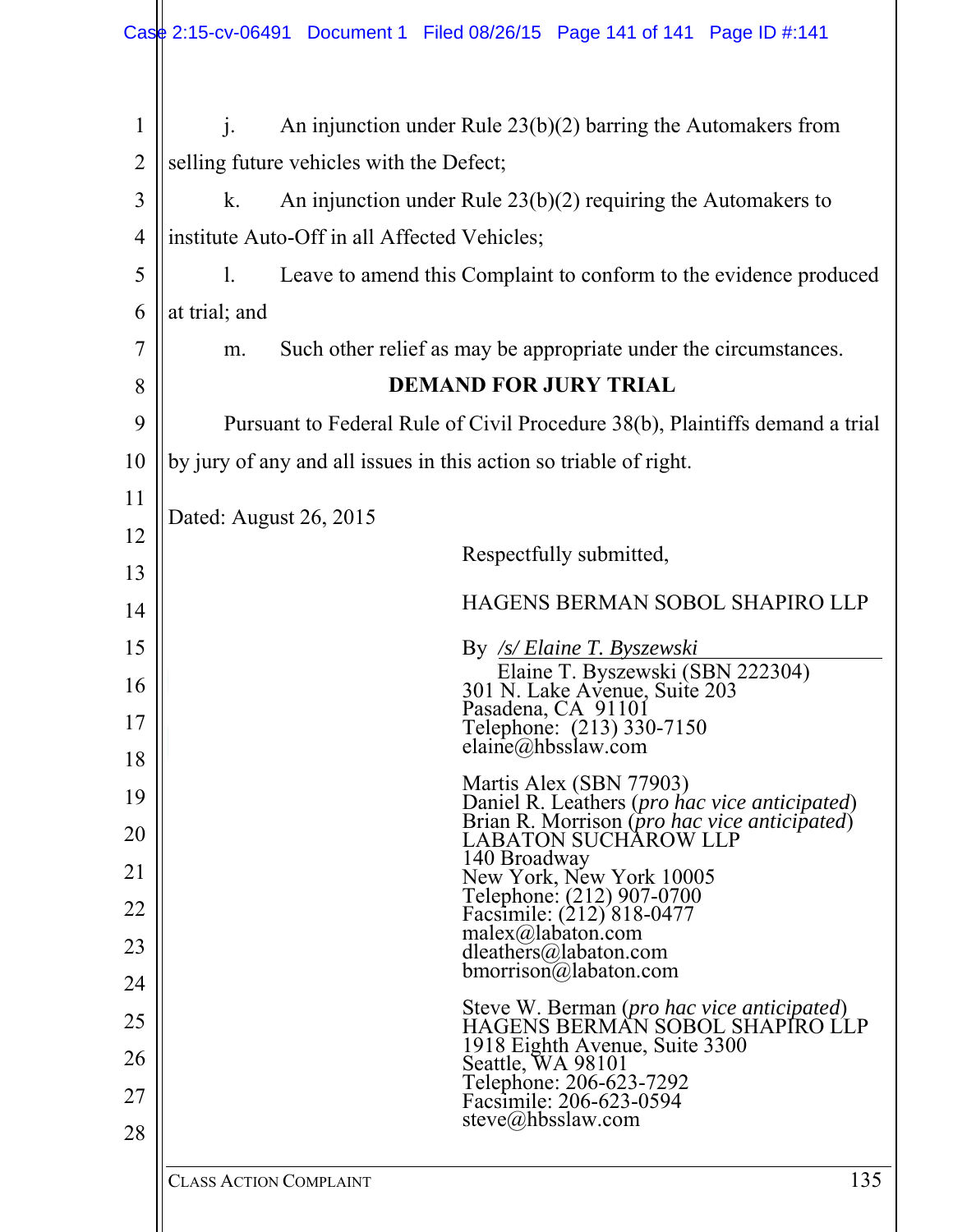j. An injunction under Rule 23(b)(2) barring the Automakers from selling future vehicles with the Defect;

k. An injunction under Rule 23(b)(2) requiring the Automakers to institute Auto-Off in all Affected Vehicles;

l. Leave to amend this Complaint to conform to the evidence produced at trial; and

m. Such other relief as may be appropriate under the circumstances.

**DEMAND FOR JURY TRIAL**

Pursuant to Federal Rule of Civil Procedure 38(b), Plaintiffs demand a trial by jury of any and all issues in this action so triable of right.

Dated: August 26, 2015

Respectfully submitted,

HAGENS BERMAN SOBOL SHAPIRO LLP

By */s/ Elaine T. Byszewski*
Elaine T. Byszewski (SBN 222304)
301 N. Lake Avenue, Suite 203
Pasadena, CA 91101
Telephone: (213) 330-7150
elaine@hbsslaw.com

Martis Alex (SBN 77903)
Daniel R. Leathers (*pro hac vice anticipated*)
Brian R. Morrison (*pro hac vice anticipated*)
LABATON SUCHAROW LLP
140 Broadway
New York, New York 10005
Telephone: (212) 907-0700
Facsimile: (212) 818-0477
malex@labaton.com
dleathers@labaton.com
bmorrison@labaton.com

Steve W. Berman (*pro hac vice anticipated*)
HAGENS BERMAN SOBOL SHAPIRO LLP
1918 Eighth Avenue, Suite 3300
Seattle, WA 98101
Telephone: 206-623-7292
Facsimile: 206-623-0594
steve@hbsslaw.com